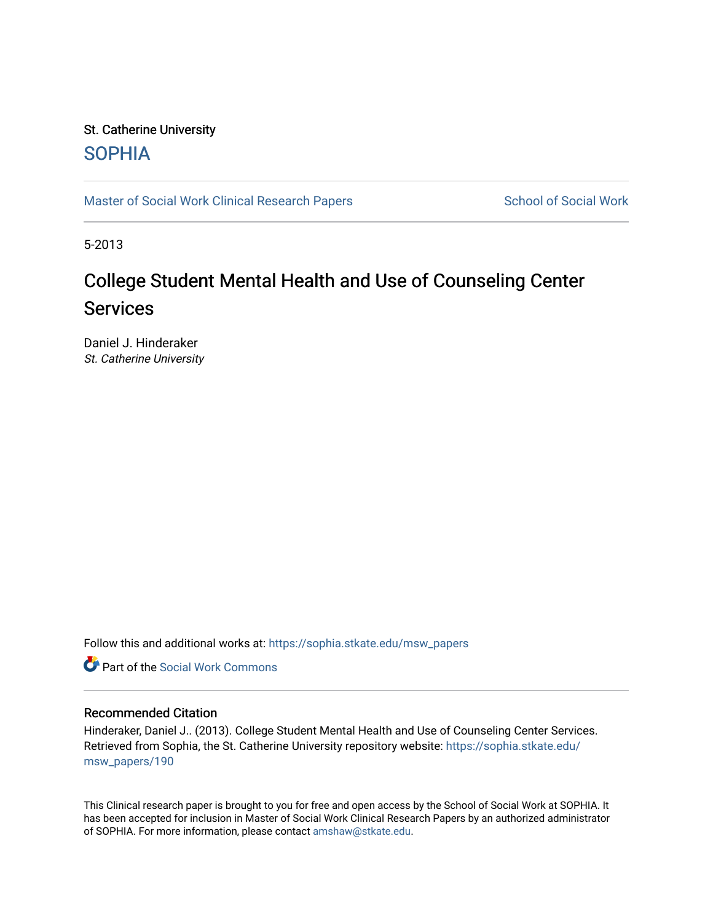St. Catherine University

SOPHIA

Master of Social Work Clinical Research Papers — School of Social Work

5-2013

# College Student Mental Health and Use of Counseling Center Services

Daniel J. Hinderaker
*St. Catherine University*

Follow this and additional works at: https://sophia.stkate.edu/msw_papers

Part of the Social Work Commons

## Recommended Citation

Hinderaker, Daniel J.. (2013). College Student Mental Health and Use of Counseling Center Services. Retrieved from Sophia, the St. Catherine University repository website: https://sophia.stkate.edu/msw_papers/190

This Clinical research paper is brought to you for free and open access by the School of Social Work at SOPHIA. It has been accepted for inclusion in Master of Social Work Clinical Research Papers by an authorized administrator of SOPHIA. For more information, please contact amshaw@stkate.edu.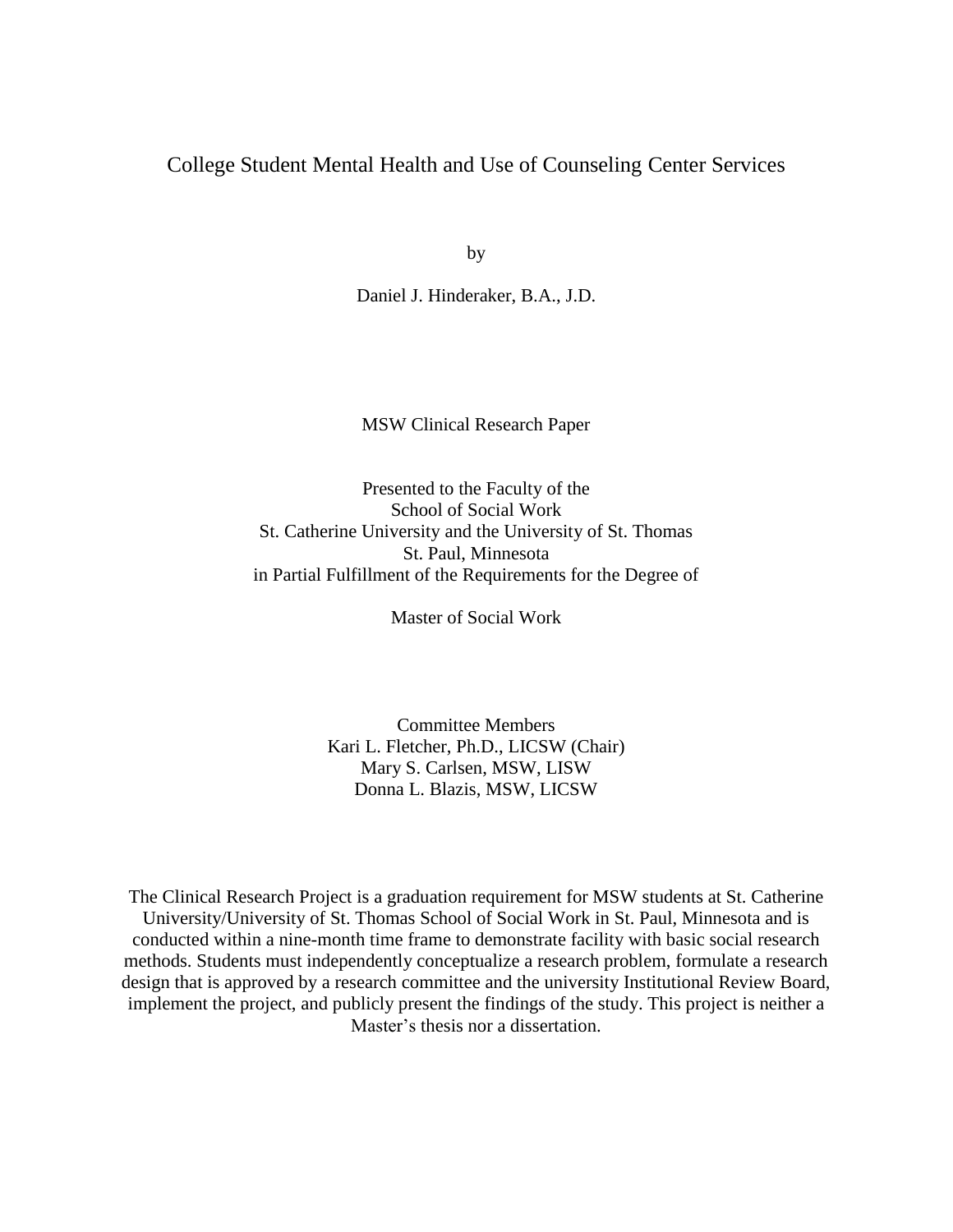# College Student Mental Health and Use of Counseling Center Services

by

Daniel J. Hinderaker, B.A., J.D.

MSW Clinical Research Paper

Presented to the Faculty of the
School of Social Work
St. Catherine University and the University of St. Thomas
St. Paul, Minnesota
in Partial Fulfillment of the Requirements for the Degree of

Master of Social Work

Committee Members
Kari L. Fletcher, Ph.D., LICSW (Chair)
Mary S. Carlsen, MSW, LISW
Donna L. Blazis, MSW, LICSW

The Clinical Research Project is a graduation requirement for MSW students at St. Catherine University/University of St. Thomas School of Social Work in St. Paul, Minnesota and is conducted within a nine-month time frame to demonstrate facility with basic social research methods. Students must independently conceptualize a research problem, formulate a research design that is approved by a research committee and the university Institutional Review Board, implement the project, and publicly present the findings of the study. This project is neither a Master's thesis nor a dissertation.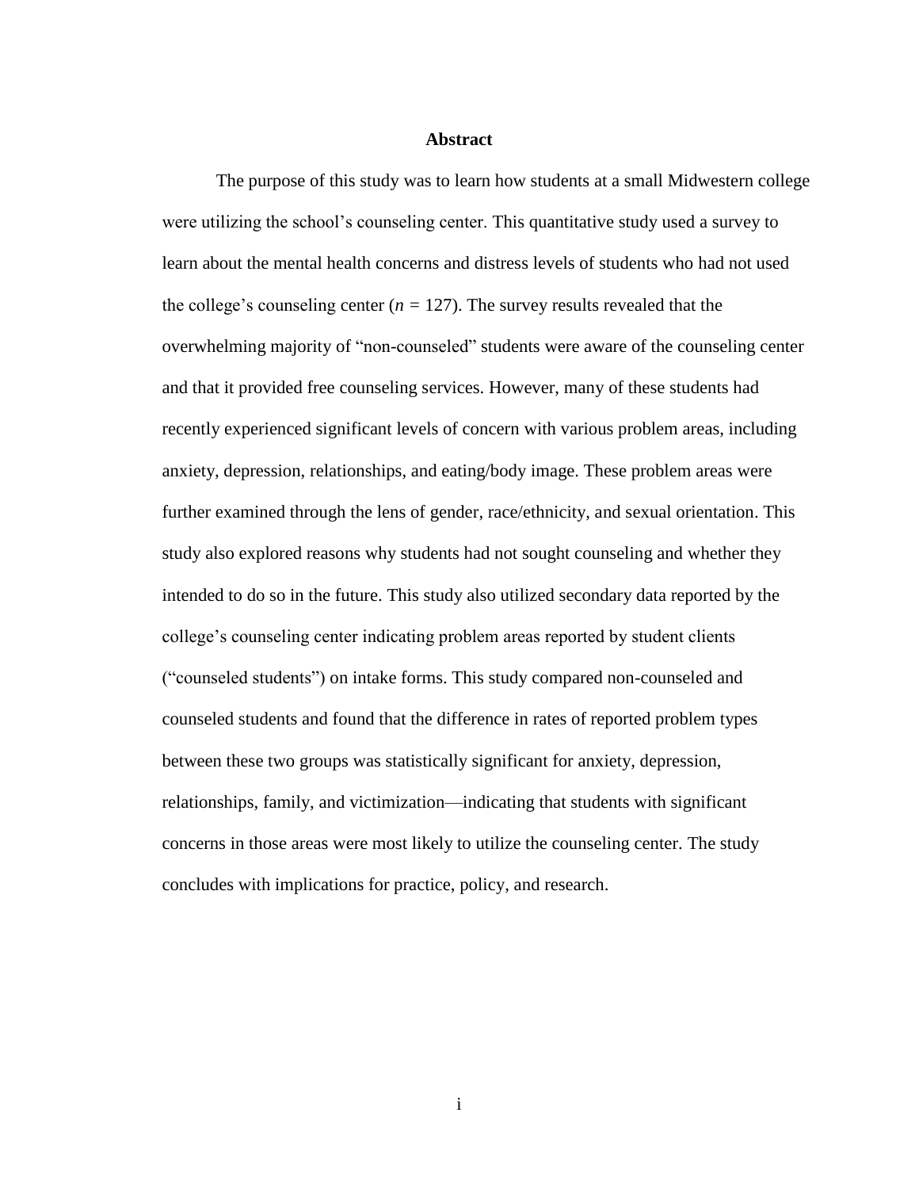## Abstract

The purpose of this study was to learn how students at a small Midwestern college were utilizing the school's counseling center. This quantitative study used a survey to learn about the mental health concerns and distress levels of students who had not used the college's counseling center ($n$ = 127). The survey results revealed that the overwhelming majority of "non-counseled" students were aware of the counseling center and that it provided free counseling services. However, many of these students had recently experienced significant levels of concern with various problem areas, including anxiety, depression, relationships, and eating/body image. These problem areas were further examined through the lens of gender, race/ethnicity, and sexual orientation. This study also explored reasons why students had not sought counseling and whether they intended to do so in the future. This study also utilized secondary data reported by the college's counseling center indicating problem areas reported by student clients ("counseled students") on intake forms. This study compared non-counseled and counseled students and found that the difference in rates of reported problem types between these two groups was statistically significant for anxiety, depression, relationships, family, and victimization—indicating that students with significant concerns in those areas were most likely to utilize the counseling center. The study concludes with implications for practice, policy, and research.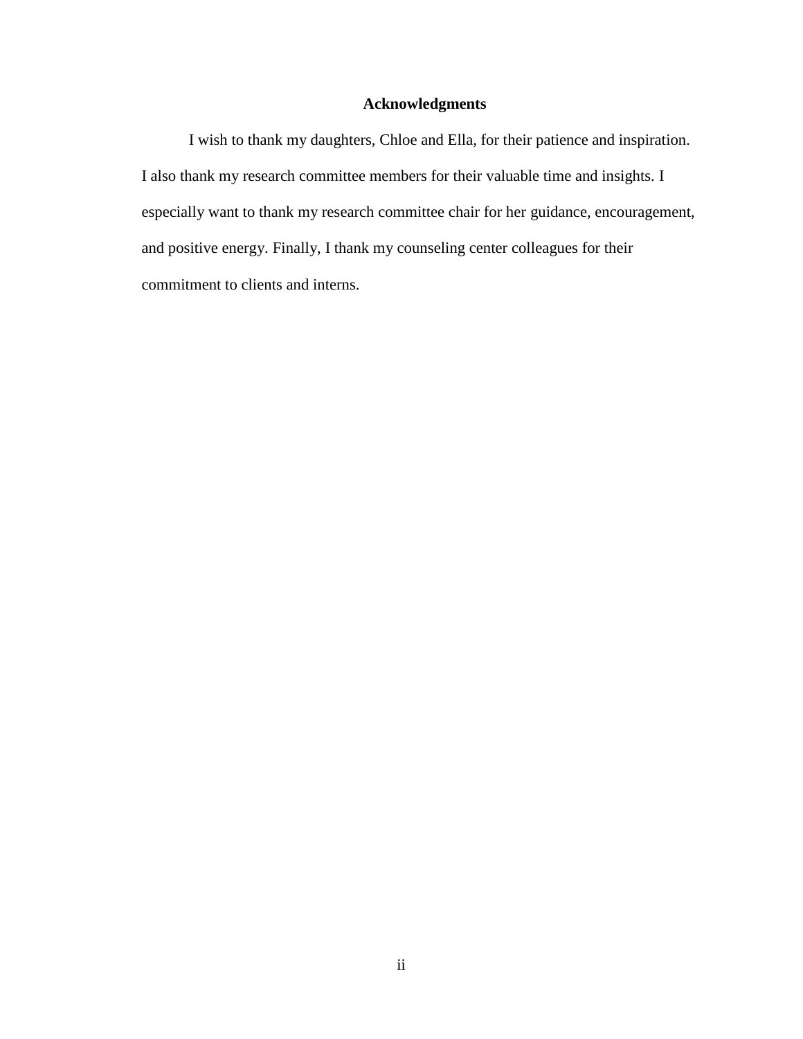## Acknowledgments

I wish to thank my daughters, Chloe and Ella, for their patience and inspiration. I also thank my research committee members for their valuable time and insights. I especially want to thank my research committee chair for her guidance, encouragement, and positive energy. Finally, I thank my counseling center colleagues for their commitment to clients and interns.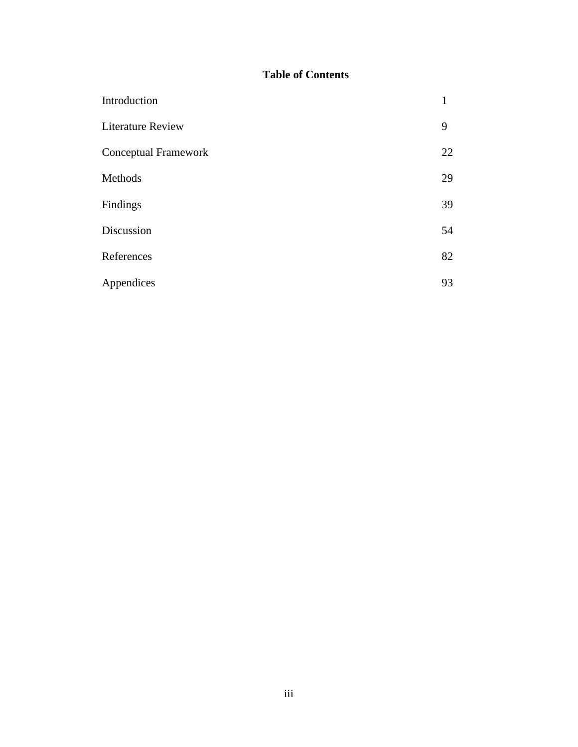# Table of Contents

| | |
|---|---|
| Introduction | 1 |
| Literature Review | 9 |
| Conceptual Framework | 22 |
| Methods | 29 |
| Findings | 39 |
| Discussion | 54 |
| References | 82 |
| Appendices | 93 |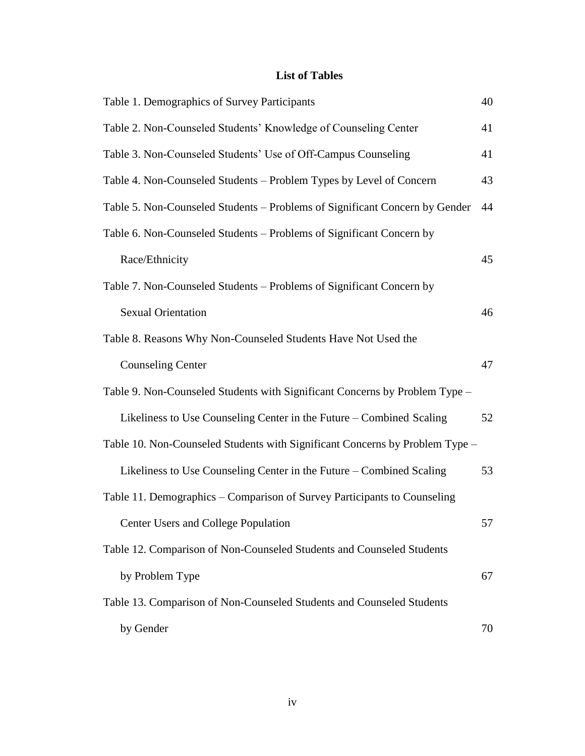## List of Tables

| | |
|---|---|
| Table 1. Demographics of Survey Participants | 40 |
| Table 2. Non-Counseled Students' Knowledge of Counseling Center | 41 |
| Table 3. Non-Counseled Students' Use of Off-Campus Counseling | 41 |
| Table 4. Non-Counseled Students – Problem Types by Level of Concern | 43 |
| Table 5. Non-Counseled Students – Problems of Significant Concern by Gender | 44 |
| Table 6. Non-Counseled Students – Problems of Significant Concern by Race/Ethnicity | 45 |
| Table 7. Non-Counseled Students – Problems of Significant Concern by Sexual Orientation | 46 |
| Table 8. Reasons Why Non-Counseled Students Have Not Used the Counseling Center | 47 |
| Table 9. Non-Counseled Students with Significant Concerns by Problem Type – Likeliness to Use Counseling Center in the Future – Combined Scaling | 52 |
| Table 10. Non-Counseled Students with Significant Concerns by Problem Type – Likeliness to Use Counseling Center in the Future – Combined Scaling | 53 |
| Table 11. Demographics – Comparison of Survey Participants to Counseling Center Users and College Population | 57 |
| Table 12. Comparison of Non-Counseled Students and Counseled Students by Problem Type | 67 |
| Table 13. Comparison of Non-Counseled Students and Counseled Students by Gender | 70 |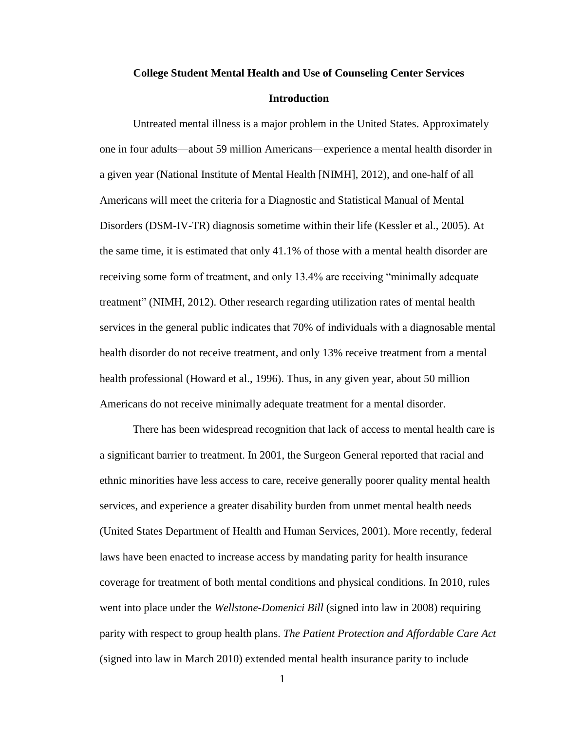# College Student Mental Health and Use of Counseling Center Services

## Introduction

Untreated mental illness is a major problem in the United States. Approximately one in four adults—about 59 million Americans—experience a mental health disorder in a given year (National Institute of Mental Health [NIMH], 2012), and one-half of all Americans will meet the criteria for a Diagnostic and Statistical Manual of Mental Disorders (DSM-IV-TR) diagnosis sometime within their life (Kessler et al., 2005). At the same time, it is estimated that only 41.1% of those with a mental health disorder are receiving some form of treatment, and only 13.4% are receiving "minimally adequate treatment" (NIMH, 2012). Other research regarding utilization rates of mental health services in the general public indicates that 70% of individuals with a diagnosable mental health disorder do not receive treatment, and only 13% receive treatment from a mental health professional (Howard et al., 1996). Thus, in any given year, about 50 million Americans do not receive minimally adequate treatment for a mental disorder.

There has been widespread recognition that lack of access to mental health care is a significant barrier to treatment. In 2001, the Surgeon General reported that racial and ethnic minorities have less access to care, receive generally poorer quality mental health services, and experience a greater disability burden from unmet mental health needs (United States Department of Health and Human Services, 2001). More recently, federal laws have been enacted to increase access by mandating parity for health insurance coverage for treatment of both mental conditions and physical conditions. In 2010, rules went into place under the *Wellstone-Domenici Bill* (signed into law in 2008) requiring parity with respect to group health plans. *The Patient Protection and Affordable Care Act* (signed into law in March 2010) extended mental health insurance parity to include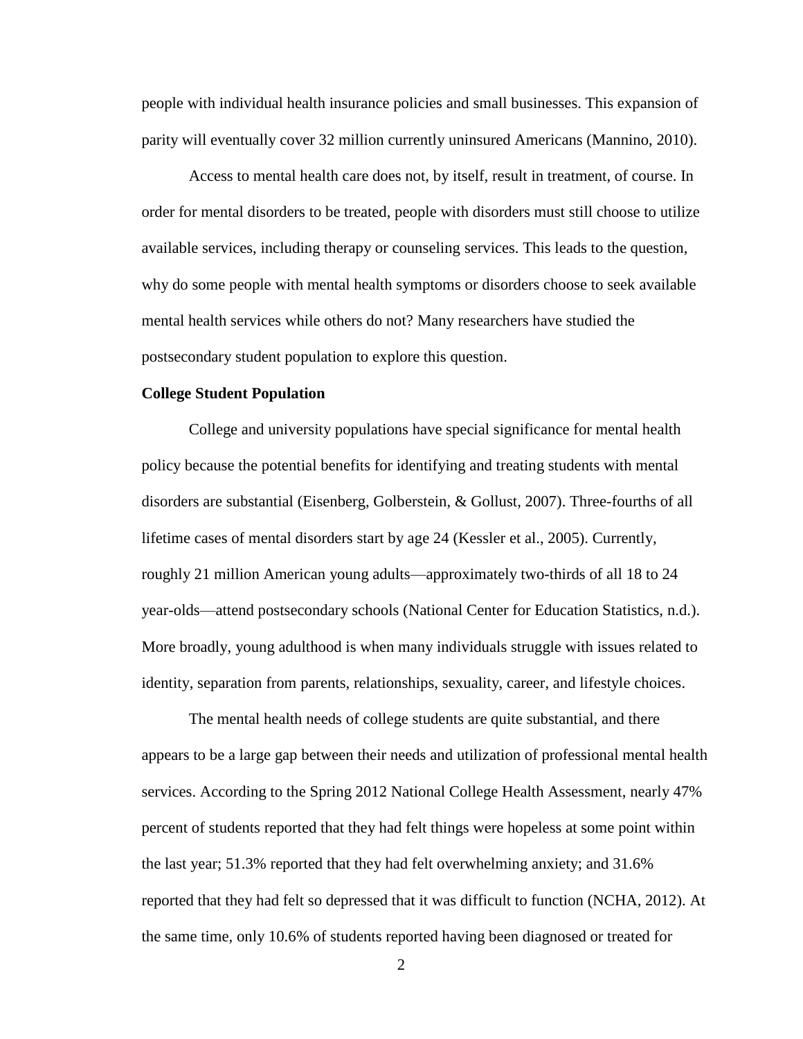people with individual health insurance policies and small businesses. This expansion of parity will eventually cover 32 million currently uninsured Americans (Mannino, 2010).

Access to mental health care does not, by itself, result in treatment, of course. In order for mental disorders to be treated, people with disorders must still choose to utilize available services, including therapy or counseling services. This leads to the question, why do some people with mental health symptoms or disorders choose to seek available mental health services while others do not? Many researchers have studied the postsecondary student population to explore this question.

**College Student Population**

College and university populations have special significance for mental health policy because the potential benefits for identifying and treating students with mental disorders are substantial (Eisenberg, Golberstein, & Gollust, 2007). Three-fourths of all lifetime cases of mental disorders start by age 24 (Kessler et al., 2005). Currently, roughly 21 million American young adults—approximately two-thirds of all 18 to 24 year-olds—attend postsecondary schools (National Center for Education Statistics, n.d.). More broadly, young adulthood is when many individuals struggle with issues related to identity, separation from parents, relationships, sexuality, career, and lifestyle choices.

The mental health needs of college students are quite substantial, and there appears to be a large gap between their needs and utilization of professional mental health services. According to the Spring 2012 National College Health Assessment, nearly 47% percent of students reported that they had felt things were hopeless at some point within the last year; 51.3% reported that they had felt overwhelming anxiety; and 31.6% reported that they had felt so depressed that it was difficult to function (NCHA, 2012). At the same time, only 10.6% of students reported having been diagnosed or treated for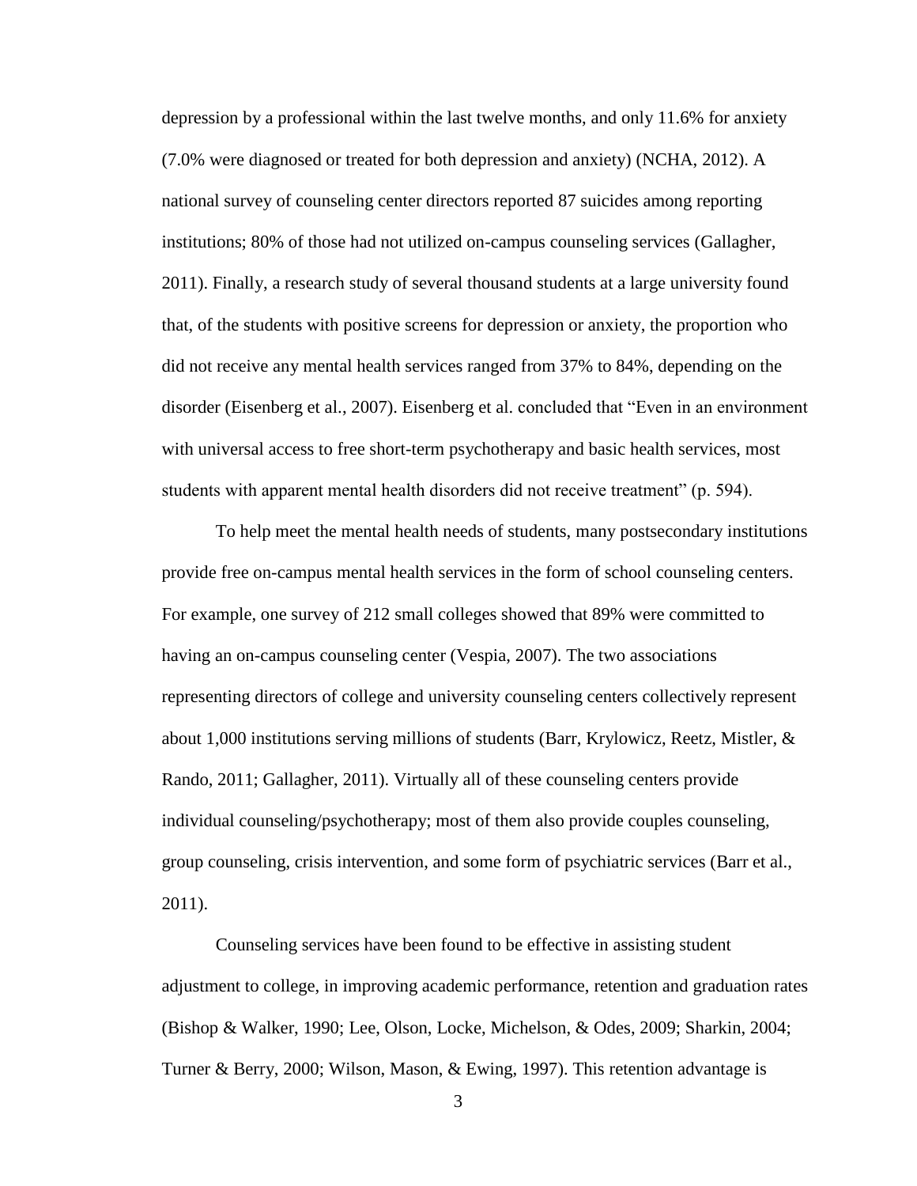depression by a professional within the last twelve months, and only 11.6% for anxiety (7.0% were diagnosed or treated for both depression and anxiety) (NCHA, 2012). A national survey of counseling center directors reported 87 suicides among reporting institutions; 80% of those had not utilized on-campus counseling services (Gallagher, 2011). Finally, a research study of several thousand students at a large university found that, of the students with positive screens for depression or anxiety, the proportion who did not receive any mental health services ranged from 37% to 84%, depending on the disorder (Eisenberg et al., 2007). Eisenberg et al. concluded that "Even in an environment with universal access to free short-term psychotherapy and basic health services, most students with apparent mental health disorders did not receive treatment" (p. 594).

To help meet the mental health needs of students, many postsecondary institutions provide free on-campus mental health services in the form of school counseling centers. For example, one survey of 212 small colleges showed that 89% were committed to having an on-campus counseling center (Vespia, 2007). The two associations representing directors of college and university counseling centers collectively represent about 1,000 institutions serving millions of students (Barr, Krylowicz, Reetz, Mistler, & Rando, 2011; Gallagher, 2011). Virtually all of these counseling centers provide individual counseling/psychotherapy; most of them also provide couples counseling, group counseling, crisis intervention, and some form of psychiatric services (Barr et al., 2011).

Counseling services have been found to be effective in assisting student adjustment to college, in improving academic performance, retention and graduation rates (Bishop & Walker, 1990; Lee, Olson, Locke, Michelson, & Odes, 2009; Sharkin, 2004; Turner & Berry, 2000; Wilson, Mason, & Ewing, 1997). This retention advantage is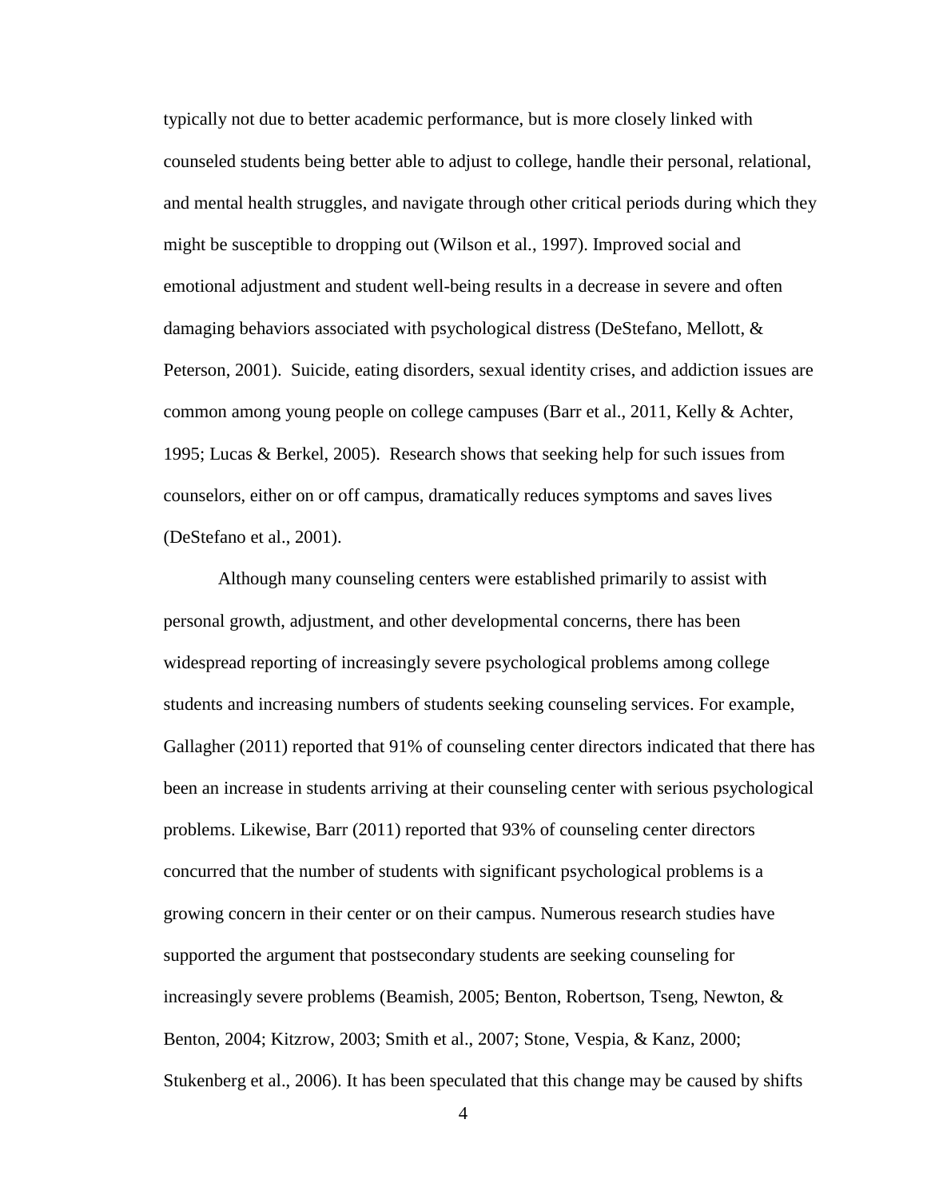typically not due to better academic performance, but is more closely linked with counseled students being better able to adjust to college, handle their personal, relational, and mental health struggles, and navigate through other critical periods during which they might be susceptible to dropping out (Wilson et al., 1997). Improved social and emotional adjustment and student well-being results in a decrease in severe and often damaging behaviors associated with psychological distress (DeStefano, Mellott, & Peterson, 2001). Suicide, eating disorders, sexual identity crises, and addiction issues are common among young people on college campuses (Barr et al., 2011, Kelly & Achter, 1995; Lucas & Berkel, 2005). Research shows that seeking help for such issues from counselors, either on or off campus, dramatically reduces symptoms and saves lives (DeStefano et al., 2001).

Although many counseling centers were established primarily to assist with personal growth, adjustment, and other developmental concerns, there has been widespread reporting of increasingly severe psychological problems among college students and increasing numbers of students seeking counseling services. For example, Gallagher (2011) reported that 91% of counseling center directors indicated that there has been an increase in students arriving at their counseling center with serious psychological problems. Likewise, Barr (2011) reported that 93% of counseling center directors concurred that the number of students with significant psychological problems is a growing concern in their center or on their campus. Numerous research studies have supported the argument that postsecondary students are seeking counseling for increasingly severe problems (Beamish, 2005; Benton, Robertson, Tseng, Newton, & Benton, 2004; Kitzrow, 2003; Smith et al., 2007; Stone, Vespia, & Kanz, 2000; Stukenberg et al., 2006). It has been speculated that this change may be caused by shifts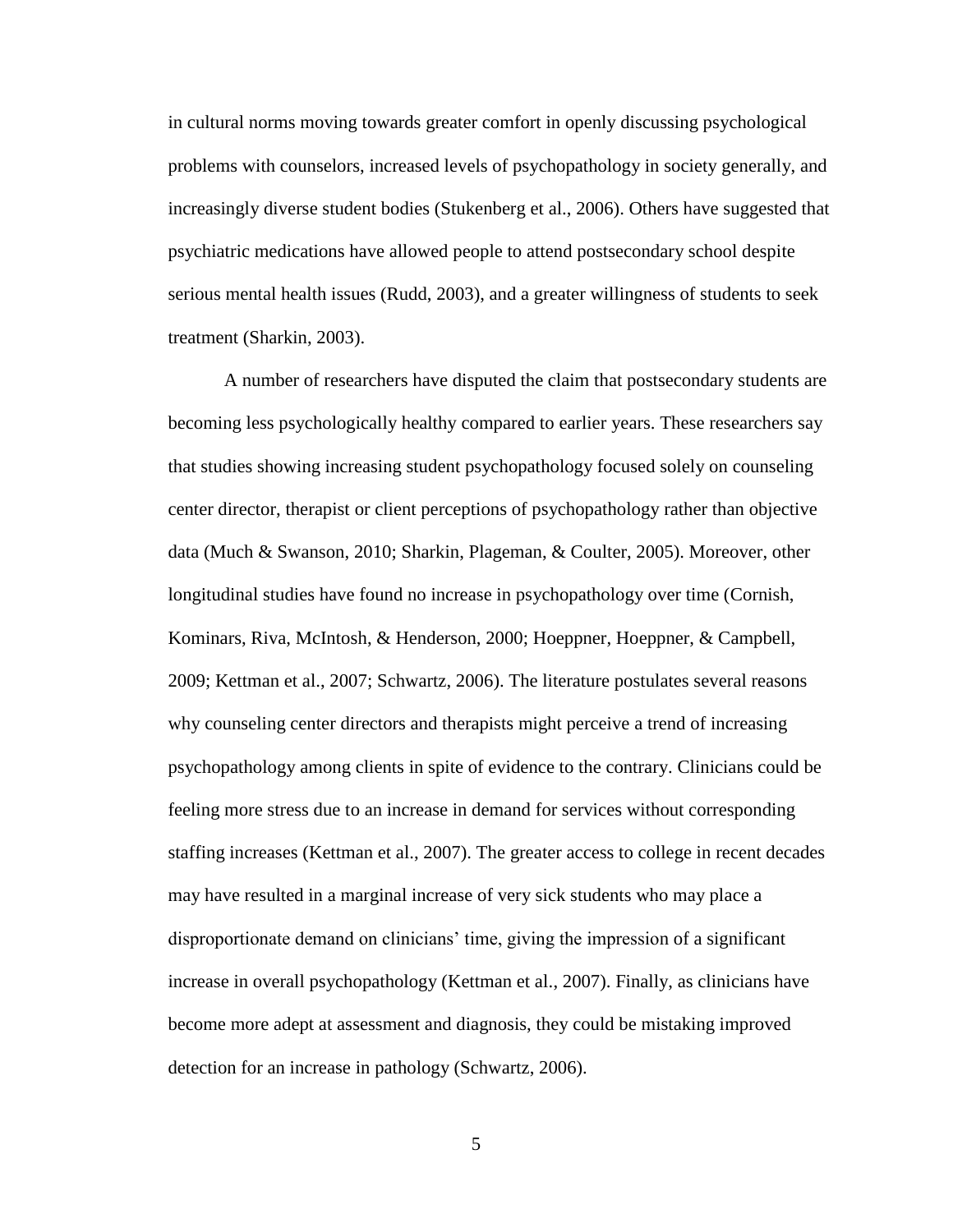in cultural norms moving towards greater comfort in openly discussing psychological problems with counselors, increased levels of psychopathology in society generally, and increasingly diverse student bodies (Stukenberg et al., 2006). Others have suggested that psychiatric medications have allowed people to attend postsecondary school despite serious mental health issues (Rudd, 2003), and a greater willingness of students to seek treatment (Sharkin, 2003).

A number of researchers have disputed the claim that postsecondary students are becoming less psychologically healthy compared to earlier years. These researchers say that studies showing increasing student psychopathology focused solely on counseling center director, therapist or client perceptions of psychopathology rather than objective data (Much & Swanson, 2010; Sharkin, Plageman, & Coulter, 2005). Moreover, other longitudinal studies have found no increase in psychopathology over time (Cornish, Kominars, Riva, McIntosh, & Henderson, 2000; Hoeppner, Hoeppner, & Campbell, 2009; Kettman et al., 2007; Schwartz, 2006). The literature postulates several reasons why counseling center directors and therapists might perceive a trend of increasing psychopathology among clients in spite of evidence to the contrary. Clinicians could be feeling more stress due to an increase in demand for services without corresponding staffing increases (Kettman et al., 2007). The greater access to college in recent decades may have resulted in a marginal increase of very sick students who may place a disproportionate demand on clinicians' time, giving the impression of a significant increase in overall psychopathology (Kettman et al., 2007). Finally, as clinicians have become more adept at assessment and diagnosis, they could be mistaking improved detection for an increase in pathology (Schwartz, 2006).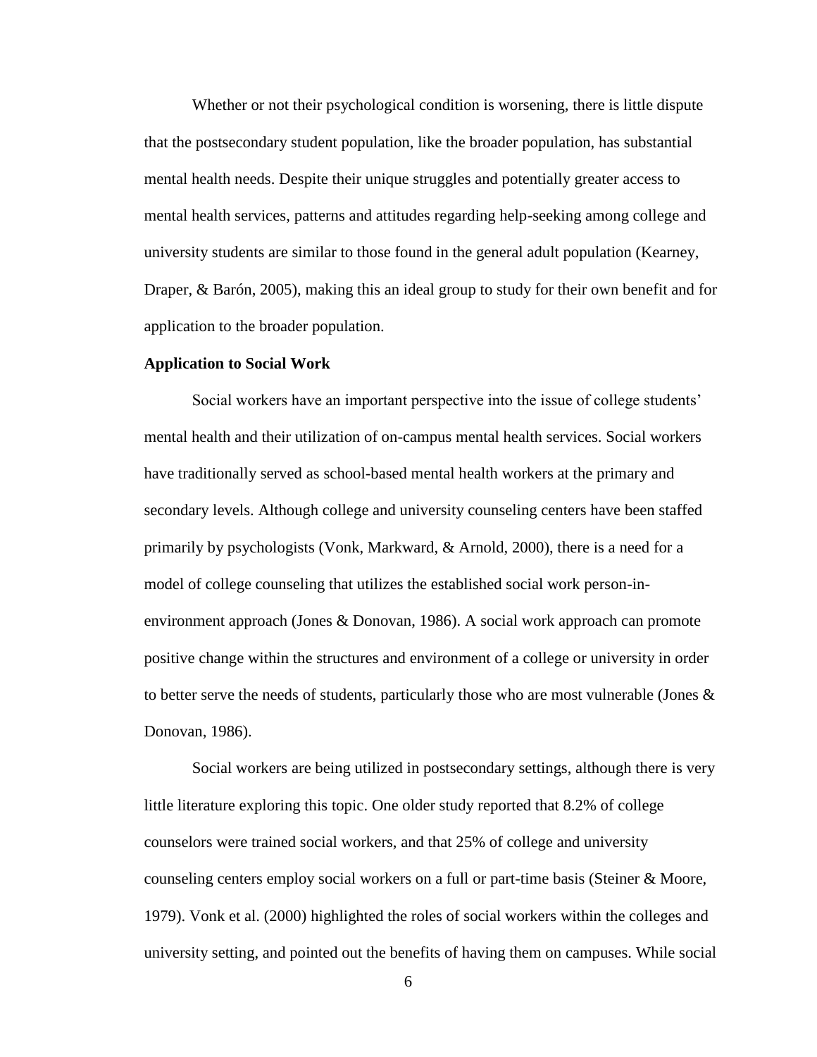Whether or not their psychological condition is worsening, there is little dispute that the postsecondary student population, like the broader population, has substantial mental health needs. Despite their unique struggles and potentially greater access to mental health services, patterns and attitudes regarding help-seeking among college and university students are similar to those found in the general adult population (Kearney, Draper, & Barón, 2005), making this an ideal group to study for their own benefit and for application to the broader population.

### Application to Social Work

Social workers have an important perspective into the issue of college students' mental health and their utilization of on-campus mental health services. Social workers have traditionally served as school-based mental health workers at the primary and secondary levels. Although college and university counseling centers have been staffed primarily by psychologists (Vonk, Markward, & Arnold, 2000), there is a need for a model of college counseling that utilizes the established social work person-in-environment approach (Jones & Donovan, 1986). A social work approach can promote positive change within the structures and environment of a college or university in order to better serve the needs of students, particularly those who are most vulnerable (Jones & Donovan, 1986).

Social workers are being utilized in postsecondary settings, although there is very little literature exploring this topic. One older study reported that 8.2% of college counselors were trained social workers, and that 25% of college and university counseling centers employ social workers on a full or part-time basis (Steiner & Moore, 1979). Vonk et al. (2000) highlighted the roles of social workers within the colleges and university setting, and pointed out the benefits of having them on campuses. While social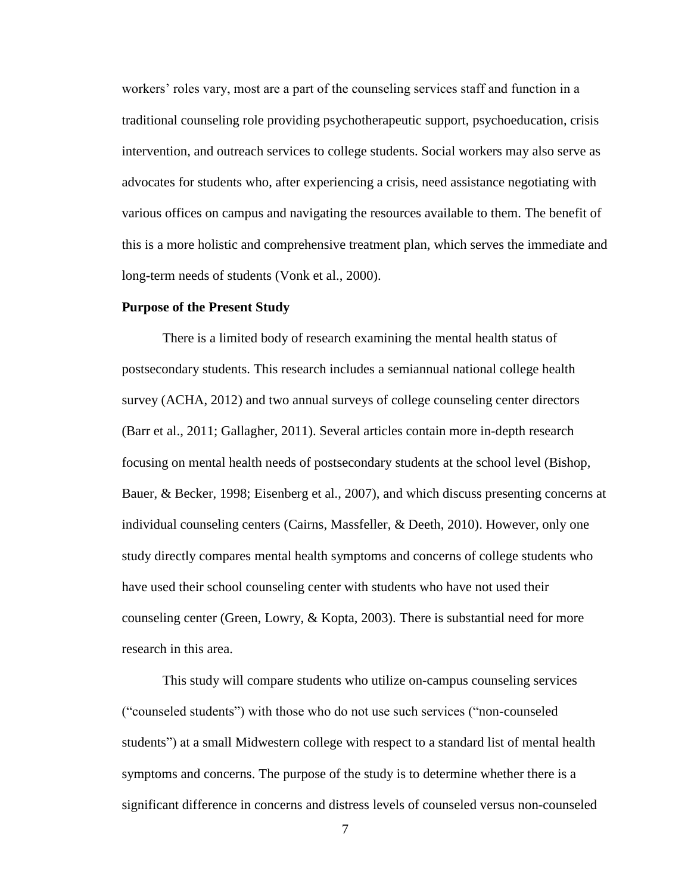workers' roles vary, most are a part of the counseling services staff and function in a traditional counseling role providing psychotherapeutic support, psychoeducation, crisis intervention, and outreach services to college students. Social workers may also serve as advocates for students who, after experiencing a crisis, need assistance negotiating with various offices on campus and navigating the resources available to them. The benefit of this is a more holistic and comprehensive treatment plan, which serves the immediate and long-term needs of students (Vonk et al., 2000).

**Purpose of the Present Study**

There is a limited body of research examining the mental health status of postsecondary students. This research includes a semiannual national college health survey (ACHA, 2012) and two annual surveys of college counseling center directors (Barr et al., 2011; Gallagher, 2011). Several articles contain more in-depth research focusing on mental health needs of postsecondary students at the school level (Bishop, Bauer, & Becker, 1998; Eisenberg et al., 2007), and which discuss presenting concerns at individual counseling centers (Cairns, Massfeller, & Deeth, 2010). However, only one study directly compares mental health symptoms and concerns of college students who have used their school counseling center with students who have not used their counseling center (Green, Lowry, & Kopta, 2003). There is substantial need for more research in this area.

This study will compare students who utilize on-campus counseling services ("counseled students") with those who do not use such services ("non-counseled students") at a small Midwestern college with respect to a standard list of mental health symptoms and concerns. The purpose of the study is to determine whether there is a significant difference in concerns and distress levels of counseled versus non-counseled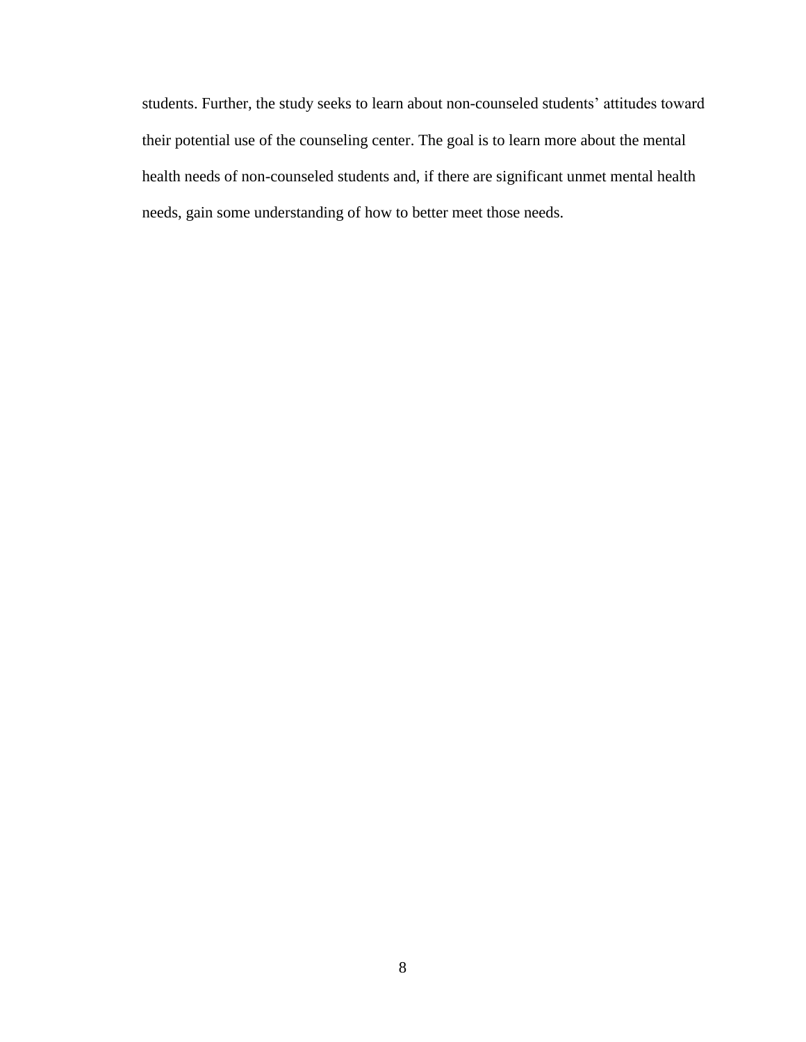students. Further, the study seeks to learn about non-counseled students’ attitudes toward their potential use of the counseling center. The goal is to learn more about the mental health needs of non-counseled students and, if there are significant unmet mental health needs, gain some understanding of how to better meet those needs.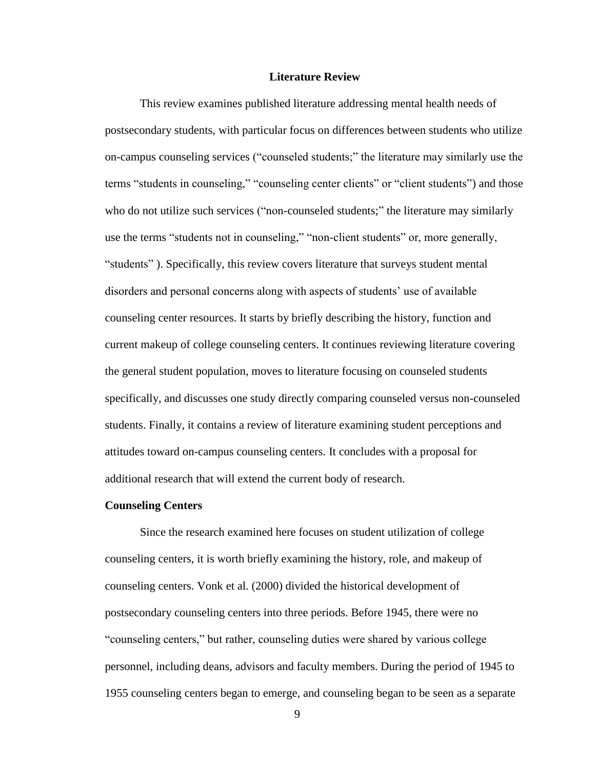# Literature Review

This review examines published literature addressing mental health needs of postsecondary students, with particular focus on differences between students who utilize on-campus counseling services ("counseled students;" the literature may similarly use the terms "students in counseling," "counseling center clients" or "client students") and those who do not utilize such services ("non-counseled students;" the literature may similarly use the terms "students not in counseling," "non-client students" or, more generally, "students" ). Specifically, this review covers literature that surveys student mental disorders and personal concerns along with aspects of students' use of available counseling center resources. It starts by briefly describing the history, function and current makeup of college counseling centers. It continues reviewing literature covering the general student population, moves to literature focusing on counseled students specifically, and discusses one study directly comparing counseled versus non-counseled students. Finally, it contains a review of literature examining student perceptions and attitudes toward on-campus counseling centers. It concludes with a proposal for additional research that will extend the current body of research.

## Counseling Centers

Since the research examined here focuses on student utilization of college counseling centers, it is worth briefly examining the history, role, and makeup of counseling centers. Vonk et al. (2000) divided the historical development of postsecondary counseling centers into three periods. Before 1945, there were no "counseling centers," but rather, counseling duties were shared by various college personnel, including deans, advisors and faculty members. During the period of 1945 to 1955 counseling centers began to emerge, and counseling began to be seen as a separate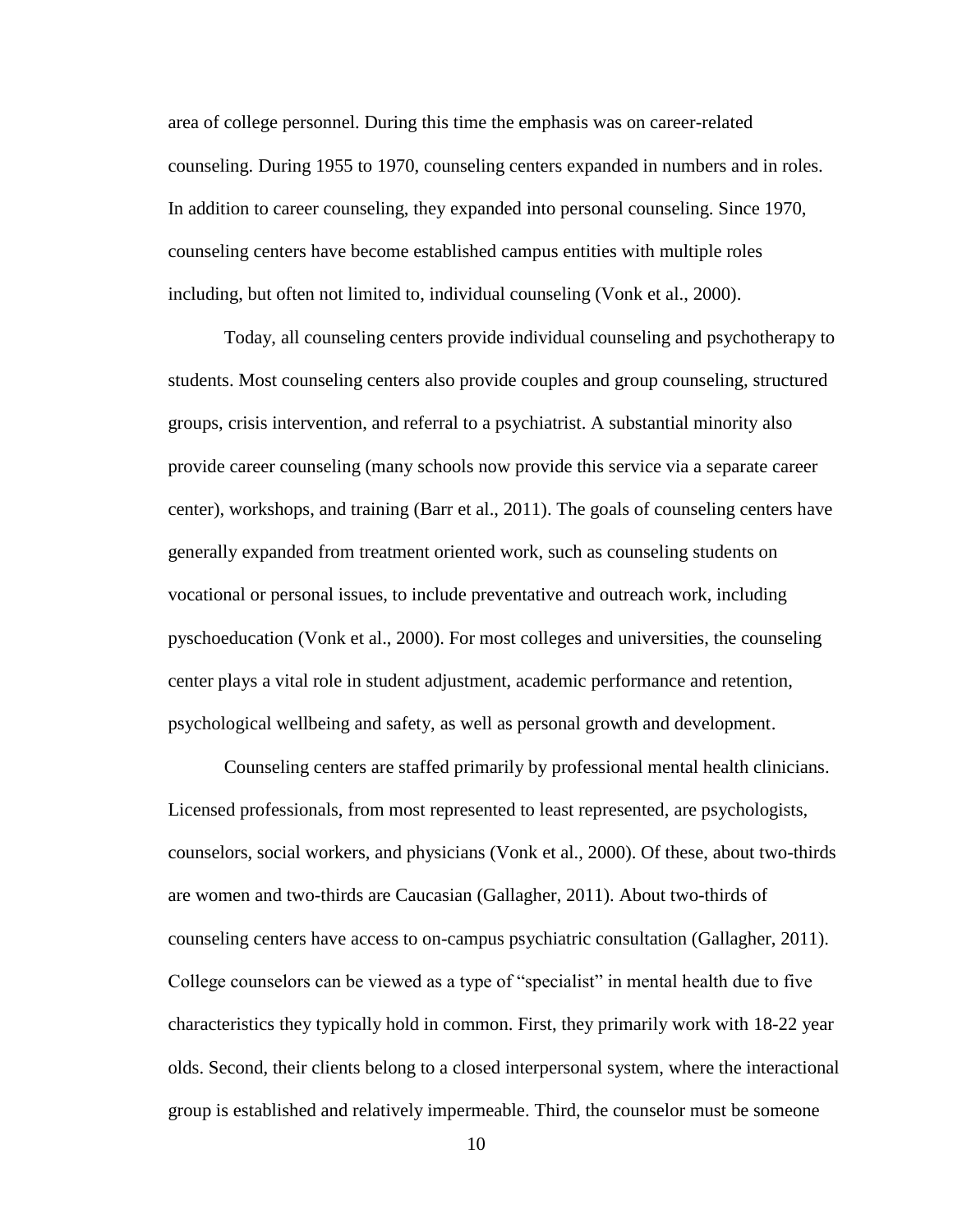area of college personnel. During this time the emphasis was on career-related counseling. During 1955 to 1970, counseling centers expanded in numbers and in roles. In addition to career counseling, they expanded into personal counseling. Since 1970, counseling centers have become established campus entities with multiple roles including, but often not limited to, individual counseling (Vonk et al., 2000).

Today, all counseling centers provide individual counseling and psychotherapy to students. Most counseling centers also provide couples and group counseling, structured groups, crisis intervention, and referral to a psychiatrist. A substantial minority also provide career counseling (many schools now provide this service via a separate career center), workshops, and training (Barr et al., 2011). The goals of counseling centers have generally expanded from treatment oriented work, such as counseling students on vocational or personal issues, to include preventative and outreach work, including pyschoeducation (Vonk et al., 2000). For most colleges and universities, the counseling center plays a vital role in student adjustment, academic performance and retention, psychological wellbeing and safety, as well as personal growth and development.

Counseling centers are staffed primarily by professional mental health clinicians. Licensed professionals, from most represented to least represented, are psychologists, counselors, social workers, and physicians (Vonk et al., 2000). Of these, about two-thirds are women and two-thirds are Caucasian (Gallagher, 2011). About two-thirds of counseling centers have access to on-campus psychiatric consultation (Gallagher, 2011). College counselors can be viewed as a type of "specialist" in mental health due to five characteristics they typically hold in common. First, they primarily work with 18-22 year olds. Second, their clients belong to a closed interpersonal system, where the interactional group is established and relatively impermeable. Third, the counselor must be someone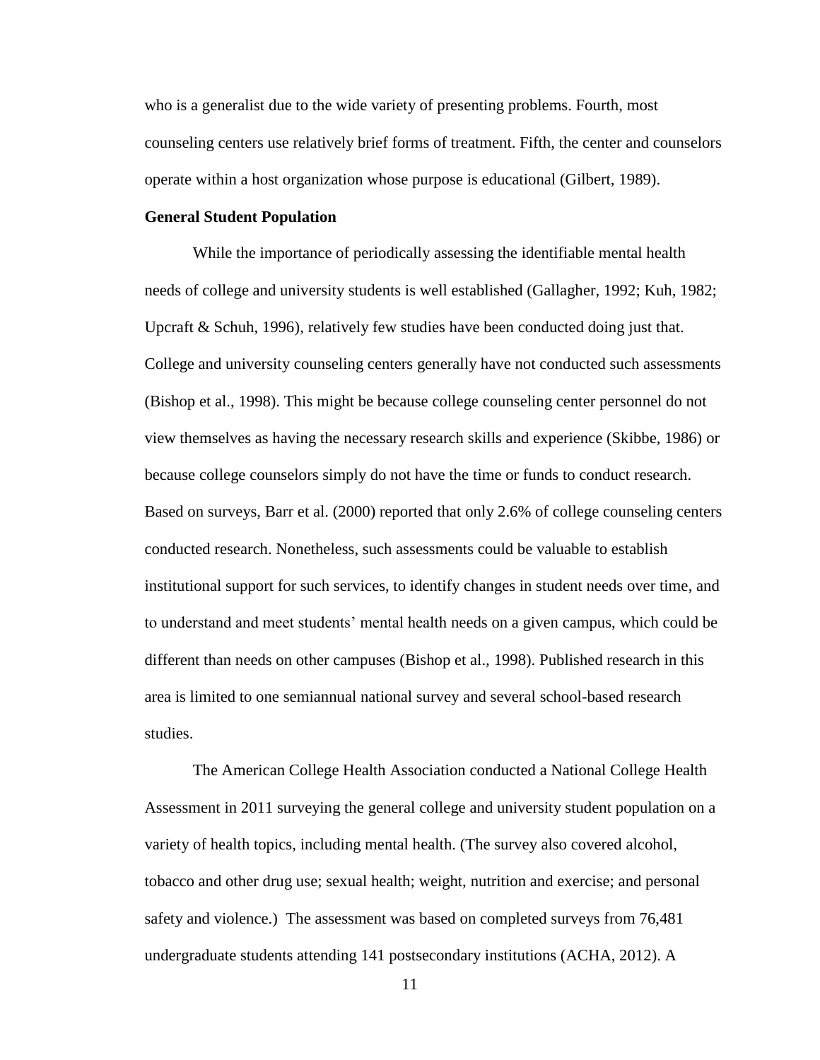who is a generalist due to the wide variety of presenting problems. Fourth, most counseling centers use relatively brief forms of treatment. Fifth, the center and counselors operate within a host organization whose purpose is educational (Gilbert, 1989).

**General Student Population**

While the importance of periodically assessing the identifiable mental health needs of college and university students is well established (Gallagher, 1992; Kuh, 1982; Upcraft & Schuh, 1996), relatively few studies have been conducted doing just that. College and university counseling centers generally have not conducted such assessments (Bishop et al., 1998). This might be because college counseling center personnel do not view themselves as having the necessary research skills and experience (Skibbe, 1986) or because college counselors simply do not have the time or funds to conduct research. Based on surveys, Barr et al. (2000) reported that only 2.6% of college counseling centers conducted research. Nonetheless, such assessments could be valuable to establish institutional support for such services, to identify changes in student needs over time, and to understand and meet students' mental health needs on a given campus, which could be different than needs on other campuses (Bishop et al., 1998). Published research in this area is limited to one semiannual national survey and several school-based research studies.

The American College Health Association conducted a National College Health Assessment in 2011 surveying the general college and university student population on a variety of health topics, including mental health. (The survey also covered alcohol, tobacco and other drug use; sexual health; weight, nutrition and exercise; and personal safety and violence.) The assessment was based on completed surveys from 76,481 undergraduate students attending 141 postsecondary institutions (ACHA, 2012). A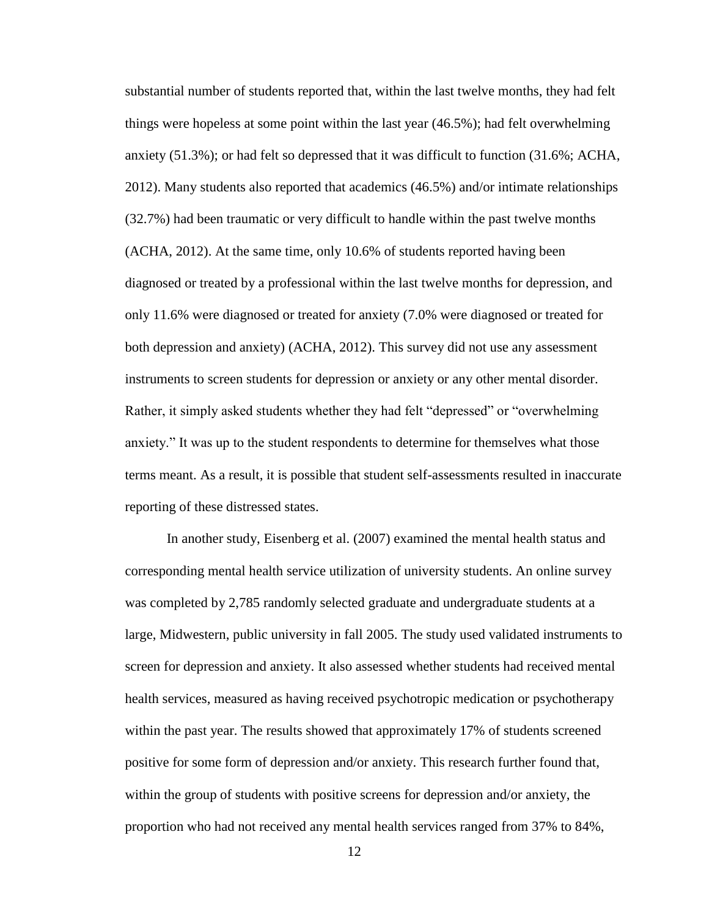substantial number of students reported that, within the last twelve months, they had felt things were hopeless at some point within the last year (46.5%); had felt overwhelming anxiety (51.3%); or had felt so depressed that it was difficult to function (31.6%; ACHA, 2012). Many students also reported that academics (46.5%) and/or intimate relationships (32.7%) had been traumatic or very difficult to handle within the past twelve months (ACHA, 2012). At the same time, only 10.6% of students reported having been diagnosed or treated by a professional within the last twelve months for depression, and only 11.6% were diagnosed or treated for anxiety (7.0% were diagnosed or treated for both depression and anxiety) (ACHA, 2012). This survey did not use any assessment instruments to screen students for depression or anxiety or any other mental disorder. Rather, it simply asked students whether they had felt "depressed" or "overwhelming anxiety." It was up to the student respondents to determine for themselves what those terms meant. As a result, it is possible that student self-assessments resulted in inaccurate reporting of these distressed states.

In another study, Eisenberg et al. (2007) examined the mental health status and corresponding mental health service utilization of university students. An online survey was completed by 2,785 randomly selected graduate and undergraduate students at a large, Midwestern, public university in fall 2005. The study used validated instruments to screen for depression and anxiety. It also assessed whether students had received mental health services, measured as having received psychotropic medication or psychotherapy within the past year. The results showed that approximately 17% of students screened positive for some form of depression and/or anxiety. This research further found that, within the group of students with positive screens for depression and/or anxiety, the proportion who had not received any mental health services ranged from 37% to 84%,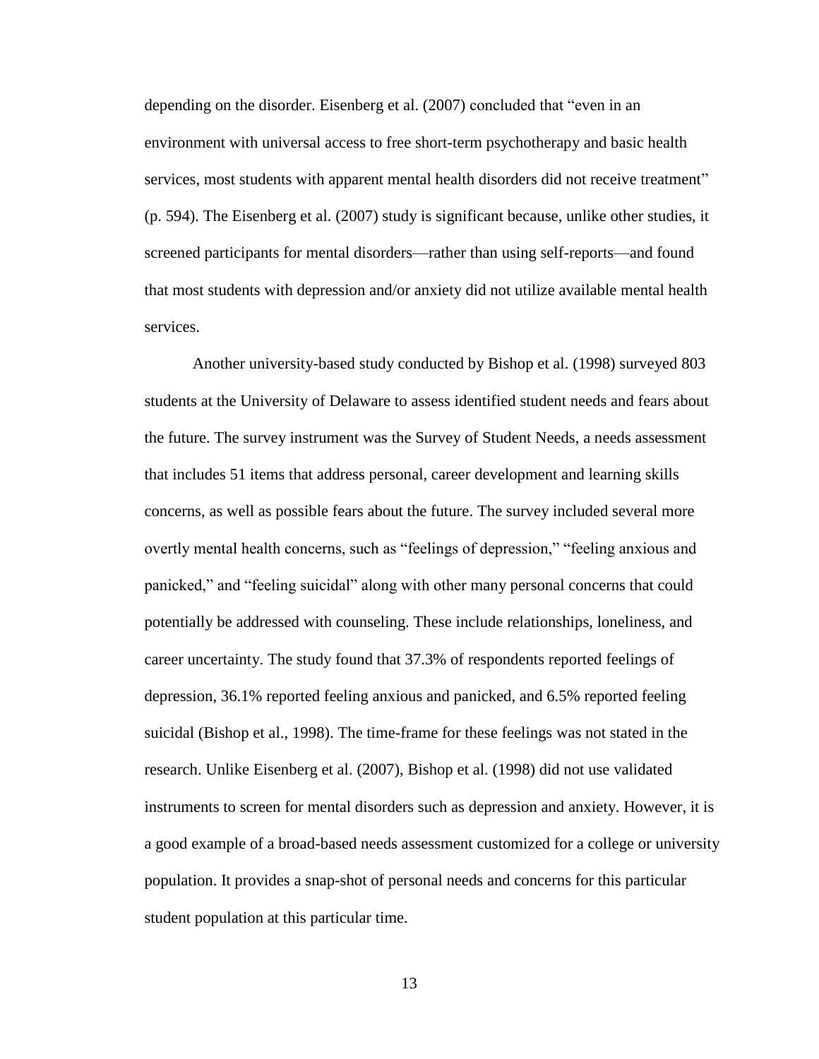depending on the disorder. Eisenberg et al. (2007) concluded that "even in an environment with universal access to free short-term psychotherapy and basic health services, most students with apparent mental health disorders did not receive treatment" (p. 594). The Eisenberg et al. (2007) study is significant because, unlike other studies, it screened participants for mental disorders—rather than using self-reports—and found that most students with depression and/or anxiety did not utilize available mental health services.

Another university-based study conducted by Bishop et al. (1998) surveyed 803 students at the University of Delaware to assess identified student needs and fears about the future. The survey instrument was the Survey of Student Needs, a needs assessment that includes 51 items that address personal, career development and learning skills concerns, as well as possible fears about the future. The survey included several more overtly mental health concerns, such as "feelings of depression," "feeling anxious and panicked," and "feeling suicidal" along with other many personal concerns that could potentially be addressed with counseling. These include relationships, loneliness, and career uncertainty. The study found that 37.3% of respondents reported feelings of depression, 36.1% reported feeling anxious and panicked, and 6.5% reported feeling suicidal (Bishop et al., 1998). The time-frame for these feelings was not stated in the research. Unlike Eisenberg et al. (2007), Bishop et al. (1998) did not use validated instruments to screen for mental disorders such as depression and anxiety. However, it is a good example of a broad-based needs assessment customized for a college or university population. It provides a snap-shot of personal needs and concerns for this particular student population at this particular time.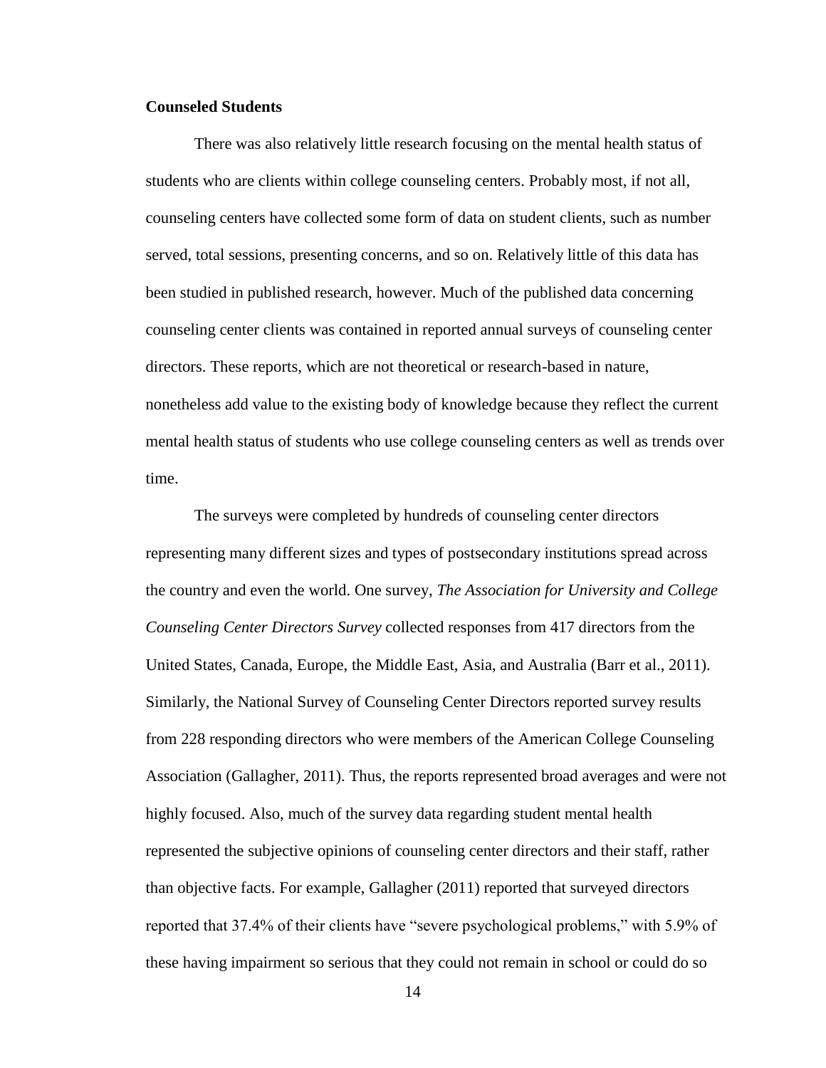**Counseled Students**

There was also relatively little research focusing on the mental health status of students who are clients within college counseling centers. Probably most, if not all, counseling centers have collected some form of data on student clients, such as number served, total sessions, presenting concerns, and so on. Relatively little of this data has been studied in published research, however. Much of the published data concerning counseling center clients was contained in reported annual surveys of counseling center directors. These reports, which are not theoretical or research-based in nature, nonetheless add value to the existing body of knowledge because they reflect the current mental health status of students who use college counseling centers as well as trends over time.

The surveys were completed by hundreds of counseling center directors representing many different sizes and types of postsecondary institutions spread across the country and even the world. One survey, *The Association for University and College Counseling Center Directors Survey* collected responses from 417 directors from the United States, Canada, Europe, the Middle East, Asia, and Australia (Barr et al., 2011). Similarly, the National Survey of Counseling Center Directors reported survey results from 228 responding directors who were members of the American College Counseling Association (Gallagher, 2011). Thus, the reports represented broad averages and were not highly focused. Also, much of the survey data regarding student mental health represented the subjective opinions of counseling center directors and their staff, rather than objective facts. For example, Gallagher (2011) reported that surveyed directors reported that 37.4% of their clients have "severe psychological problems," with 5.9% of these having impairment so serious that they could not remain in school or could do so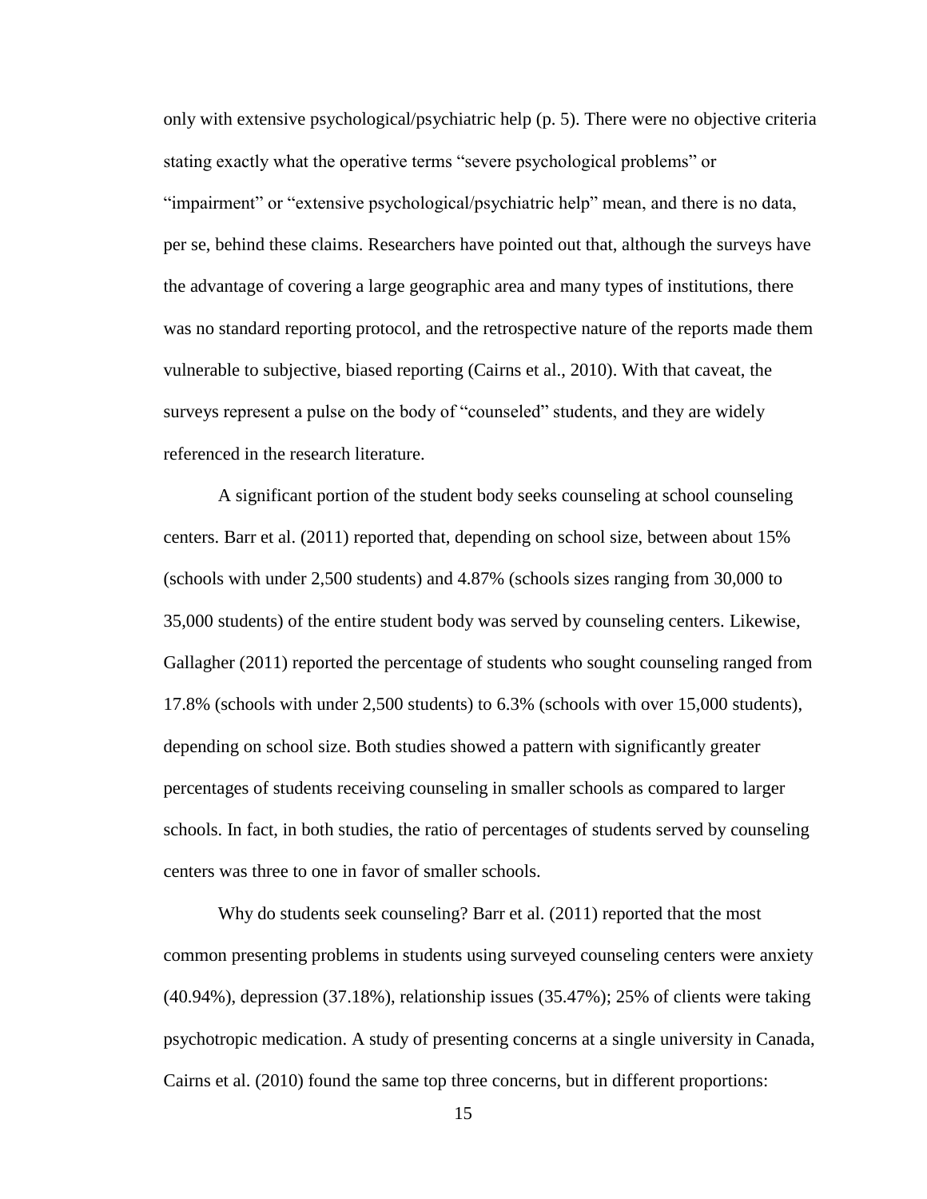only with extensive psychological/psychiatric help (p. 5). There were no objective criteria stating exactly what the operative terms "severe psychological problems" or "impairment" or "extensive psychological/psychiatric help" mean, and there is no data, per se, behind these claims. Researchers have pointed out that, although the surveys have the advantage of covering a large geographic area and many types of institutions, there was no standard reporting protocol, and the retrospective nature of the reports made them vulnerable to subjective, biased reporting (Cairns et al., 2010). With that caveat, the surveys represent a pulse on the body of "counseled" students, and they are widely referenced in the research literature.

A significant portion of the student body seeks counseling at school counseling centers. Barr et al. (2011) reported that, depending on school size, between about 15% (schools with under 2,500 students) and 4.87% (schools sizes ranging from 30,000 to 35,000 students) of the entire student body was served by counseling centers. Likewise, Gallagher (2011) reported the percentage of students who sought counseling ranged from 17.8% (schools with under 2,500 students) to 6.3% (schools with over 15,000 students), depending on school size. Both studies showed a pattern with significantly greater percentages of students receiving counseling in smaller schools as compared to larger schools. In fact, in both studies, the ratio of percentages of students served by counseling centers was three to one in favor of smaller schools.

Why do students seek counseling? Barr et al. (2011) reported that the most common presenting problems in students using surveyed counseling centers were anxiety (40.94%), depression (37.18%), relationship issues (35.47%); 25% of clients were taking psychotropic medication. A study of presenting concerns at a single university in Canada, Cairns et al. (2010) found the same top three concerns, but in different proportions: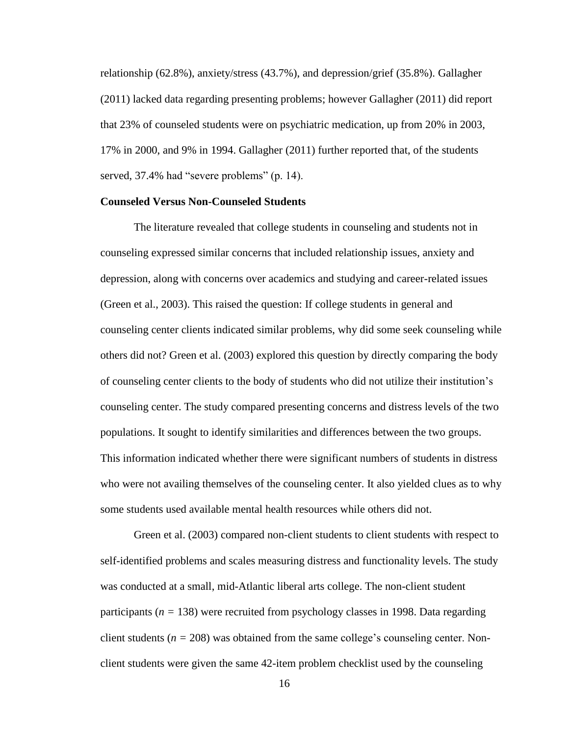relationship (62.8%), anxiety/stress (43.7%), and depression/grief (35.8%). Gallagher (2011) lacked data regarding presenting problems; however Gallagher (2011) did report that 23% of counseled students were on psychiatric medication, up from 20% in 2003, 17% in 2000, and 9% in 1994. Gallagher (2011) further reported that, of the students served, 37.4% had "severe problems" (p. 14).

**Counseled Versus Non-Counseled Students**

The literature revealed that college students in counseling and students not in counseling expressed similar concerns that included relationship issues, anxiety and depression, along with concerns over academics and studying and career-related issues (Green et al., 2003). This raised the question: If college students in general and counseling center clients indicated similar problems, why did some seek counseling while others did not? Green et al. (2003) explored this question by directly comparing the body of counseling center clients to the body of students who did not utilize their institution's counseling center. The study compared presenting concerns and distress levels of the two populations. It sought to identify similarities and differences between the two groups. This information indicated whether there were significant numbers of students in distress who were not availing themselves of the counseling center. It also yielded clues as to why some students used available mental health resources while others did not.

Green et al. (2003) compared non-client students to client students with respect to self-identified problems and scales measuring distress and functionality levels. The study was conducted at a small, mid-Atlantic liberal arts college. The non-client student participants ($n = 138$) were recruited from psychology classes in 1998. Data regarding client students ($n = 208$) was obtained from the same college's counseling center. Non-client students were given the same 42-item problem checklist used by the counseling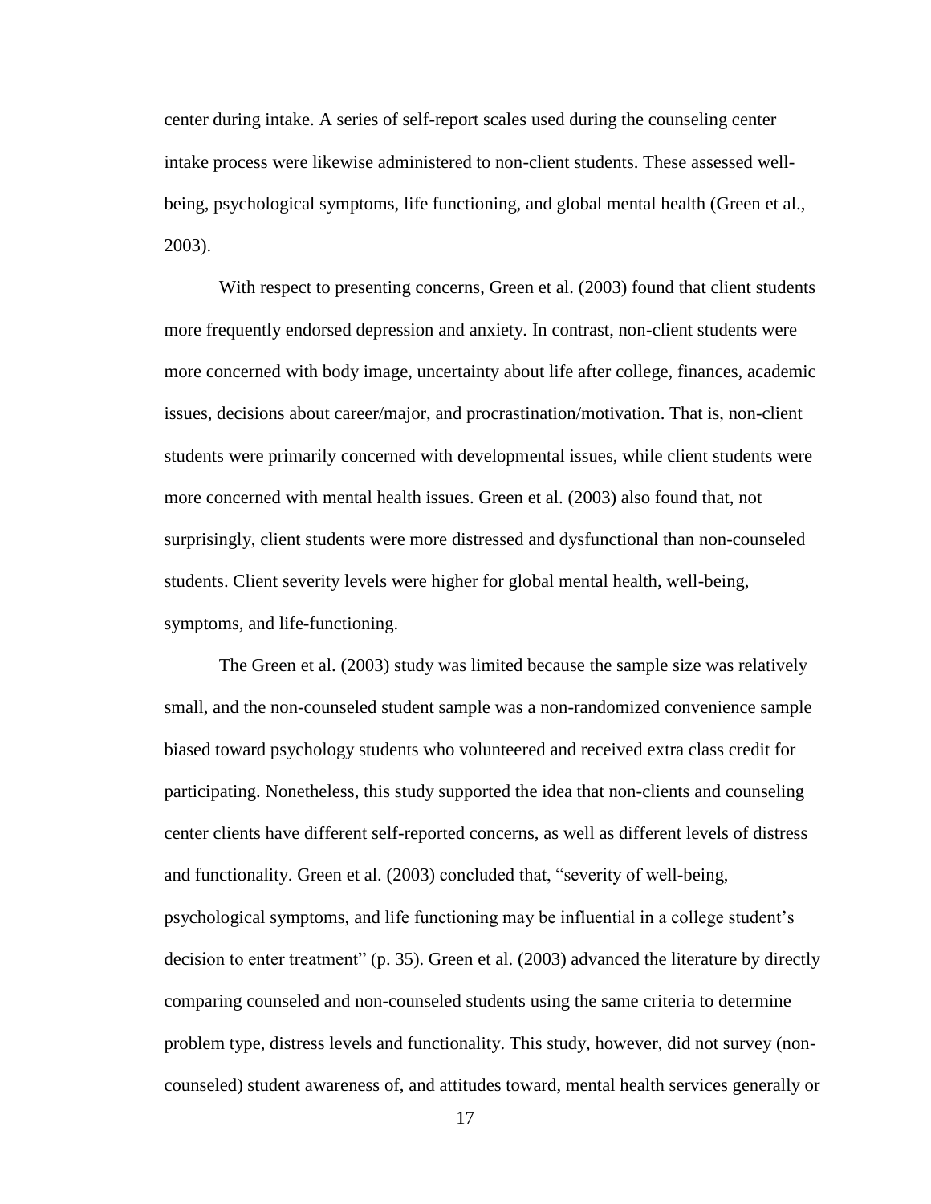center during intake. A series of self-report scales used during the counseling center intake process were likewise administered to non-client students. These assessed well-being, psychological symptoms, life functioning, and global mental health (Green et al., 2003).

With respect to presenting concerns, Green et al. (2003) found that client students more frequently endorsed depression and anxiety. In contrast, non-client students were more concerned with body image, uncertainty about life after college, finances, academic issues, decisions about career/major, and procrastination/motivation. That is, non-client students were primarily concerned with developmental issues, while client students were more concerned with mental health issues. Green et al. (2003) also found that, not surprisingly, client students were more distressed and dysfunctional than non-counseled students. Client severity levels were higher for global mental health, well-being, symptoms, and life-functioning.

The Green et al. (2003) study was limited because the sample size was relatively small, and the non-counseled student sample was a non-randomized convenience sample biased toward psychology students who volunteered and received extra class credit for participating. Nonetheless, this study supported the idea that non-clients and counseling center clients have different self-reported concerns, as well as different levels of distress and functionality. Green et al. (2003) concluded that, "severity of well-being, psychological symptoms, and life functioning may be influential in a college student's decision to enter treatment" (p. 35). Green et al. (2003) advanced the literature by directly comparing counseled and non-counseled students using the same criteria to determine problem type, distress levels and functionality. This study, however, did not survey (non-counseled) student awareness of, and attitudes toward, mental health services generally or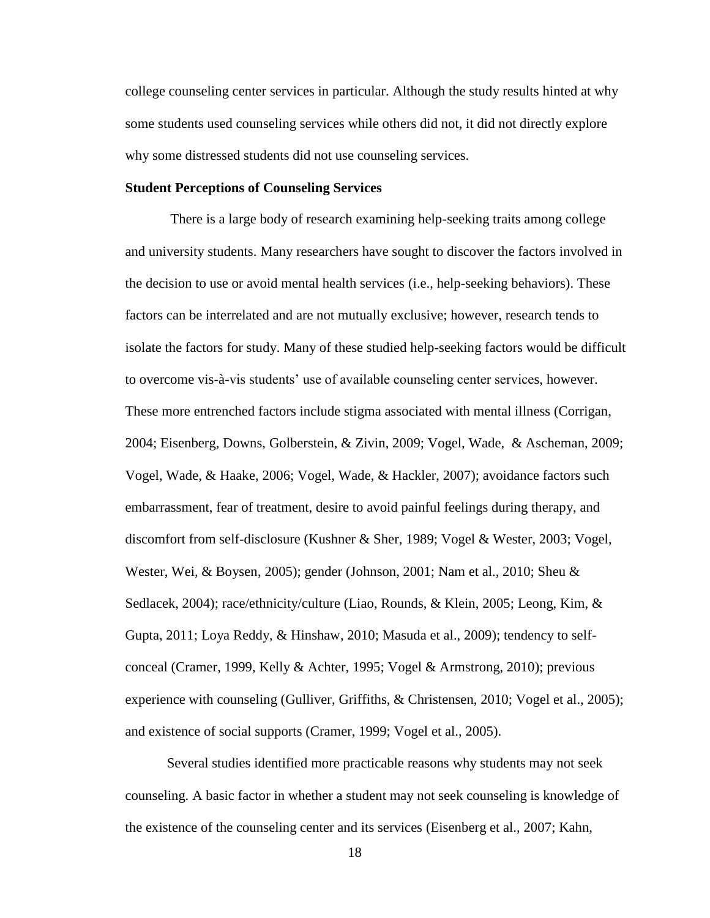college counseling center services in particular. Although the study results hinted at why some students used counseling services while others did not, it did not directly explore why some distressed students did not use counseling services.

**Student Perceptions of Counseling Services**

There is a large body of research examining help-seeking traits among college and university students. Many researchers have sought to discover the factors involved in the decision to use or avoid mental health services (i.e., help-seeking behaviors). These factors can be interrelated and are not mutually exclusive; however, research tends to isolate the factors for study. Many of these studied help-seeking factors would be difficult to overcome vis-à-vis students' use of available counseling center services, however. These more entrenched factors include stigma associated with mental illness (Corrigan, 2004; Eisenberg, Downs, Golberstein, & Zivin, 2009; Vogel, Wade, & Ascheman, 2009; Vogel, Wade, & Haake, 2006; Vogel, Wade, & Hackler, 2007); avoidance factors such embarrassment, fear of treatment, desire to avoid painful feelings during therapy, and discomfort from self-disclosure (Kushner & Sher, 1989; Vogel & Wester, 2003; Vogel, Wester, Wei, & Boysen, 2005); gender (Johnson, 2001; Nam et al., 2010; Sheu & Sedlacek, 2004); race/ethnicity/culture (Liao, Rounds, & Klein, 2005; Leong, Kim, & Gupta, 2011; Loya Reddy, & Hinshaw, 2010; Masuda et al., 2009); tendency to self-conceal (Cramer, 1999, Kelly & Achter, 1995; Vogel & Armstrong, 2010); previous experience with counseling (Gulliver, Griffiths, & Christensen, 2010; Vogel et al., 2005); and existence of social supports (Cramer, 1999; Vogel et al., 2005).

Several studies identified more practicable reasons why students may not seek counseling. A basic factor in whether a student may not seek counseling is knowledge of the existence of the counseling center and its services (Eisenberg et al., 2007; Kahn,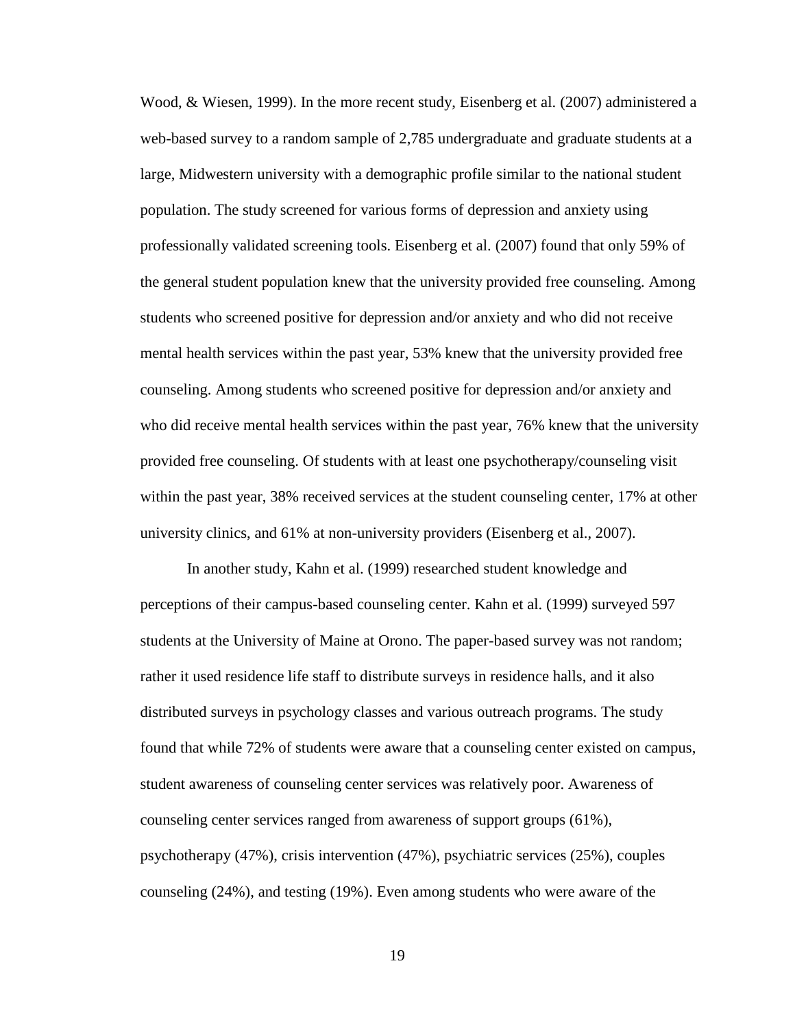Wood, & Wiesen, 1999). In the more recent study, Eisenberg et al. (2007) administered a web-based survey to a random sample of 2,785 undergraduate and graduate students at a large, Midwestern university with a demographic profile similar to the national student population. The study screened for various forms of depression and anxiety using professionally validated screening tools. Eisenberg et al. (2007) found that only 59% of the general student population knew that the university provided free counseling. Among students who screened positive for depression and/or anxiety and who did not receive mental health services within the past year, 53% knew that the university provided free counseling. Among students who screened positive for depression and/or anxiety and who did receive mental health services within the past year, 76% knew that the university provided free counseling. Of students with at least one psychotherapy/counseling visit within the past year, 38% received services at the student counseling center, 17% at other university clinics, and 61% at non-university providers (Eisenberg et al., 2007).

In another study, Kahn et al. (1999) researched student knowledge and perceptions of their campus-based counseling center. Kahn et al. (1999) surveyed 597 students at the University of Maine at Orono. The paper-based survey was not random; rather it used residence life staff to distribute surveys in residence halls, and it also distributed surveys in psychology classes and various outreach programs. The study found that while 72% of students were aware that a counseling center existed on campus, student awareness of counseling center services was relatively poor. Awareness of counseling center services ranged from awareness of support groups (61%), psychotherapy (47%), crisis intervention (47%), psychiatric services (25%), couples counseling (24%), and testing (19%). Even among students who were aware of the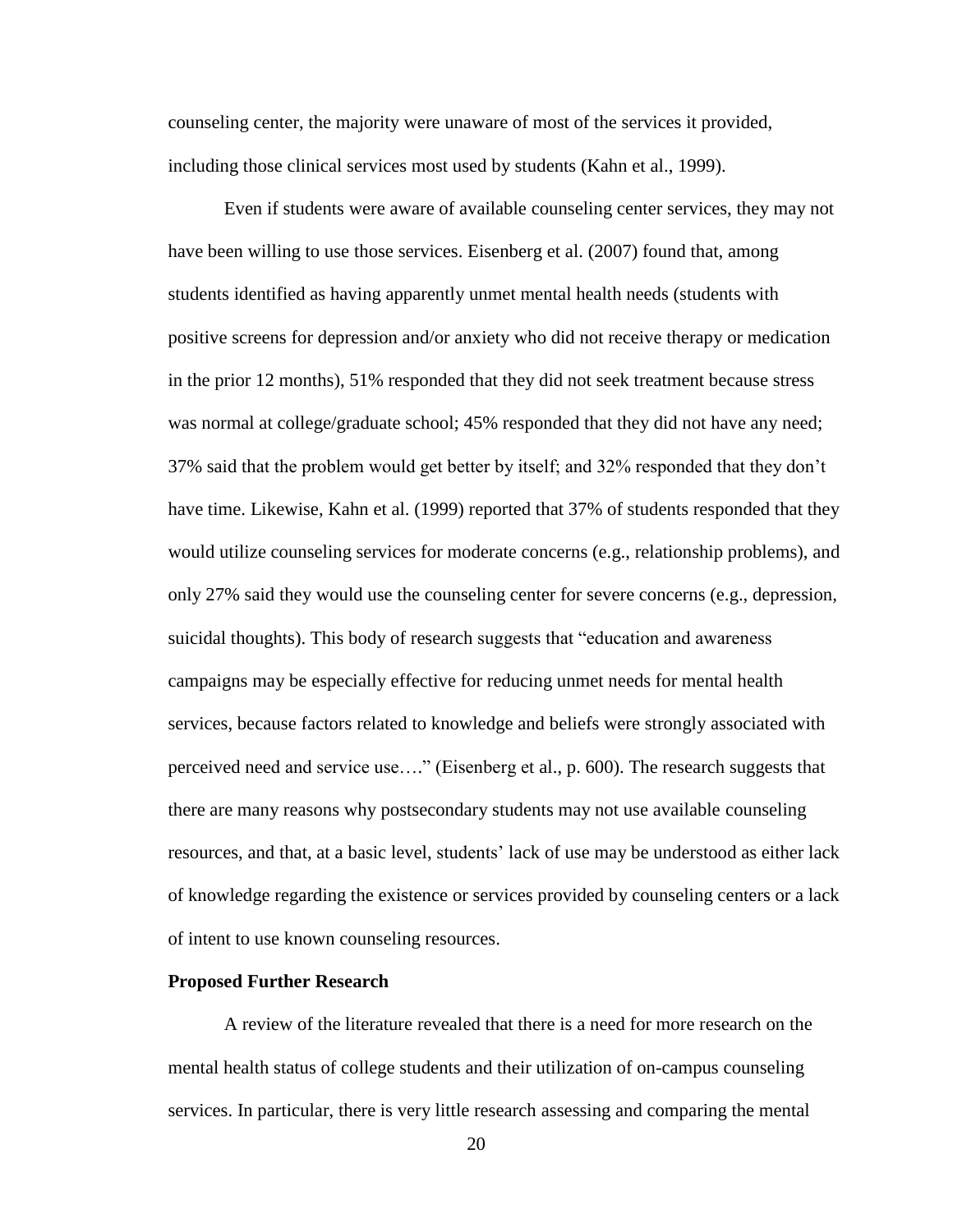counseling center, the majority were unaware of most of the services it provided, including those clinical services most used by students (Kahn et al., 1999).

Even if students were aware of available counseling center services, they may not have been willing to use those services. Eisenberg et al. (2007) found that, among students identified as having apparently unmet mental health needs (students with positive screens for depression and/or anxiety who did not receive therapy or medication in the prior 12 months), 51% responded that they did not seek treatment because stress was normal at college/graduate school; 45% responded that they did not have any need; 37% said that the problem would get better by itself; and 32% responded that they don't have time. Likewise, Kahn et al. (1999) reported that 37% of students responded that they would utilize counseling services for moderate concerns (e.g., relationship problems), and only 27% said they would use the counseling center for severe concerns (e.g., depression, suicidal thoughts). This body of research suggests that "education and awareness campaigns may be especially effective for reducing unmet needs for mental health services, because factors related to knowledge and beliefs were strongly associated with perceived need and service use…." (Eisenberg et al., p. 600). The research suggests that there are many reasons why postsecondary students may not use available counseling resources, and that, at a basic level, students' lack of use may be understood as either lack of knowledge regarding the existence or services provided by counseling centers or a lack of intent to use known counseling resources.

**Proposed Further Research**

A review of the literature revealed that there is a need for more research on the mental health status of college students and their utilization of on-campus counseling services. In particular, there is very little research assessing and comparing the mental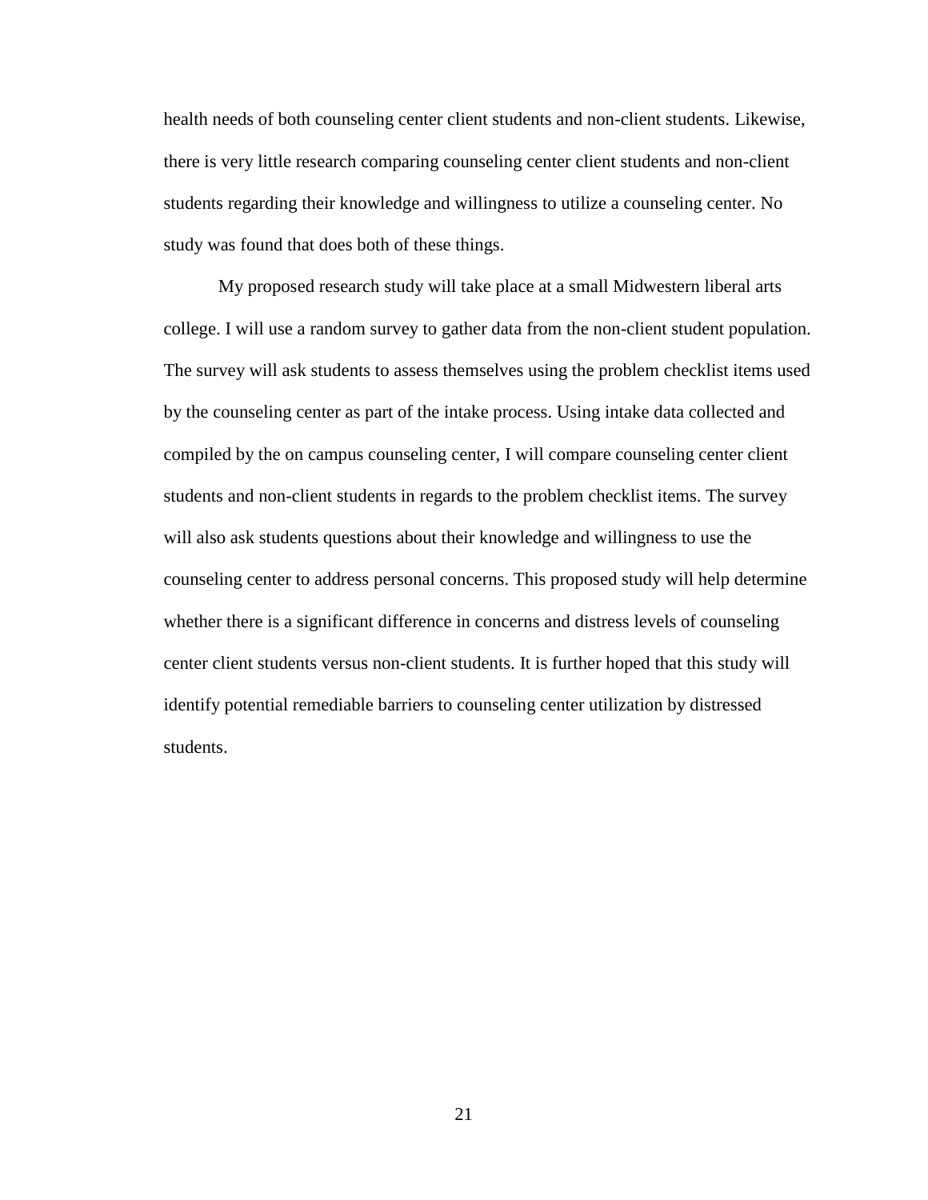health needs of both counseling center client students and non-client students. Likewise, there is very little research comparing counseling center client students and non-client students regarding their knowledge and willingness to utilize a counseling center. No study was found that does both of these things.

My proposed research study will take place at a small Midwestern liberal arts college. I will use a random survey to gather data from the non-client student population. The survey will ask students to assess themselves using the problem checklist items used by the counseling center as part of the intake process. Using intake data collected and compiled by the on campus counseling center, I will compare counseling center client students and non-client students in regards to the problem checklist items. The survey will also ask students questions about their knowledge and willingness to use the counseling center to address personal concerns. This proposed study will help determine whether there is a significant difference in concerns and distress levels of counseling center client students versus non-client students. It is further hoped that this study will identify potential remediable barriers to counseling center utilization by distressed students.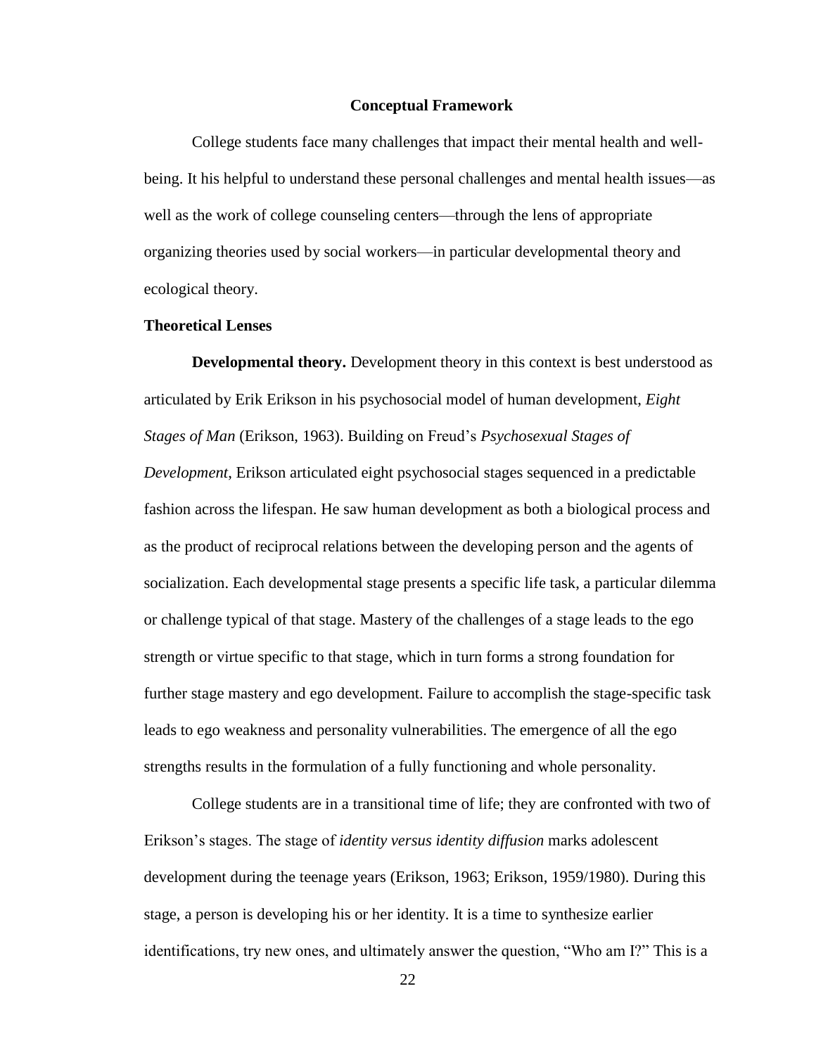# Conceptual Framework

College students face many challenges that impact their mental health and well-being. It his helpful to understand these personal challenges and mental health issues—as well as the work of college counseling centers—through the lens of appropriate organizing theories used by social workers—in particular developmental theory and ecological theory.

## Theoretical Lenses

**Developmental theory.** Development theory in this context is best understood as articulated by Erik Erikson in his psychosocial model of human development, *Eight Stages of Man* (Erikson, 1963). Building on Freud's *Psychosexual Stages of Development*, Erikson articulated eight psychosocial stages sequenced in a predictable fashion across the lifespan. He saw human development as both a biological process and as the product of reciprocal relations between the developing person and the agents of socialization. Each developmental stage presents a specific life task, a particular dilemma or challenge typical of that stage. Mastery of the challenges of a stage leads to the ego strength or virtue specific to that stage, which in turn forms a strong foundation for further stage mastery and ego development. Failure to accomplish the stage-specific task leads to ego weakness and personality vulnerabilities. The emergence of all the ego strengths results in the formulation of a fully functioning and whole personality.

College students are in a transitional time of life; they are confronted with two of Erikson's stages. The stage of *identity versus identity diffusion* marks adolescent development during the teenage years (Erikson, 1963; Erikson, 1959/1980). During this stage, a person is developing his or her identity. It is a time to synthesize earlier identifications, try new ones, and ultimately answer the question, "Who am I?" This is a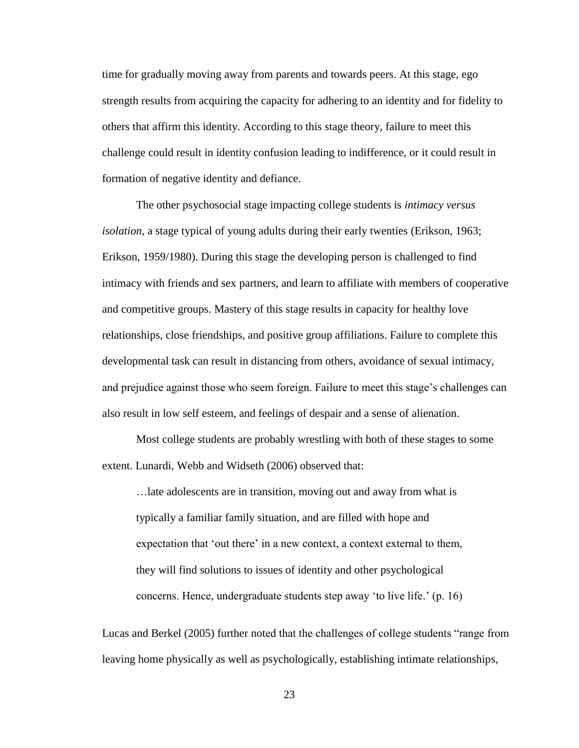time for gradually moving away from parents and towards peers. At this stage, ego strength results from acquiring the capacity for adhering to an identity and for fidelity to others that affirm this identity. According to this stage theory, failure to meet this challenge could result in identity confusion leading to indifference, or it could result in formation of negative identity and defiance.

The other psychosocial stage impacting college students is *intimacy versus isolation*, a stage typical of young adults during their early twenties (Erikson, 1963; Erikson, 1959/1980). During this stage the developing person is challenged to find intimacy with friends and sex partners, and learn to affiliate with members of cooperative and competitive groups. Mastery of this stage results in capacity for healthy love relationships, close friendships, and positive group affiliations. Failure to complete this developmental task can result in distancing from others, avoidance of sexual intimacy, and prejudice against those who seem foreign. Failure to meet this stage's challenges can also result in low self esteem, and feelings of despair and a sense of alienation.

Most college students are probably wrestling with both of these stages to some extent. Lunardi, Webb and Widseth (2006) observed that:

> …late adolescents are in transition, moving out and away from what is typically a familiar family situation, and are filled with hope and expectation that 'out there' in a new context, a context external to them, they will find solutions to issues of identity and other psychological concerns. Hence, undergraduate students step away 'to live life.' (p. 16)

Lucas and Berkel (2005) further noted that the challenges of college students "range from leaving home physically as well as psychologically, establishing intimate relationships,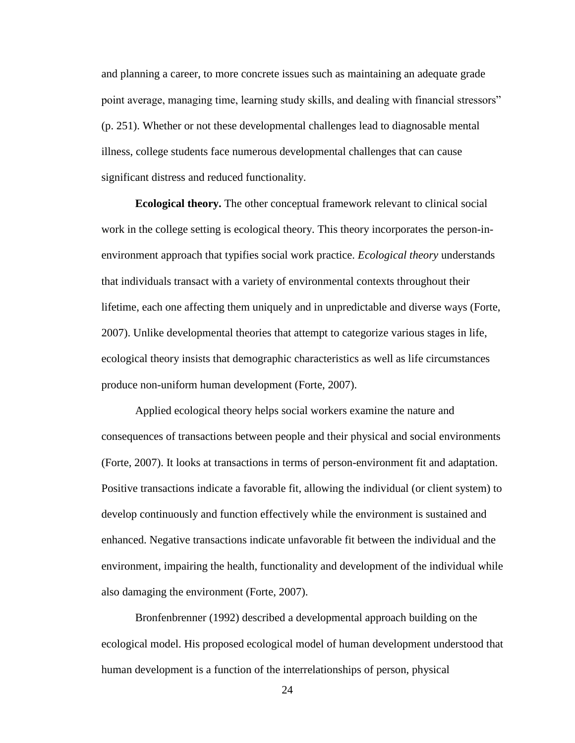and planning a career, to more concrete issues such as maintaining an adequate grade point average, managing time, learning study skills, and dealing with financial stressors" (p. 251). Whether or not these developmental challenges lead to diagnosable mental illness, college students face numerous developmental challenges that can cause significant distress and reduced functionality.

**Ecological theory.** The other conceptual framework relevant to clinical social work in the college setting is ecological theory. This theory incorporates the person-in-environment approach that typifies social work practice. *Ecological theory* understands that individuals transact with a variety of environmental contexts throughout their lifetime, each one affecting them uniquely and in unpredictable and diverse ways (Forte, 2007). Unlike developmental theories that attempt to categorize various stages in life, ecological theory insists that demographic characteristics as well as life circumstances produce non-uniform human development (Forte, 2007).

Applied ecological theory helps social workers examine the nature and consequences of transactions between people and their physical and social environments (Forte, 2007). It looks at transactions in terms of person-environment fit and adaptation. Positive transactions indicate a favorable fit, allowing the individual (or client system) to develop continuously and function effectively while the environment is sustained and enhanced. Negative transactions indicate unfavorable fit between the individual and the environment, impairing the health, functionality and development of the individual while also damaging the environment (Forte, 2007).

Bronfenbrenner (1992) described a developmental approach building on the ecological model. His proposed ecological model of human development understood that human development is a function of the interrelationships of person, physical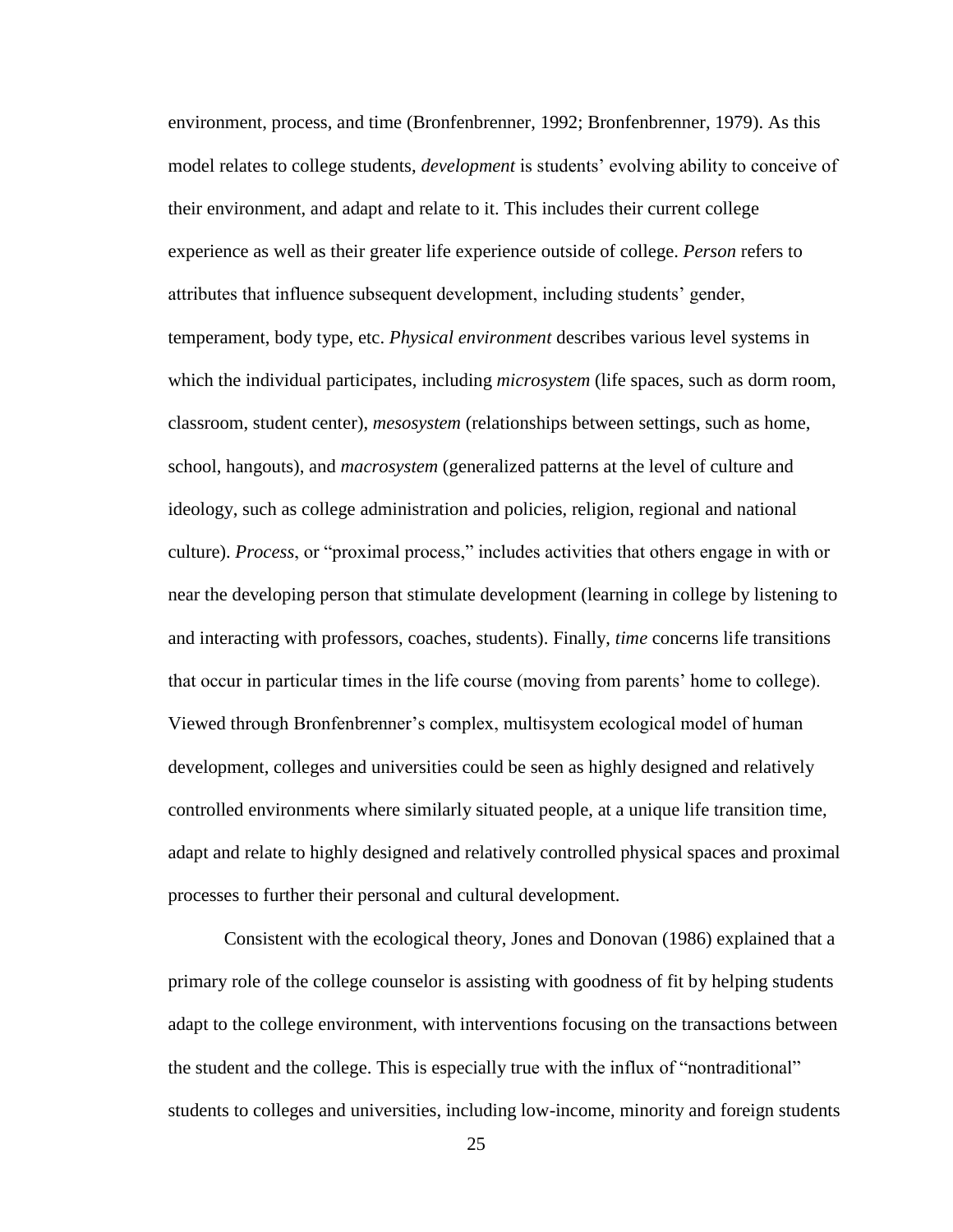environment, process, and time (Bronfenbrenner, 1992; Bronfenbrenner, 1979). As this model relates to college students, *development* is students' evolving ability to conceive of their environment, and adapt and relate to it. This includes their current college experience as well as their greater life experience outside of college. *Person* refers to attributes that influence subsequent development, including students' gender, temperament, body type, etc. *Physical environment* describes various level systems in which the individual participates, including *microsystem* (life spaces, such as dorm room, classroom, student center), *mesosystem* (relationships between settings, such as home, school, hangouts), and *macrosystem* (generalized patterns at the level of culture and ideology, such as college administration and policies, religion, regional and national culture). *Process*, or "proximal process," includes activities that others engage in with or near the developing person that stimulate development (learning in college by listening to and interacting with professors, coaches, students). Finally, *time* concerns life transitions that occur in particular times in the life course (moving from parents' home to college). Viewed through Bronfenbrenner's complex, multisystem ecological model of human development, colleges and universities could be seen as highly designed and relatively controlled environments where similarly situated people, at a unique life transition time, adapt and relate to highly designed and relatively controlled physical spaces and proximal processes to further their personal and cultural development.

Consistent with the ecological theory, Jones and Donovan (1986) explained that a primary role of the college counselor is assisting with goodness of fit by helping students adapt to the college environment, with interventions focusing on the transactions between the student and the college. This is especially true with the influx of "nontraditional" students to colleges and universities, including low-income, minority and foreign students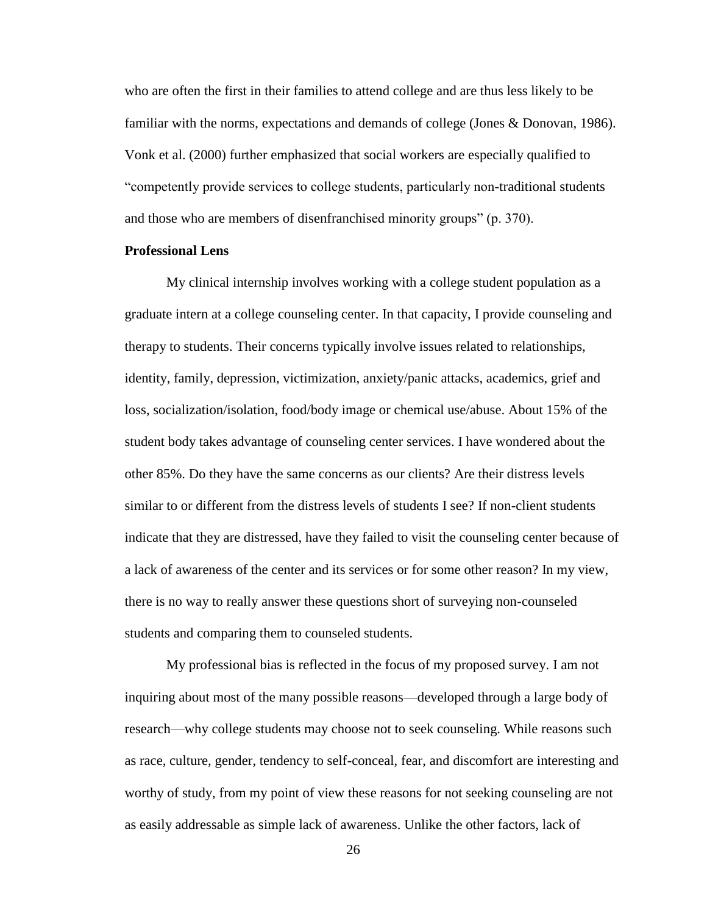who are often the first in their families to attend college and are thus less likely to be familiar with the norms, expectations and demands of college (Jones & Donovan, 1986). Vonk et al. (2000) further emphasized that social workers are especially qualified to "competently provide services to college students, particularly non-traditional students and those who are members of disenfranchised minority groups" (p. 370).

**Professional Lens**

My clinical internship involves working with a college student population as a graduate intern at a college counseling center. In that capacity, I provide counseling and therapy to students. Their concerns typically involve issues related to relationships, identity, family, depression, victimization, anxiety/panic attacks, academics, grief and loss, socialization/isolation, food/body image or chemical use/abuse. About 15% of the student body takes advantage of counseling center services. I have wondered about the other 85%. Do they have the same concerns as our clients? Are their distress levels similar to or different from the distress levels of students I see? If non-client students indicate that they are distressed, have they failed to visit the counseling center because of a lack of awareness of the center and its services or for some other reason? In my view, there is no way to really answer these questions short of surveying non-counseled students and comparing them to counseled students.

My professional bias is reflected in the focus of my proposed survey. I am not inquiring about most of the many possible reasons—developed through a large body of research—why college students may choose not to seek counseling. While reasons such as race, culture, gender, tendency to self-conceal, fear, and discomfort are interesting and worthy of study, from my point of view these reasons for not seeking counseling are not as easily addressable as simple lack of awareness. Unlike the other factors, lack of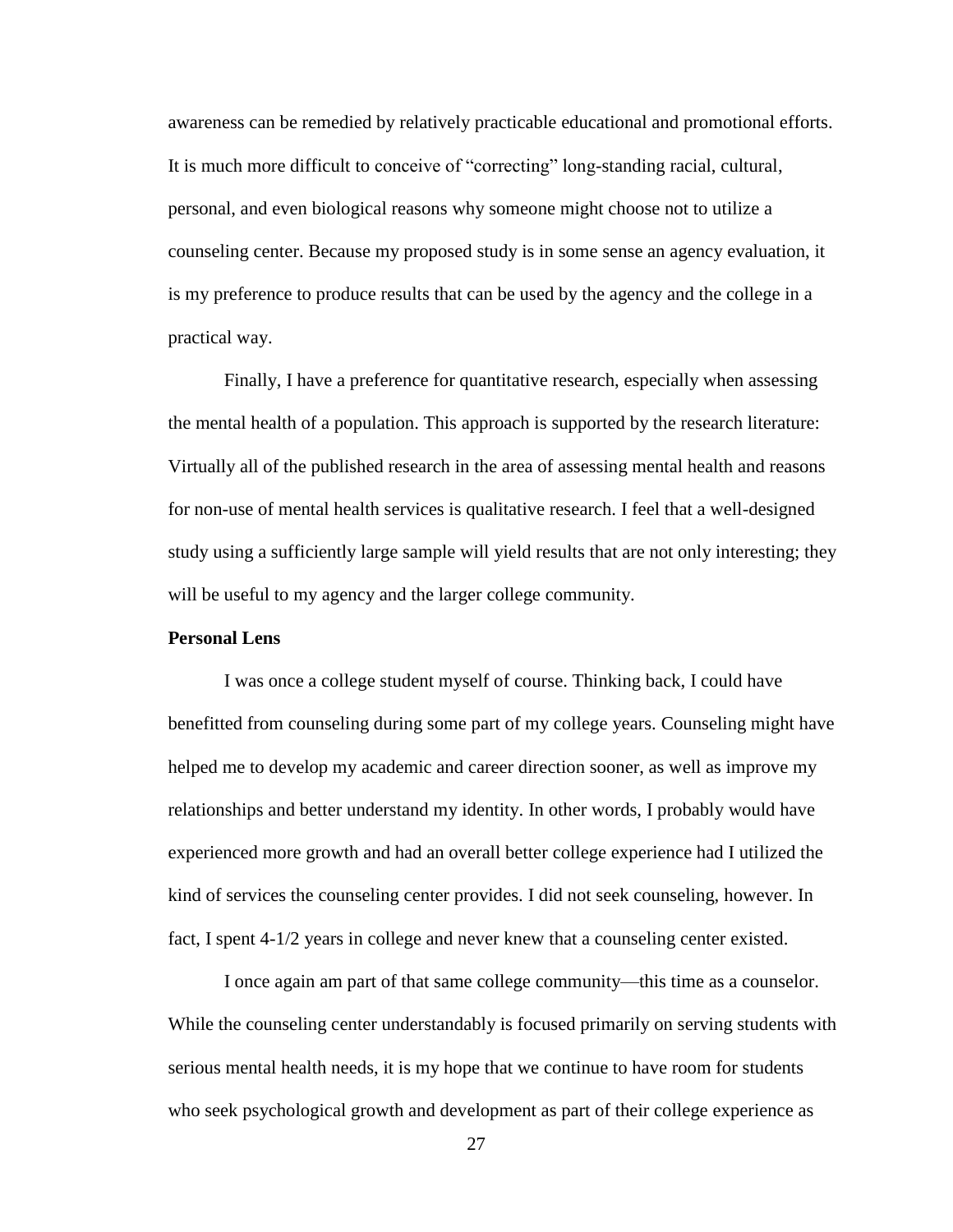awareness can be remedied by relatively practicable educational and promotional efforts. It is much more difficult to conceive of "correcting" long-standing racial, cultural, personal, and even biological reasons why someone might choose not to utilize a counseling center. Because my proposed study is in some sense an agency evaluation, it is my preference to produce results that can be used by the agency and the college in a practical way.

Finally, I have a preference for quantitative research, especially when assessing the mental health of a population. This approach is supported by the research literature: Virtually all of the published research in the area of assessing mental health and reasons for non-use of mental health services is qualitative research. I feel that a well-designed study using a sufficiently large sample will yield results that are not only interesting; they will be useful to my agency and the larger college community.

**Personal Lens**

I was once a college student myself of course. Thinking back, I could have benefitted from counseling during some part of my college years. Counseling might have helped me to develop my academic and career direction sooner, as well as improve my relationships and better understand my identity. In other words, I probably would have experienced more growth and had an overall better college experience had I utilized the kind of services the counseling center provides. I did not seek counseling, however. In fact, I spent 4-1/2 years in college and never knew that a counseling center existed.

I once again am part of that same college community—this time as a counselor. While the counseling center understandably is focused primarily on serving students with serious mental health needs, it is my hope that we continue to have room for students who seek psychological growth and development as part of their college experience as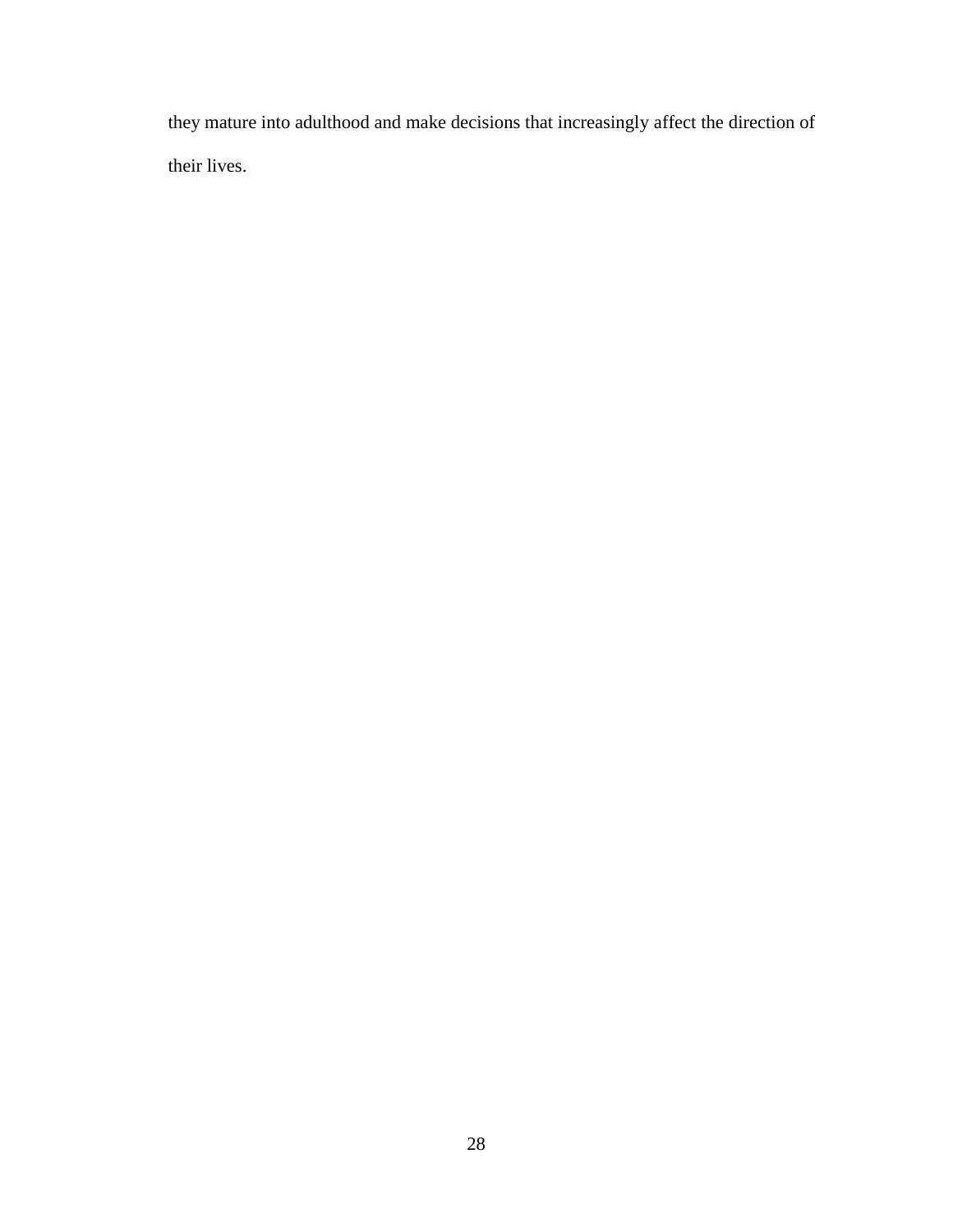they mature into adulthood and make decisions that increasingly affect the direction of their lives.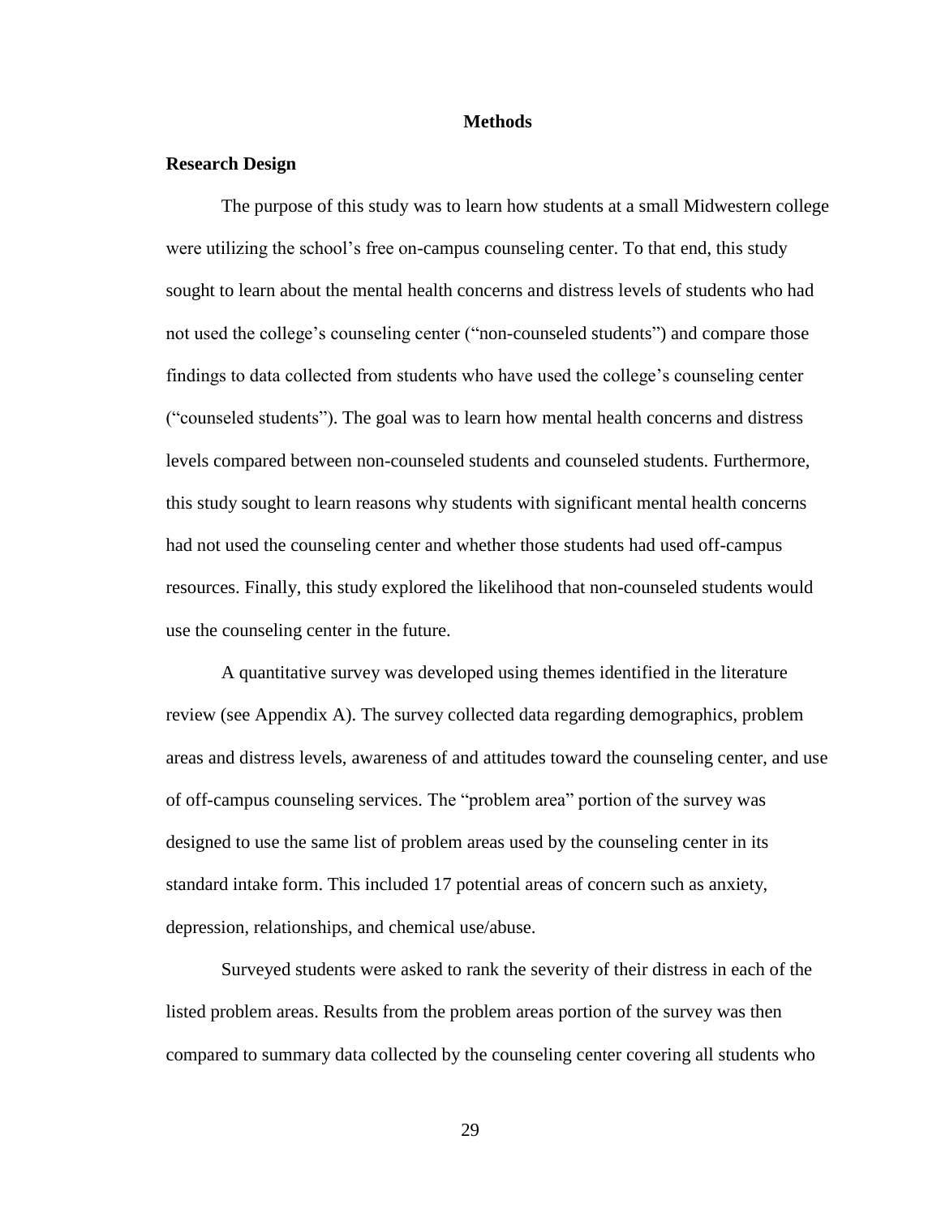# Methods

## Research Design

The purpose of this study was to learn how students at a small Midwestern college were utilizing the school's free on-campus counseling center. To that end, this study sought to learn about the mental health concerns and distress levels of students who had not used the college's counseling center ("non-counseled students") and compare those findings to data collected from students who have used the college's counseling center ("counseled students"). The goal was to learn how mental health concerns and distress levels compared between non-counseled students and counseled students. Furthermore, this study sought to learn reasons why students with significant mental health concerns had not used the counseling center and whether those students had used off-campus resources. Finally, this study explored the likelihood that non-counseled students would use the counseling center in the future.

A quantitative survey was developed using themes identified in the literature review (see Appendix A). The survey collected data regarding demographics, problem areas and distress levels, awareness of and attitudes toward the counseling center, and use of off-campus counseling services. The "problem area" portion of the survey was designed to use the same list of problem areas used by the counseling center in its standard intake form. This included 17 potential areas of concern such as anxiety, depression, relationships, and chemical use/abuse.

Surveyed students were asked to rank the severity of their distress in each of the listed problem areas. Results from the problem areas portion of the survey was then compared to summary data collected by the counseling center covering all students who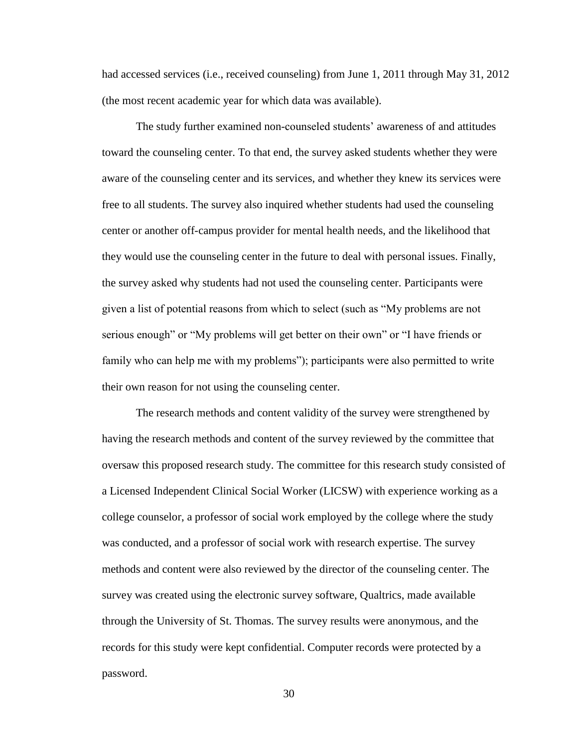had accessed services (i.e., received counseling) from June 1, 2011 through May 31, 2012 (the most recent academic year for which data was available).

The study further examined non-counseled students' awareness of and attitudes toward the counseling center. To that end, the survey asked students whether they were aware of the counseling center and its services, and whether they knew its services were free to all students. The survey also inquired whether students had used the counseling center or another off-campus provider for mental health needs, and the likelihood that they would use the counseling center in the future to deal with personal issues. Finally, the survey asked why students had not used the counseling center. Participants were given a list of potential reasons from which to select (such as "My problems are not serious enough" or "My problems will get better on their own" or "I have friends or family who can help me with my problems"); participants were also permitted to write their own reason for not using the counseling center.

The research methods and content validity of the survey were strengthened by having the research methods and content of the survey reviewed by the committee that oversaw this proposed research study. The committee for this research study consisted of a Licensed Independent Clinical Social Worker (LICSW) with experience working as a college counselor, a professor of social work employed by the college where the study was conducted, and a professor of social work with research expertise. The survey methods and content were also reviewed by the director of the counseling center. The survey was created using the electronic survey software, Qualtrics, made available through the University of St. Thomas. The survey results were anonymous, and the records for this study were kept confidential. Computer records were protected by a password.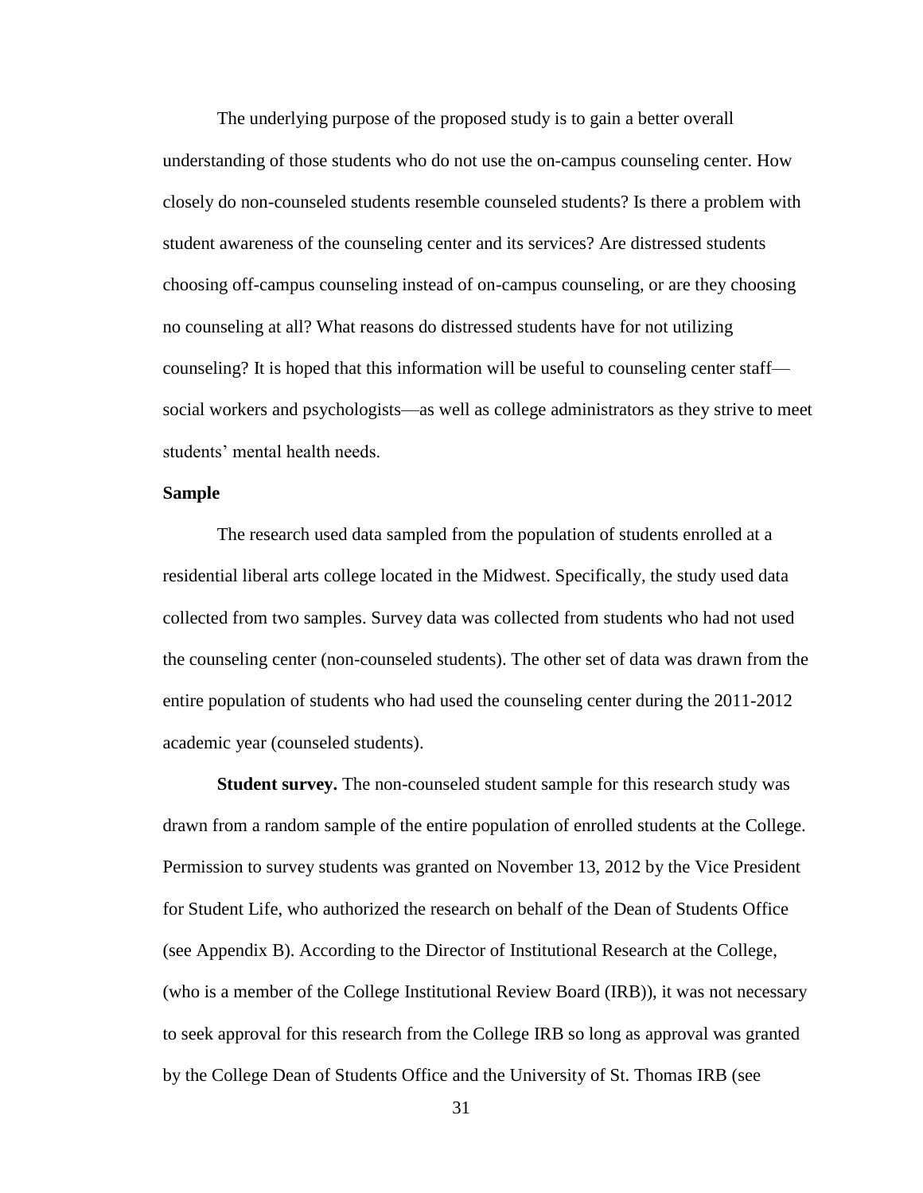The underlying purpose of the proposed study is to gain a better overall understanding of those students who do not use the on-campus counseling center. How closely do non-counseled students resemble counseled students? Is there a problem with student awareness of the counseling center and its services? Are distressed students choosing off-campus counseling instead of on-campus counseling, or are they choosing no counseling at all? What reasons do distressed students have for not utilizing counseling? It is hoped that this information will be useful to counseling center staff—social workers and psychologists—as well as college administrators as they strive to meet students' mental health needs.

## Sample

The research used data sampled from the population of students enrolled at a residential liberal arts college located in the Midwest. Specifically, the study used data collected from two samples. Survey data was collected from students who had not used the counseling center (non-counseled students). The other set of data was drawn from the entire population of students who had used the counseling center during the 2011-2012 academic year (counseled students).

**Student survey.** The non-counseled student sample for this research study was drawn from a random sample of the entire population of enrolled students at the College. Permission to survey students was granted on November 13, 2012 by the Vice President for Student Life, who authorized the research on behalf of the Dean of Students Office (see Appendix B). According to the Director of Institutional Research at the College, (who is a member of the College Institutional Review Board (IRB)), it was not necessary to seek approval for this research from the College IRB so long as approval was granted by the College Dean of Students Office and the University of St. Thomas IRB (see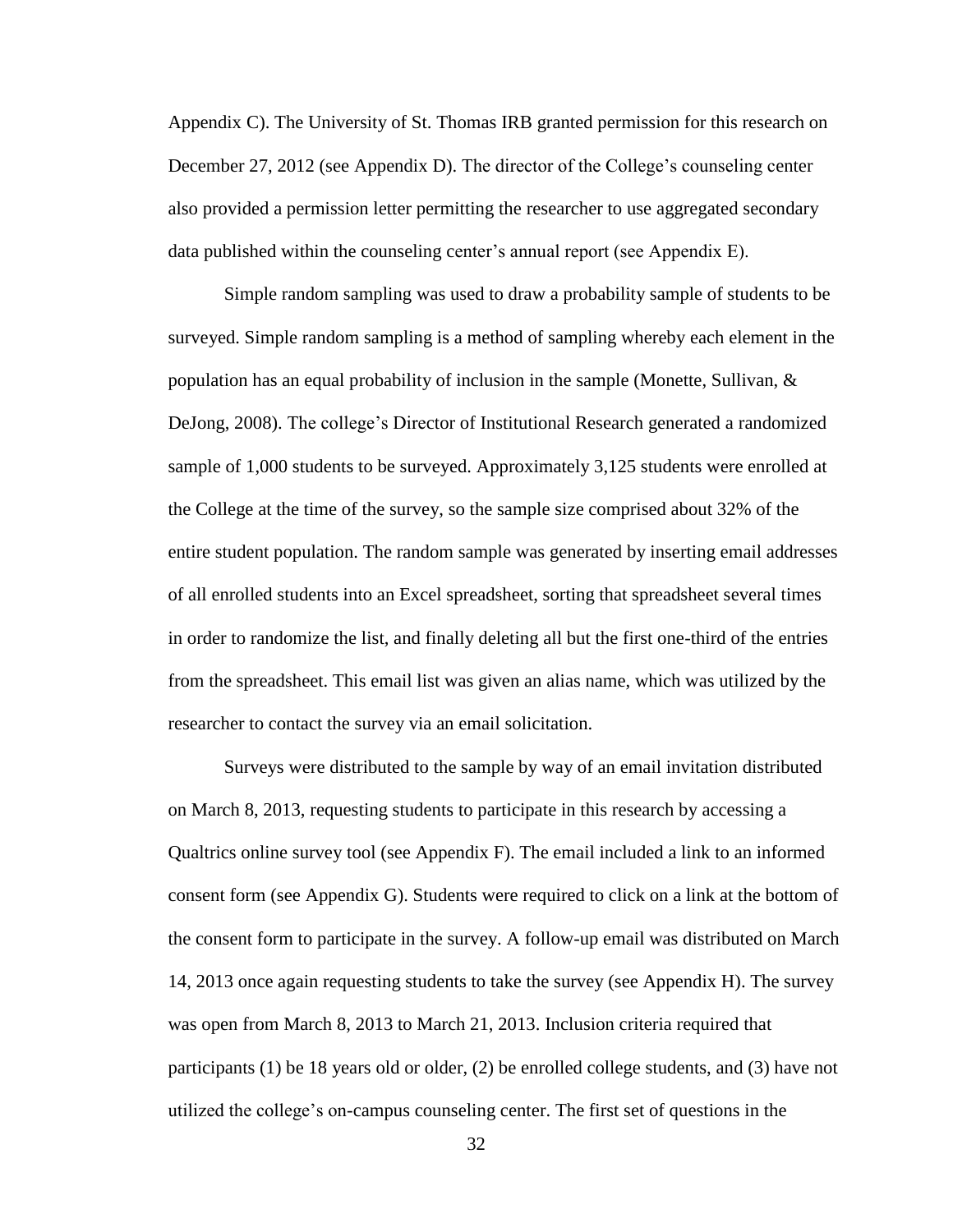Appendix C). The University of St. Thomas IRB granted permission for this research on December 27, 2012 (see Appendix D). The director of the College's counseling center also provided a permission letter permitting the researcher to use aggregated secondary data published within the counseling center's annual report (see Appendix E).

Simple random sampling was used to draw a probability sample of students to be surveyed. Simple random sampling is a method of sampling whereby each element in the population has an equal probability of inclusion in the sample (Monette, Sullivan, & DeJong, 2008). The college's Director of Institutional Research generated a randomized sample of 1,000 students to be surveyed. Approximately 3,125 students were enrolled at the College at the time of the survey, so the sample size comprised about 32% of the entire student population. The random sample was generated by inserting email addresses of all enrolled students into an Excel spreadsheet, sorting that spreadsheet several times in order to randomize the list, and finally deleting all but the first one-third of the entries from the spreadsheet. This email list was given an alias name, which was utilized by the researcher to contact the survey via an email solicitation.

Surveys were distributed to the sample by way of an email invitation distributed on March 8, 2013, requesting students to participate in this research by accessing a Qualtrics online survey tool (see Appendix F). The email included a link to an informed consent form (see Appendix G). Students were required to click on a link at the bottom of the consent form to participate in the survey. A follow-up email was distributed on March 14, 2013 once again requesting students to take the survey (see Appendix H). The survey was open from March 8, 2013 to March 21, 2013. Inclusion criteria required that participants (1) be 18 years old or older, (2) be enrolled college students, and (3) have not utilized the college's on-campus counseling center. The first set of questions in the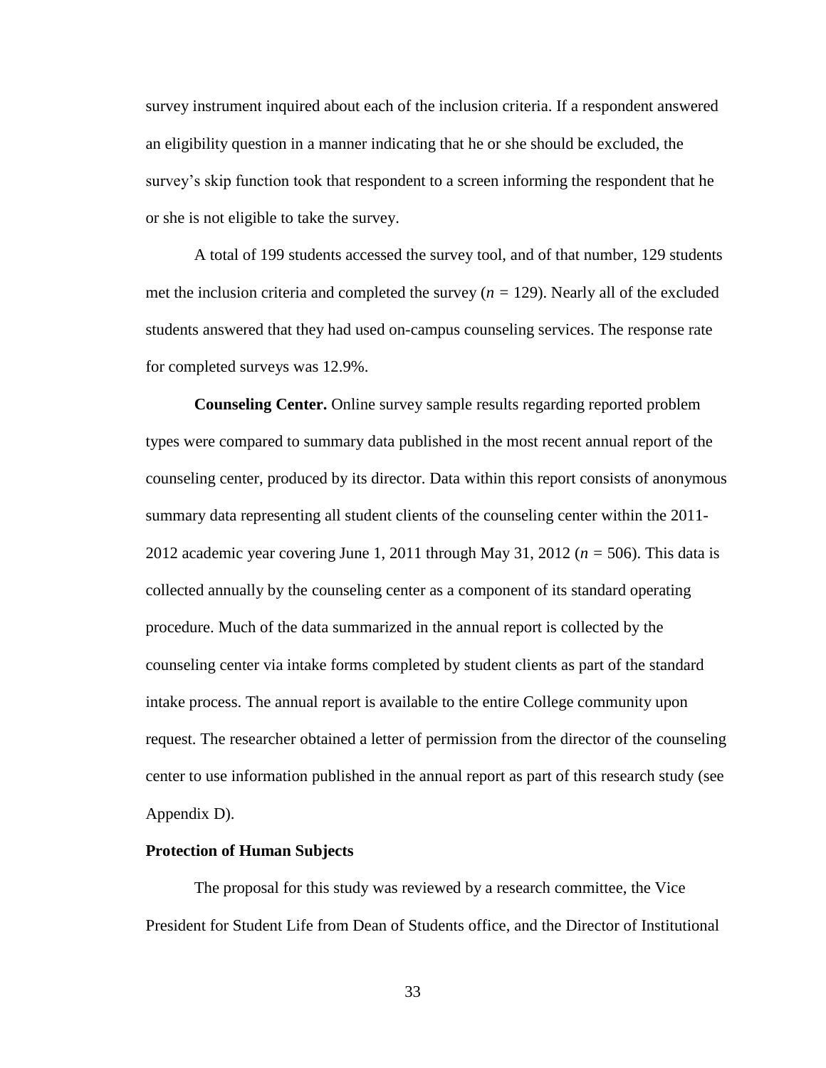survey instrument inquired about each of the inclusion criteria. If a respondent answered an eligibility question in a manner indicating that he or she should be excluded, the survey's skip function took that respondent to a screen informing the respondent that he or she is not eligible to take the survey.

A total of 199 students accessed the survey tool, and of that number, 129 students met the inclusion criteria and completed the survey ($n = 129$). Nearly all of the excluded students answered that they had used on-campus counseling services. The response rate for completed surveys was 12.9%.

**Counseling Center.** Online survey sample results regarding reported problem types were compared to summary data published in the most recent annual report of the counseling center, produced by its director. Data within this report consists of anonymous summary data representing all student clients of the counseling center within the 2011-2012 academic year covering June 1, 2011 through May 31, 2012 ($n = 506$). This data is collected annually by the counseling center as a component of its standard operating procedure. Much of the data summarized in the annual report is collected by the counseling center via intake forms completed by student clients as part of the standard intake process. The annual report is available to the entire College community upon request. The researcher obtained a letter of permission from the director of the counseling center to use information published in the annual report as part of this research study (see Appendix D).

## Protection of Human Subjects

The proposal for this study was reviewed by a research committee, the Vice President for Student Life from Dean of Students office, and the Director of Institutional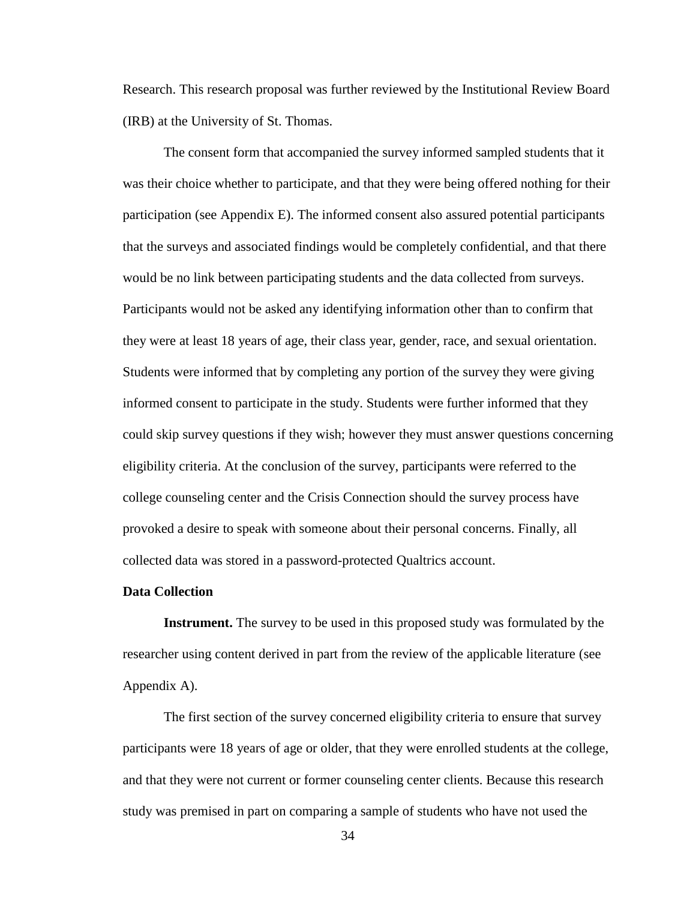Research. This research proposal was further reviewed by the Institutional Review Board (IRB) at the University of St. Thomas.

The consent form that accompanied the survey informed sampled students that it was their choice whether to participate, and that they were being offered nothing for their participation (see Appendix E). The informed consent also assured potential participants that the surveys and associated findings would be completely confidential, and that there would be no link between participating students and the data collected from surveys. Participants would not be asked any identifying information other than to confirm that they were at least 18 years of age, their class year, gender, race, and sexual orientation. Students were informed that by completing any portion of the survey they were giving informed consent to participate in the study. Students were further informed that they could skip survey questions if they wish; however they must answer questions concerning eligibility criteria. At the conclusion of the survey, participants were referred to the college counseling center and the Crisis Connection should the survey process have provoked a desire to speak with someone about their personal concerns. Finally, all collected data was stored in a password-protected Qualtrics account.

### Data Collection

**Instrument.** The survey to be used in this proposed study was formulated by the researcher using content derived in part from the review of the applicable literature (see Appendix A).

The first section of the survey concerned eligibility criteria to ensure that survey participants were 18 years of age or older, that they were enrolled students at the college, and that they were not current or former counseling center clients. Because this research study was premised in part on comparing a sample of students who have not used the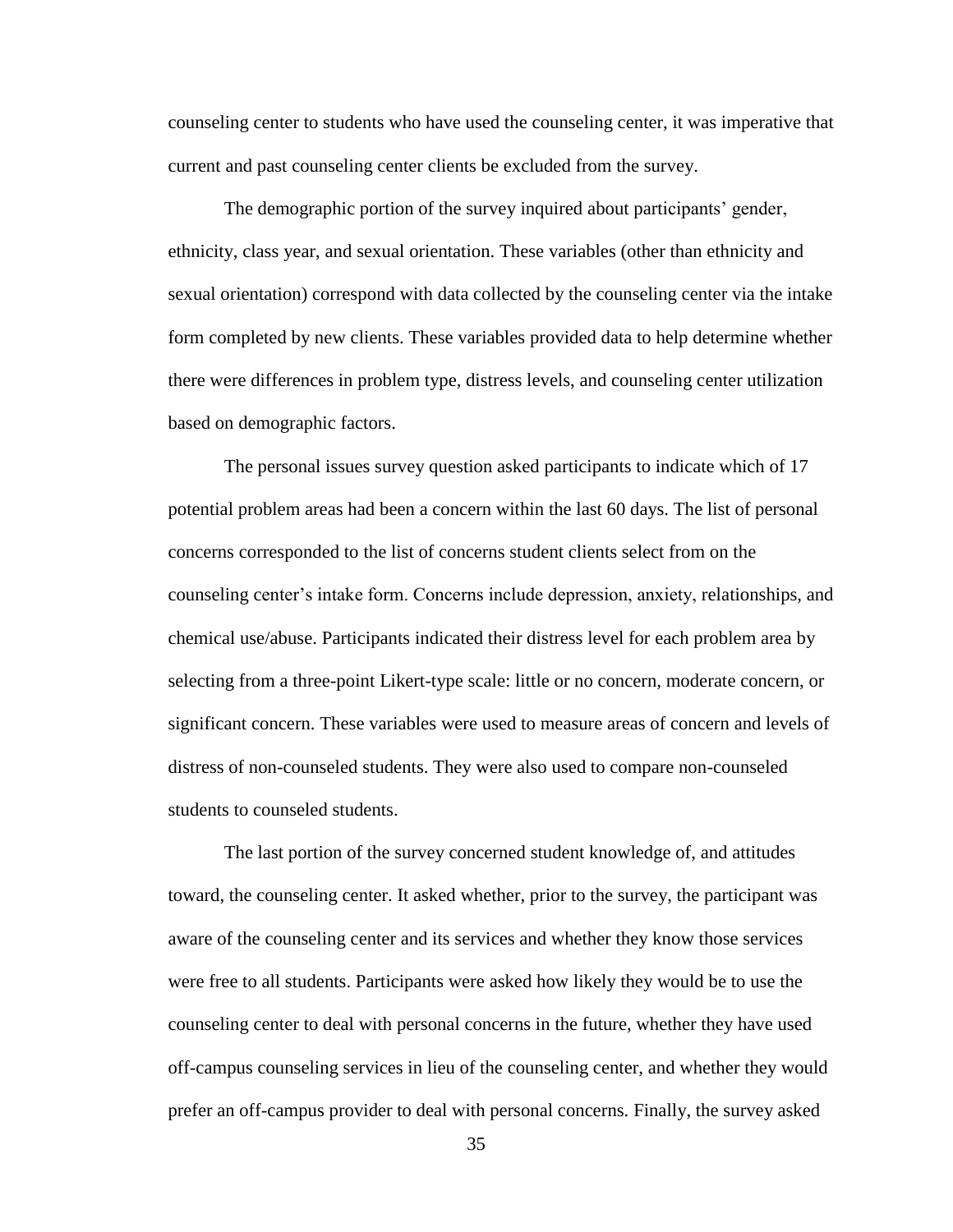counseling center to students who have used the counseling center, it was imperative that current and past counseling center clients be excluded from the survey.

The demographic portion of the survey inquired about participants' gender, ethnicity, class year, and sexual orientation. These variables (other than ethnicity and sexual orientation) correspond with data collected by the counseling center via the intake form completed by new clients. These variables provided data to help determine whether there were differences in problem type, distress levels, and counseling center utilization based on demographic factors.

The personal issues survey question asked participants to indicate which of 17 potential problem areas had been a concern within the last 60 days. The list of personal concerns corresponded to the list of concerns student clients select from on the counseling center's intake form. Concerns include depression, anxiety, relationships, and chemical use/abuse. Participants indicated their distress level for each problem area by selecting from a three-point Likert-type scale: little or no concern, moderate concern, or significant concern. These variables were used to measure areas of concern and levels of distress of non-counseled students. They were also used to compare non-counseled students to counseled students.

The last portion of the survey concerned student knowledge of, and attitudes toward, the counseling center. It asked whether, prior to the survey, the participant was aware of the counseling center and its services and whether they know those services were free to all students. Participants were asked how likely they would be to use the counseling center to deal with personal concerns in the future, whether they have used off-campus counseling services in lieu of the counseling center, and whether they would prefer an off-campus provider to deal with personal concerns. Finally, the survey asked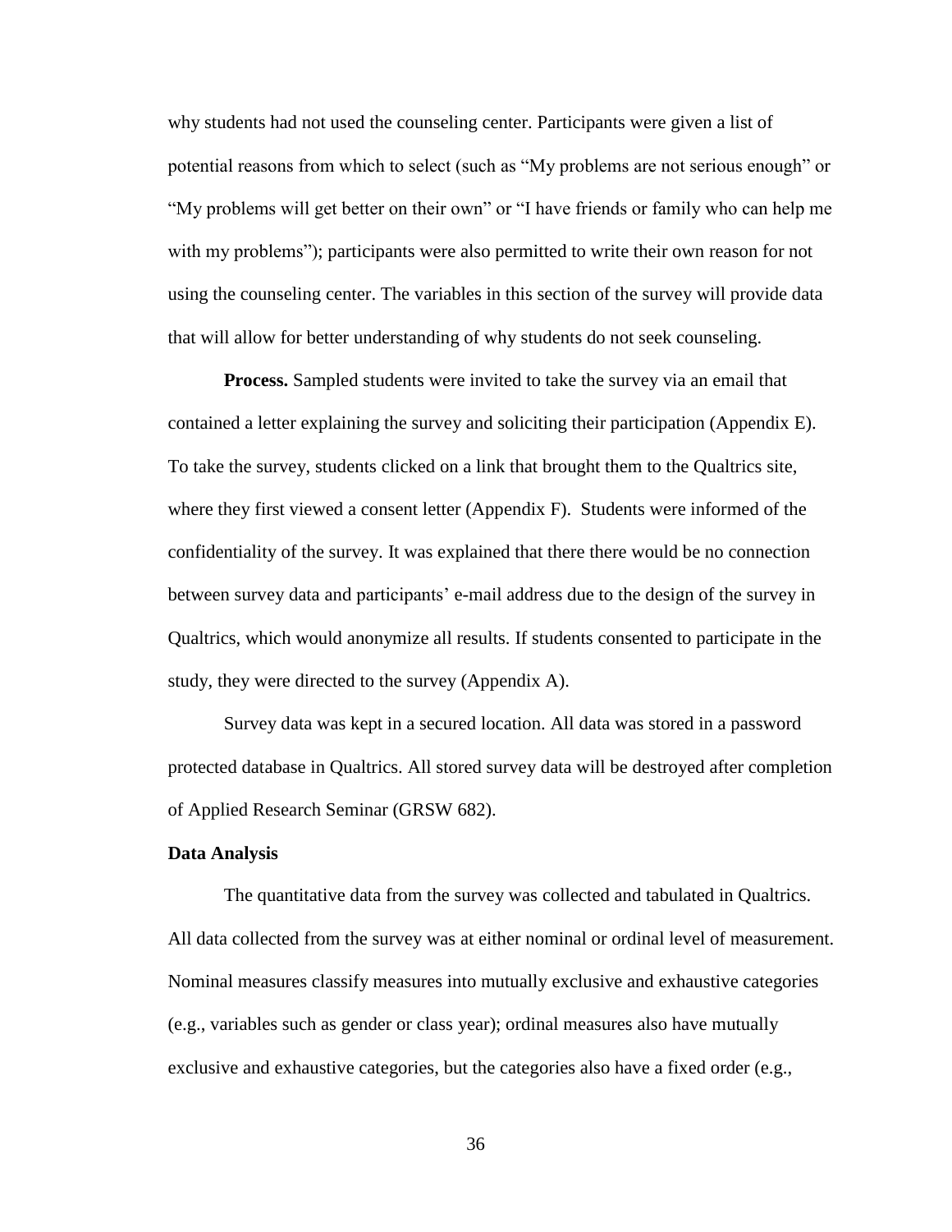why students had not used the counseling center. Participants were given a list of potential reasons from which to select (such as "My problems are not serious enough" or "My problems will get better on their own" or "I have friends or family who can help me with my problems"); participants were also permitted to write their own reason for not using the counseling center. The variables in this section of the survey will provide data that will allow for better understanding of why students do not seek counseling.

**Process.** Sampled students were invited to take the survey via an email that contained a letter explaining the survey and soliciting their participation (Appendix E). To take the survey, students clicked on a link that brought them to the Qualtrics site, where they first viewed a consent letter (Appendix F). Students were informed of the confidentiality of the survey. It was explained that there there would be no connection between survey data and participants' e-mail address due to the design of the survey in Qualtrics, which would anonymize all results. If students consented to participate in the study, they were directed to the survey (Appendix A).

Survey data was kept in a secured location. All data was stored in a password protected database in Qualtrics. All stored survey data will be destroyed after completion of Applied Research Seminar (GRSW 682).

## Data Analysis

The quantitative data from the survey was collected and tabulated in Qualtrics. All data collected from the survey was at either nominal or ordinal level of measurement. Nominal measures classify measures into mutually exclusive and exhaustive categories (e.g., variables such as gender or class year); ordinal measures also have mutually exclusive and exhaustive categories, but the categories also have a fixed order (e.g.,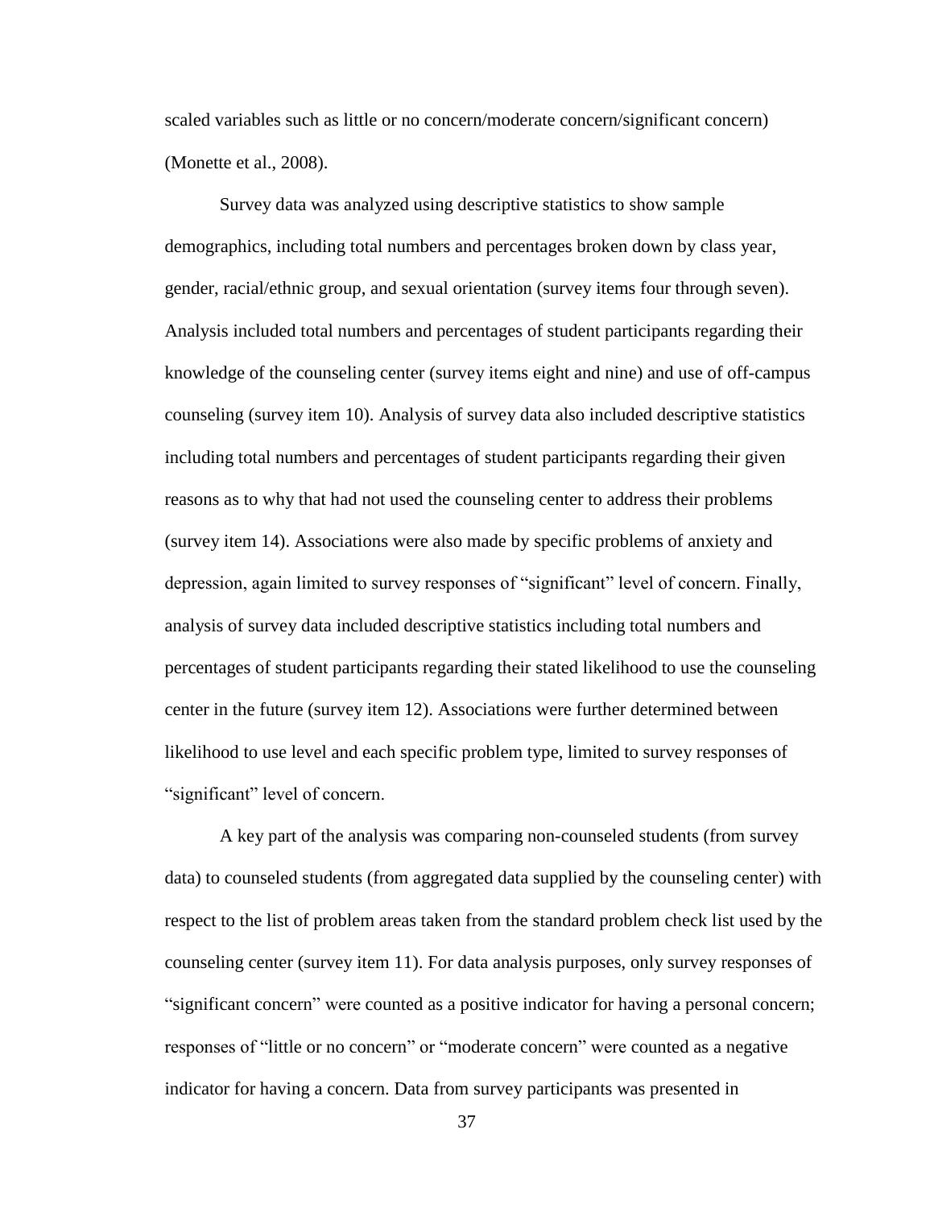scaled variables such as little or no concern/moderate concern/significant concern) (Monette et al., 2008).

Survey data was analyzed using descriptive statistics to show sample demographics, including total numbers and percentages broken down by class year, gender, racial/ethnic group, and sexual orientation (survey items four through seven). Analysis included total numbers and percentages of student participants regarding their knowledge of the counseling center (survey items eight and nine) and use of off-campus counseling (survey item 10). Analysis of survey data also included descriptive statistics including total numbers and percentages of student participants regarding their given reasons as to why that had not used the counseling center to address their problems (survey item 14). Associations were also made by specific problems of anxiety and depression, again limited to survey responses of "significant" level of concern. Finally, analysis of survey data included descriptive statistics including total numbers and percentages of student participants regarding their stated likelihood to use the counseling center in the future (survey item 12). Associations were further determined between likelihood to use level and each specific problem type, limited to survey responses of "significant" level of concern.

A key part of the analysis was comparing non-counseled students (from survey data) to counseled students (from aggregated data supplied by the counseling center) with respect to the list of problem areas taken from the standard problem check list used by the counseling center (survey item 11). For data analysis purposes, only survey responses of "significant concern" were counted as a positive indicator for having a personal concern; responses of "little or no concern" or "moderate concern" were counted as a negative indicator for having a concern. Data from survey participants was presented in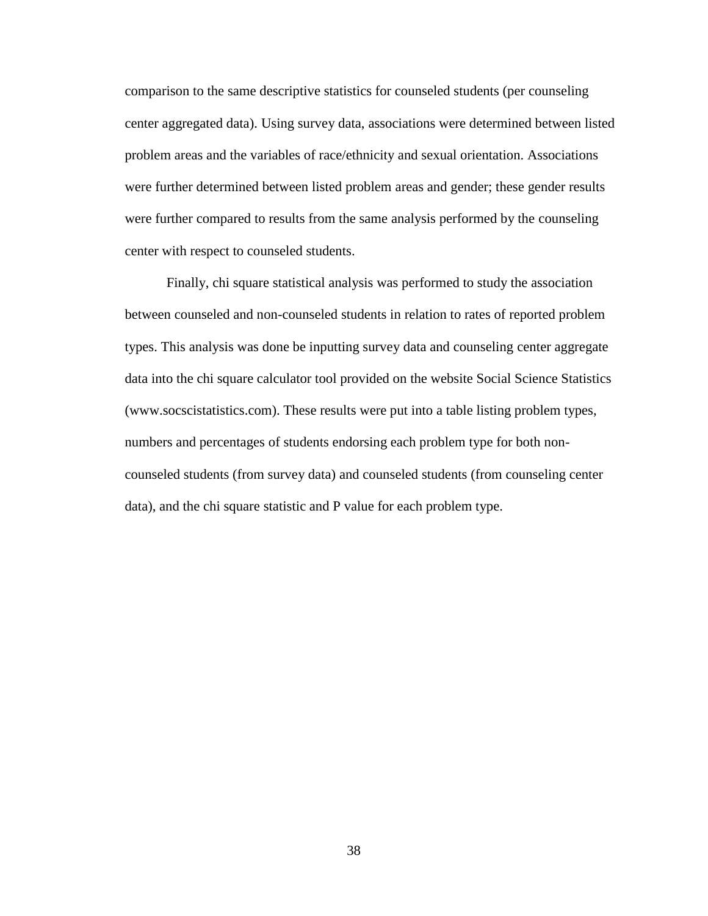comparison to the same descriptive statistics for counseled students (per counseling center aggregated data). Using survey data, associations were determined between listed problem areas and the variables of race/ethnicity and sexual orientation. Associations were further determined between listed problem areas and gender; these gender results were further compared to results from the same analysis performed by the counseling center with respect to counseled students.

Finally, chi square statistical analysis was performed to study the association between counseled and non-counseled students in relation to rates of reported problem types. This analysis was done be inputting survey data and counseling center aggregate data into the chi square calculator tool provided on the website Social Science Statistics (www.socscistatistics.com). These results were put into a table listing problem types, numbers and percentages of students endorsing each problem type for both non-counseled students (from survey data) and counseled students (from counseling center data), and the chi square statistic and P value for each problem type.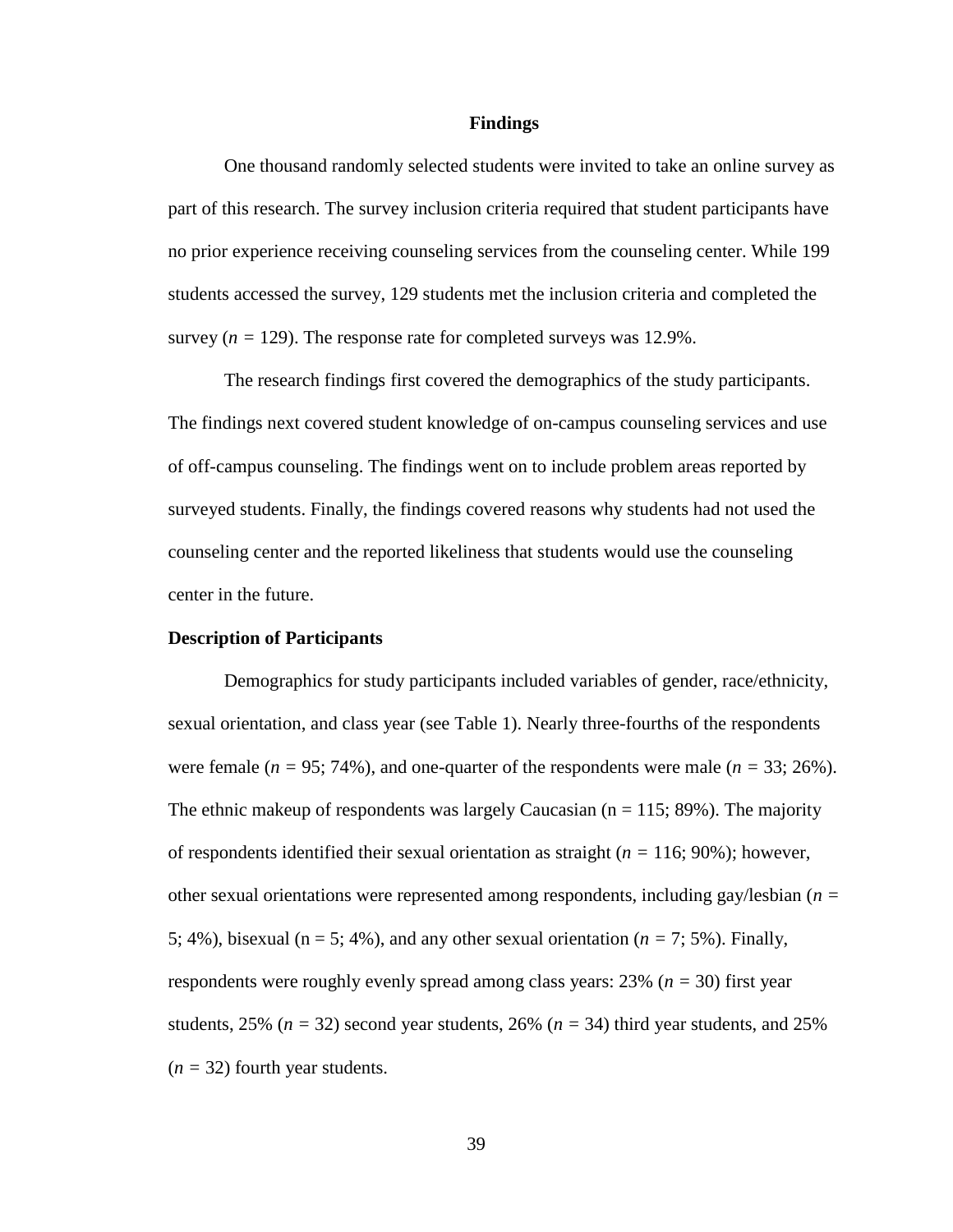# Findings

One thousand randomly selected students were invited to take an online survey as part of this research. The survey inclusion criteria required that student participants have no prior experience receiving counseling services from the counseling center. While 199 students accessed the survey, 129 students met the inclusion criteria and completed the survey ($n$ = 129). The response rate for completed surveys was 12.9%.

The research findings first covered the demographics of the study participants. The findings next covered student knowledge of on-campus counseling services and use of off-campus counseling. The findings went on to include problem areas reported by surveyed students. Finally, the findings covered reasons why students had not used the counseling center and the reported likeliness that students would use the counseling center in the future.

## Description of Participants

Demographics for study participants included variables of gender, race/ethnicity, sexual orientation, and class year (see Table 1). Nearly three-fourths of the respondents were female ($n$ = 95; 74%), and one-quarter of the respondents were male ($n$ = 33; 26%). The ethnic makeup of respondents was largely Caucasian (n = 115; 89%). The majority of respondents identified their sexual orientation as straight ($n$ = 116; 90%); however, other sexual orientations were represented among respondents, including gay/lesbian ($n$ = 5; 4%), bisexual (n = 5; 4%), and any other sexual orientation ($n$ = 7; 5%). Finally, respondents were roughly evenly spread among class years: 23% ($n$ = 30) first year students, 25% ($n$ = 32) second year students, 26% ($n$ = 34) third year students, and 25% ($n$ = 32) fourth year students.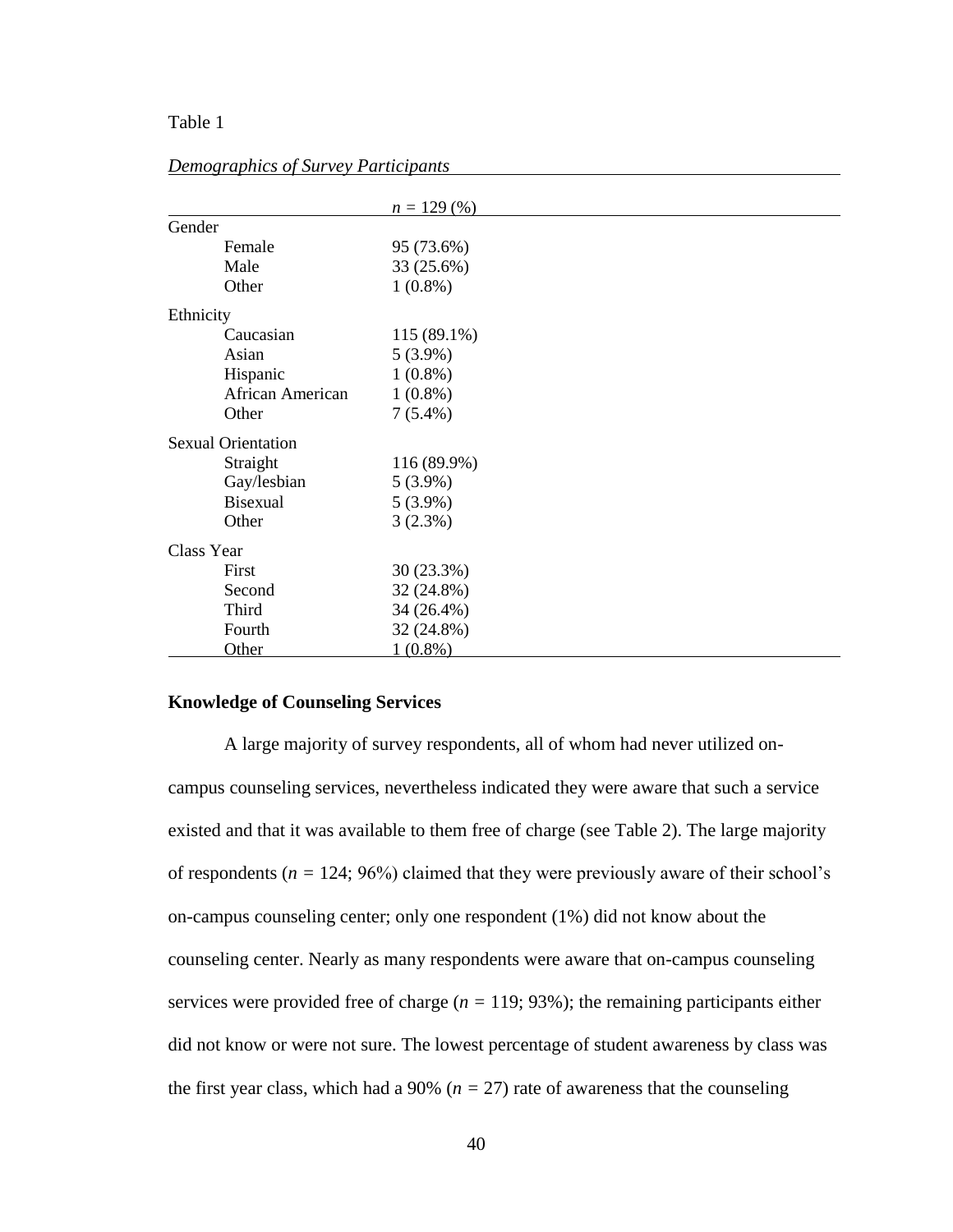Table 1

*Demographics of Survey Participants*

| | $n$ = 129 (%) |
|---|---|
| Gender | |
| Female | 95 (73.6%) |
| Male | 33 (25.6%) |
| Other | 1 (0.8%) |
| Ethnicity | |
| Caucasian | 115 (89.1%) |
| Asian | 5 (3.9%) |
| Hispanic | 1 (0.8%) |
| African American | 1 (0.8%) |
| Other | 7 (5.4%) |
| Sexual Orientation | |
| Straight | 116 (89.9%) |
| Gay/lesbian | 5 (3.9%) |
| Bisexual | 5 (3.9%) |
| Other | 3 (2.3%) |
| Class Year | |
| First | 30 (23.3%) |
| Second | 32 (24.8%) |
| Third | 34 (26.4%) |
| Fourth | 32 (24.8%) |
| Other | 1 (0.8%) |

## Knowledge of Counseling Services

A large majority of survey respondents, all of whom had never utilized on-campus counseling services, nevertheless indicated they were aware that such a service existed and that it was available to them free of charge (see Table 2). The large majority of respondents ($n$ = 124; 96%) claimed that they were previously aware of their school's on-campus counseling center; only one respondent (1%) did not know about the counseling center. Nearly as many respondents were aware that on-campus counseling services were provided free of charge ($n$ = 119; 93%); the remaining participants either did not know or were not sure. The lowest percentage of student awareness by class was the first year class, which had a 90% ($n$ = 27) rate of awareness that the counseling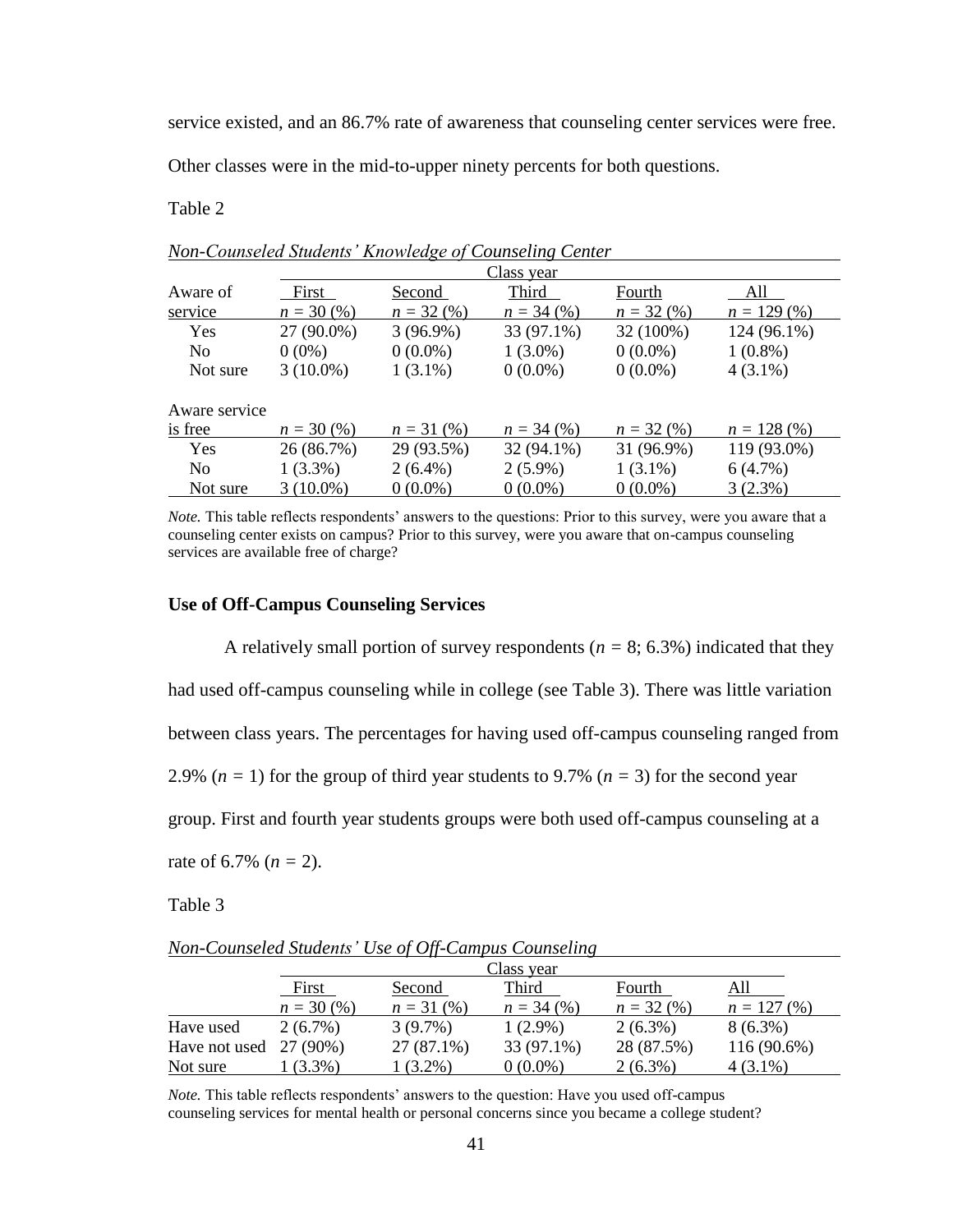service existed, and an 86.7% rate of awareness that counseling center services were free. Other classes were in the mid-to-upper ninety percents for both questions.

Table 2

*Non-Counseled Students' Knowledge of Counseling Center*

| | Class year | | | | |
|---|---|---|---|---|---|
| Aware of service | First $n$ = 30 (%) | Second $n$ = 32 (%) | Third $n$ = 34 (%) | Fourth $n$ = 32 (%) | All $n$ = 129 (%) |
| Yes | 27 (90.0%) | 3 (96.9%) | 33 (97.1%) | 32 (100%) | 124 (96.1%) |
| No | 0 (0%) | 0 (0.0%) | 1 (3.0%) | 0 (0.0%) | 1 (0.8%) |
| Not sure | 3 (10.0%) | 1 (3.1%) | 0 (0.0%) | 0 (0.0%) | 4 (3.1%) |
| Aware service is free | $n$ = 30 (%) | $n$ = 31 (%) | $n$ = 34 (%) | $n$ = 32 (%) | $n$ = 128 (%) |
| Yes | 26 (86.7%) | 29 (93.5%) | 32 (94.1%) | 31 (96.9%) | 119 (93.0%) |
| No | 1 (3.3%) | 2 (6.4%) | 2 (5.9%) | 1 (3.1%) | 6 (4.7%) |
| Not sure | 3 (10.0%) | 0 (0.0%) | 0 (0.0%) | 0 (0.0%) | 3 (2.3%) |

*Note.* This table reflects respondents' answers to the questions: Prior to this survey, were you aware that a counseling center exists on campus? Prior to this survey, were you aware that on-campus counseling services are available free of charge?

### Use of Off-Campus Counseling Services

A relatively small portion of survey respondents ($n$ = 8; 6.3%) indicated that they had used off-campus counseling while in college (see Table 3). There was little variation between class years. The percentages for having used off-campus counseling ranged from 2.9% ($n$ = 1) for the group of third year students to 9.7% ($n$ = 3) for the second year group. First and fourth year students groups were both used off-campus counseling at a rate of 6.7% ($n$ = 2).

Table 3

*Non-Counseled Students' Use of Off-Campus Counseling*

| | Class year | | | | |
|---|---|---|---|---|---|
| | First $n$ = 30 (%) | Second $n$ = 31 (%) | Third $n$ = 34 (%) | Fourth $n$ = 32 (%) | All $n$ = 127 (%) |
| Have used | 2 (6.7%) | 3 (9.7%) | 1 (2.9%) | 2 (6.3%) | 8 (6.3%) |
| Have not used | 27 (90%) | 27 (87.1%) | 33 (97.1%) | 28 (87.5%) | 116 (90.6%) |
| Not sure | 1 (3.3%) | 1 (3.2%) | 0 (0.0%) | 2 (6.3%) | 4 (3.1%) |

*Note.* This table reflects respondents' answers to the question: Have you used off-campus counseling services for mental health or personal concerns since you became a college student?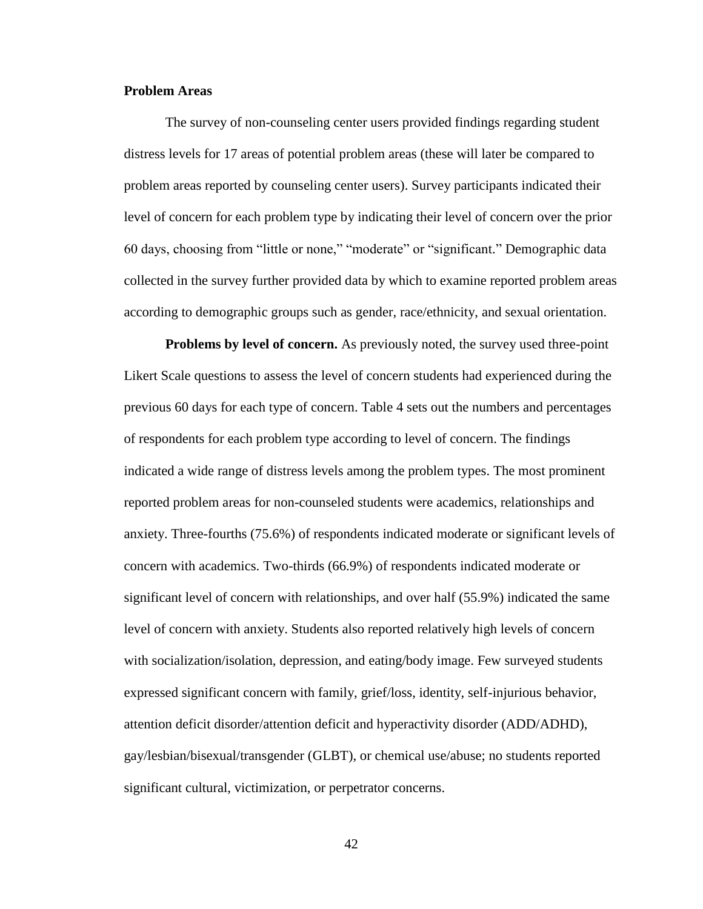**Problem Areas**

The survey of non-counseling center users provided findings regarding student distress levels for 17 areas of potential problem areas (these will later be compared to problem areas reported by counseling center users). Survey participants indicated their level of concern for each problem type by indicating their level of concern over the prior 60 days, choosing from “little or none,” “moderate” or “significant.” Demographic data collected in the survey further provided data by which to examine reported problem areas according to demographic groups such as gender, race/ethnicity, and sexual orientation.

**Problems by level of concern.** As previously noted, the survey used three-point Likert Scale questions to assess the level of concern students had experienced during the previous 60 days for each type of concern. Table 4 sets out the numbers and percentages of respondents for each problem type according to level of concern. The findings indicated a wide range of distress levels among the problem types. The most prominent reported problem areas for non-counseled students were academics, relationships and anxiety. Three-fourths (75.6%) of respondents indicated moderate or significant levels of concern with academics. Two-thirds (66.9%) of respondents indicated moderate or significant level of concern with relationships, and over half (55.9%) indicated the same level of concern with anxiety. Students also reported relatively high levels of concern with socialization/isolation, depression, and eating/body image. Few surveyed students expressed significant concern with family, grief/loss, identity, self-injurious behavior, attention deficit disorder/attention deficit and hyperactivity disorder (ADD/ADHD), gay/lesbian/bisexual/transgender (GLBT), or chemical use/abuse; no students reported significant cultural, victimization, or perpetrator concerns.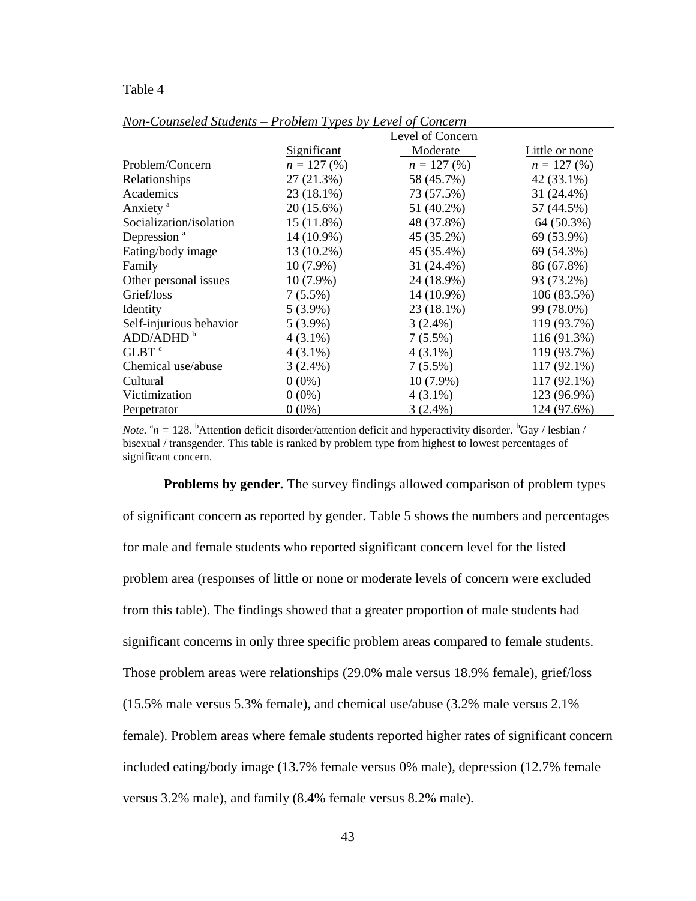Table 4

*Non-Counseled Students – Problem Types by Level of Concern*

| | Level of Concern | | |
|---|---|---|---|
| | Significant | Moderate | Little or none |
| Problem/Concern | *n* = 127 (%) | *n* = 127 (%) | *n* = 127 (%) |
| Relationships | 27 (21.3%) | 58 (45.7%) | 42 (33.1%) |
| Academics | 23 (18.1%) | 73 (57.5%) | 31 (24.4%) |
| Anxiety [a] | 20 (15.6%) | 51 (40.2%) | 57 (44.5%) |
| Socialization/isolation | 15 (11.8%) | 48 (37.8%) | 64 (50.3%) |
| Depression [a] | 14 (10.9%) | 45 (35.2%) | 69 (53.9%) |
| Eating/body image | 13 (10.2%) | 45 (35.4%) | 69 (54.3%) |
| Family | 10 (7.9%) | 31 (24.4%) | 86 (67.8%) |
| Other personal issues | 10 (7.9%) | 24 (18.9%) | 93 (73.2%) |
| Grief/loss | 7 (5.5%) | 14 (10.9%) | 106 (83.5%) |
| Identity | 5 (3.9%) | 23 (18.1%) | 99 (78.0%) |
| Self-injurious behavior | 5 (3.9%) | 3 (2.4%) | 119 (93.7%) |
| ADD/ADHD [b] | 4 (3.1%) | 7 (5.5%) | 116 (91.3%) |
| GLBT [c] | 4 (3.1%) | 4 (3.1%) | 119 (93.7%) |
| Chemical use/abuse | 3 (2.4%) | 7 (5.5%) | 117 (92.1%) |
| Cultural | 0 (0%) | 10 (7.9%) | 117 (92.1%) |
| Victimization | 0 (0%) | 4 (3.1%) | 123 (96.9%) |
| Perpetrator | 0 (0%) | 3 (2.4%) | 124 (97.6%) |

*Note.* [a]*n* = 128. [b]Attention deficit disorder/attention deficit and hyperactivity disorder. [b]Gay / lesbian / bisexual / transgender. This table is ranked by problem type from highest to lowest percentages of significant concern.

**Problems by gender.** The survey findings allowed comparison of problem types of significant concern as reported by gender. Table 5 shows the numbers and percentages for male and female students who reported significant concern level for the listed problem area (responses of little or none or moderate levels of concern were excluded from this table). The findings showed that a greater proportion of male students had significant concerns in only three specific problem areas compared to female students. Those problem areas were relationships (29.0% male versus 18.9% female), grief/loss (15.5% male versus 5.3% female), and chemical use/abuse (3.2% male versus 2.1% female). Problem areas where female students reported higher rates of significant concern included eating/body image (13.7% female versus 0% male), depression (12.7% female versus 3.2% male), and family (8.4% female versus 8.2% male).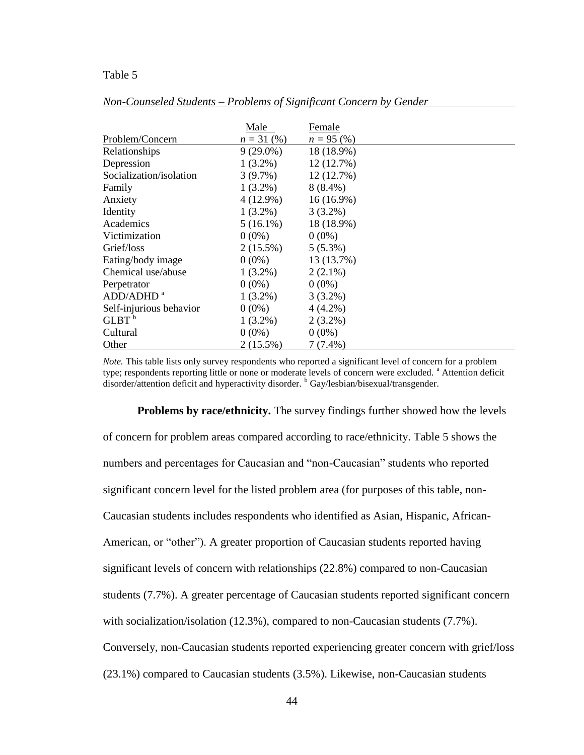Table 5

*Non-Counseled Students – Problems of Significant Concern by Gender*

| Problem/Concern | Male $n$ = 31 (%) | Female $n$ = 95 (%) |
|---|---|---|
| Relationships | 9 (29.0%) | 18 (18.9%) |
| Depression | 1 (3.2%) | 12 (12.7%) |
| Socialization/isolation | 3 (9.7%) | 12 (12.7%) |
| Family | 1 (3.2%) | 8 (8.4%) |
| Anxiety | 4 (12.9%) | 16 (16.9%) |
| Identity | 1 (3.2%) | 3 (3.2%) |
| Academics | 5 (16.1%) | 18 (18.9%) |
| Victimization | 0 (0%) | 0 (0%) |
| Grief/loss | 2 (15.5%) | 5 (5.3%) |
| Eating/body image | 0 (0%) | 13 (13.7%) |
| Chemical use/abuse | 1 (3.2%) | 2 (2.1%) |
| Perpetrator | 0 (0%) | 0 (0%) |
| ADD/ADHD [a] | 1 (3.2%) | 3 (3.2%) |
| Self-injurious behavior | 0 (0%) | 4 (4.2%) |
| GLBT [b] | 1 (3.2%) | 2 (3.2%) |
| Cultural | 0 (0%) | 0 (0%) |
| Other | 2 (15.5%) | 7 (7.4%) |

*Note.* This table lists only survey respondents who reported a significant level of concern for a problem type; respondents reporting little or none or moderate levels of concern were excluded. [a] Attention deficit disorder/attention deficit and hyperactivity disorder. [b] Gay/lesbian/bisexual/transgender.

**Problems by race/ethnicity.** The survey findings further showed how the levels of concern for problem areas compared according to race/ethnicity. Table 5 shows the numbers and percentages for Caucasian and "non-Caucasian" students who reported significant concern level for the listed problem area (for purposes of this table, non-Caucasian students includes respondents who identified as Asian, Hispanic, African-American, or "other"). A greater proportion of Caucasian students reported having significant levels of concern with relationships (22.8%) compared to non-Caucasian students (7.7%). A greater percentage of Caucasian students reported significant concern with socialization/isolation (12.3%), compared to non-Caucasian students (7.7%). Conversely, non-Caucasian students reported experiencing greater concern with grief/loss (23.1%) compared to Caucasian students (3.5%). Likewise, non-Caucasian students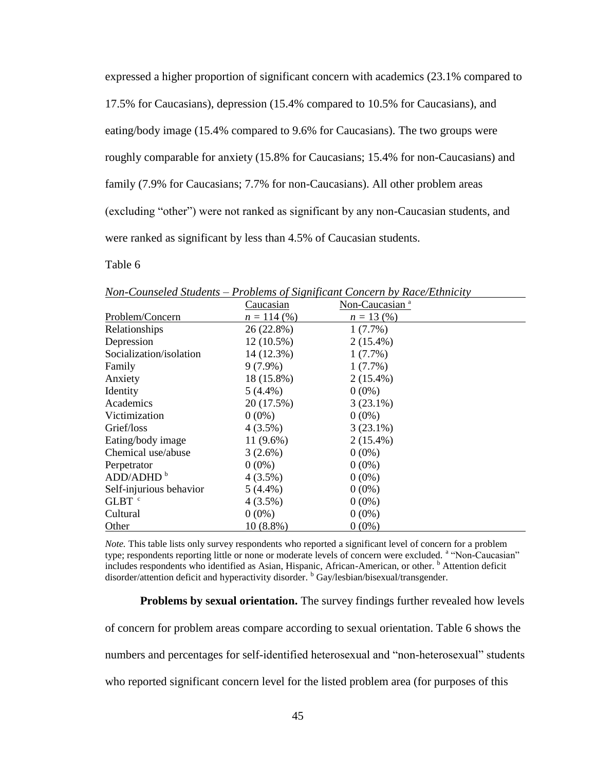expressed a higher proportion of significant concern with academics (23.1% compared to 17.5% for Caucasians), depression (15.4% compared to 10.5% for Caucasians), and eating/body image (15.4% compared to 9.6% for Caucasians). The two groups were roughly comparable for anxiety (15.8% for Caucasians; 15.4% for non-Caucasians) and family (7.9% for Caucasians; 7.7% for non-Caucasians). All other problem areas (excluding "other") were not ranked as significant by any non-Caucasian students, and were ranked as significant by less than 4.5% of Caucasian students.

Table 6

*Non-Counseled Students – Problems of Significant Concern by Race/Ethnicity*

| Problem/Concern | Caucasian<br>*n* = 114 (%) | Non-Caucasian [a]<br>*n* = 13 (%) |
|---|---|---|
| Relationships | 26 (22.8%) | 1 (7.7%) |
| Depression | 12 (10.5%) | 2 (15.4%) |
| Socialization/isolation | 14 (12.3%) | 1 (7.7%) |
| Family | 9 (7.9%) | 1 (7.7%) |
| Anxiety | 18 (15.8%) | 2 (15.4%) |
| Identity | 5 (4.4%) | 0 (0%) |
| Academics | 20 (17.5%) | 3 (23.1%) |
| Victimization | 0 (0%) | 0 (0%) |
| Grief/loss | 4 (3.5%) | 3 (23.1%) |
| Eating/body image | 11 (9.6%) | 2 (15.4%) |
| Chemical use/abuse | 3 (2.6%) | 0 (0%) |
| Perpetrator | 0 (0%) | 0 (0%) |
| ADD/ADHD [b] | 4 (3.5%) | 0 (0%) |
| Self-injurious behavior | 5 (4.4%) | 0 (0%) |
| GLBT [c] | 4 (3.5%) | 0 (0%) |
| Cultural | 0 (0%) | 0 (0%) |
| Other | 10 (8.8%) | 0 (0%) |

*Note.* This table lists only survey respondents who reported a significant level of concern for a problem type; respondents reporting little or none or moderate levels of concern were excluded. [a] "Non-Caucasian" includes respondents who identified as Asian, Hispanic, African-American, or other. [b] Attention deficit disorder/attention deficit and hyperactivity disorder. [b] Gay/lesbian/bisexual/transgender.

**Problems by sexual orientation.** The survey findings further revealed how levels of concern for problem areas compare according to sexual orientation. Table 6 shows the numbers and percentages for self-identified heterosexual and "non-heterosexual" students who reported significant concern level for the listed problem area (for purposes of this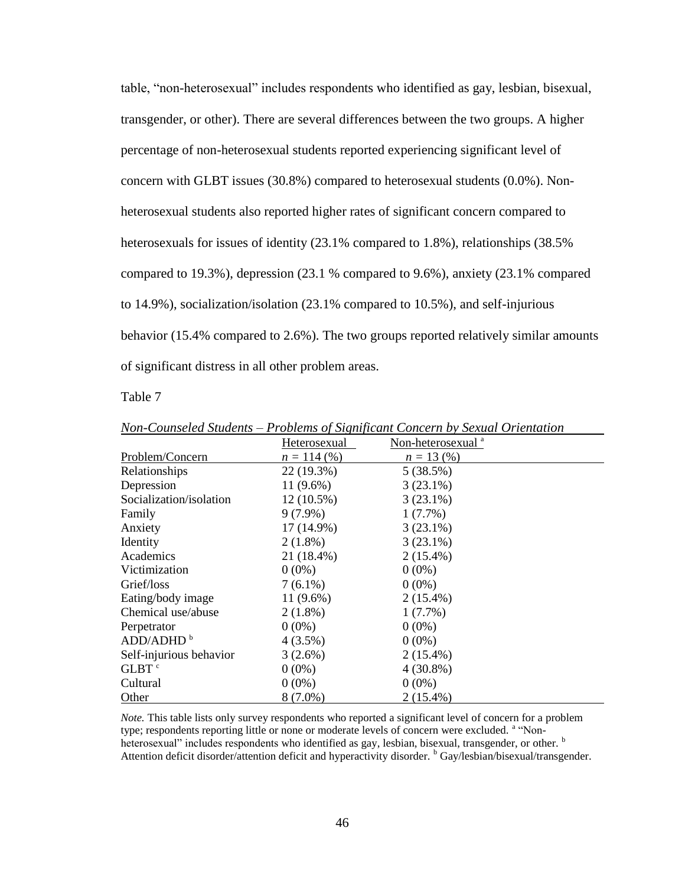table, "non-heterosexual" includes respondents who identified as gay, lesbian, bisexual, transgender, or other). There are several differences between the two groups. A higher percentage of non-heterosexual students reported experiencing significant level of concern with GLBT issues (30.8%) compared to heterosexual students (0.0%). Non-heterosexual students also reported higher rates of significant concern compared to heterosexuals for issues of identity (23.1% compared to 1.8%), relationships (38.5% compared to 19.3%), depression (23.1 % compared to 9.6%), anxiety (23.1% compared to 14.9%), socialization/isolation (23.1% compared to 10.5%), and self-injurious behavior (15.4% compared to 2.6%). The two groups reported relatively similar amounts of significant distress in all other problem areas.

Table 7

*Non-Counseled Students – Problems of Significant Concern by Sexual Orientation*

| Problem/Concern | Heterosexual $n$ = 114 (%) | Non-heterosexual [a] $n$ = 13 (%) |
|---|---|---|
| Relationships | 22 (19.3%) | 5 (38.5%) |
| Depression | 11 (9.6%) | 3 (23.1%) |
| Socialization/isolation | 12 (10.5%) | 3 (23.1%) |
| Family | 9 (7.9%) | 1 (7.7%) |
| Anxiety | 17 (14.9%) | 3 (23.1%) |
| Identity | 2 (1.8%) | 3 (23.1%) |
| Academics | 21 (18.4%) | 2 (15.4%) |
| Victimization | 0 (0%) | 0 (0%) |
| Grief/loss | 7 (6.1%) | 0 (0%) |
| Eating/body image | 11 (9.6%) | 2 (15.4%) |
| Chemical use/abuse | 2 (1.8%) | 1 (7.7%) |
| Perpetrator | 0 (0%) | 0 (0%) |
| ADD/ADHD [b] | 4 (3.5%) | 0 (0%) |
| Self-injurious behavior | 3 (2.6%) | 2 (15.4%) |
| GLBT [c] | 0 (0%) | 4 (30.8%) |
| Cultural | 0 (0%) | 0 (0%) |
| Other | 8 (7.0%) | 2 (15.4%) |

*Note.* This table lists only survey respondents who reported a significant level of concern for a problem type; respondents reporting little or none or moderate levels of concern were excluded. [a] "Non-heterosexual" includes respondents who identified as gay, lesbian, bisexual, transgender, or other. [b] Attention deficit disorder/attention deficit and hyperactivity disorder. [b] Gay/lesbian/bisexual/transgender.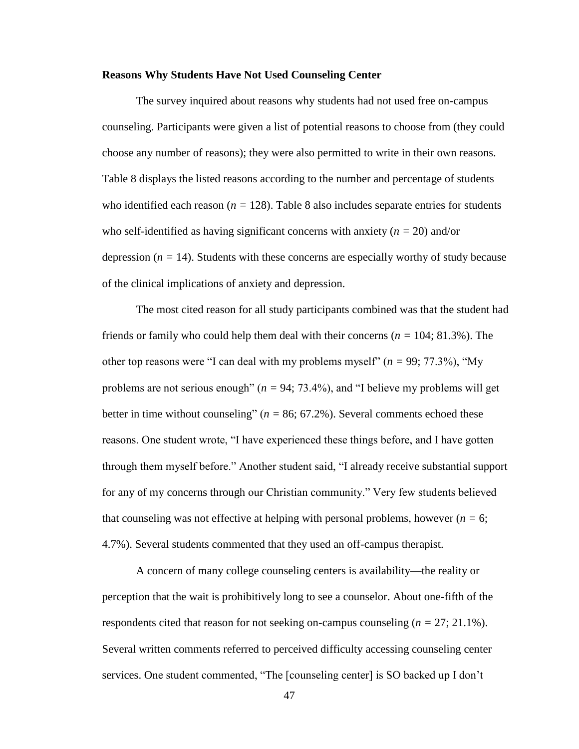**Reasons Why Students Have Not Used Counseling Center**

The survey inquired about reasons why students had not used free on-campus counseling. Participants were given a list of potential reasons to choose from (they could choose any number of reasons); they were also permitted to write in their own reasons. Table 8 displays the listed reasons according to the number and percentage of students who identified each reason ($n = 128$). Table 8 also includes separate entries for students who self-identified as having significant concerns with anxiety ($n = 20$) and/or depression ($n = 14$). Students with these concerns are especially worthy of study because of the clinical implications of anxiety and depression.

The most cited reason for all study participants combined was that the student had friends or family who could help them deal with their concerns ($n = 104$; 81.3%). The other top reasons were "I can deal with my problems myself" ($n = 99$; 77.3%), "My problems are not serious enough" ($n = 94$; 73.4%), and "I believe my problems will get better in time without counseling" ($n = 86$; 67.2%). Several comments echoed these reasons. One student wrote, "I have experienced these things before, and I have gotten through them myself before." Another student said, "I already receive substantial support for any of my concerns through our Christian community." Very few students believed that counseling was not effective at helping with personal problems, however ($n = 6$; 4.7%). Several students commented that they used an off-campus therapist.

A concern of many college counseling centers is availability—the reality or perception that the wait is prohibitively long to see a counselor. About one-fifth of the respondents cited that reason for not seeking on-campus counseling ($n = 27$; 21.1%). Several written comments referred to perceived difficulty accessing counseling center services. One student commented, "The [counseling center] is SO backed up I don't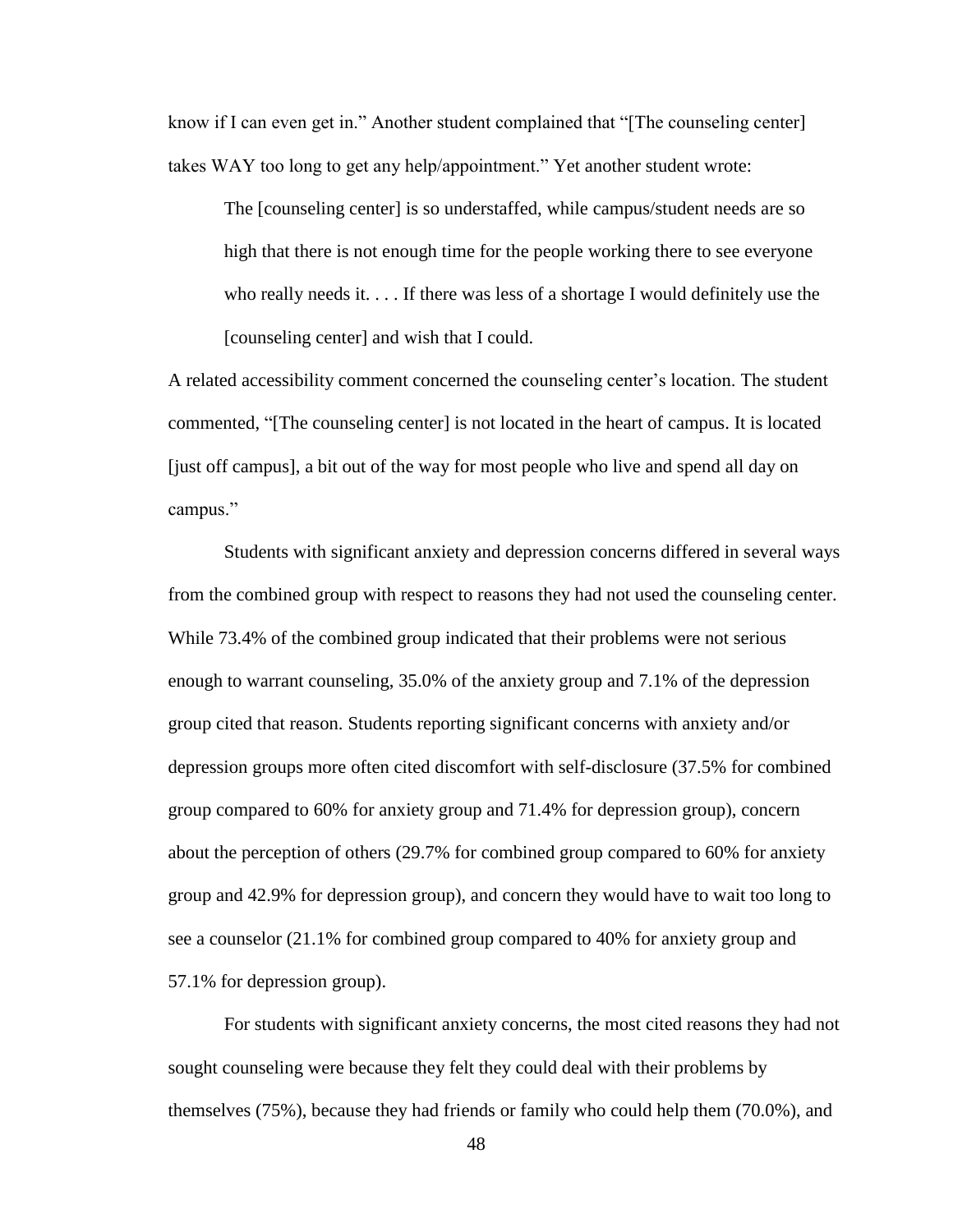know if I can even get in." Another student complained that "[The counseling center] takes WAY too long to get any help/appointment." Yet another student wrote:

> The [counseling center] is so understaffed, while campus/student needs are so high that there is not enough time for the people working there to see everyone who really needs it. . . . If there was less of a shortage I would definitely use the [counseling center] and wish that I could.

A related accessibility comment concerned the counseling center's location. The student commented, "[The counseling center] is not located in the heart of campus. It is located [just off campus], a bit out of the way for most people who live and spend all day on campus."

Students with significant anxiety and depression concerns differed in several ways from the combined group with respect to reasons they had not used the counseling center. While 73.4% of the combined group indicated that their problems were not serious enough to warrant counseling, 35.0% of the anxiety group and 7.1% of the depression group cited that reason. Students reporting significant concerns with anxiety and/or depression groups more often cited discomfort with self-disclosure (37.5% for combined group compared to 60% for anxiety group and 71.4% for depression group), concern about the perception of others (29.7% for combined group compared to 60% for anxiety group and 42.9% for depression group), and concern they would have to wait too long to see a counselor (21.1% for combined group compared to 40% for anxiety group and 57.1% for depression group).

For students with significant anxiety concerns, the most cited reasons they had not sought counseling were because they felt they could deal with their problems by themselves (75%), because they had friends or family who could help them (70.0%), and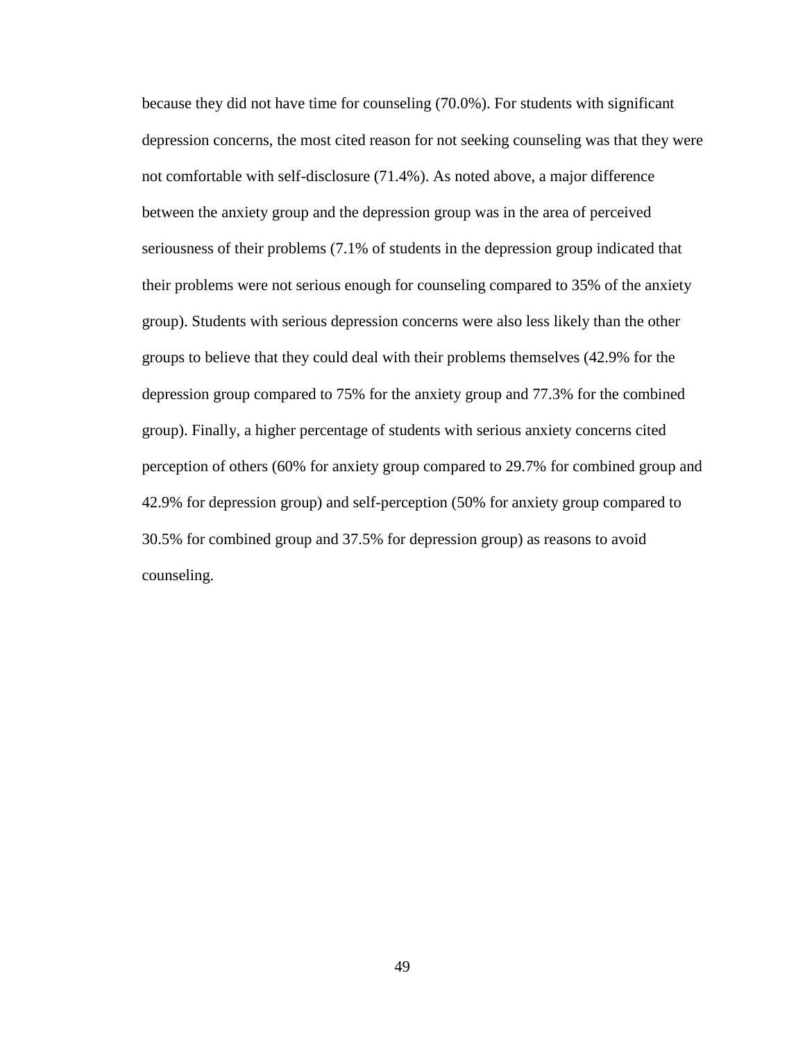because they did not have time for counseling (70.0%). For students with significant depression concerns, the most cited reason for not seeking counseling was that they were not comfortable with self-disclosure (71.4%). As noted above, a major difference between the anxiety group and the depression group was in the area of perceived seriousness of their problems (7.1% of students in the depression group indicated that their problems were not serious enough for counseling compared to 35% of the anxiety group). Students with serious depression concerns were also less likely than the other groups to believe that they could deal with their problems themselves (42.9% for the depression group compared to 75% for the anxiety group and 77.3% for the combined group). Finally, a higher percentage of students with serious anxiety concerns cited perception of others (60% for anxiety group compared to 29.7% for combined group and 42.9% for depression group) and self-perception (50% for anxiety group compared to 30.5% for combined group and 37.5% for depression group) as reasons to avoid counseling.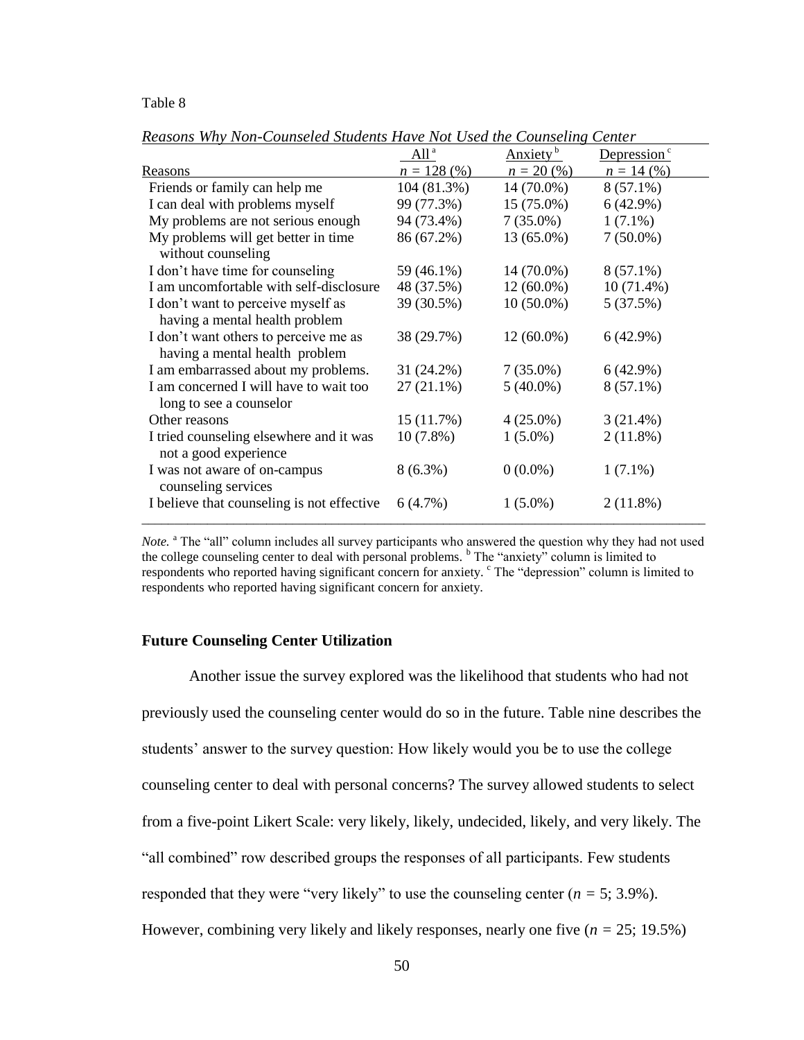Table 8

*Reasons Why Non-Counseled Students Have Not Used the Counseling Center*

| Reasons | All [a] $n$ = 128 (%) | Anxiety [b] $n$ = 20 (%) | Depression [c] $n$ = 14 (%) |
|---|---|---|---|
| Friends or family can help me | 104 (81.3%) | 14 (70.0%) | 8 (57.1%) |
| I can deal with problems myself | 99 (77.3%) | 15 (75.0%) | 6 (42.9%) |
| My problems are not serious enough | 94 (73.4%) | 7 (35.0%) | 1 (7.1%) |
| My problems will get better in time without counseling | 86 (67.2%) | 13 (65.0%) | 7 (50.0%) |
| I don't have time for counseling | 59 (46.1%) | 14 (70.0%) | 8 (57.1%) |
| I am uncomfortable with self-disclosure | 48 (37.5%) | 12 (60.0%) | 10 (71.4%) |
| I don't want to perceive myself as having a mental health problem | 39 (30.5%) | 10 (50.0%) | 5 (37.5%) |
| I don't want others to perceive me as having a mental health problem | 38 (29.7%) | 12 (60.0%) | 6 (42.9%) |
| I am embarrassed about my problems. | 31 (24.2%) | 7 (35.0%) | 6 (42.9%) |
| I am concerned I will have to wait too long to see a counselor | 27 (21.1%) | 5 (40.0%) | 8 (57.1%) |
| Other reasons | 15 (11.7%) | 4 (25.0%) | 3 (21.4%) |
| I tried counseling elsewhere and it was not a good experience | 10 (7.8%) | 1 (5.0%) | 2 (11.8%) |
| I was not aware of on-campus counseling services | 8 (6.3%) | 0 (0.0%) | 1 (7.1%) |
| I believe that counseling is not effective | 6 (4.7%) | 1 (5.0%) | 2 (11.8%) |

*Note.* [a] The "all" column includes all survey participants who answered the question why they had not used the college counseling center to deal with personal problems. [b] The "anxiety" column is limited to respondents who reported having significant concern for anxiety. [c] The "depression" column is limited to respondents who reported having significant concern for anxiety.

### Future Counseling Center Utilization

Another issue the survey explored was the likelihood that students who had not previously used the counseling center would do so in the future. Table nine describes the students' answer to the survey question: How likely would you be to use the college counseling center to deal with personal concerns? The survey allowed students to select from a five-point Likert Scale: very likely, likely, undecided, likely, and very likely. The "all combined" row described groups the responses of all participants. Few students responded that they were "very likely" to use the counseling center ($n$ = 5; 3.9%). However, combining very likely and likely responses, nearly one five ($n$ = 25; 19.5%)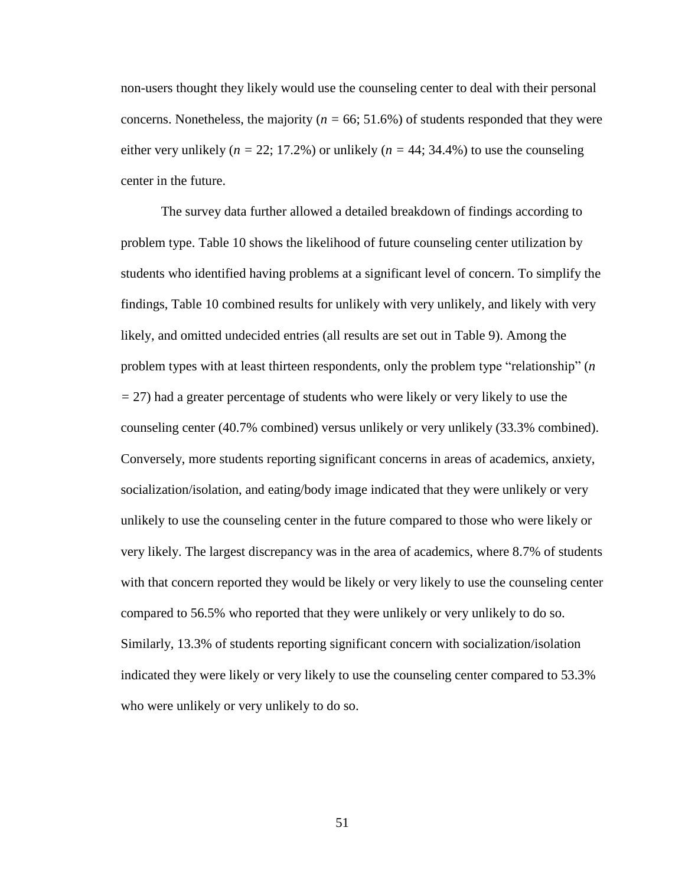non-users thought they likely would use the counseling center to deal with their personal concerns. Nonetheless, the majority ($n$ = 66; 51.6%) of students responded that they were either very unlikely ($n$ = 22; 17.2%) or unlikely ($n$ = 44; 34.4%) to use the counseling center in the future.

The survey data further allowed a detailed breakdown of findings according to problem type. Table 10 shows the likelihood of future counseling center utilization by students who identified having problems at a significant level of concern. To simplify the findings, Table 10 combined results for unlikely with very unlikely, and likely with very likely, and omitted undecided entries (all results are set out in Table 9). Among the problem types with at least thirteen respondents, only the problem type "relationship" ($n$ = 27) had a greater percentage of students who were likely or very likely to use the counseling center (40.7% combined) versus unlikely or very unlikely (33.3% combined). Conversely, more students reporting significant concerns in areas of academics, anxiety, socialization/isolation, and eating/body image indicated that they were unlikely or very unlikely to use the counseling center in the future compared to those who were likely or very likely. The largest discrepancy was in the area of academics, where 8.7% of students with that concern reported they would be likely or very likely to use the counseling center compared to 56.5% who reported that they were unlikely or very unlikely to do so. Similarly, 13.3% of students reporting significant concern with socialization/isolation indicated they were likely or very likely to use the counseling center compared to 53.3% who were unlikely or very unlikely to do so.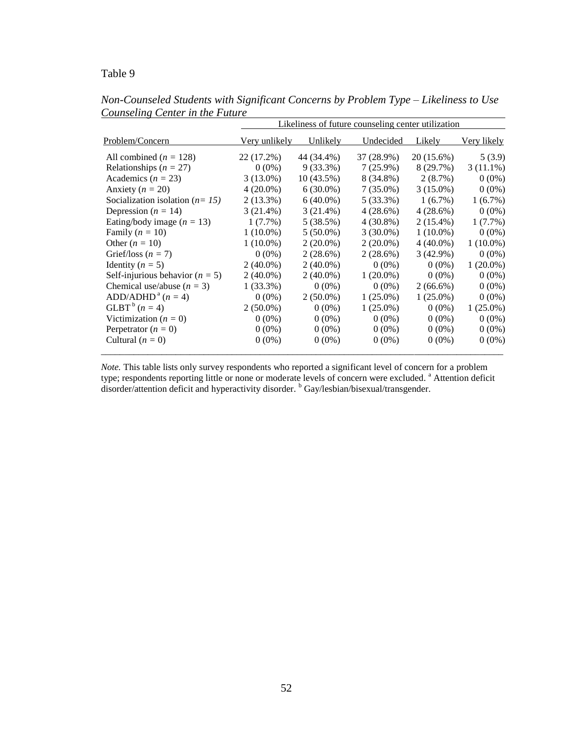Table 9

*Non-Counseled Students with Significant Concerns by Problem Type – Likeliness to Use Counseling Center in the Future*

| | Likeliness of future counseling center utilization | | | | |
|---|---|---|---|---|---|
| Problem/Concern | Very unlikely | Unlikely | Undecided | Likely | Very likely |
| All combined (*n* = 128) | 22 (17.2%) | 44 (34.4%) | 37 (28.9%) | 20 (15.6%) | 5 (3.9) |
| Relationships (*n* = 27) | 0 (0%) | 9 (33.3%) | 7 (25.9%) | 8 (29.7%) | 3 (11.1%) |
| Academics (*n* = 23) | 3 (13.0%) | 10 (43.5%) | 8 (34.8%) | 2 (8.7%) | 0 (0%) |
| Anxiety (*n* = 20) | 4 (20.0%) | 6 (30.0%) | 7 (35.0%) | 3 (15.0%) | 0 (0%) |
| Socialization isolation (*n= 15)* | 2 (13.3%) | 6 (40.0%) | 5 (33.3%) | 1 (6.7%) | 1 (6.7%) |
| Depression (*n* = 14) | 3 (21.4%) | 3 (21.4%) | 4 (28.6%) | 4 (28.6%) | 0 (0%) |
| Eating/body image (*n* = 13) | 1 (7.7%) | 5 (38.5%) | 4 (30.8%) | 2 (15.4%) | 1 (7.7%) |
| Family (*n* = 10) | 1 (10.0%) | 5 (50.0%) | 3 (30.0%) | 1 (10.0%) | 0 (0%) |
| Other (*n* = 10) | 1 (10.0%) | 2 (20.0%) | 2 (20.0%) | 4 (40.0%) | 1 (10.0%) |
| Grief/loss (*n* = 7) | 0 (0%) | 2 (28.6%) | 2 (28.6%) | 3 (42.9%) | 0 (0%) |
| Identity (*n* = 5) | 2 (40.0%) | 2 (40.0%) | 0 (0%) | 0 (0%) | 1 (20.0%) |
| Self-injurious behavior (*n* = 5) | 2 (40.0%) | 2 (40.0%) | 1 (20.0%) | 0 (0%) | 0 (0%) |
| Chemical use/abuse (*n* = 3) | 1 (33.3%) | 0 (0%) | 0 (0%) | 2 (66.6%) | 0 (0%) |
| ADD/ADHD[a] (*n* = 4) | 0 (0%) | 2 (50.0%) | 1 (25.0%) | 1 (25.0%) | 0 (0%) |
| GLBT[b] (*n* = 4) | 2 (50.0%) | 0 (0%) | 1 (25.0%) | 0 (0%) | 1 (25.0%) |
| Victimization (*n* = 0) | 0 (0%) | 0 (0%) | 0 (0%) | 0 (0%) | 0 (0%) |
| Perpetrator (*n* = 0) | 0 (0%) | 0 (0%) | 0 (0%) | 0 (0%) | 0 (0%) |
| Cultural (*n* = 0) | 0 (0%) | 0 (0%) | 0 (0%) | 0 (0%) | 0 (0%) |

*Note.* This table lists only survey respondents who reported a significant level of concern for a problem type; respondents reporting little or none or moderate levels of concern were excluded. [a] Attention deficit disorder/attention deficit and hyperactivity disorder. [b] Gay/lesbian/bisexual/transgender.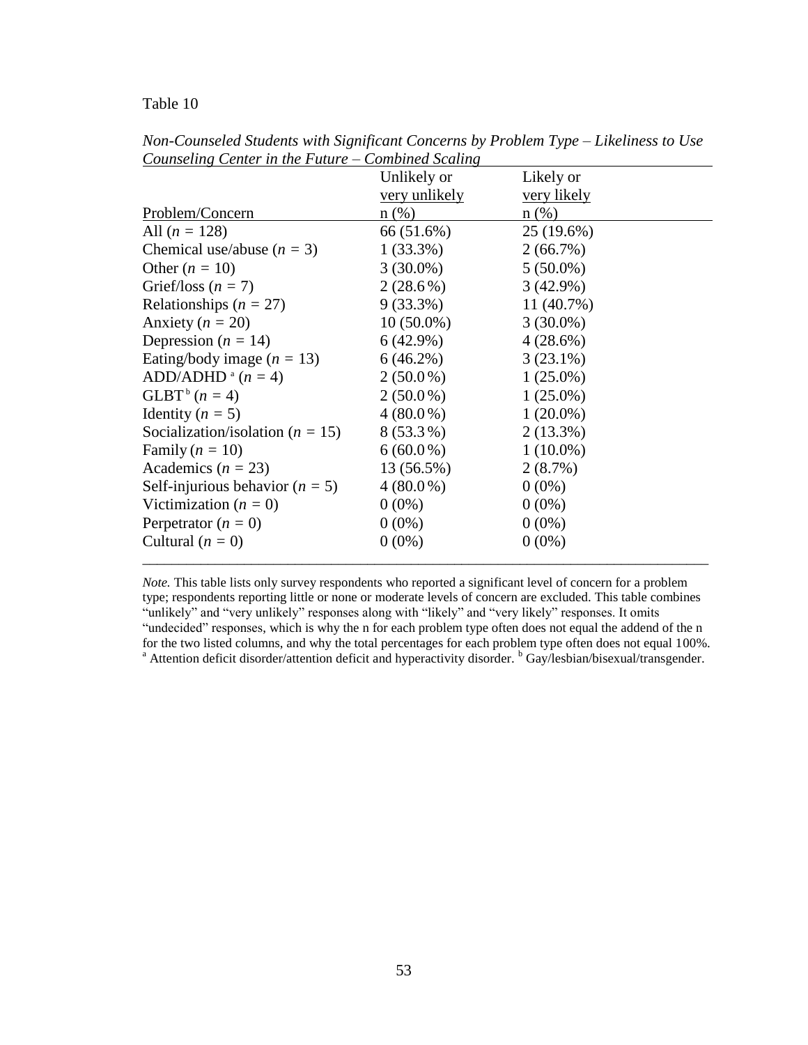Table 10

*Non-Counseled Students with Significant Concerns by Problem Type – Likeliness to Use Counseling Center in the Future – Combined Scaling*

| Problem/Concern | Unlikely or very unlikely n (%) | Likely or very likely n (%) |
|---|---|---|
| All ($n$ = 128) | 66 (51.6%) | 25 (19.6%) |
| Chemical use/abuse ($n$ = 3) | 1 (33.3%) | 2 (66.7%) |
| Other ($n$ = 10) | 3 (30.0%) | 5 (50.0%) |
| Grief/loss ($n$ = 7) | 2 (28.6 %) | 3 (42.9%) |
| Relationships ($n$ = 27) | 9 (33.3%) | 11 (40.7%) |
| Anxiety ($n$ = 20) | 10 (50.0%) | 3 (30.0%) |
| Depression ($n$ = 14) | 6 (42.9%) | 4 (28.6%) |
| Eating/body image ($n$ = 13) | 6 (46.2%) | 3 (23.1%) |
| ADD/ADHD [a] ($n$ = 4) | 2 (50.0 %) | 1 (25.0%) |
| GLBT [b] ($n$ = 4) | 2 (50.0 %) | 1 (25.0%) |
| Identity ($n$ = 5) | 4 (80.0 %) | 1 (20.0%) |
| Socialization/isolation ($n$ = 15) | 8 (53.3 %) | 2 (13.3%) |
| Family ($n$ = 10) | 6 (60.0 %) | 1 (10.0%) |
| Academics ($n$ = 23) | 13 (56.5%) | 2 (8.7%) |
| Self-injurious behavior ($n$ = 5) | 4 (80.0 %) | 0 (0%) |
| Victimization ($n$ = 0) | 0 (0%) | 0 (0%) |
| Perpetrator ($n$ = 0) | 0 (0%) | 0 (0%) |
| Cultural ($n$ = 0) | 0 (0%) | 0 (0%) |

*Note.* This table lists only survey respondents who reported a significant level of concern for a problem type; respondents reporting little or none or moderate levels of concern are excluded. This table combines "unlikely" and "very unlikely" responses along with "likely" and "very likely" responses. It omits "undecided" responses, which is why the n for each problem type often does not equal the addend of the n for the two listed columns, and why the total percentages for each problem type often does not equal 100%.
[a] Attention deficit disorder/attention deficit and hyperactivity disorder. [b] Gay/lesbian/bisexual/transgender.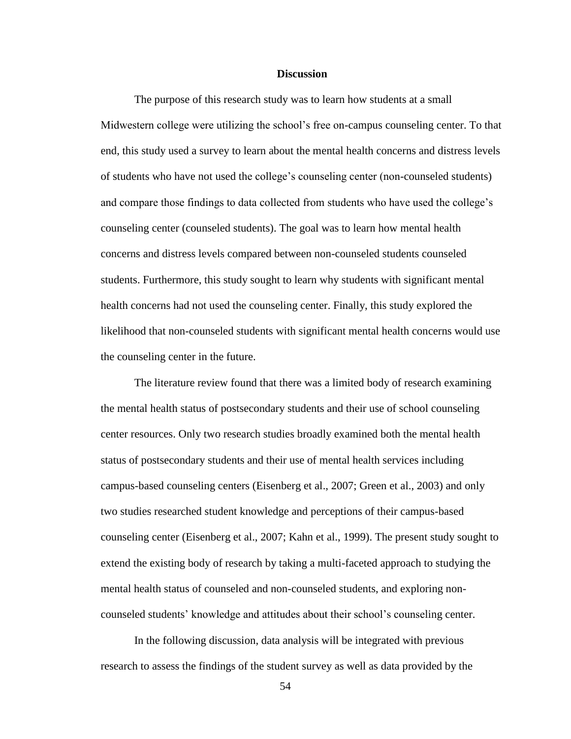# Discussion

The purpose of this research study was to learn how students at a small Midwestern college were utilizing the school's free on-campus counseling center. To that end, this study used a survey to learn about the mental health concerns and distress levels of students who have not used the college's counseling center (non-counseled students) and compare those findings to data collected from students who have used the college's counseling center (counseled students). The goal was to learn how mental health concerns and distress levels compared between non-counseled students counseled students. Furthermore, this study sought to learn why students with significant mental health concerns had not used the counseling center. Finally, this study explored the likelihood that non-counseled students with significant mental health concerns would use the counseling center in the future.

The literature review found that there was a limited body of research examining the mental health status of postsecondary students and their use of school counseling center resources. Only two research studies broadly examined both the mental health status of postsecondary students and their use of mental health services including campus-based counseling centers (Eisenberg et al., 2007; Green et al., 2003) and only two studies researched student knowledge and perceptions of their campus-based counseling center (Eisenberg et al., 2007; Kahn et al., 1999). The present study sought to extend the existing body of research by taking a multi-faceted approach to studying the mental health status of counseled and non-counseled students, and exploring non-counseled students' knowledge and attitudes about their school's counseling center.

In the following discussion, data analysis will be integrated with previous research to assess the findings of the student survey as well as data provided by the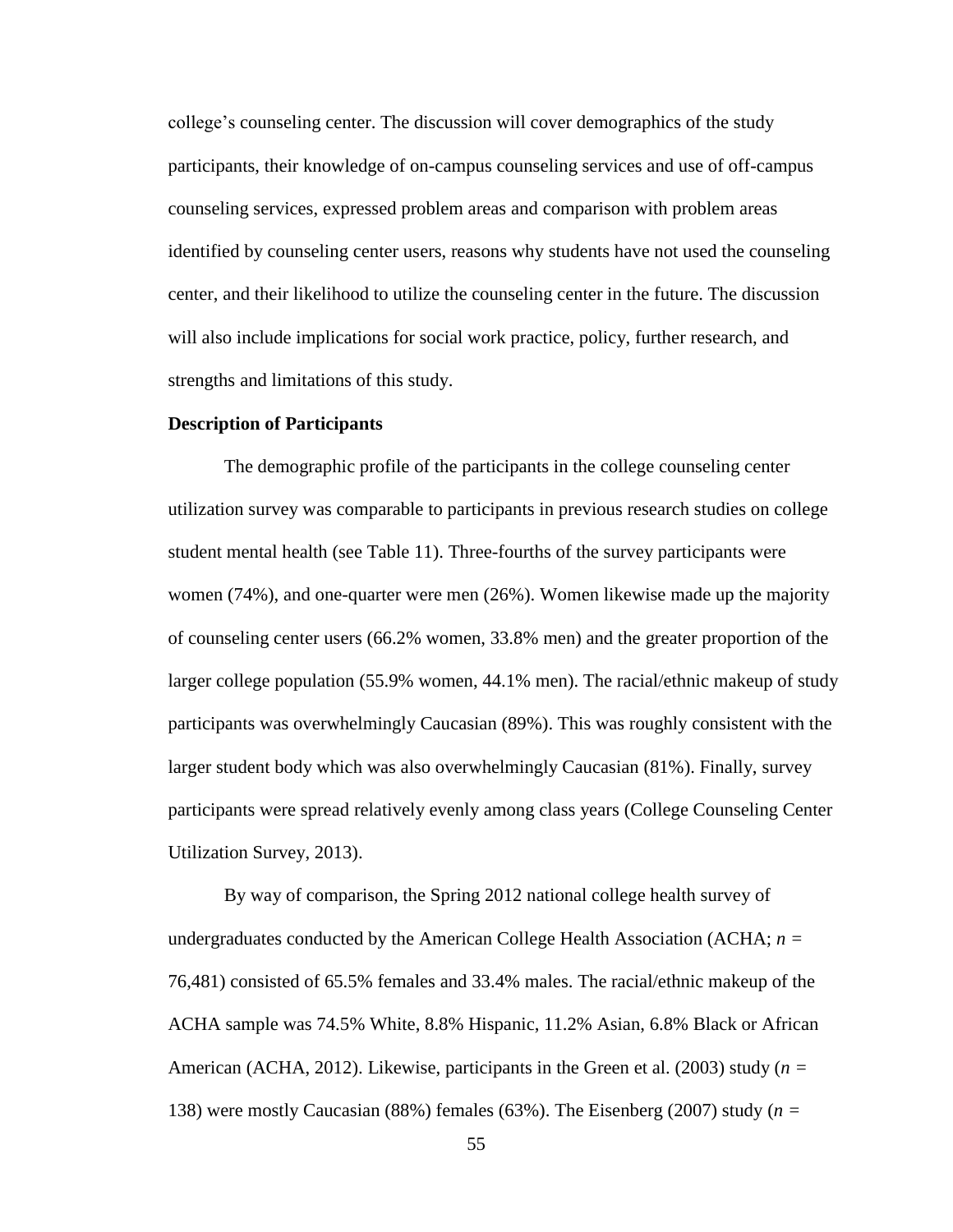college's counseling center. The discussion will cover demographics of the study participants, their knowledge of on-campus counseling services and use of off-campus counseling services, expressed problem areas and comparison with problem areas identified by counseling center users, reasons why students have not used the counseling center, and their likelihood to utilize the counseling center in the future. The discussion will also include implications for social work practice, policy, further research, and strengths and limitations of this study.

**Description of Participants**

The demographic profile of the participants in the college counseling center utilization survey was comparable to participants in previous research studies on college student mental health (see Table 11). Three-fourths of the survey participants were women (74%), and one-quarter were men (26%). Women likewise made up the majority of counseling center users (66.2% women, 33.8% men) and the greater proportion of the larger college population (55.9% women, 44.1% men). The racial/ethnic makeup of study participants was overwhelmingly Caucasian (89%). This was roughly consistent with the larger student body which was also overwhelmingly Caucasian (81%). Finally, survey participants were spread relatively evenly among class years (College Counseling Center Utilization Survey, 2013).

By way of comparison, the Spring 2012 national college health survey of undergraduates conducted by the American College Health Association (ACHA; $n$ = 76,481) consisted of 65.5% females and 33.4% males. The racial/ethnic makeup of the ACHA sample was 74.5% White, 8.8% Hispanic, 11.2% Asian, 6.8% Black or African American (ACHA, 2012). Likewise, participants in the Green et al. (2003) study ($n$ = 138) were mostly Caucasian (88%) females (63%). The Eisenberg (2007) study ($n$ =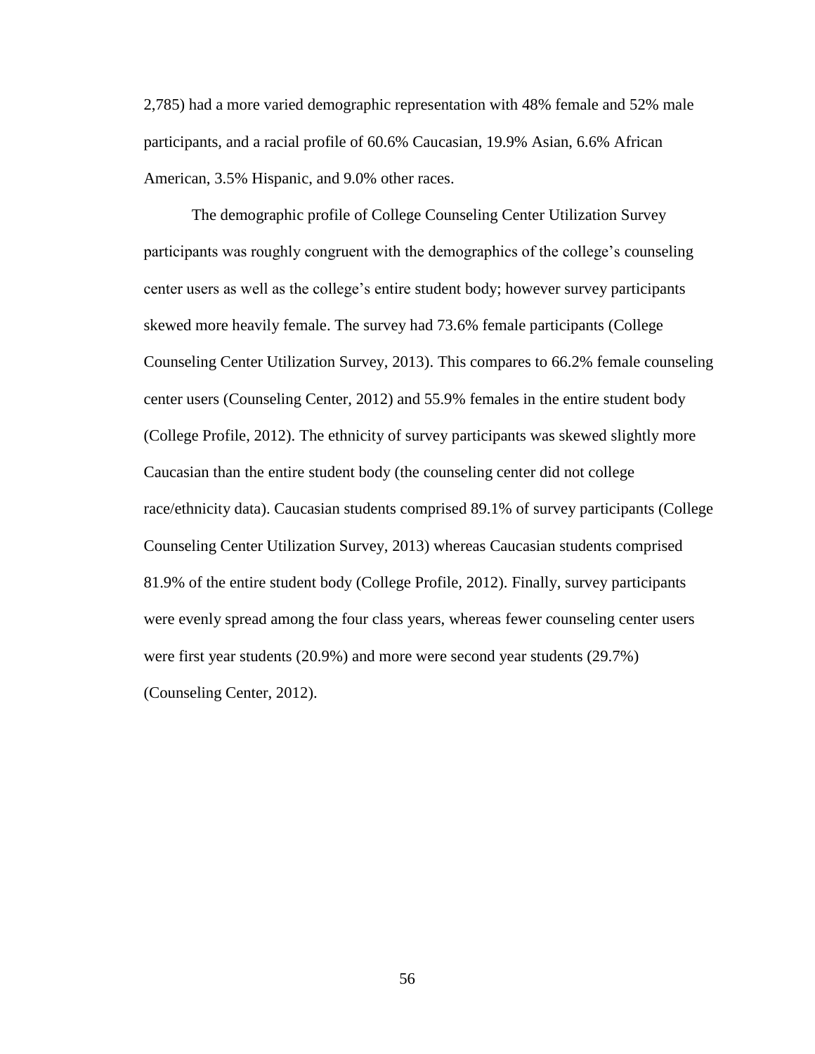2,785) had a more varied demographic representation with 48% female and 52% male participants, and a racial profile of 60.6% Caucasian, 19.9% Asian, 6.6% African American, 3.5% Hispanic, and 9.0% other races.

The demographic profile of College Counseling Center Utilization Survey participants was roughly congruent with the demographics of the college's counseling center users as well as the college's entire student body; however survey participants skewed more heavily female. The survey had 73.6% female participants (College Counseling Center Utilization Survey, 2013). This compares to 66.2% female counseling center users (Counseling Center, 2012) and 55.9% females in the entire student body (College Profile, 2012). The ethnicity of survey participants was skewed slightly more Caucasian than the entire student body (the counseling center did not college race/ethnicity data). Caucasian students comprised 89.1% of survey participants (College Counseling Center Utilization Survey, 2013) whereas Caucasian students comprised 81.9% of the entire student body (College Profile, 2012). Finally, survey participants were evenly spread among the four class years, whereas fewer counseling center users were first year students (20.9%) and more were second year students (29.7%) (Counseling Center, 2012).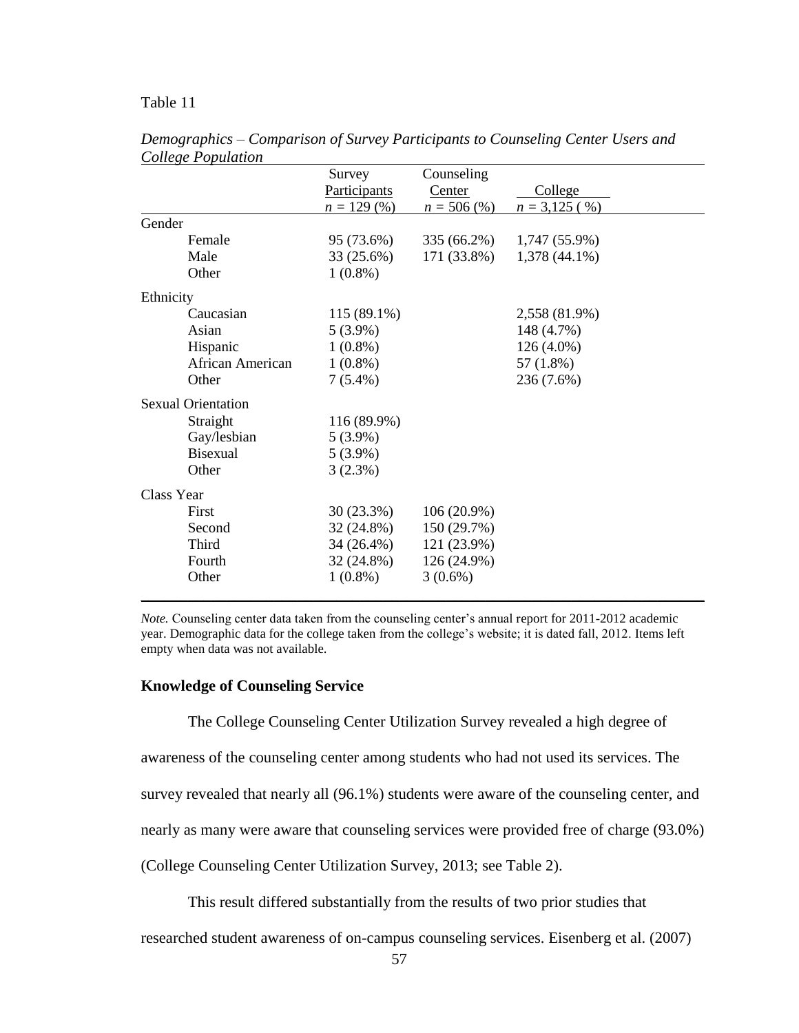Table 11

*Demographics – Comparison of Survey Participants to Counseling Center Users and College Population*

| | Survey Participants $n$ = 129 (%) | Counseling Center $n$ = 506 (%) | College $n$ = 3,125 ( %) |
|---|---|---|---|
| Gender | | | |
| Female | 95 (73.6%) | 335 (66.2%) | 1,747 (55.9%) |
| Male | 33 (25.6%) | 171 (33.8%) | 1,378 (44.1%) |
| Other | 1 (0.8%) | | |
| Ethnicity | | | |
| Caucasian | 115 (89.1%) | | 2,558 (81.9%) |
| Asian | 5 (3.9%) | | 148 (4.7%) |
| Hispanic | 1 (0.8%) | | 126 (4.0%) |
| African American | 1 (0.8%) | | 57 (1.8%) |
| Other | 7 (5.4%) | | 236 (7.6%) |
| Sexual Orientation | | | |
| Straight | 116 (89.9%) | | |
| Gay/lesbian | 5 (3.9%) | | |
| Bisexual | 5 (3.9%) | | |
| Other | 3 (2.3%) | | |
| Class Year | | | |
| First | 30 (23.3%) | 106 (20.9%) | |
| Second | 32 (24.8%) | 150 (29.7%) | |
| Third | 34 (26.4%) | 121 (23.9%) | |
| Fourth | 32 (24.8%) | 126 (24.9%) | |
| Other | 1 (0.8%) | 3 (0.6%) | |

*Note.* Counseling center data taken from the counseling center's annual report for 2011-2012 academic year. Demographic data for the college taken from the college's website; it is dated fall, 2012. Items left empty when data was not available.

## Knowledge of Counseling Service

The College Counseling Center Utilization Survey revealed a high degree of awareness of the counseling center among students who had not used its services. The survey revealed that nearly all (96.1%) students were aware of the counseling center, and nearly as many were aware that counseling services were provided free of charge (93.0%) (College Counseling Center Utilization Survey, 2013; see Table 2).

This result differed substantially from the results of two prior studies that researched student awareness of on-campus counseling services. Eisenberg et al. (2007)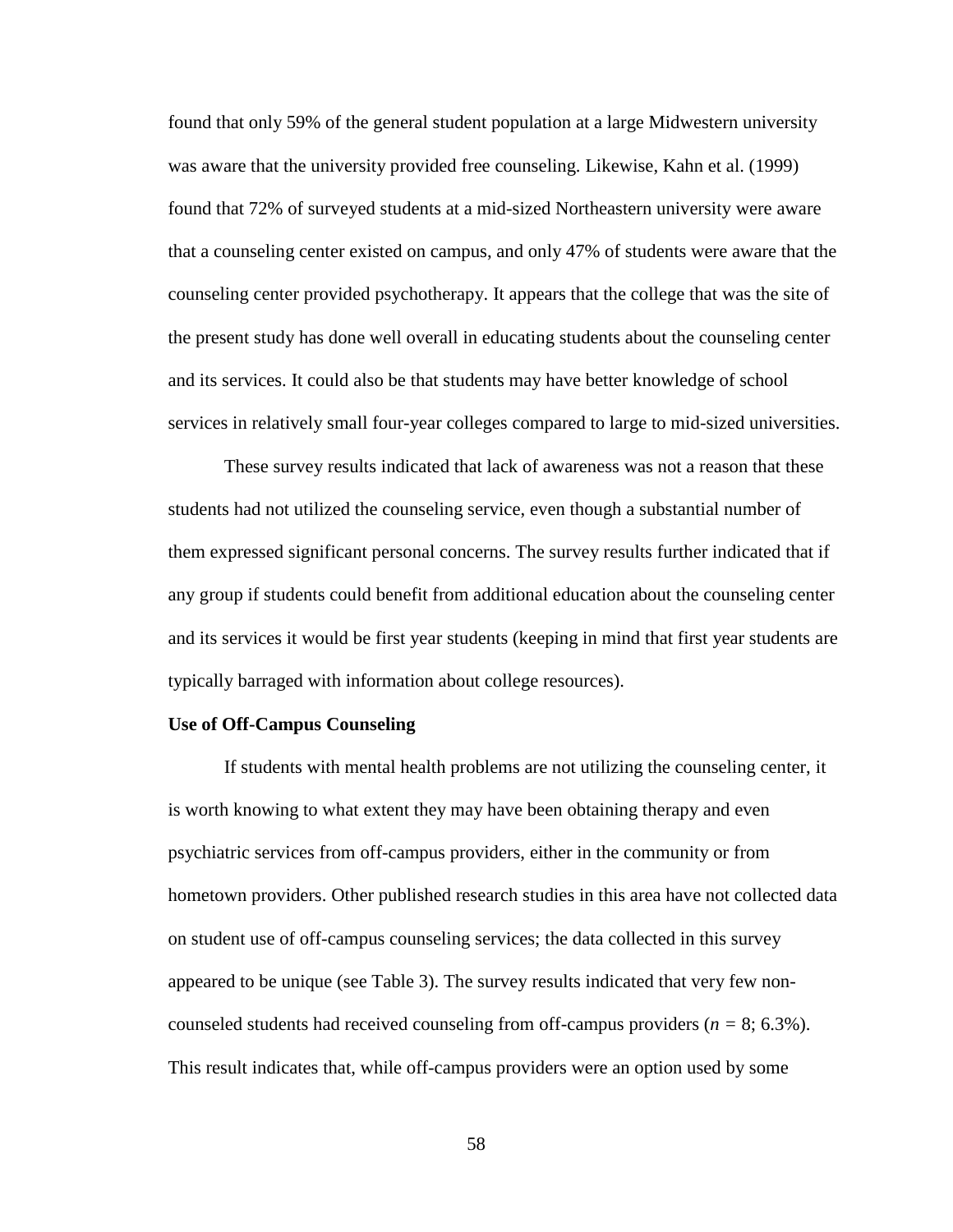found that only 59% of the general student population at a large Midwestern university was aware that the university provided free counseling. Likewise, Kahn et al. (1999) found that 72% of surveyed students at a mid-sized Northeastern university were aware that a counseling center existed on campus, and only 47% of students were aware that the counseling center provided psychotherapy. It appears that the college that was the site of the present study has done well overall in educating students about the counseling center and its services. It could also be that students may have better knowledge of school services in relatively small four-year colleges compared to large to mid-sized universities.

These survey results indicated that lack of awareness was not a reason that these students had not utilized the counseling service, even though a substantial number of them expressed significant personal concerns. The survey results further indicated that if any group if students could benefit from additional education about the counseling center and its services it would be first year students (keeping in mind that first year students are typically barraged with information about college resources).

**Use of Off-Campus Counseling**

If students with mental health problems are not utilizing the counseling center, it is worth knowing to what extent they may have been obtaining therapy and even psychiatric services from off-campus providers, either in the community or from hometown providers. Other published research studies in this area have not collected data on student use of off-campus counseling services; the data collected in this survey appeared to be unique (see Table 3). The survey results indicated that very few non-counseled students had received counseling from off-campus providers ($n$ = 8; 6.3%). This result indicates that, while off-campus providers were an option used by some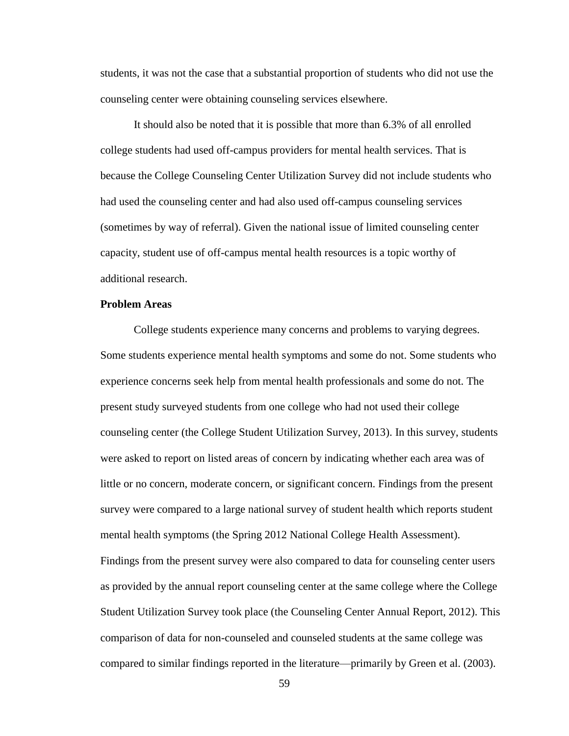students, it was not the case that a substantial proportion of students who did not use the counseling center were obtaining counseling services elsewhere.

It should also be noted that it is possible that more than 6.3% of all enrolled college students had used off-campus providers for mental health services. That is because the College Counseling Center Utilization Survey did not include students who had used the counseling center and had also used off-campus counseling services (sometimes by way of referral). Given the national issue of limited counseling center capacity, student use of off-campus mental health resources is a topic worthy of additional research.

**Problem Areas**

College students experience many concerns and problems to varying degrees. Some students experience mental health symptoms and some do not. Some students who experience concerns seek help from mental health professionals and some do not. The present study surveyed students from one college who had not used their college counseling center (the College Student Utilization Survey, 2013). In this survey, students were asked to report on listed areas of concern by indicating whether each area was of little or no concern, moderate concern, or significant concern. Findings from the present survey were compared to a large national survey of student health which reports student mental health symptoms (the Spring 2012 National College Health Assessment). Findings from the present survey were also compared to data for counseling center users as provided by the annual report counseling center at the same college where the College Student Utilization Survey took place (the Counseling Center Annual Report, 2012). This comparison of data for non-counseled and counseled students at the same college was compared to similar findings reported in the literature—primarily by Green et al. (2003).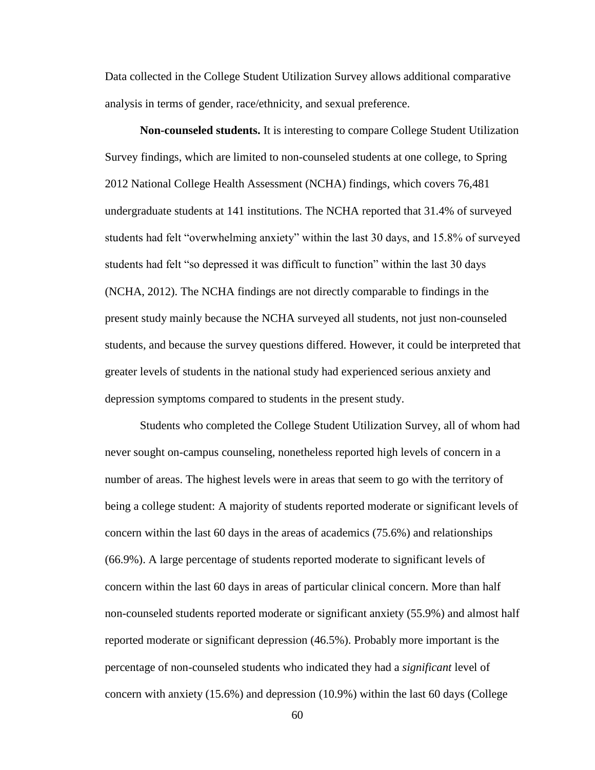Data collected in the College Student Utilization Survey allows additional comparative analysis in terms of gender, race/ethnicity, and sexual preference.

**Non-counseled students.** It is interesting to compare College Student Utilization Survey findings, which are limited to non-counseled students at one college, to Spring 2012 National College Health Assessment (NCHA) findings, which covers 76,481 undergraduate students at 141 institutions. The NCHA reported that 31.4% of surveyed students had felt "overwhelming anxiety" within the last 30 days, and 15.8% of surveyed students had felt "so depressed it was difficult to function" within the last 30 days (NCHA, 2012). The NCHA findings are not directly comparable to findings in the present study mainly because the NCHA surveyed all students, not just non-counseled students, and because the survey questions differed. However, it could be interpreted that greater levels of students in the national study had experienced serious anxiety and depression symptoms compared to students in the present study.

Students who completed the College Student Utilization Survey, all of whom had never sought on-campus counseling, nonetheless reported high levels of concern in a number of areas. The highest levels were in areas that seem to go with the territory of being a college student: A majority of students reported moderate or significant levels of concern within the last 60 days in the areas of academics (75.6%) and relationships (66.9%). A large percentage of students reported moderate to significant levels of concern within the last 60 days in areas of particular clinical concern. More than half non-counseled students reported moderate or significant anxiety (55.9%) and almost half reported moderate or significant depression (46.5%). Probably more important is the percentage of non-counseled students who indicated they had a *significant* level of concern with anxiety (15.6%) and depression (10.9%) within the last 60 days (College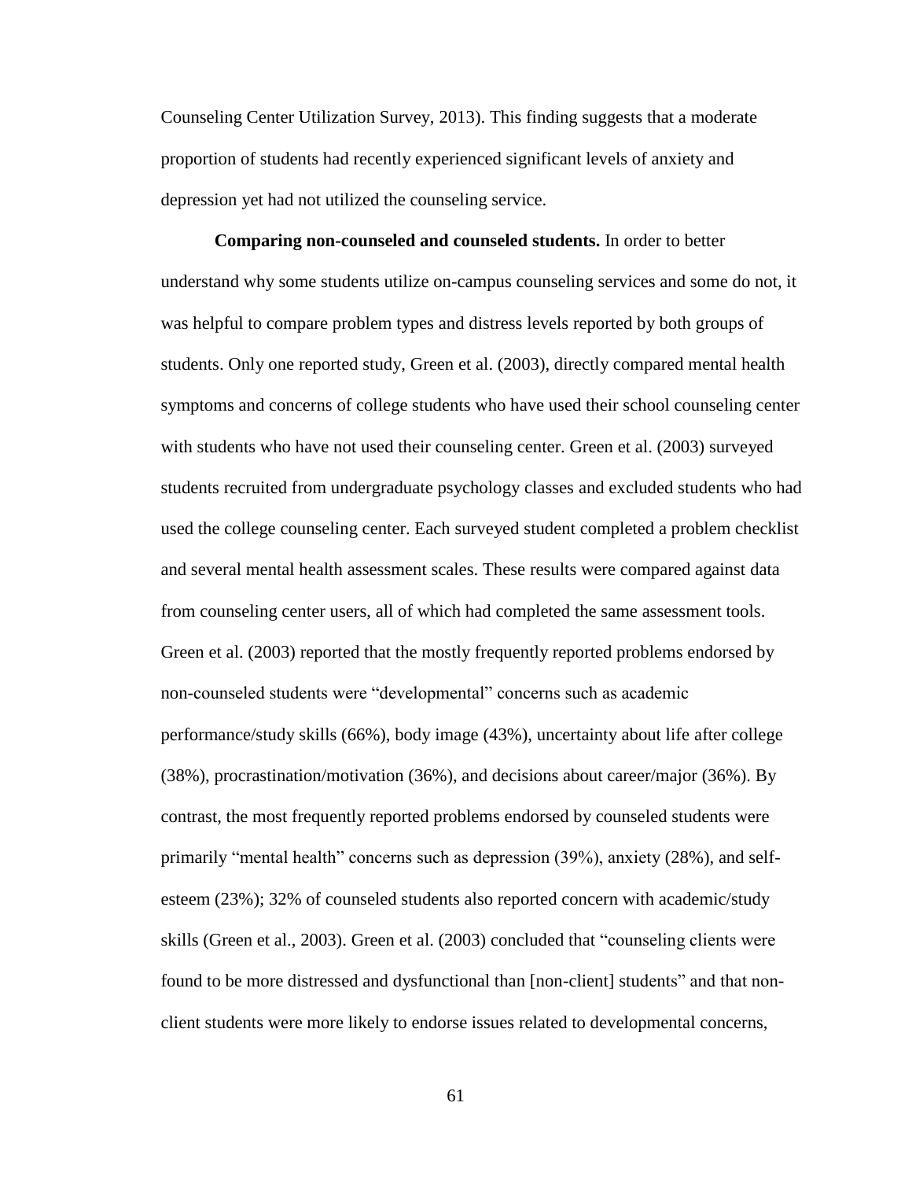Counseling Center Utilization Survey, 2013). This finding suggests that a moderate proportion of students had recently experienced significant levels of anxiety and depression yet had not utilized the counseling service.

**Comparing non-counseled and counseled students.** In order to better understand why some students utilize on-campus counseling services and some do not, it was helpful to compare problem types and distress levels reported by both groups of students. Only one reported study, Green et al. (2003), directly compared mental health symptoms and concerns of college students who have used their school counseling center with students who have not used their counseling center. Green et al. (2003) surveyed students recruited from undergraduate psychology classes and excluded students who had used the college counseling center. Each surveyed student completed a problem checklist and several mental health assessment scales. These results were compared against data from counseling center users, all of which had completed the same assessment tools. Green et al. (2003) reported that the mostly frequently reported problems endorsed by non-counseled students were "developmental" concerns such as academic performance/study skills (66%), body image (43%), uncertainty about life after college (38%), procrastination/motivation (36%), and decisions about career/major (36%). By contrast, the most frequently reported problems endorsed by counseled students were primarily "mental health" concerns such as depression (39%), anxiety (28%), and self-esteem (23%); 32% of counseled students also reported concern with academic/study skills (Green et al., 2003). Green et al. (2003) concluded that "counseling clients were found to be more distressed and dysfunctional than [non-client] students" and that non-client students were more likely to endorse issues related to developmental concerns,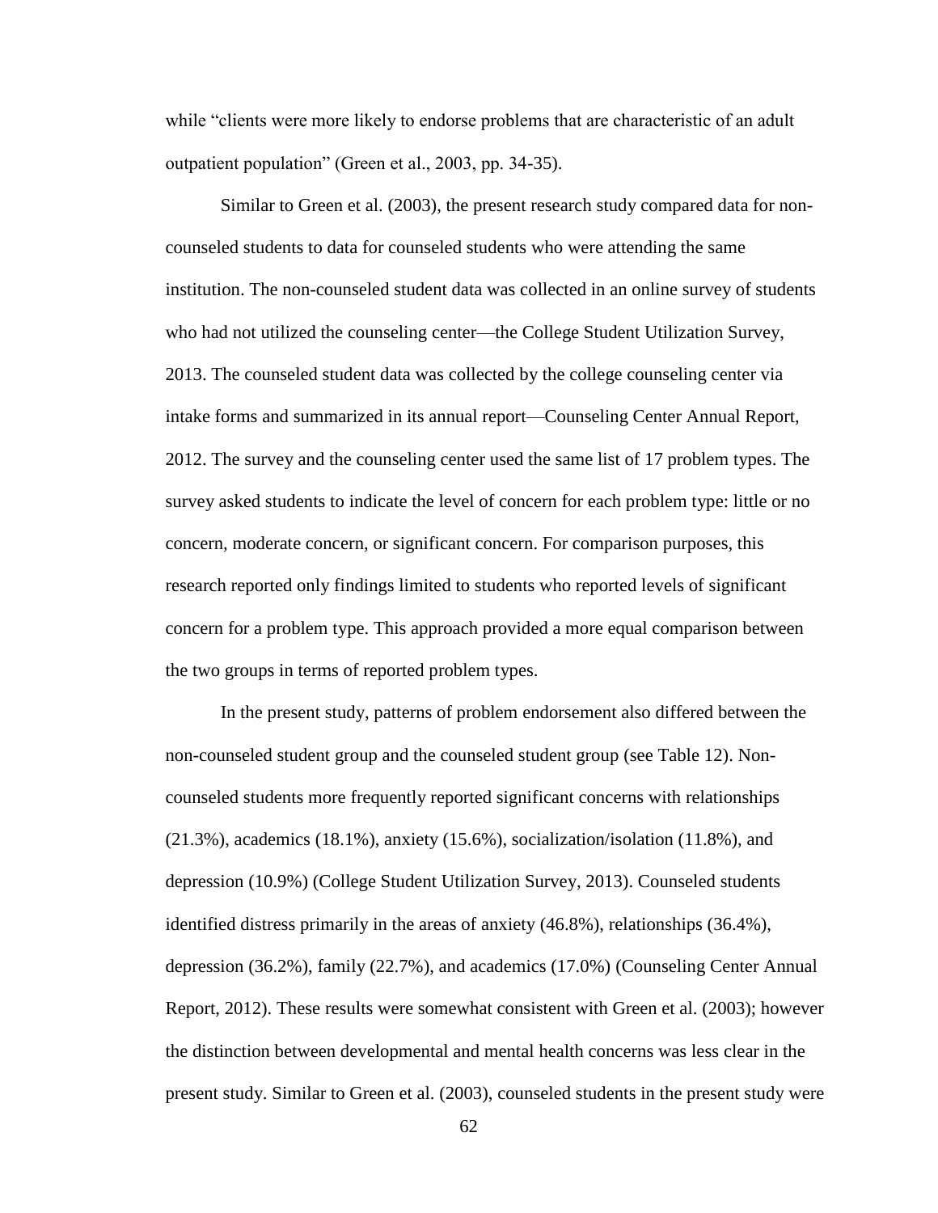while "clients were more likely to endorse problems that are characteristic of an adult outpatient population" (Green et al., 2003, pp. 34-35).

Similar to Green et al. (2003), the present research study compared data for non-counseled students to data for counseled students who were attending the same institution. The non-counseled student data was collected in an online survey of students who had not utilized the counseling center—the College Student Utilization Survey, 2013. The counseled student data was collected by the college counseling center via intake forms and summarized in its annual report—Counseling Center Annual Report, 2012. The survey and the counseling center used the same list of 17 problem types. The survey asked students to indicate the level of concern for each problem type: little or no concern, moderate concern, or significant concern. For comparison purposes, this research reported only findings limited to students who reported levels of significant concern for a problem type. This approach provided a more equal comparison between the two groups in terms of reported problem types.

In the present study, patterns of problem endorsement also differed between the non-counseled student group and the counseled student group (see Table 12). Non-counseled students more frequently reported significant concerns with relationships (21.3%), academics (18.1%), anxiety (15.6%), socialization/isolation (11.8%), and depression (10.9%) (College Student Utilization Survey, 2013). Counseled students identified distress primarily in the areas of anxiety (46.8%), relationships (36.4%), depression (36.2%), family (22.7%), and academics (17.0%) (Counseling Center Annual Report, 2012). These results were somewhat consistent with Green et al. (2003); however the distinction between developmental and mental health concerns was less clear in the present study. Similar to Green et al. (2003), counseled students in the present study were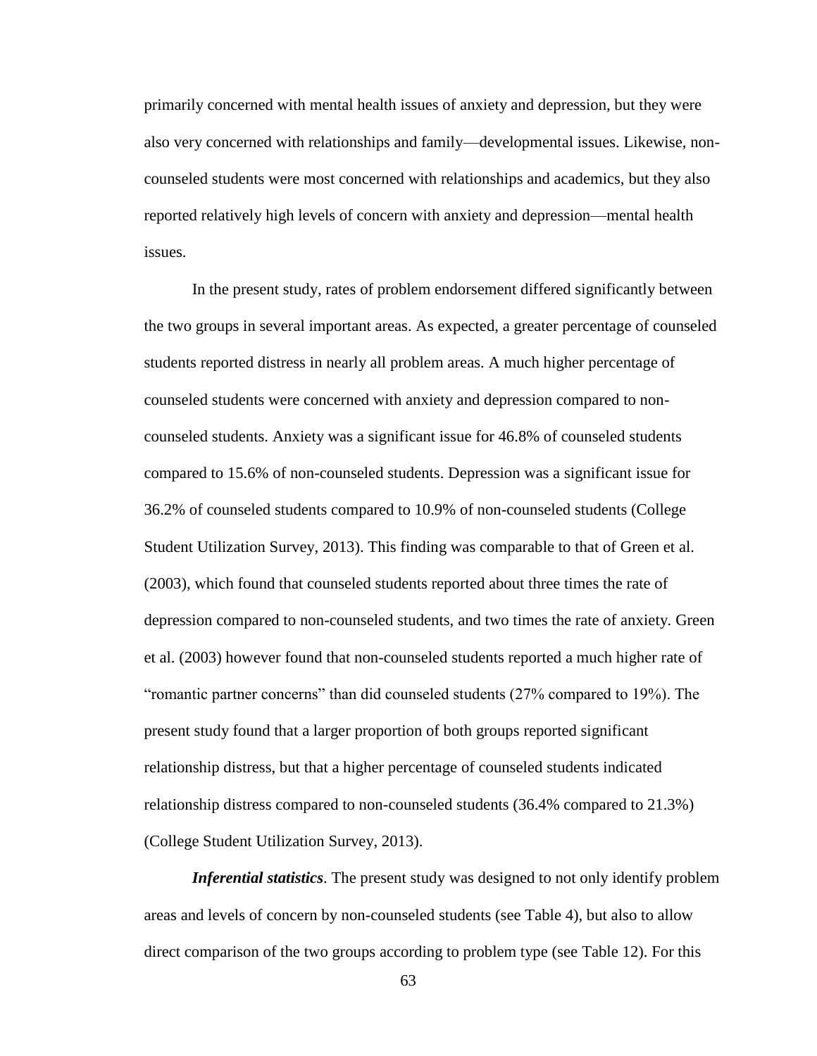primarily concerned with mental health issues of anxiety and depression, but they were also very concerned with relationships and family—developmental issues. Likewise, non-counseled students were most concerned with relationships and academics, but they also reported relatively high levels of concern with anxiety and depression—mental health issues.

In the present study, rates of problem endorsement differed significantly between the two groups in several important areas. As expected, a greater percentage of counseled students reported distress in nearly all problem areas. A much higher percentage of counseled students were concerned with anxiety and depression compared to non-counseled students. Anxiety was a significant issue for 46.8% of counseled students compared to 15.6% of non-counseled students. Depression was a significant issue for 36.2% of counseled students compared to 10.9% of non-counseled students (College Student Utilization Survey, 2013). This finding was comparable to that of Green et al. (2003), which found that counseled students reported about three times the rate of depression compared to non-counseled students, and two times the rate of anxiety. Green et al. (2003) however found that non-counseled students reported a much higher rate of "romantic partner concerns" than did counseled students (27% compared to 19%). The present study found that a larger proportion of both groups reported significant relationship distress, but that a higher percentage of counseled students indicated relationship distress compared to non-counseled students (36.4% compared to 21.3%) (College Student Utilization Survey, 2013).

***Inferential statistics***. The present study was designed to not only identify problem areas and levels of concern by non-counseled students (see Table 4), but also to allow direct comparison of the two groups according to problem type (see Table 12). For this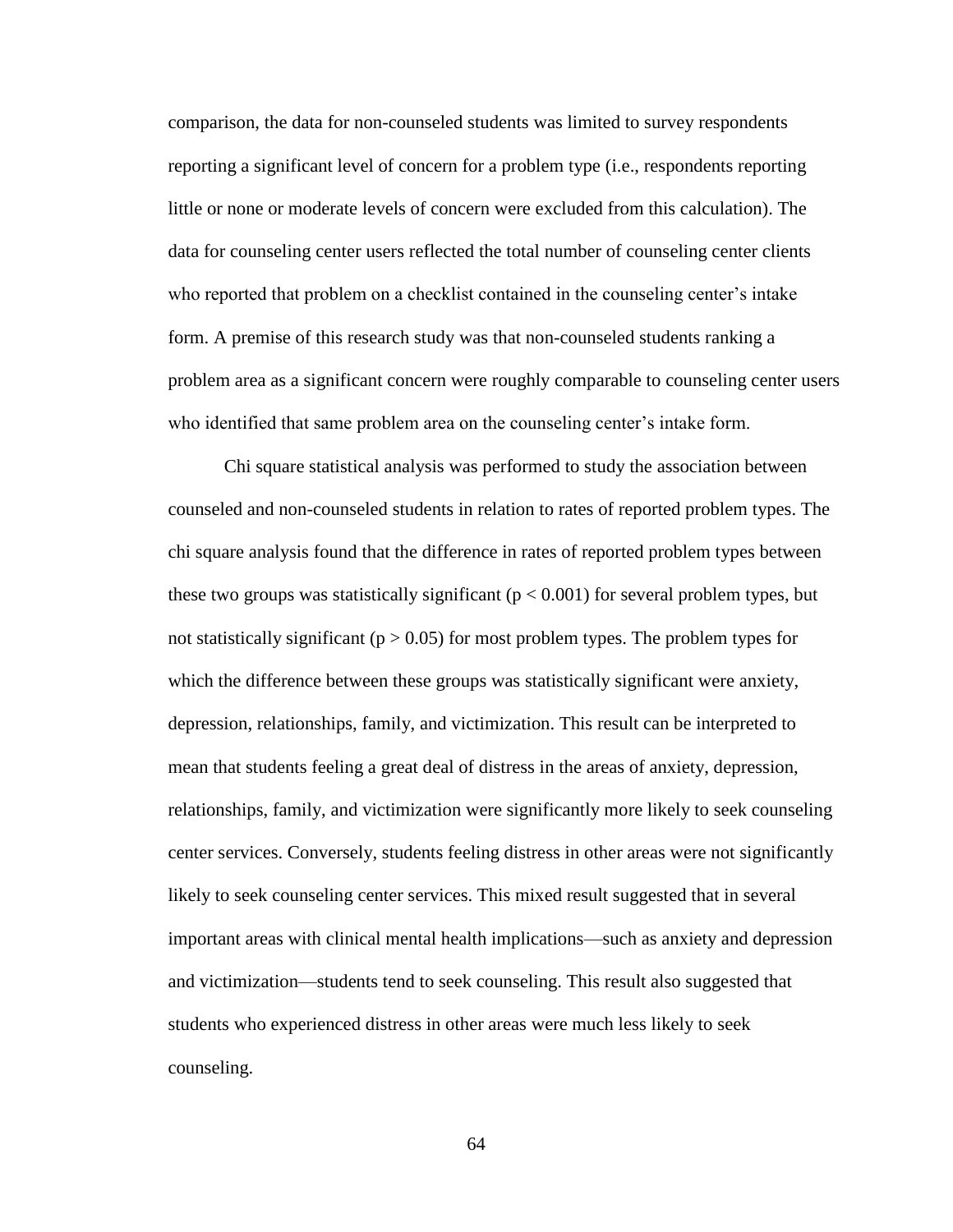comparison, the data for non-counseled students was limited to survey respondents reporting a significant level of concern for a problem type (i.e., respondents reporting little or none or moderate levels of concern were excluded from this calculation). The data for counseling center users reflected the total number of counseling center clients who reported that problem on a checklist contained in the counseling center's intake form. A premise of this research study was that non-counseled students ranking a problem area as a significant concern were roughly comparable to counseling center users who identified that same problem area on the counseling center's intake form.

Chi square statistical analysis was performed to study the association between counseled and non-counseled students in relation to rates of reported problem types. The chi square analysis found that the difference in rates of reported problem types between these two groups was statistically significant ($p < 0.001$) for several problem types, but not statistically significant ($p > 0.05$) for most problem types. The problem types for which the difference between these groups was statistically significant were anxiety, depression, relationships, family, and victimization. This result can be interpreted to mean that students feeling a great deal of distress in the areas of anxiety, depression, relationships, family, and victimization were significantly more likely to seek counseling center services. Conversely, students feeling distress in other areas were not significantly likely to seek counseling center services. This mixed result suggested that in several important areas with clinical mental health implications—such as anxiety and depression and victimization—students tend to seek counseling. This result also suggested that students who experienced distress in other areas were much less likely to seek counseling.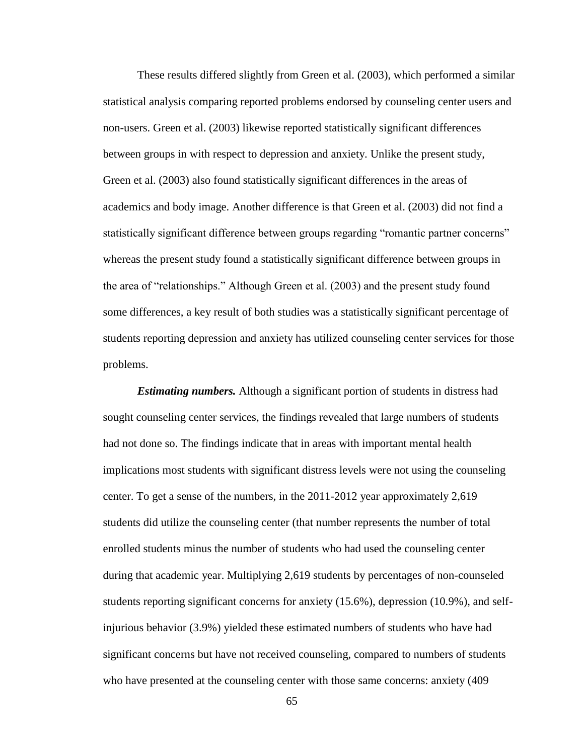These results differed slightly from Green et al. (2003), which performed a similar statistical analysis comparing reported problems endorsed by counseling center users and non-users. Green et al. (2003) likewise reported statistically significant differences between groups in with respect to depression and anxiety. Unlike the present study, Green et al. (2003) also found statistically significant differences in the areas of academics and body image. Another difference is that Green et al. (2003) did not find a statistically significant difference between groups regarding "romantic partner concerns" whereas the present study found a statistically significant difference between groups in the area of "relationships." Although Green et al. (2003) and the present study found some differences, a key result of both studies was a statistically significant percentage of students reporting depression and anxiety has utilized counseling center services for those problems.

***Estimating numbers.*** Although a significant portion of students in distress had sought counseling center services, the findings revealed that large numbers of students had not done so. The findings indicate that in areas with important mental health implications most students with significant distress levels were not using the counseling center. To get a sense of the numbers, in the 2011-2012 year approximately 2,619 students did utilize the counseling center (that number represents the number of total enrolled students minus the number of students who had used the counseling center during that academic year. Multiplying 2,619 students by percentages of non-counseled students reporting significant concerns for anxiety (15.6%), depression (10.9%), and self-injurious behavior (3.9%) yielded these estimated numbers of students who have had significant concerns but have not received counseling, compared to numbers of students who have presented at the counseling center with those same concerns: anxiety (409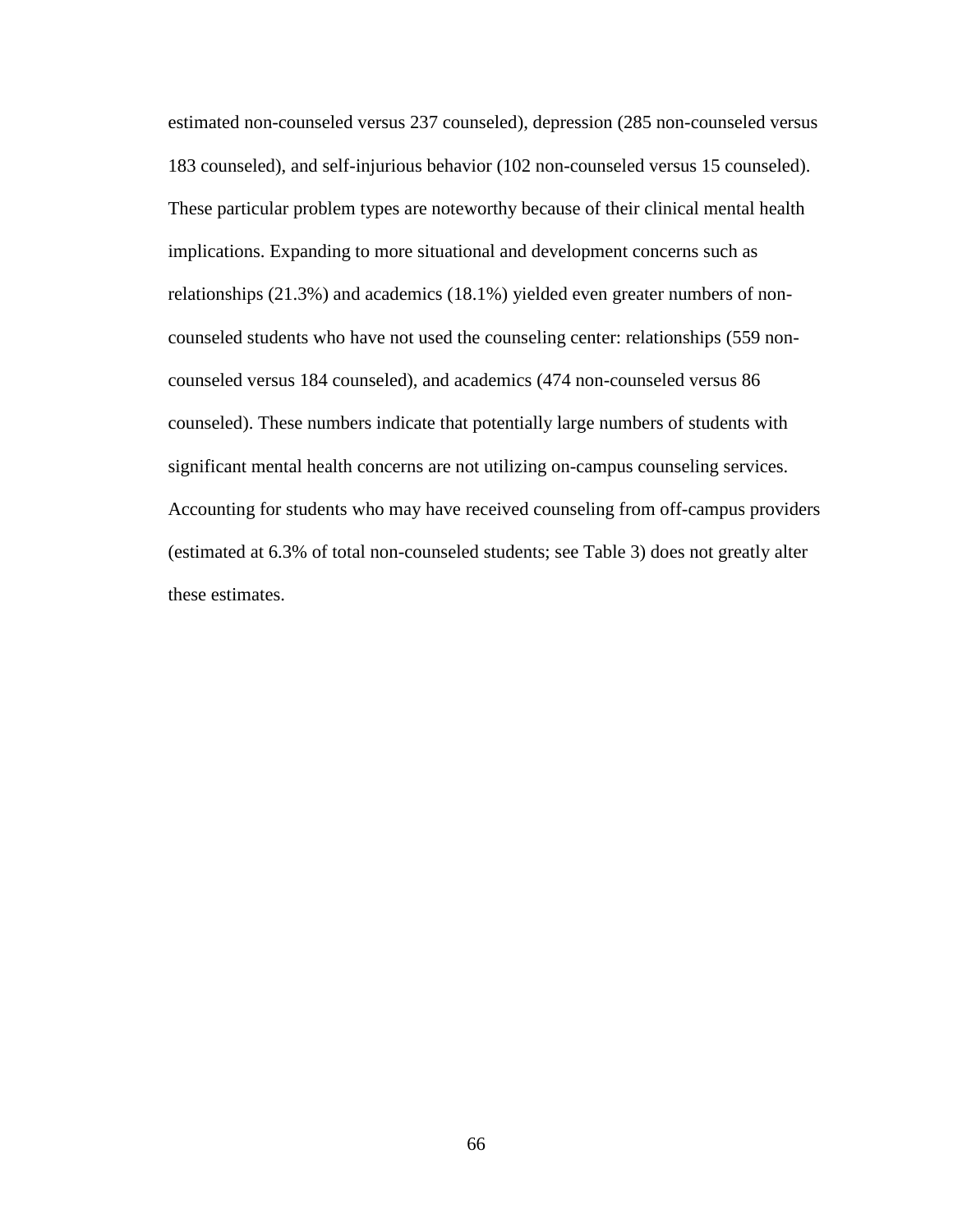estimated non-counseled versus 237 counseled), depression (285 non-counseled versus 183 counseled), and self-injurious behavior (102 non-counseled versus 15 counseled). These particular problem types are noteworthy because of their clinical mental health implications. Expanding to more situational and development concerns such as relationships (21.3%) and academics (18.1%) yielded even greater numbers of non-counseled students who have not used the counseling center: relationships (559 non-counseled versus 184 counseled), and academics (474 non-counseled versus 86 counseled). These numbers indicate that potentially large numbers of students with significant mental health concerns are not utilizing on-campus counseling services. Accounting for students who may have received counseling from off-campus providers (estimated at 6.3% of total non-counseled students; see Table 3) does not greatly alter these estimates.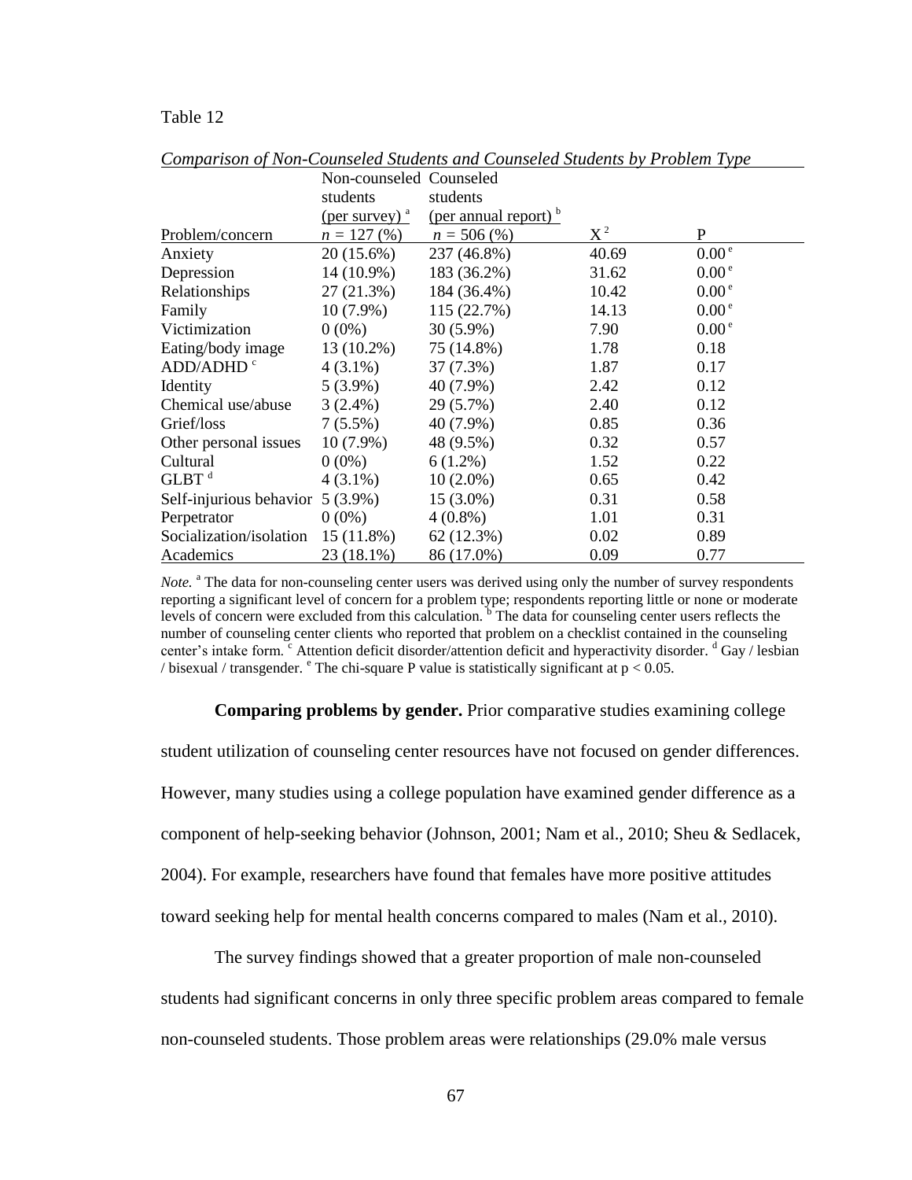Table 12

*Comparison of Non-Counseled Students and Counseled Students by Problem Type*

| Problem/concern | Non-counseled students (per survey) [a] $n$ = 127 (%) | Counseled students (per annual report) [b] $n$ = 506 (%) | $X^2$ | P |
|---|---|---|---|---|
| Anxiety | 20 (15.6%) | 237 (46.8%) | 40.69 | 0.00 [e] |
| Depression | 14 (10.9%) | 183 (36.2%) | 31.62 | 0.00 [e] |
| Relationships | 27 (21.3%) | 184 (36.4%) | 10.42 | 0.00 [e] |
| Family | 10 (7.9%) | 115 (22.7%) | 14.13 | 0.00 [e] |
| Victimization | 0 (0%) | 30 (5.9%) | 7.90 | 0.00 [e] |
| Eating/body image | 13 (10.2%) | 75 (14.8%) | 1.78 | 0.18 |
| ADD/ADHD [c] | 4 (3.1%) | 37 (7.3%) | 1.87 | 0.17 |
| Identity | 5 (3.9%) | 40 (7.9%) | 2.42 | 0.12 |
| Chemical use/abuse | 3 (2.4%) | 29 (5.7%) | 2.40 | 0.12 |
| Grief/loss | 7 (5.5%) | 40 (7.9%) | 0.85 | 0.36 |
| Other personal issues | 10 (7.9%) | 48 (9.5%) | 0.32 | 0.57 |
| Cultural | 0 (0%) | 6 (1.2%) | 1.52 | 0.22 |
| GLBT [d] | 4 (3.1%) | 10 (2.0%) | 0.65 | 0.42 |
| Self-injurious behavior | 5 (3.9%) | 15 (3.0%) | 0.31 | 0.58 |
| Perpetrator | 0 (0%) | 4 (0.8%) | 1.01 | 0.31 |
| Socialization/isolation | 15 (11.8%) | 62 (12.3%) | 0.02 | 0.89 |
| Academics | 23 (18.1%) | 86 (17.0%) | 0.09 | 0.77 |

*Note.* [a] The data for non-counseling center users was derived using only the number of survey respondents reporting a significant level of concern for a problem type; respondents reporting little or none or moderate levels of concern were excluded from this calculation. [b] The data for counseling center users reflects the number of counseling center clients who reported that problem on a checklist contained in the counseling center's intake form. [c] Attention deficit disorder/attention deficit and hyperactivity disorder. [d] Gay / lesbian / bisexual / transgender. [e] The chi-square P value is statistically significant at $p < 0.05$.

**Comparing problems by gender.** Prior comparative studies examining college student utilization of counseling center resources have not focused on gender differences. However, many studies using a college population have examined gender difference as a component of help-seeking behavior (Johnson, 2001; Nam et al., 2010; Sheu & Sedlacek, 2004). For example, researchers have found that females have more positive attitudes toward seeking help for mental health concerns compared to males (Nam et al., 2010).

The survey findings showed that a greater proportion of male non-counseled students had significant concerns in only three specific problem areas compared to female non-counseled students. Those problem areas were relationships (29.0% male versus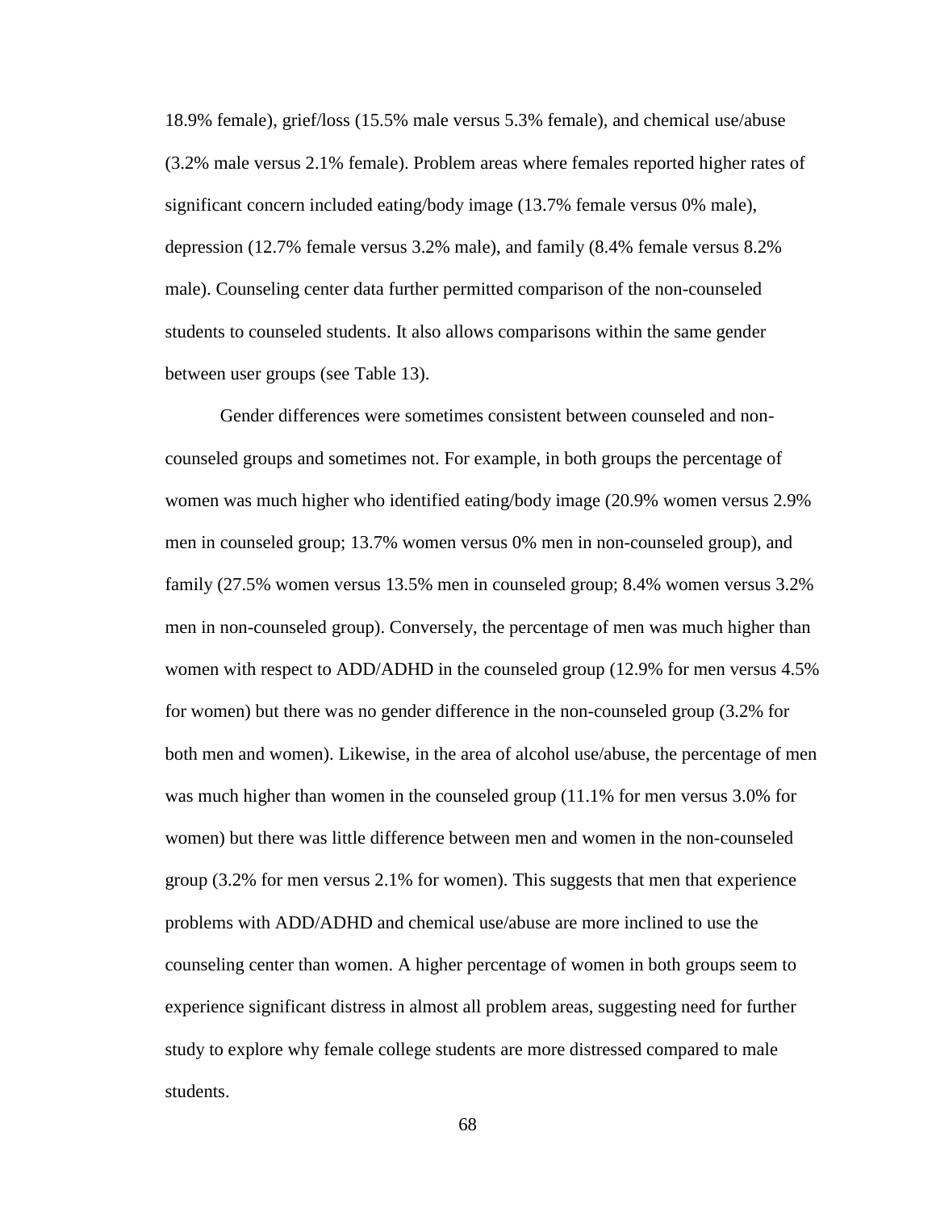18.9% female), grief/loss (15.5% male versus 5.3% female), and chemical use/abuse (3.2% male versus 2.1% female). Problem areas where females reported higher rates of significant concern included eating/body image (13.7% female versus 0% male), depression (12.7% female versus 3.2% male), and family (8.4% female versus 8.2% male). Counseling center data further permitted comparison of the non-counseled students to counseled students. It also allows comparisons within the same gender between user groups (see Table 13).

Gender differences were sometimes consistent between counseled and non-counseled groups and sometimes not. For example, in both groups the percentage of women was much higher who identified eating/body image (20.9% women versus 2.9% men in counseled group; 13.7% women versus 0% men in non-counseled group), and family (27.5% women versus 13.5% men in counseled group; 8.4% women versus 3.2% men in non-counseled group). Conversely, the percentage of men was much higher than women with respect to ADD/ADHD in the counseled group (12.9% for men versus 4.5% for women) but there was no gender difference in the non-counseled group (3.2% for both men and women). Likewise, in the area of alcohol use/abuse, the percentage of men was much higher than women in the counseled group (11.1% for men versus 3.0% for women) but there was little difference between men and women in the non-counseled group (3.2% for men versus 2.1% for women). This suggests that men that experience problems with ADD/ADHD and chemical use/abuse are more inclined to use the counseling center than women. A higher percentage of women in both groups seem to experience significant distress in almost all problem areas, suggesting need for further study to explore why female college students are more distressed compared to male students.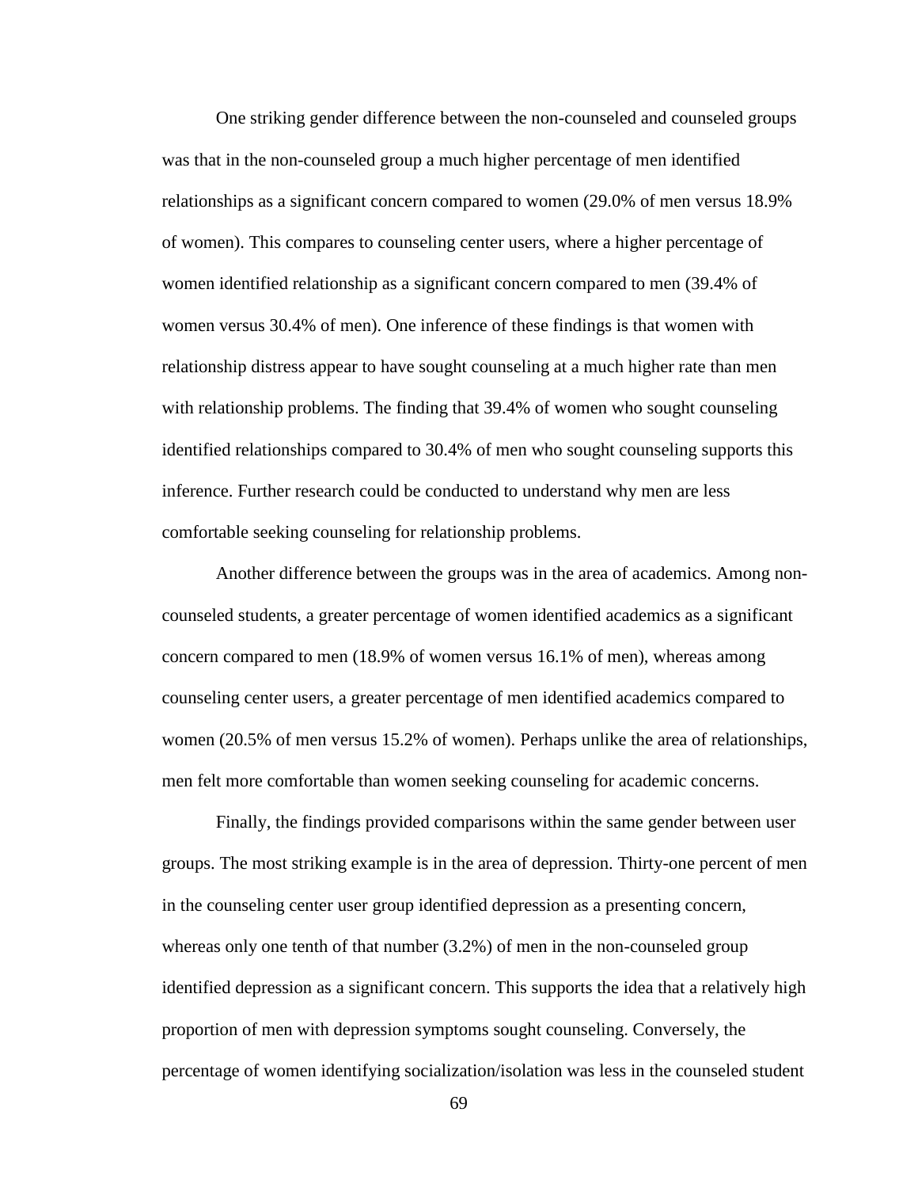One striking gender difference between the non-counseled and counseled groups was that in the non-counseled group a much higher percentage of men identified relationships as a significant concern compared to women (29.0% of men versus 18.9% of women). This compares to counseling center users, where a higher percentage of women identified relationship as a significant concern compared to men (39.4% of women versus 30.4% of men). One inference of these findings is that women with relationship distress appear to have sought counseling at a much higher rate than men with relationship problems. The finding that 39.4% of women who sought counseling identified relationships compared to 30.4% of men who sought counseling supports this inference. Further research could be conducted to understand why men are less comfortable seeking counseling for relationship problems.

Another difference between the groups was in the area of academics. Among non-counseled students, a greater percentage of women identified academics as a significant concern compared to men (18.9% of women versus 16.1% of men), whereas among counseling center users, a greater percentage of men identified academics compared to women (20.5% of men versus 15.2% of women). Perhaps unlike the area of relationships, men felt more comfortable than women seeking counseling for academic concerns.

Finally, the findings provided comparisons within the same gender between user groups. The most striking example is in the area of depression. Thirty-one percent of men in the counseling center user group identified depression as a presenting concern, whereas only one tenth of that number (3.2%) of men in the non-counseled group identified depression as a significant concern. This supports the idea that a relatively high proportion of men with depression symptoms sought counseling. Conversely, the percentage of women identifying socialization/isolation was less in the counseled student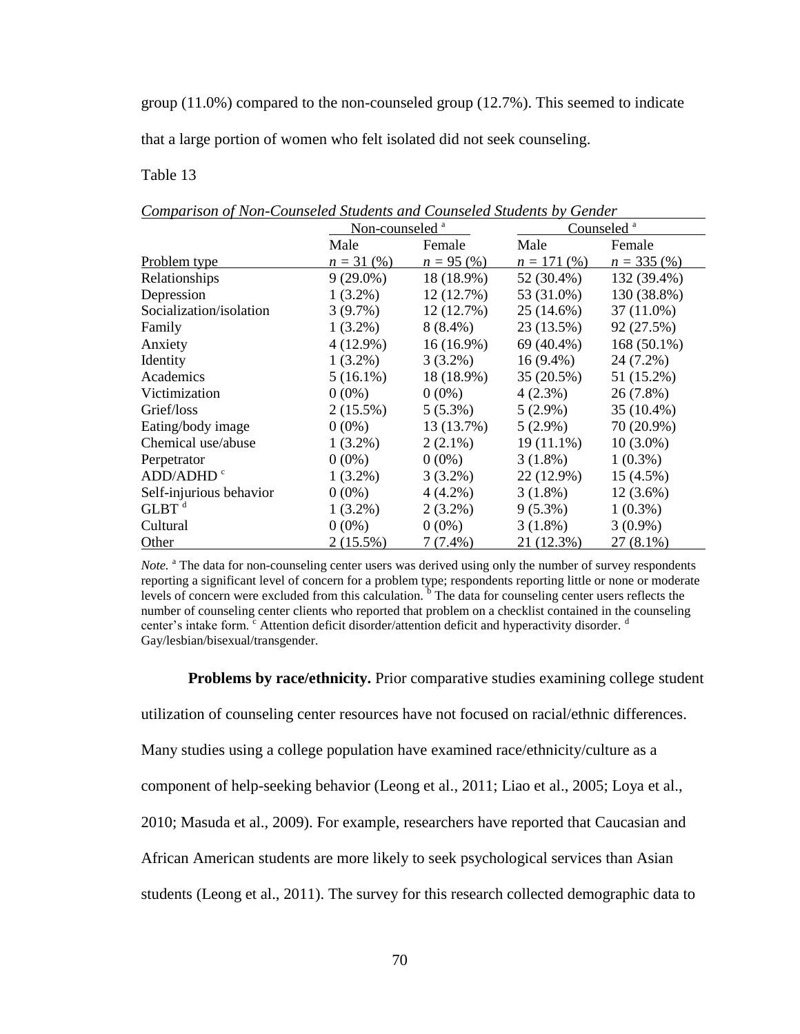group (11.0%) compared to the non-counseled group (12.7%). This seemed to indicate that a large portion of women who felt isolated did not seek counseling.

Table 13

*Comparison of Non-Counseled Students and Counseled Students by Gender*

| | Non-counseled [a] | | Counseled [a] | |
|---|---|---|---|---|
| | Male | Female | Male | Female |
| Problem type | *n* = 31 (%) | *n* = 95 (%) | *n* = 171 (%) | *n* = 335 (%) |
| Relationships | 9 (29.0%) | 18 (18.9%) | 52 (30.4%) | 132 (39.4%) |
| Depression | 1 (3.2%) | 12 (12.7%) | 53 (31.0%) | 130 (38.8%) |
| Socialization/isolation | 3 (9.7%) | 12 (12.7%) | 25 (14.6%) | 37 (11.0%) |
| Family | 1 (3.2%) | 8 (8.4%) | 23 (13.5%) | 92 (27.5%) |
| Anxiety | 4 (12.9%) | 16 (16.9%) | 69 (40.4%) | 168 (50.1%) |
| Identity | 1 (3.2%) | 3 (3.2%) | 16 (9.4%) | 24 (7.2%) |
| Academics | 5 (16.1%) | 18 (18.9%) | 35 (20.5%) | 51 (15.2%) |
| Victimization | 0 (0%) | 0 (0%) | 4 (2.3%) | 26 (7.8%) |
| Grief/loss | 2 (15.5%) | 5 (5.3%) | 5 (2.9%) | 35 (10.4%) |
| Eating/body image | 0 (0%) | 13 (13.7%) | 5 (2.9%) | 70 (20.9%) |
| Chemical use/abuse | 1 (3.2%) | 2 (2.1%) | 19 (11.1%) | 10 (3.0%) |
| Perpetrator | 0 (0%) | 0 (0%) | 3 (1.8%) | 1 (0.3%) |
| ADD/ADHD [c] | 1 (3.2%) | 3 (3.2%) | 22 (12.9%) | 15 (4.5%) |
| Self-injurious behavior | 0 (0%) | 4 (4.2%) | 3 (1.8%) | 12 (3.6%) |
| GLBT [d] | 1 (3.2%) | 2 (3.2%) | 9 (5.3%) | 1 (0.3%) |
| Cultural | 0 (0%) | 0 (0%) | 3 (1.8%) | 3 (0.9%) |
| Other | 2 (15.5%) | 7 (7.4%) | 21 (12.3%) | 27 (8.1%) |

*Note.* [a] The data for non-counseling center users was derived using only the number of survey respondents reporting a significant level of concern for a problem type; respondents reporting little or none or moderate levels of concern were excluded from this calculation. [b] The data for counseling center users reflects the number of counseling center clients who reported that problem on a checklist contained in the counseling center's intake form. [c] Attention deficit disorder/attention deficit and hyperactivity disorder. [d] Gay/lesbian/bisexual/transgender.

**Problems by race/ethnicity.** Prior comparative studies examining college student utilization of counseling center resources have not focused on racial/ethnic differences. Many studies using a college population have examined race/ethnicity/culture as a component of help-seeking behavior (Leong et al., 2011; Liao et al., 2005; Loya et al., 2010; Masuda et al., 2009). For example, researchers have reported that Caucasian and African American students are more likely to seek psychological services than Asian students (Leong et al., 2011). The survey for this research collected demographic data to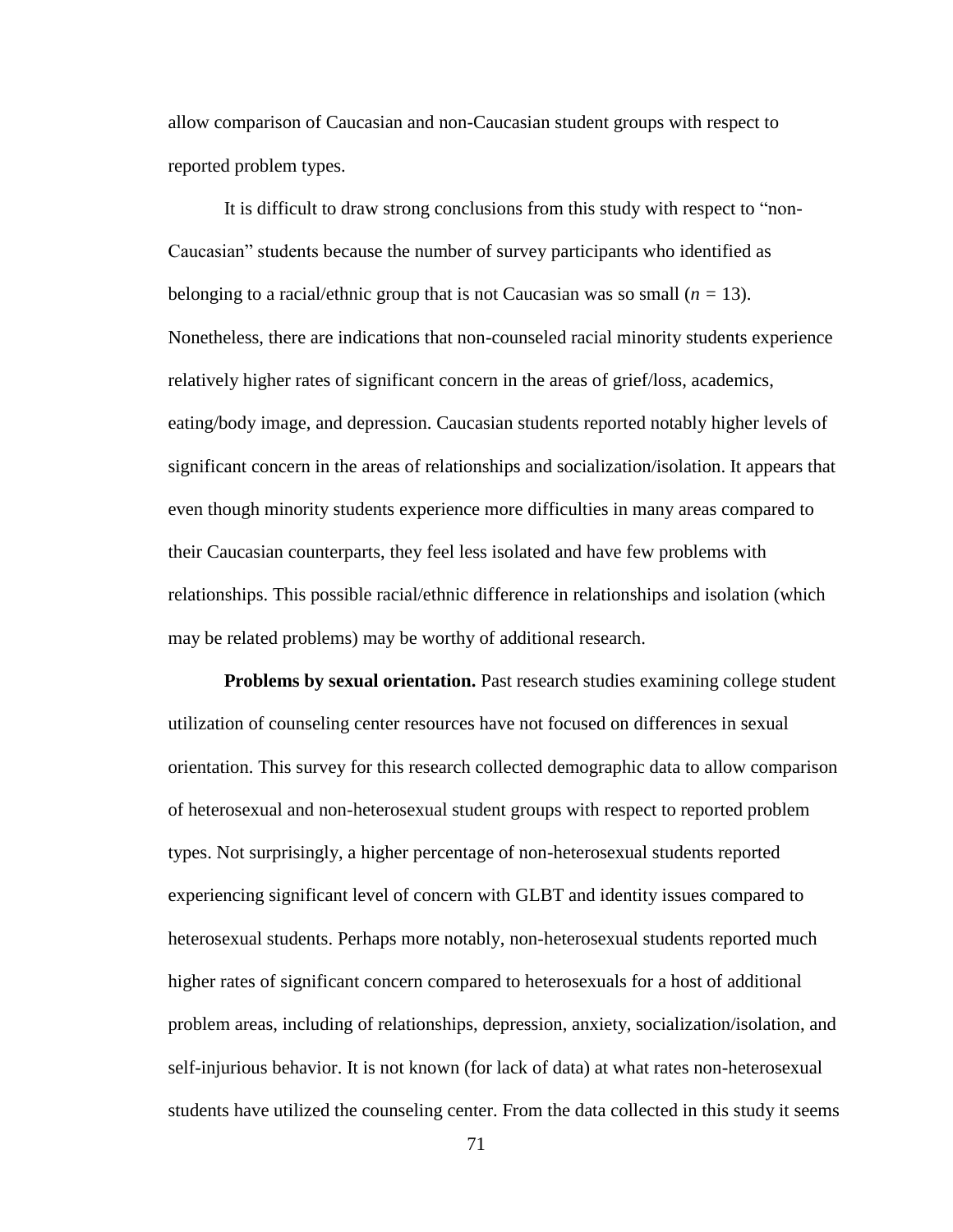allow comparison of Caucasian and non-Caucasian student groups with respect to reported problem types.

It is difficult to draw strong conclusions from this study with respect to "non-Caucasian" students because the number of survey participants who identified as belonging to a racial/ethnic group that is not Caucasian was so small ($n$ = 13). Nonetheless, there are indications that non-counseled racial minority students experience relatively higher rates of significant concern in the areas of grief/loss, academics, eating/body image, and depression. Caucasian students reported notably higher levels of significant concern in the areas of relationships and socialization/isolation. It appears that even though minority students experience more difficulties in many areas compared to their Caucasian counterparts, they feel less isolated and have few problems with relationships. This possible racial/ethnic difference in relationships and isolation (which may be related problems) may be worthy of additional research.

**Problems by sexual orientation.** Past research studies examining college student utilization of counseling center resources have not focused on differences in sexual orientation. This survey for this research collected demographic data to allow comparison of heterosexual and non-heterosexual student groups with respect to reported problem types. Not surprisingly, a higher percentage of non-heterosexual students reported experiencing significant level of concern with GLBT and identity issues compared to heterosexual students. Perhaps more notably, non-heterosexual students reported much higher rates of significant concern compared to heterosexuals for a host of additional problem areas, including of relationships, depression, anxiety, socialization/isolation, and self-injurious behavior. It is not known (for lack of data) at what rates non-heterosexual students have utilized the counseling center. From the data collected in this study it seems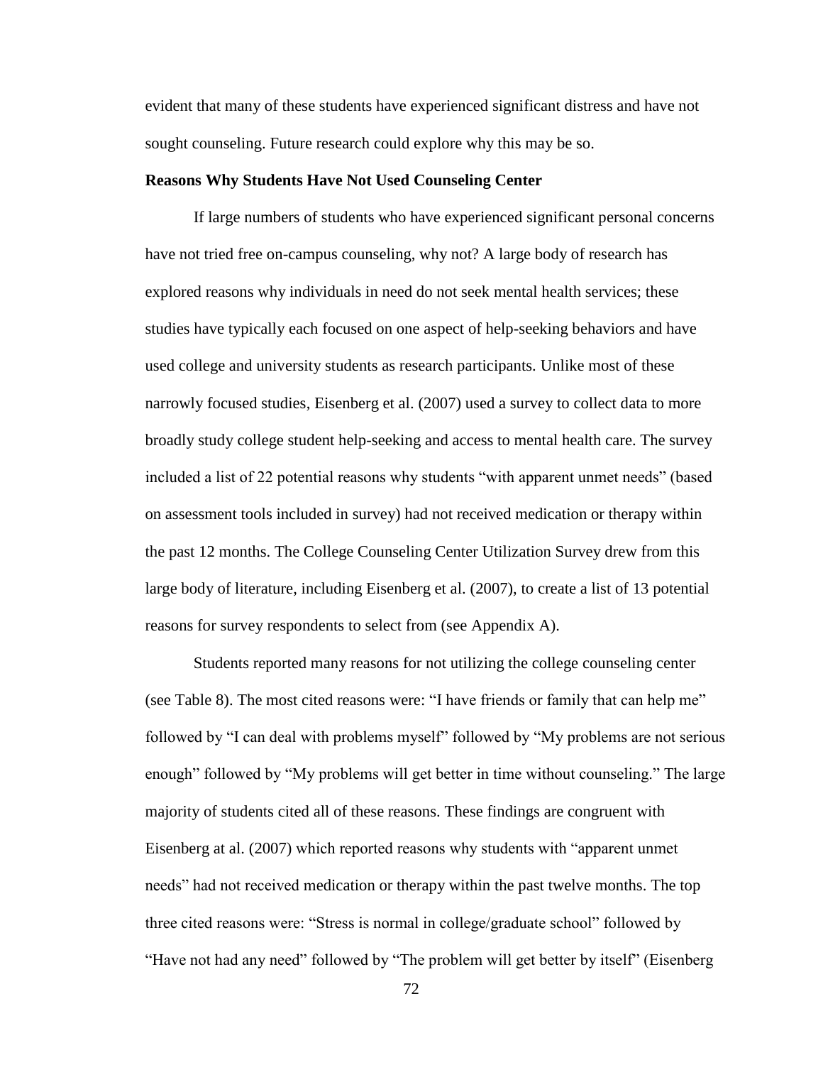evident that many of these students have experienced significant distress and have not sought counseling. Future research could explore why this may be so.

**Reasons Why Students Have Not Used Counseling Center**

If large numbers of students who have experienced significant personal concerns have not tried free on-campus counseling, why not? A large body of research has explored reasons why individuals in need do not seek mental health services; these studies have typically each focused on one aspect of help-seeking behaviors and have used college and university students as research participants. Unlike most of these narrowly focused studies, Eisenberg et al. (2007) used a survey to collect data to more broadly study college student help-seeking and access to mental health care. The survey included a list of 22 potential reasons why students "with apparent unmet needs" (based on assessment tools included in survey) had not received medication or therapy within the past 12 months. The College Counseling Center Utilization Survey drew from this large body of literature, including Eisenberg et al. (2007), to create a list of 13 potential reasons for survey respondents to select from (see Appendix A).

Students reported many reasons for not utilizing the college counseling center (see Table 8). The most cited reasons were: "I have friends or family that can help me" followed by "I can deal with problems myself" followed by "My problems are not serious enough" followed by "My problems will get better in time without counseling." The large majority of students cited all of these reasons. These findings are congruent with Eisenberg at al. (2007) which reported reasons why students with "apparent unmet needs" had not received medication or therapy within the past twelve months. The top three cited reasons were: "Stress is normal in college/graduate school" followed by "Have not had any need" followed by "The problem will get better by itself" (Eisenberg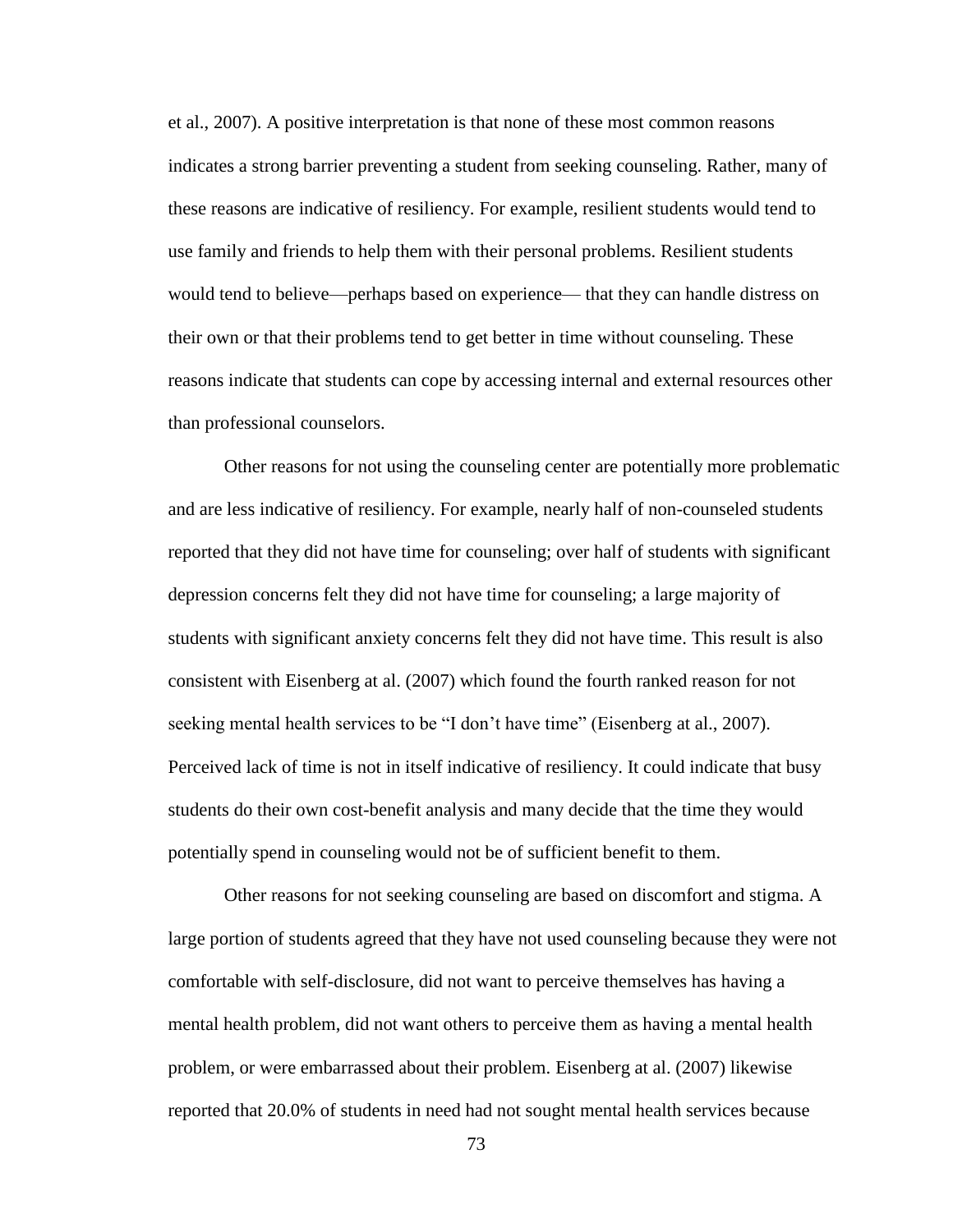et al., 2007). A positive interpretation is that none of these most common reasons indicates a strong barrier preventing a student from seeking counseling. Rather, many of these reasons are indicative of resiliency. For example, resilient students would tend to use family and friends to help them with their personal problems. Resilient students would tend to believe—perhaps based on experience— that they can handle distress on their own or that their problems tend to get better in time without counseling. These reasons indicate that students can cope by accessing internal and external resources other than professional counselors.

Other reasons for not using the counseling center are potentially more problematic and are less indicative of resiliency. For example, nearly half of non-counseled students reported that they did not have time for counseling; over half of students with significant depression concerns felt they did not have time for counseling; a large majority of students with significant anxiety concerns felt they did not have time. This result is also consistent with Eisenberg at al. (2007) which found the fourth ranked reason for not seeking mental health services to be "I don't have time" (Eisenberg at al., 2007). Perceived lack of time is not in itself indicative of resiliency. It could indicate that busy students do their own cost-benefit analysis and many decide that the time they would potentially spend in counseling would not be of sufficient benefit to them.

Other reasons for not seeking counseling are based on discomfort and stigma. A large portion of students agreed that they have not used counseling because they were not comfortable with self-disclosure, did not want to perceive themselves has having a mental health problem, did not want others to perceive them as having a mental health problem, or were embarrassed about their problem. Eisenberg at al. (2007) likewise reported that 20.0% of students in need had not sought mental health services because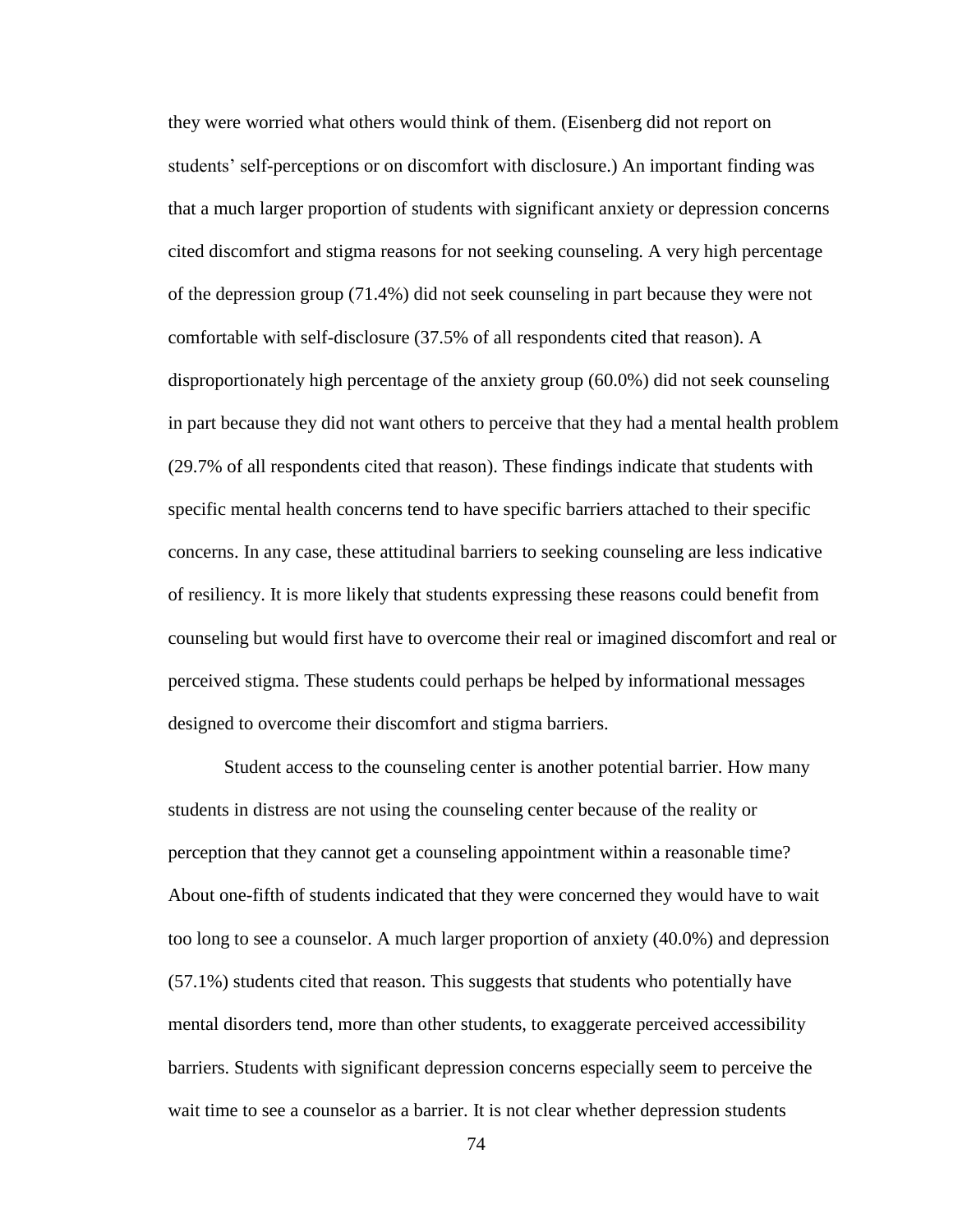they were worried what others would think of them. (Eisenberg did not report on students' self-perceptions or on discomfort with disclosure.) An important finding was that a much larger proportion of students with significant anxiety or depression concerns cited discomfort and stigma reasons for not seeking counseling. A very high percentage of the depression group (71.4%) did not seek counseling in part because they were not comfortable with self-disclosure (37.5% of all respondents cited that reason). A disproportionately high percentage of the anxiety group (60.0%) did not seek counseling in part because they did not want others to perceive that they had a mental health problem (29.7% of all respondents cited that reason). These findings indicate that students with specific mental health concerns tend to have specific barriers attached to their specific concerns. In any case, these attitudinal barriers to seeking counseling are less indicative of resiliency. It is more likely that students expressing these reasons could benefit from counseling but would first have to overcome their real or imagined discomfort and real or perceived stigma. These students could perhaps be helped by informational messages designed to overcome their discomfort and stigma barriers.

Student access to the counseling center is another potential barrier. How many students in distress are not using the counseling center because of the reality or perception that they cannot get a counseling appointment within a reasonable time? About one-fifth of students indicated that they were concerned they would have to wait too long to see a counselor. A much larger proportion of anxiety (40.0%) and depression (57.1%) students cited that reason. This suggests that students who potentially have mental disorders tend, more than other students, to exaggerate perceived accessibility barriers. Students with significant depression concerns especially seem to perceive the wait time to see a counselor as a barrier. It is not clear whether depression students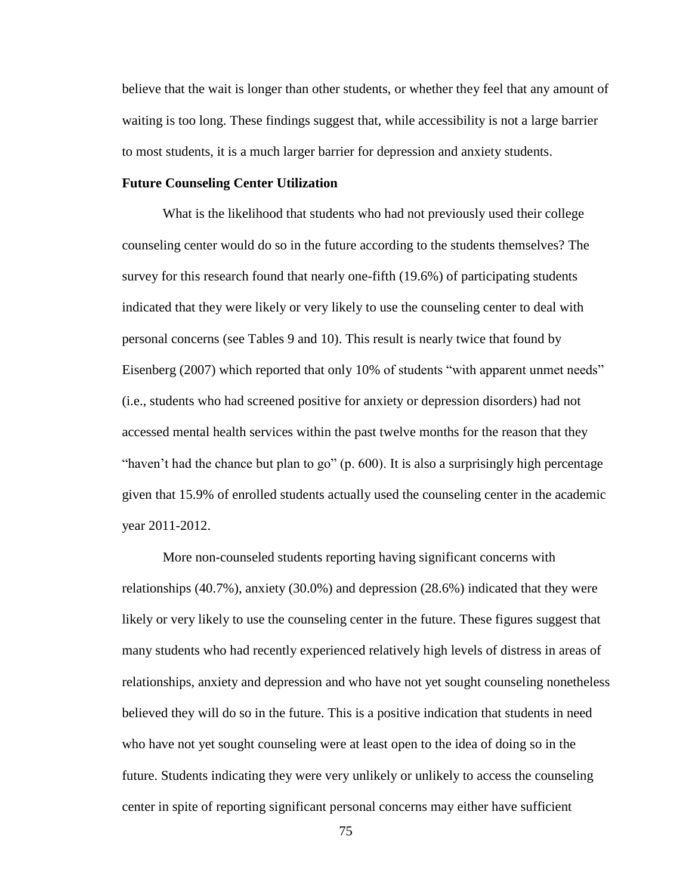believe that the wait is longer than other students, or whether they feel that any amount of waiting is too long. These findings suggest that, while accessibility is not a large barrier to most students, it is a much larger barrier for depression and anxiety students.

**Future Counseling Center Utilization**

What is the likelihood that students who had not previously used their college counseling center would do so in the future according to the students themselves? The survey for this research found that nearly one-fifth (19.6%) of participating students indicated that they were likely or very likely to use the counseling center to deal with personal concerns (see Tables 9 and 10). This result is nearly twice that found by Eisenberg (2007) which reported that only 10% of students "with apparent unmet needs" (i.e., students who had screened positive for anxiety or depression disorders) had not accessed mental health services within the past twelve months for the reason that they "haven't had the chance but plan to go" (p. 600). It is also a surprisingly high percentage given that 15.9% of enrolled students actually used the counseling center in the academic year 2011-2012.

More non-counseled students reporting having significant concerns with relationships (40.7%), anxiety (30.0%) and depression (28.6%) indicated that they were likely or very likely to use the counseling center in the future. These figures suggest that many students who had recently experienced relatively high levels of distress in areas of relationships, anxiety and depression and who have not yet sought counseling nonetheless believed they will do so in the future. This is a positive indication that students in need who have not yet sought counseling were at least open to the idea of doing so in the future. Students indicating they were very unlikely or unlikely to access the counseling center in spite of reporting significant personal concerns may either have sufficient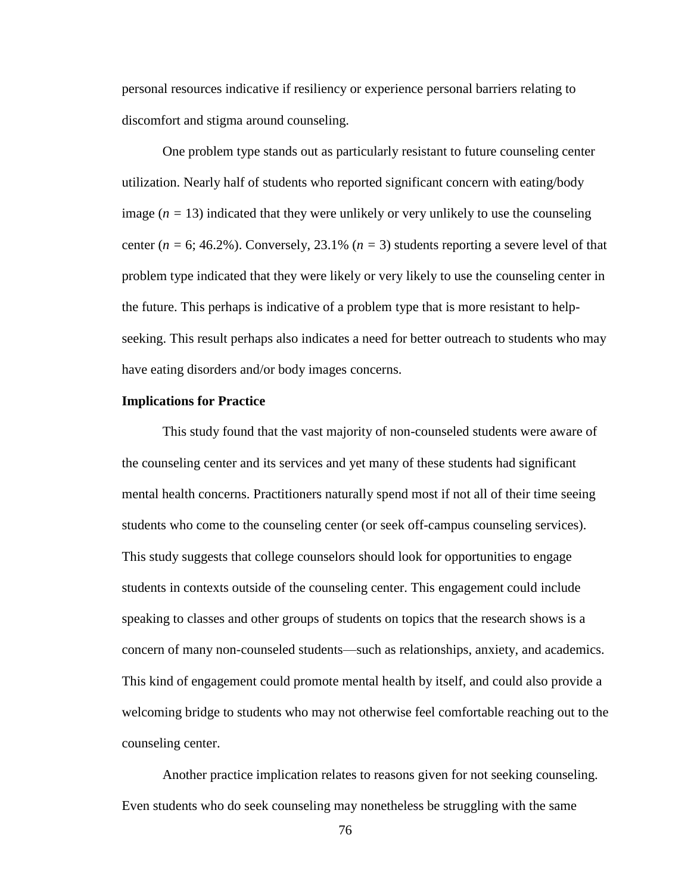personal resources indicative if resiliency or experience personal barriers relating to discomfort and stigma around counseling.

One problem type stands out as particularly resistant to future counseling center utilization. Nearly half of students who reported significant concern with eating/body image ($n = 13$) indicated that they were unlikely or very unlikely to use the counseling center ($n = 6$; 46.2%). Conversely, 23.1% ($n = 3$) students reporting a severe level of that problem type indicated that they were likely or very likely to use the counseling center in the future. This perhaps is indicative of a problem type that is more resistant to help-seeking. This result perhaps also indicates a need for better outreach to students who may have eating disorders and/or body images concerns.

**Implications for Practice**

This study found that the vast majority of non-counseled students were aware of the counseling center and its services and yet many of these students had significant mental health concerns. Practitioners naturally spend most if not all of their time seeing students who come to the counseling center (or seek off-campus counseling services). This study suggests that college counselors should look for opportunities to engage students in contexts outside of the counseling center. This engagement could include speaking to classes and other groups of students on topics that the research shows is a concern of many non-counseled students—such as relationships, anxiety, and academics. This kind of engagement could promote mental health by itself, and could also provide a welcoming bridge to students who may not otherwise feel comfortable reaching out to the counseling center.

Another practice implication relates to reasons given for not seeking counseling. Even students who do seek counseling may nonetheless be struggling with the same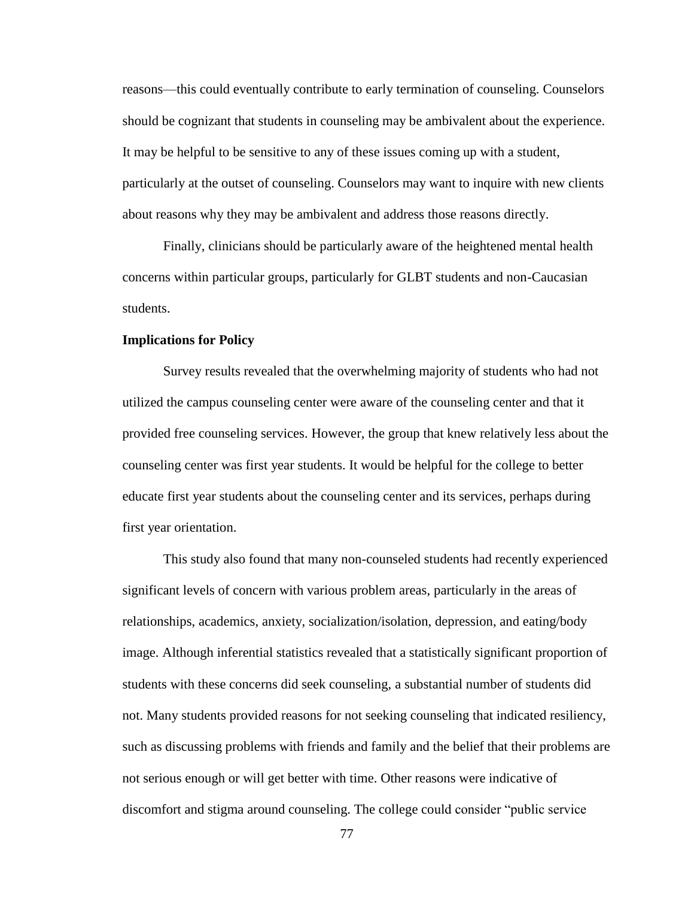reasons—this could eventually contribute to early termination of counseling. Counselors should be cognizant that students in counseling may be ambivalent about the experience. It may be helpful to be sensitive to any of these issues coming up with a student, particularly at the outset of counseling. Counselors may want to inquire with new clients about reasons why they may be ambivalent and address those reasons directly.

Finally, clinicians should be particularly aware of the heightened mental health concerns within particular groups, particularly for GLBT students and non-Caucasian students.

**Implications for Policy**

Survey results revealed that the overwhelming majority of students who had not utilized the campus counseling center were aware of the counseling center and that it provided free counseling services. However, the group that knew relatively less about the counseling center was first year students. It would be helpful for the college to better educate first year students about the counseling center and its services, perhaps during first year orientation.

This study also found that many non-counseled students had recently experienced significant levels of concern with various problem areas, particularly in the areas of relationships, academics, anxiety, socialization/isolation, depression, and eating/body image. Although inferential statistics revealed that a statistically significant proportion of students with these concerns did seek counseling, a substantial number of students did not. Many students provided reasons for not seeking counseling that indicated resiliency, such as discussing problems with friends and family and the belief that their problems are not serious enough or will get better with time. Other reasons were indicative of discomfort and stigma around counseling. The college could consider "public service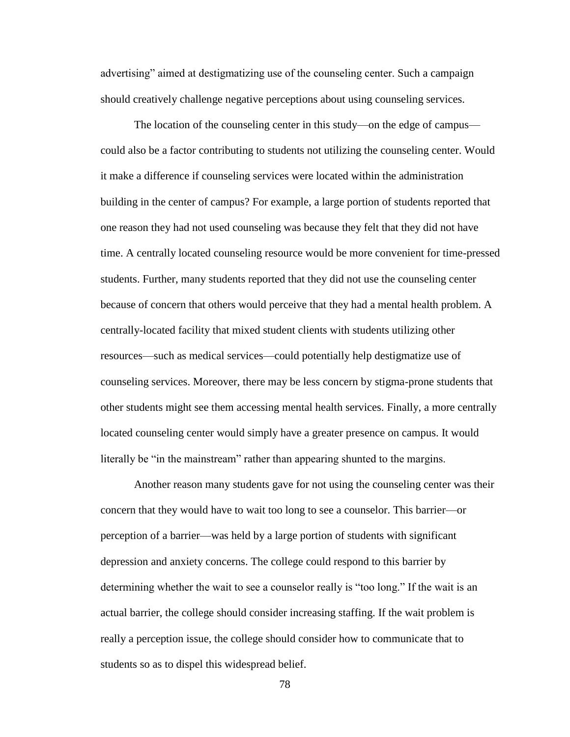advertising" aimed at destigmatizing use of the counseling center. Such a campaign should creatively challenge negative perceptions about using counseling services.

The location of the counseling center in this study—on the edge of campus—could also be a factor contributing to students not utilizing the counseling center. Would it make a difference if counseling services were located within the administration building in the center of campus? For example, a large portion of students reported that one reason they had not used counseling was because they felt that they did not have time. A centrally located counseling resource would be more convenient for time-pressed students. Further, many students reported that they did not use the counseling center because of concern that others would perceive that they had a mental health problem. A centrally-located facility that mixed student clients with students utilizing other resources—such as medical services—could potentially help destigmatize use of counseling services. Moreover, there may be less concern by stigma-prone students that other students might see them accessing mental health services. Finally, a more centrally located counseling center would simply have a greater presence on campus. It would literally be "in the mainstream" rather than appearing shunted to the margins.

Another reason many students gave for not using the counseling center was their concern that they would have to wait too long to see a counselor. This barrier—or perception of a barrier—was held by a large portion of students with significant depression and anxiety concerns. The college could respond to this barrier by determining whether the wait to see a counselor really is "too long." If the wait is an actual barrier, the college should consider increasing staffing. If the wait problem is really a perception issue, the college should consider how to communicate that to students so as to dispel this widespread belief.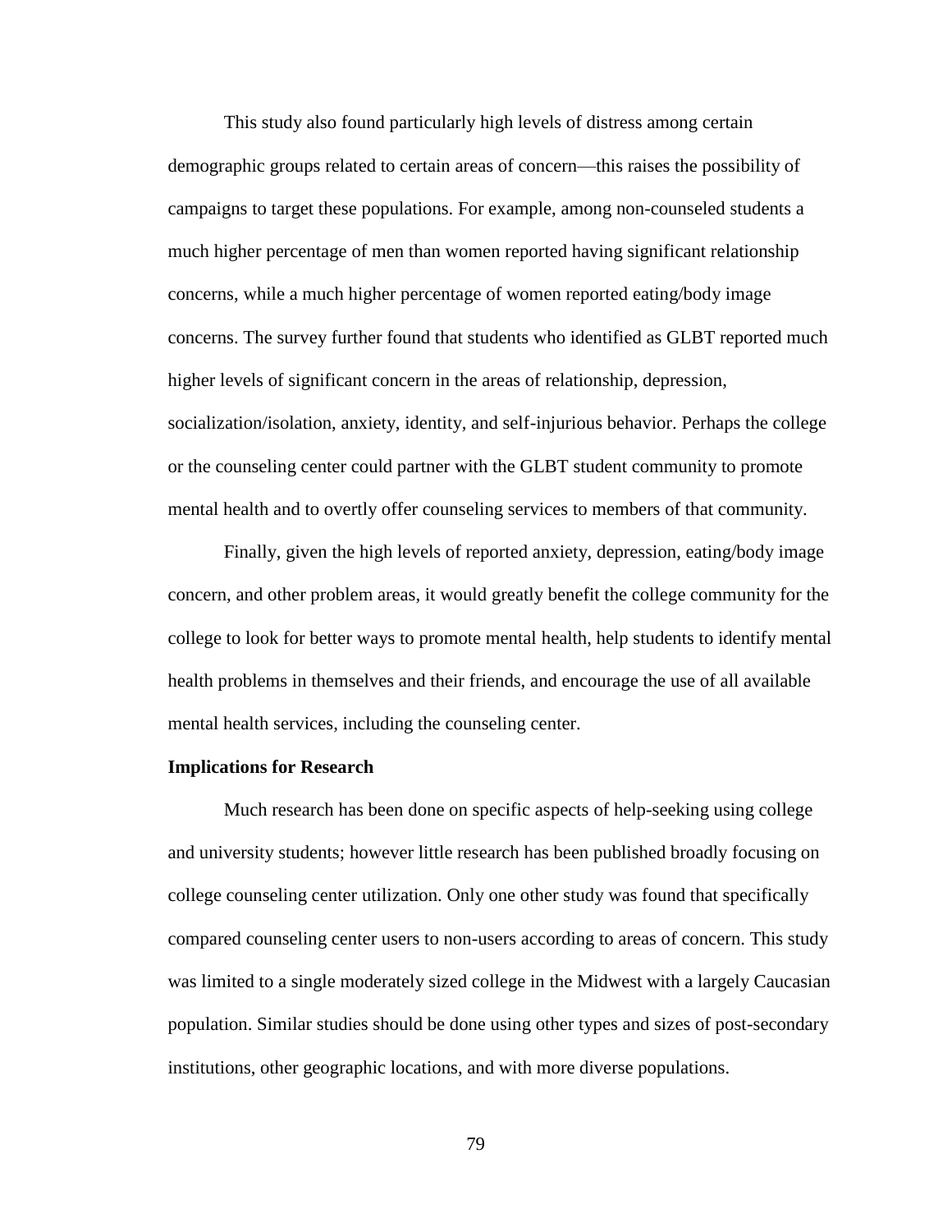This study also found particularly high levels of distress among certain demographic groups related to certain areas of concern—this raises the possibility of campaigns to target these populations. For example, among non-counseled students a much higher percentage of men than women reported having significant relationship concerns, while a much higher percentage of women reported eating/body image concerns. The survey further found that students who identified as GLBT reported much higher levels of significant concern in the areas of relationship, depression, socialization/isolation, anxiety, identity, and self-injurious behavior. Perhaps the college or the counseling center could partner with the GLBT student community to promote mental health and to overtly offer counseling services to members of that community.

Finally, given the high levels of reported anxiety, depression, eating/body image concern, and other problem areas, it would greatly benefit the college community for the college to look for better ways to promote mental health, help students to identify mental health problems in themselves and their friends, and encourage the use of all available mental health services, including the counseling center.

**Implications for Research**

Much research has been done on specific aspects of help-seeking using college and university students; however little research has been published broadly focusing on college counseling center utilization. Only one other study was found that specifically compared counseling center users to non-users according to areas of concern. This study was limited to a single moderately sized college in the Midwest with a largely Caucasian population. Similar studies should be done using other types and sizes of post-secondary institutions, other geographic locations, and with more diverse populations.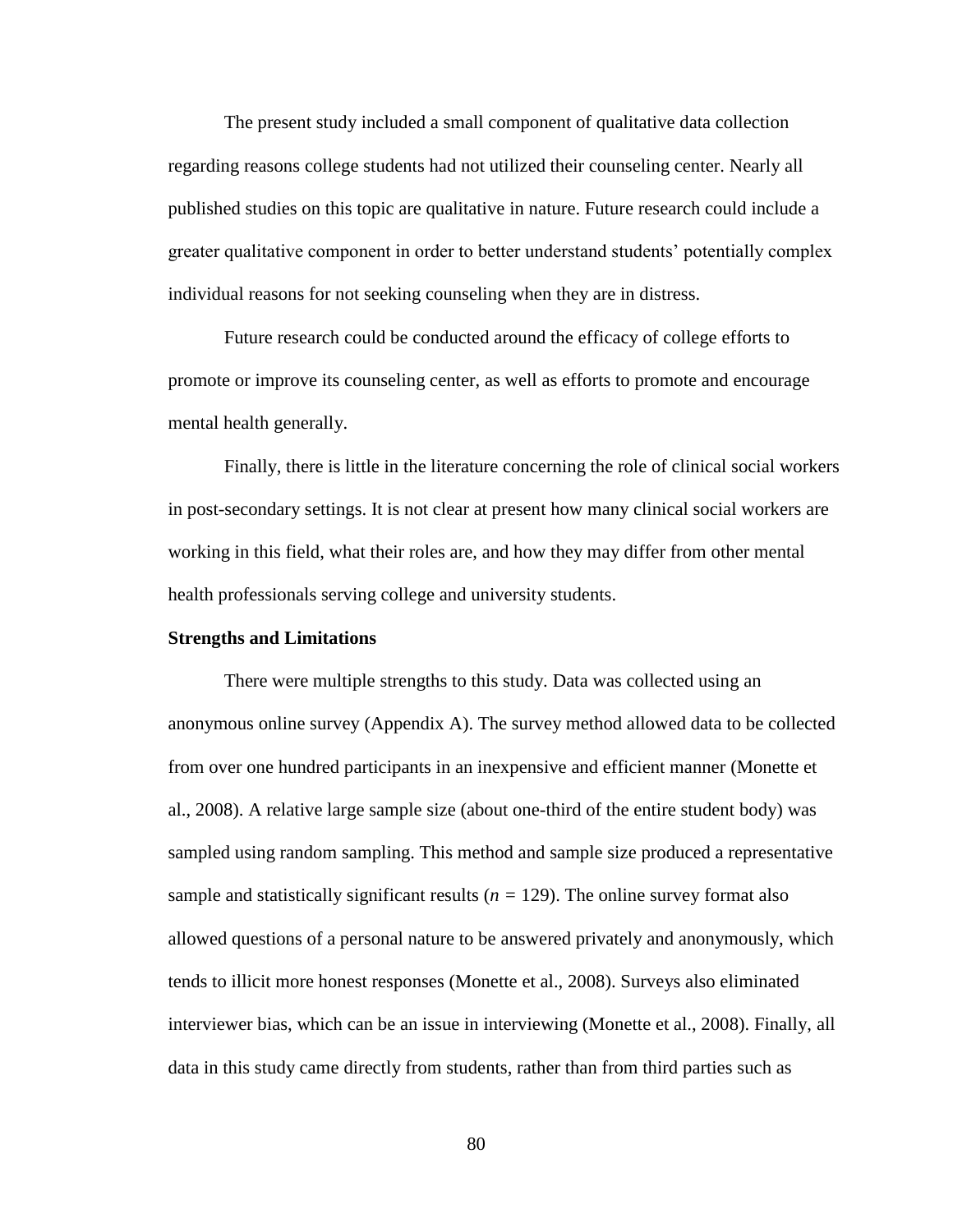The present study included a small component of qualitative data collection regarding reasons college students had not utilized their counseling center. Nearly all published studies on this topic are qualitative in nature. Future research could include a greater qualitative component in order to better understand students' potentially complex individual reasons for not seeking counseling when they are in distress.

Future research could be conducted around the efficacy of college efforts to promote or improve its counseling center, as well as efforts to promote and encourage mental health generally.

Finally, there is little in the literature concerning the role of clinical social workers in post-secondary settings. It is not clear at present how many clinical social workers are working in this field, what their roles are, and how they may differ from other mental health professionals serving college and university students.

**Strengths and Limitations**

There were multiple strengths to this study. Data was collected using an anonymous online survey (Appendix A). The survey method allowed data to be collected from over one hundred participants in an inexpensive and efficient manner (Monette et al., 2008). A relative large sample size (about one-third of the entire student body) was sampled using random sampling. This method and sample size produced a representative sample and statistically significant results ($n$ = 129). The online survey format also allowed questions of a personal nature to be answered privately and anonymously, which tends to illicit more honest responses (Monette et al., 2008). Surveys also eliminated interviewer bias, which can be an issue in interviewing (Monette et al., 2008). Finally, all data in this study came directly from students, rather than from third parties such as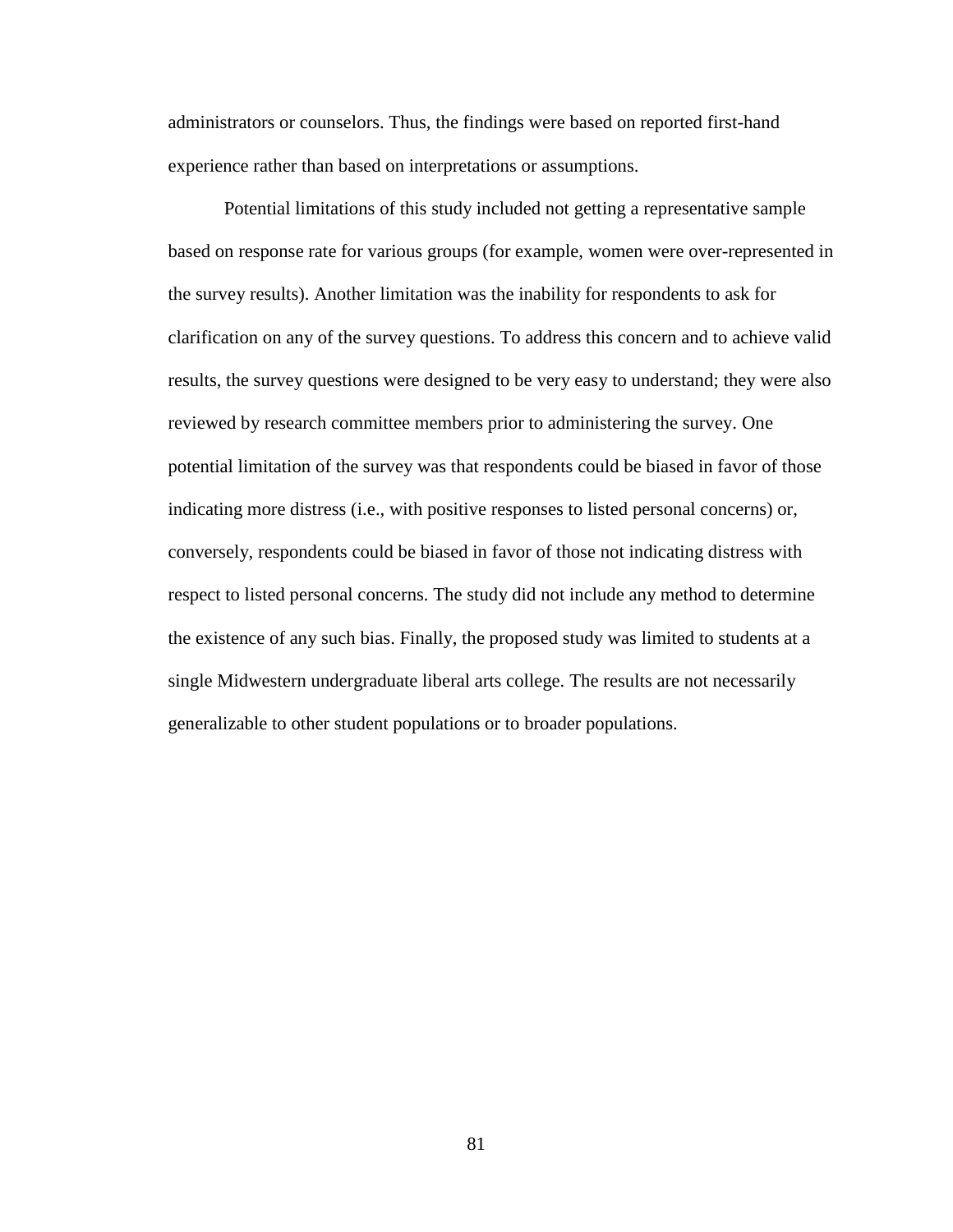administrators or counselors. Thus, the findings were based on reported first-hand experience rather than based on interpretations or assumptions.

Potential limitations of this study included not getting a representative sample based on response rate for various groups (for example, women were over-represented in the survey results). Another limitation was the inability for respondents to ask for clarification on any of the survey questions. To address this concern and to achieve valid results, the survey questions were designed to be very easy to understand; they were also reviewed by research committee members prior to administering the survey. One potential limitation of the survey was that respondents could be biased in favor of those indicating more distress (i.e., with positive responses to listed personal concerns) or, conversely, respondents could be biased in favor of those not indicating distress with respect to listed personal concerns. The study did not include any method to determine the existence of any such bias. Finally, the proposed study was limited to students at a single Midwestern undergraduate liberal arts college. The results are not necessarily generalizable to other student populations or to broader populations.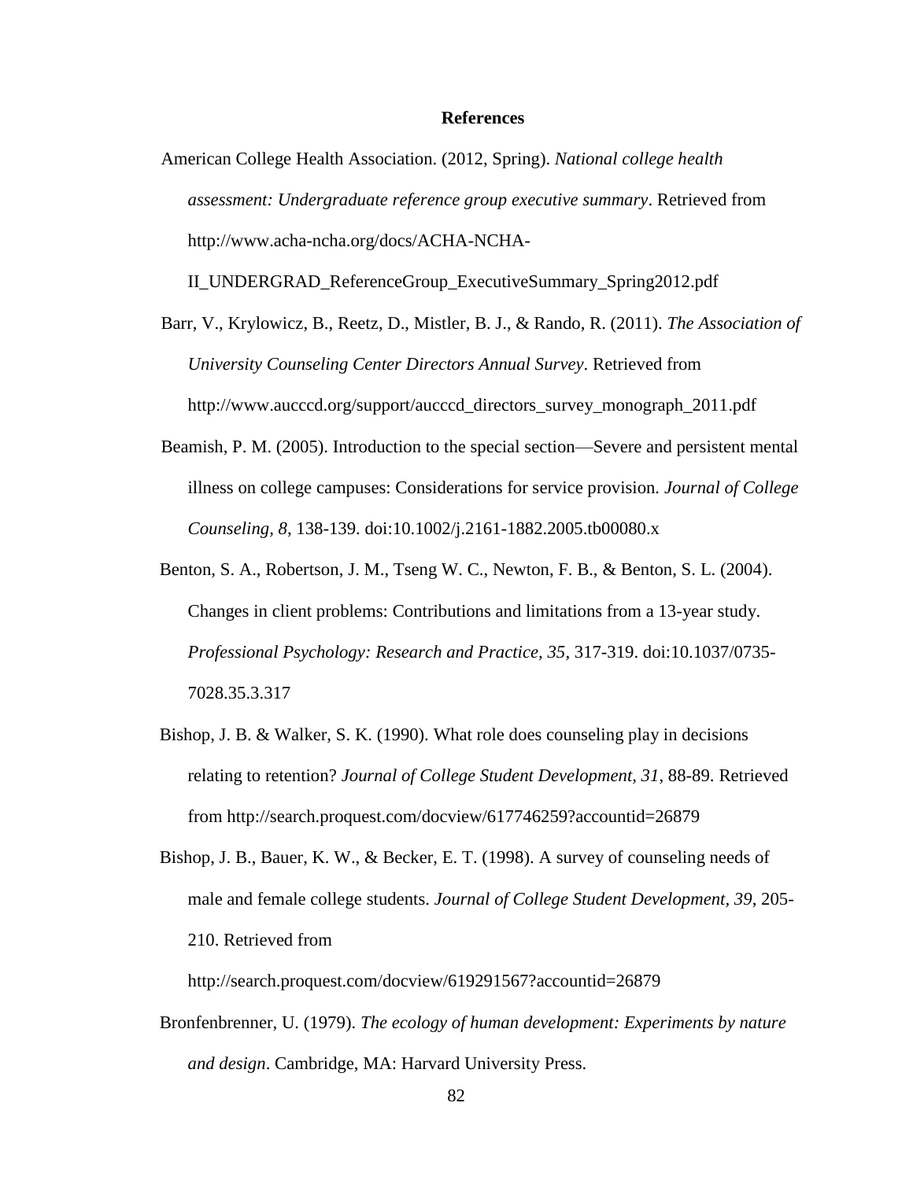# References

American College Health Association. (2012, Spring). *National college health assessment: Undergraduate reference group executive summary*. Retrieved from http://www.acha-ncha.org/docs/ACHA-NCHA-II_UNDERGRAD_ReferenceGroup_ExecutiveSummary_Spring2012.pdf

Barr, V., Krylowicz, B., Reetz, D., Mistler, B. J., & Rando, R. (2011). *The Association of University Counseling Center Directors Annual Survey*. Retrieved from http://www.aucccd.org/support/aucccd_directors_survey_monograph_2011.pdf

Beamish, P. M. (2005). Introduction to the special section—Severe and persistent mental illness on college campuses: Considerations for service provision. *Journal of College Counseling, 8*, 138-139. doi:10.1002/j.2161-1882.2005.tb00080.x

Benton, S. A., Robertson, J. M., Tseng W. C., Newton, F. B., & Benton, S. L. (2004). Changes in client problems: Contributions and limitations from a 13-year study. *Professional Psychology: Research and Practice, 35*, 317-319. doi:10.1037/0735-7028.35.3.317

Bishop, J. B. & Walker, S. K. (1990). What role does counseling play in decisions relating to retention? *Journal of College Student Development, 31*, 88-89. Retrieved from http://search.proquest.com/docview/617746259?accountid=26879

Bishop, J. B., Bauer, K. W., & Becker, E. T. (1998). A survey of counseling needs of male and female college students. *Journal of College Student Development, 39*, 205-210. Retrieved from http://search.proquest.com/docview/619291567?accountid=26879

Bronfenbrenner, U. (1979). *The ecology of human development: Experiments by nature and design*. Cambridge, MA: Harvard University Press.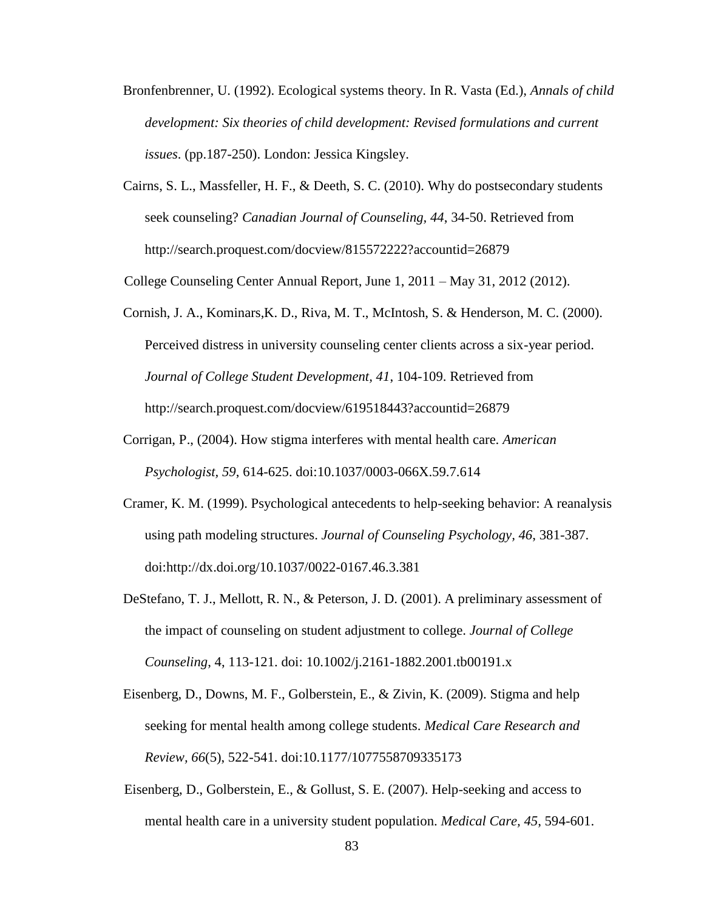Bronfenbrenner, U. (1992). Ecological systems theory. In R. Vasta (Ed.), *Annals of child development: Six theories of child development: Revised formulations and current issues*. (pp.187-250). London: Jessica Kingsley.

Cairns, S. L., Massfeller, H. F., & Deeth, S. C. (2010). Why do postsecondary students seek counseling? *Canadian Journal of Counseling, 44*, 34-50. Retrieved from http://search.proquest.com/docview/815572222?accountid=26879

College Counseling Center Annual Report, June 1, 2011 – May 31, 2012 (2012).

Cornish, J. A., Kominars,K. D., Riva, M. T., McIntosh, S. & Henderson, M. C. (2000). Perceived distress in university counseling center clients across a six-year period. *Journal of College Student Development, 41*, 104-109. Retrieved from http://search.proquest.com/docview/619518443?accountid=26879

Corrigan, P., (2004). How stigma interferes with mental health care. *American Psychologist, 59*, 614-625. doi:10.1037/0003-066X.59.7.614

Cramer, K. M. (1999). Psychological antecedents to help-seeking behavior: A reanalysis using path modeling structures. *Journal of Counseling Psychology, 46*, 381-387. doi:http://dx.doi.org/10.1037/0022-0167.46.3.381

DeStefano, T. J., Mellott, R. N., & Peterson, J. D. (2001). A preliminary assessment of the impact of counseling on student adjustment to college. *Journal of College Counseling*, 4, 113-121. doi: 10.1002/j.2161-1882.2001.tb00191.x

Eisenberg, D., Downs, M. F., Golberstein, E., & Zivin, K. (2009). Stigma and help seeking for mental health among college students. *Medical Care Research and Review, 66*(5), 522-541. doi:10.1177/1077558709335173

Eisenberg, D., Golberstein, E., & Gollust, S. E. (2007). Help-seeking and access to mental health care in a university student population. *Medical Care, 45*, 594-601.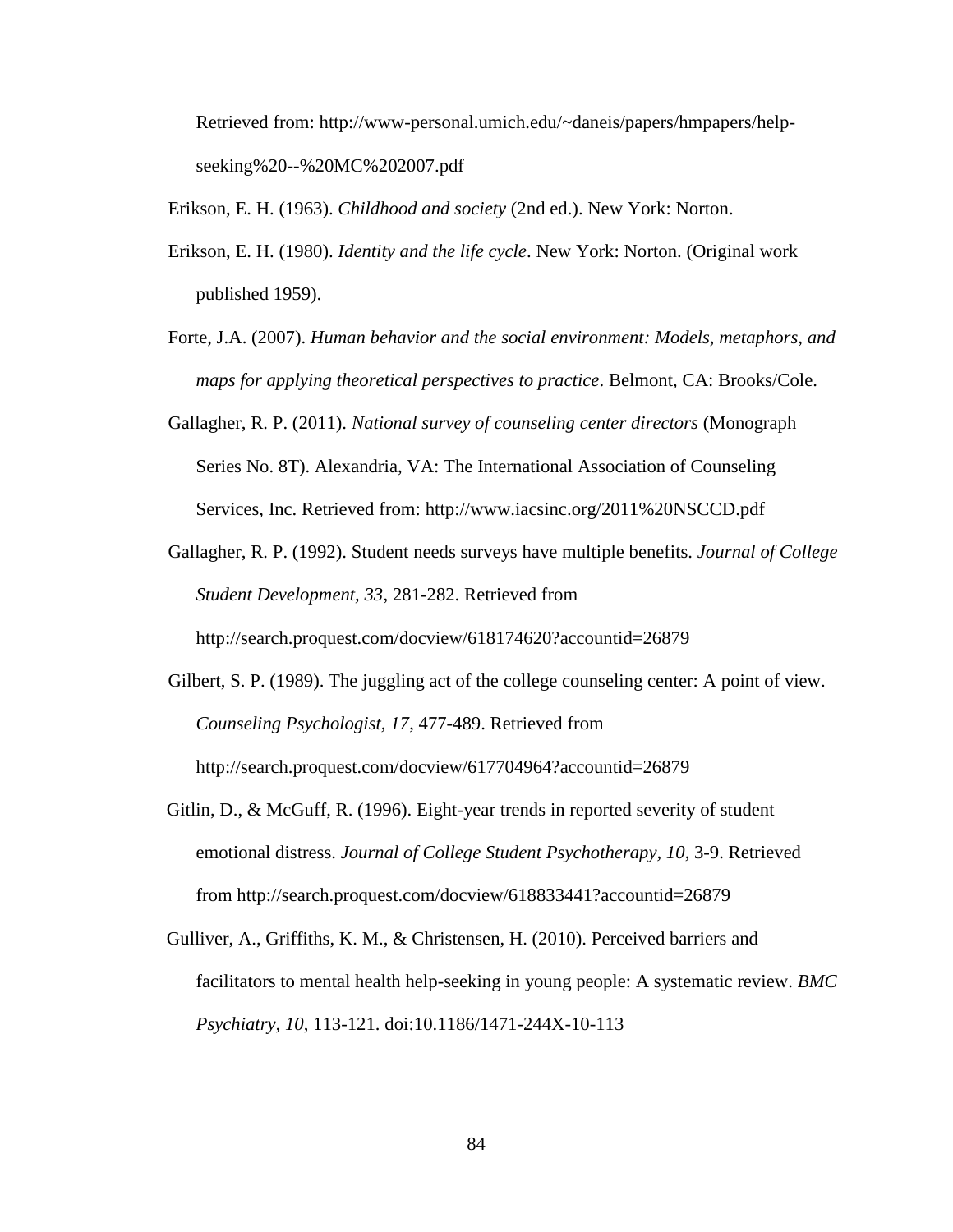Retrieved from: http://www-personal.umich.edu/~daneis/papers/hmpapers/help-seeking%20--%20MC%202007.pdf

Erikson, E. H. (1963). *Childhood and society* (2nd ed.). New York: Norton.

Erikson, E. H. (1980). *Identity and the life cycle*. New York: Norton. (Original work published 1959).

Forte, J.A. (2007). *Human behavior and the social environment: Models, metaphors, and maps for applying theoretical perspectives to practice*. Belmont, CA: Brooks/Cole.

Gallagher, R. P. (2011). *National survey of counseling center directors* (Monograph Series No. 8T). Alexandria, VA: The International Association of Counseling Services, Inc. Retrieved from: http://www.iacsinc.org/2011%20NSCCD.pdf

Gallagher, R. P. (1992). Student needs surveys have multiple benefits. *Journal of College Student Development, 33*, 281-282. Retrieved from http://search.proquest.com/docview/618174620?accountid=26879

Gilbert, S. P. (1989). The juggling act of the college counseling center: A point of view. *Counseling Psychologist, 17*, 477-489. Retrieved from http://search.proquest.com/docview/617704964?accountid=26879

Gitlin, D., & McGuff, R. (1996). Eight-year trends in reported severity of student emotional distress. *Journal of College Student Psychotherapy, 10*, 3-9. Retrieved from http://search.proquest.com/docview/618833441?accountid=26879

Gulliver, A., Griffiths, K. M., & Christensen, H. (2010). Perceived barriers and facilitators to mental health help-seeking in young people: A systematic review. *BMC Psychiatry, 10*, 113-121. doi:10.1186/1471-244X-10-113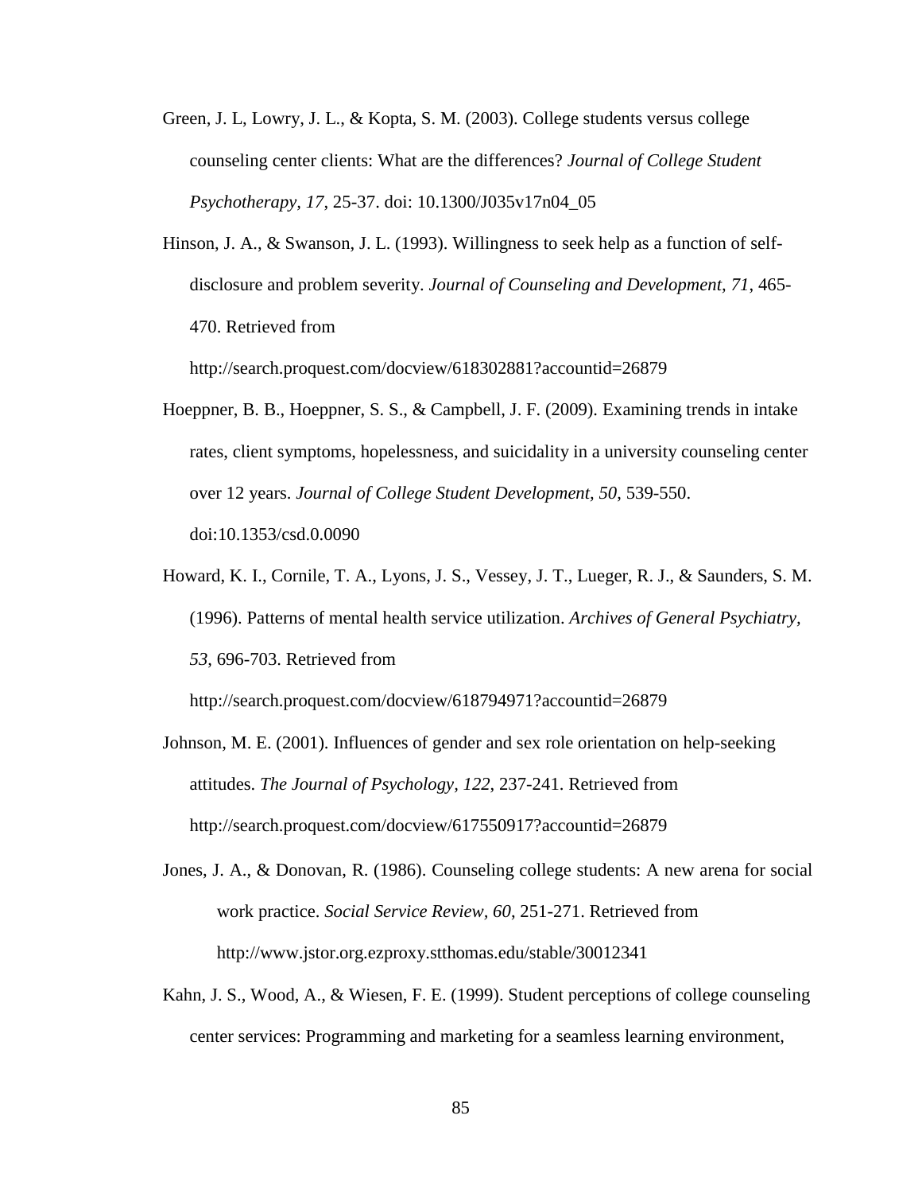Green, J. L, Lowry, J. L., & Kopta, S. M. (2003). College students versus college counseling center clients: What are the differences? *Journal of College Student Psychotherapy, 17*, 25-37. doi: 10.1300/J035v17n04_05

Hinson, J. A., & Swanson, J. L. (1993). Willingness to seek help as a function of self-disclosure and problem severity. *Journal of Counseling and Development, 71*, 465-470. Retrieved from http://search.proquest.com/docview/618302881?accountid=26879

Hoeppner, B. B., Hoeppner, S. S., & Campbell, J. F. (2009). Examining trends in intake rates, client symptoms, hopelessness, and suicidality in a university counseling center over 12 years. *Journal of College Student Development, 50*, 539-550. doi:10.1353/csd.0.0090

Howard, K. I., Cornile, T. A., Lyons, J. S., Vessey, J. T., Lueger, R. J., & Saunders, S. M. (1996). Patterns of mental health service utilization. *Archives of General Psychiatry, 53*, 696-703. Retrieved from http://search.proquest.com/docview/618794971?accountid=26879

Johnson, M. E. (2001). Influences of gender and sex role orientation on help-seeking attitudes. *The Journal of Psychology, 122*, 237-241. Retrieved from http://search.proquest.com/docview/617550917?accountid=26879

Jones, J. A., & Donovan, R. (1986). Counseling college students: A new arena for social work practice. *Social Service Review, 60*, 251-271. Retrieved from http://www.jstor.org.ezproxy.stthomas.edu/stable/30012341

Kahn, J. S., Wood, A., & Wiesen, F. E. (1999). Student perceptions of college counseling center services: Programming and marketing for a seamless learning environment,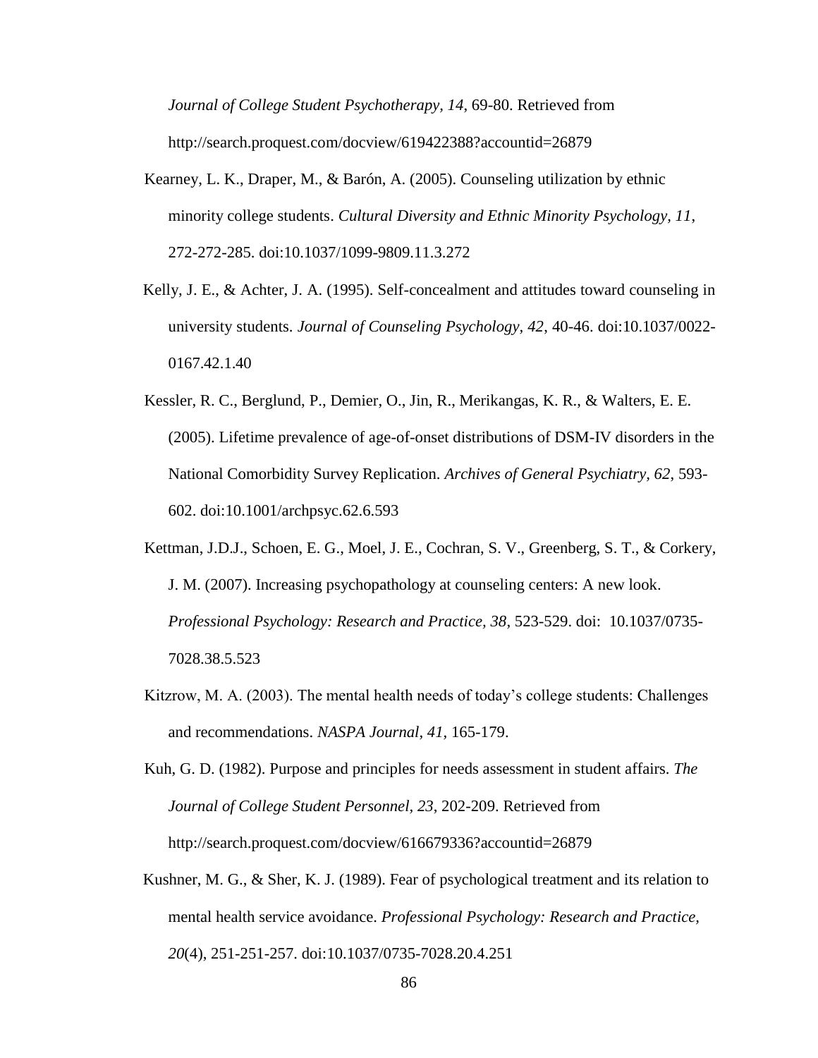*Journal of College Student Psychotherapy, 14*, 69-80. Retrieved from http://search.proquest.com/docview/619422388?accountid=26879

Kearney, L. K., Draper, M., & Barón, A. (2005). Counseling utilization by ethnic minority college students. *Cultural Diversity and Ethnic Minority Psychology, 11*, 272-272-285. doi:10.1037/1099-9809.11.3.272

Kelly, J. E., & Achter, J. A. (1995). Self-concealment and attitudes toward counseling in university students. *Journal of Counseling Psychology, 42*, 40-46. doi:10.1037/0022-0167.42.1.40

Kessler, R. C., Berglund, P., Demier, O., Jin, R., Merikangas, K. R., & Walters, E. E. (2005). Lifetime prevalence of age-of-onset distributions of DSM-IV disorders in the National Comorbidity Survey Replication. *Archives of General Psychiatry, 62*, 593-602. doi:10.1001/archpsyc.62.6.593

Kettman, J.D.J., Schoen, E. G., Moel, J. E., Cochran, S. V., Greenberg, S. T., & Corkery, J. M. (2007). Increasing psychopathology at counseling centers: A new look. *Professional Psychology: Research and Practice, 38*, 523-529. doi: 10.1037/0735-7028.38.5.523

Kitzrow, M. A. (2003). The mental health needs of today's college students: Challenges and recommendations. *NASPA Journal, 41*, 165-179.

Kuh, G. D. (1982). Purpose and principles for needs assessment in student affairs. *The Journal of College Student Personnel, 23*, 202-209. Retrieved from http://search.proquest.com/docview/616679336?accountid=26879

Kushner, M. G., & Sher, K. J. (1989). Fear of psychological treatment and its relation to mental health service avoidance. *Professional Psychology: Research and Practice, 20*(4), 251-251-257. doi:10.1037/0735-7028.20.4.251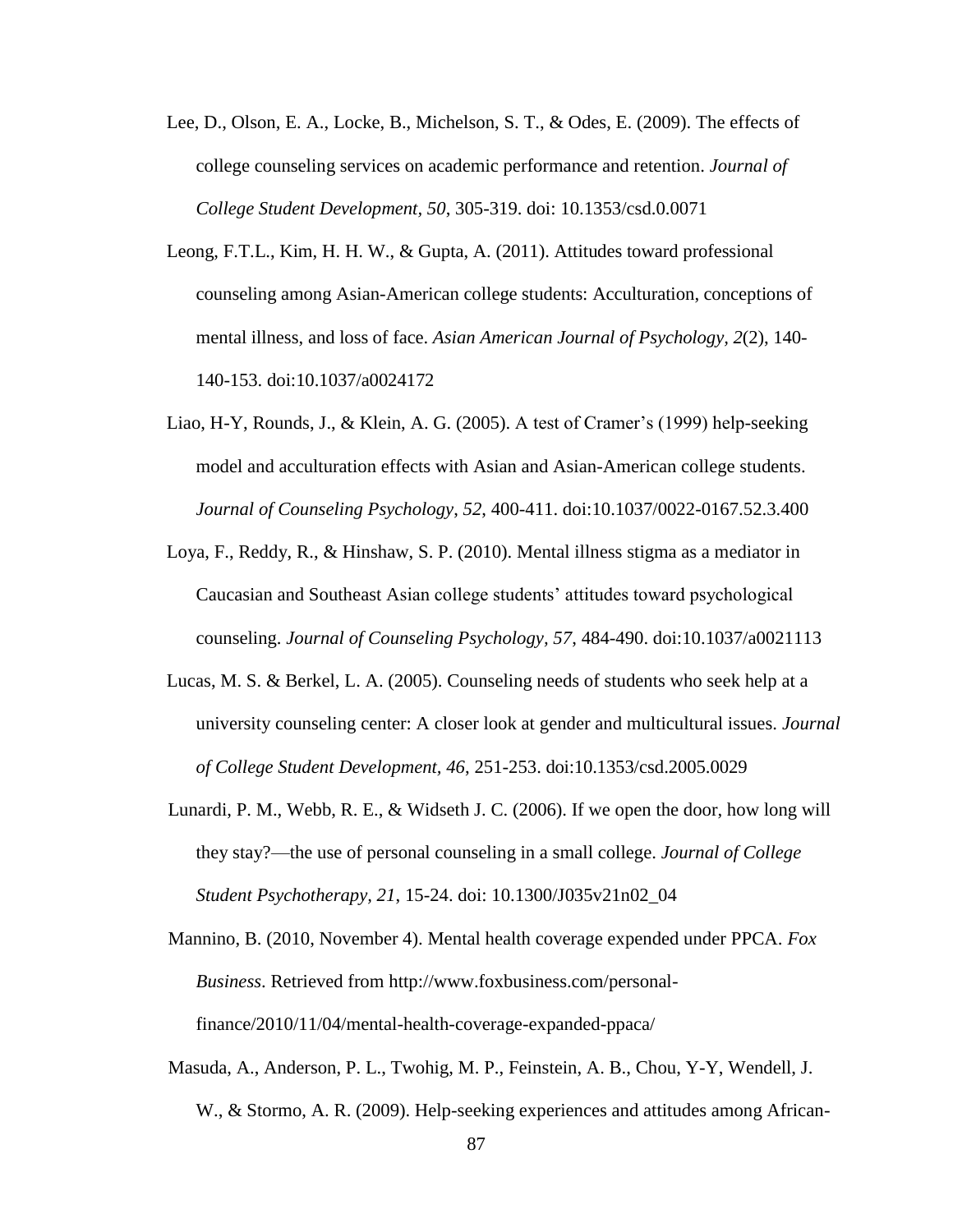Lee, D., Olson, E. A., Locke, B., Michelson, S. T., & Odes, E. (2009). The effects of college counseling services on academic performance and retention. *Journal of College Student Development*, *50*, 305-319. doi: 10.1353/csd.0.0071

Leong, F.T.L., Kim, H. H. W., & Gupta, A. (2011). Attitudes toward professional counseling among Asian-American college students: Acculturation, conceptions of mental illness, and loss of face. *Asian American Journal of Psychology*, *2*(2), 140-140-153. doi:10.1037/a0024172

Liao, H-Y, Rounds, J., & Klein, A. G. (2005). A test of Cramer's (1999) help-seeking model and acculturation effects with Asian and Asian-American college students. *Journal of Counseling Psychology*, *52*, 400-411. doi:10.1037/0022-0167.52.3.400

Loya, F., Reddy, R., & Hinshaw, S. P. (2010). Mental illness stigma as a mediator in Caucasian and Southeast Asian college students' attitudes toward psychological counseling. *Journal of Counseling Psychology, 57*, 484-490. doi:10.1037/a0021113

Lucas, M. S. & Berkel, L. A. (2005). Counseling needs of students who seek help at a university counseling center: A closer look at gender and multicultural issues. *Journal of College Student Development*, *46*, 251-253. doi:10.1353/csd.2005.0029

Lunardi, P. M., Webb, R. E., & Widseth J. C. (2006). If we open the door, how long will they stay?—the use of personal counseling in a small college. *Journal of College Student Psychotherapy*, *21*, 15-24. doi: 10.1300/J035v21n02_04

Mannino, B. (2010, November 4). Mental health coverage expended under PPCA. *Fox Business*. Retrieved from http://www.foxbusiness.com/personal-finance/2010/11/04/mental-health-coverage-expanded-ppaca/

Masuda, A., Anderson, P. L., Twohig, M. P., Feinstein, A. B., Chou, Y-Y, Wendell, J. W., & Stormo, A. R. (2009). Help-seeking experiences and attitudes among African-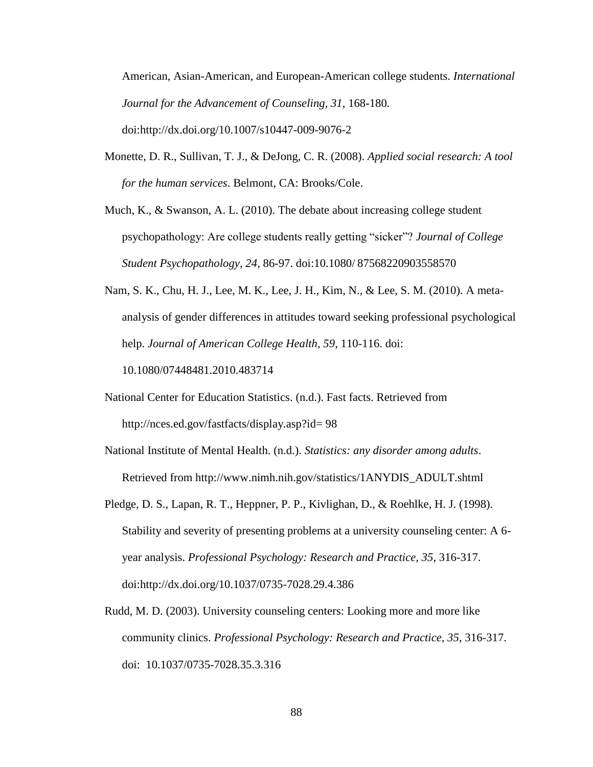American, Asian-American, and European-American college students. *International Journal for the Advancement of Counseling, 31*, 168-180. doi:http://dx.doi.org/10.1007/s10447-009-9076-2

Monette, D. R., Sullivan, T. J., & DeJong, C. R. (2008). *Applied social research: A tool for the human services*. Belmont, CA: Brooks/Cole.

Much, K., & Swanson, A. L. (2010). The debate about increasing college student psychopathology: Are college students really getting "sicker"? *Journal of College Student Psychopathology, 24*, 86-97. doi:10.1080/ 87568220903558570

Nam, S. K., Chu, H. J., Lee, M. K., Lee, J. H., Kim, N., & Lee, S. M. (2010). A meta-analysis of gender differences in attitudes toward seeking professional psychological help. *Journal of American College Health, 59*, 110-116. doi: 10.1080/07448481.2010.483714

National Center for Education Statistics. (n.d.). Fast facts. Retrieved from http://nces.ed.gov/fastfacts/display.asp?id= 98

National Institute of Mental Health. (n.d.). *Statistics: any disorder among adults*. Retrieved from http://www.nimh.nih.gov/statistics/1ANYDIS_ADULT.shtml

Pledge, D. S., Lapan, R. T., Heppner, P. P., Kivlighan, D., & Roehlke, H. J. (1998). Stability and severity of presenting problems at a university counseling center: A 6-year analysis. *Professional Psychology: Research and Practice, 35*, 316-317. doi:http://dx.doi.org/10.1037/0735-7028.29.4.386

Rudd, M. D. (2003). University counseling centers: Looking more and more like community clinics. *Professional Psychology: Research and Practice, 35*, 316-317. doi: 10.1037/0735-7028.35.3.316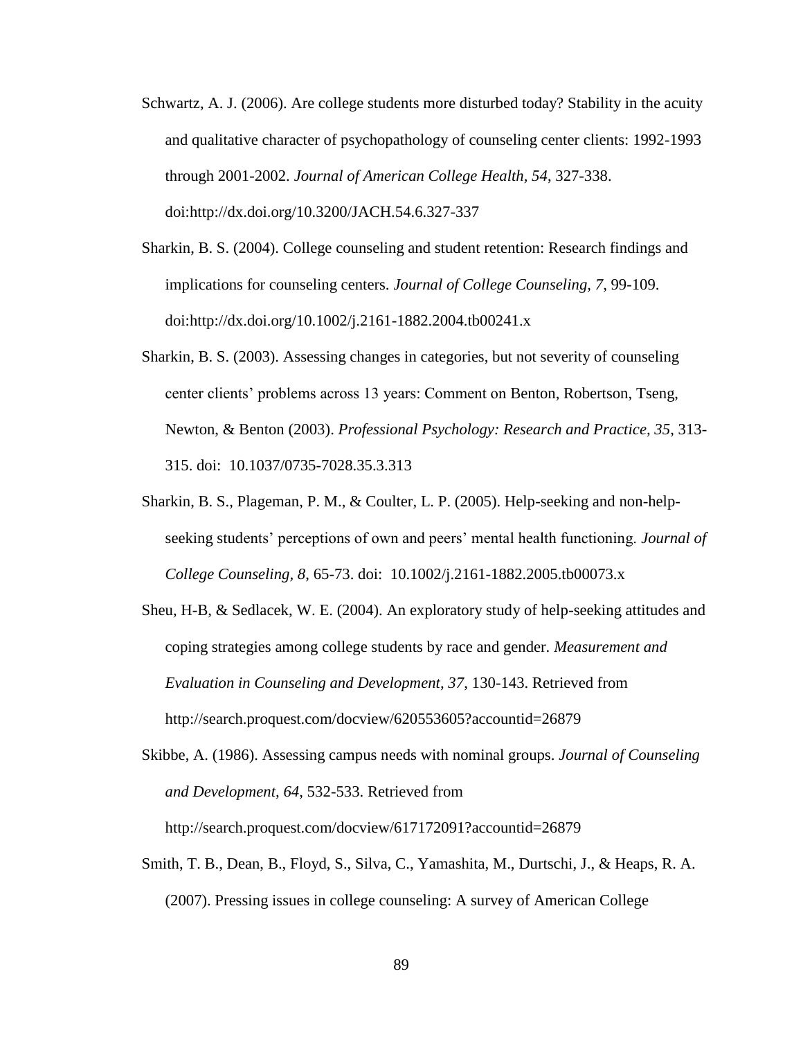Schwartz, A. J. (2006). Are college students more disturbed today? Stability in the acuity and qualitative character of psychopathology of counseling center clients: 1992-1993 through 2001-2002. *Journal of American College Health, 54*, 327-338. doi:http://dx.doi.org/10.3200/JACH.54.6.327-337

Sharkin, B. S. (2004). College counseling and student retention: Research findings and implications for counseling centers. *Journal of College Counseling, 7*, 99-109. doi:http://dx.doi.org/10.1002/j.2161-1882.2004.tb00241.x

Sharkin, B. S. (2003). Assessing changes in categories, but not severity of counseling center clients' problems across 13 years: Comment on Benton, Robertson, Tseng, Newton, & Benton (2003). *Professional Psychology: Research and Practice, 35*, 313-315. doi: 10.1037/0735-7028.35.3.313

Sharkin, B. S., Plageman, P. M., & Coulter, L. P. (2005). Help-seeking and non-help-seeking students' perceptions of own and peers' mental health functioning. *Journal of College Counseling, 8*, 65-73. doi: 10.1002/j.2161-1882.2005.tb00073.x

Sheu, H-B, & Sedlacek, W. E. (2004). An exploratory study of help-seeking attitudes and coping strategies among college students by race and gender. *Measurement and Evaluation in Counseling and Development, 37*, 130-143. Retrieved from http://search.proquest.com/docview/620553605?accountid=26879

Skibbe, A. (1986). Assessing campus needs with nominal groups. *Journal of Counseling and Development, 64*, 532-533. Retrieved from http://search.proquest.com/docview/617172091?accountid=26879

Smith, T. B., Dean, B., Floyd, S., Silva, C., Yamashita, M., Durtschi, J., & Heaps, R. A. (2007). Pressing issues in college counseling: A survey of American College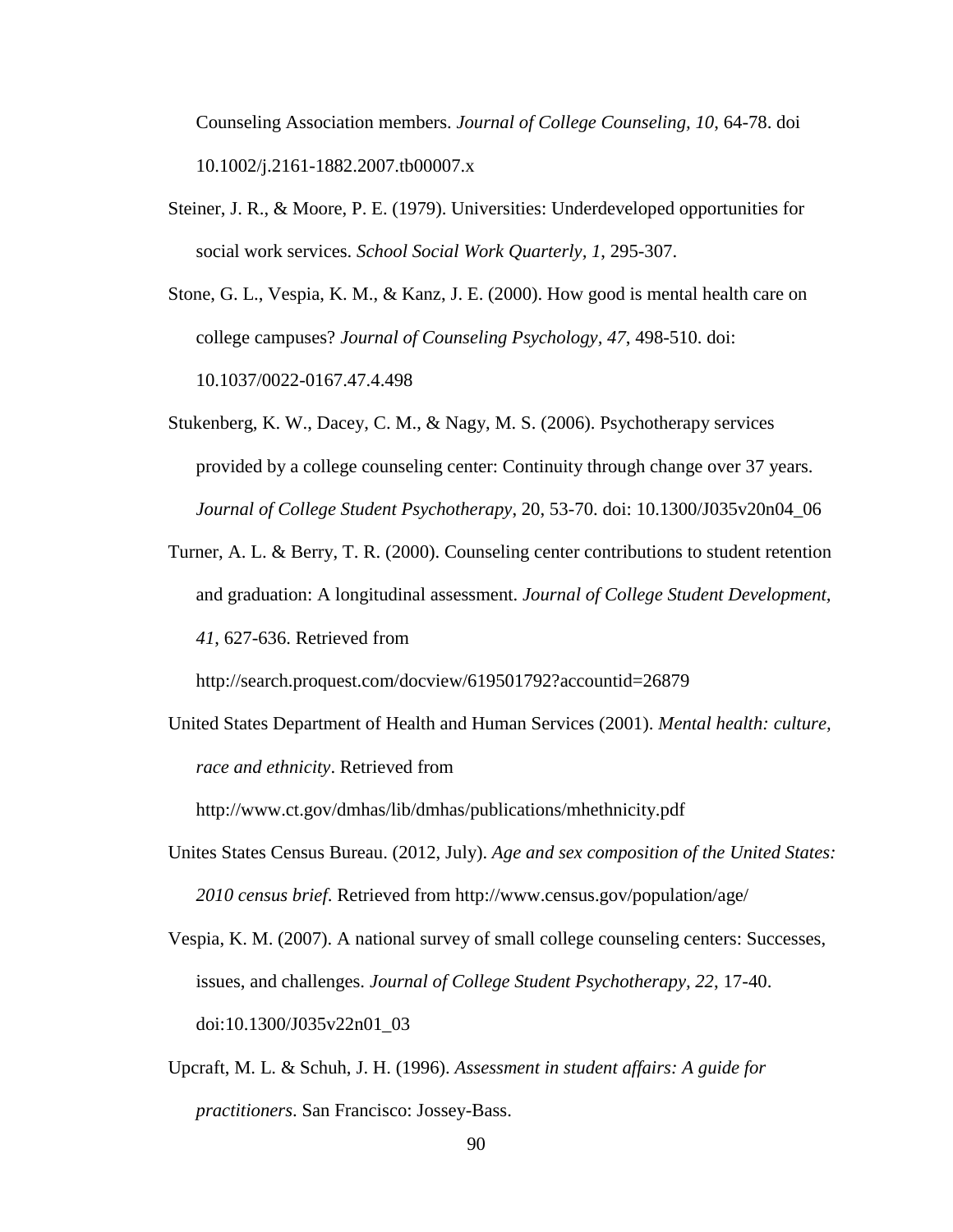Counseling Association members. *Journal of College Counseling, 10*, 64-78. doi 10.1002/j.2161-1882.2007.tb00007.x

Steiner, J. R., & Moore, P. E. (1979). Universities: Underdeveloped opportunities for social work services. *School Social Work Quarterly, 1*, 295-307.

Stone, G. L., Vespia, K. M., & Kanz, J. E. (2000). How good is mental health care on college campuses? *Journal of Counseling Psychology*, *47*, 498-510. doi: 10.1037/0022-0167.47.4.498

Stukenberg, K. W., Dacey, C. M., & Nagy, M. S. (2006). Psychotherapy services provided by a college counseling center: Continuity through change over 37 years. *Journal of College Student Psychotherapy*, 20, 53-70. doi: 10.1300/J035v20n04_06

Turner, A. L. & Berry, T. R. (2000). Counseling center contributions to student retention and graduation: A longitudinal assessment. *Journal of College Student Development, 41*, 627-636. Retrieved from http://search.proquest.com/docview/619501792?accountid=26879

United States Department of Health and Human Services (2001). *Mental health: culture, race and ethnicity*. Retrieved from http://www.ct.gov/dmhas/lib/dmhas/publications/mhethnicity.pdf

Unites States Census Bureau. (2012, July). *Age and sex composition of the United States: 2010 census brief*. Retrieved from http://www.census.gov/population/age/

Vespia, K. M. (2007). A national survey of small college counseling centers: Successes, issues, and challenges. *Journal of College Student Psychotherapy*, *22*, 17-40. doi:10.1300/J035v22n01_03

Upcraft, M. L. & Schuh, J. H. (1996). *Assessment in student affairs: A guide for practitioners*. San Francisco: Jossey-Bass.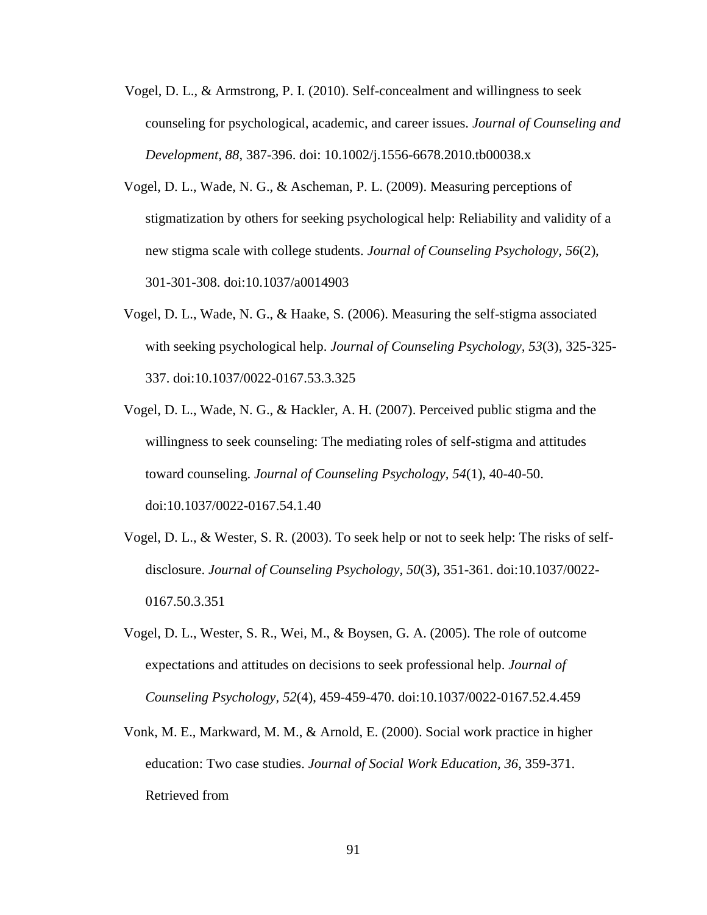Vogel, D. L., & Armstrong, P. I. (2010). Self-concealment and willingness to seek counseling for psychological, academic, and career issues. *Journal of Counseling and Development, 88*, 387-396. doi: 10.1002/j.1556-6678.2010.tb00038.x

Vogel, D. L., Wade, N. G., & Ascheman, P. L. (2009). Measuring perceptions of stigmatization by others for seeking psychological help: Reliability and validity of a new stigma scale with college students. *Journal of Counseling Psychology, 56*(2), 301-301-308. doi:10.1037/a0014903

Vogel, D. L., Wade, N. G., & Haake, S. (2006). Measuring the self-stigma associated with seeking psychological help. *Journal of Counseling Psychology, 53*(3), 325-325-337. doi:10.1037/0022-0167.53.3.325

Vogel, D. L., Wade, N. G., & Hackler, A. H. (2007). Perceived public stigma and the willingness to seek counseling: The mediating roles of self-stigma and attitudes toward counseling. *Journal of Counseling Psychology, 54*(1), 40-40-50. doi:10.1037/0022-0167.54.1.40

Vogel, D. L., & Wester, S. R. (2003). To seek help or not to seek help: The risks of self-disclosure. *Journal of Counseling Psychology, 50*(3), 351-361. doi:10.1037/0022-0167.50.3.351

Vogel, D. L., Wester, S. R., Wei, M., & Boysen, G. A. (2005). The role of outcome expectations and attitudes on decisions to seek professional help. *Journal of Counseling Psychology, 52*(4), 459-459-470. doi:10.1037/0022-0167.52.4.459

Vonk, M. E., Markward, M. M., & Arnold, E. (2000). Social work practice in higher education: Two case studies. *Journal of Social Work Education, 36*, 359-371. Retrieved from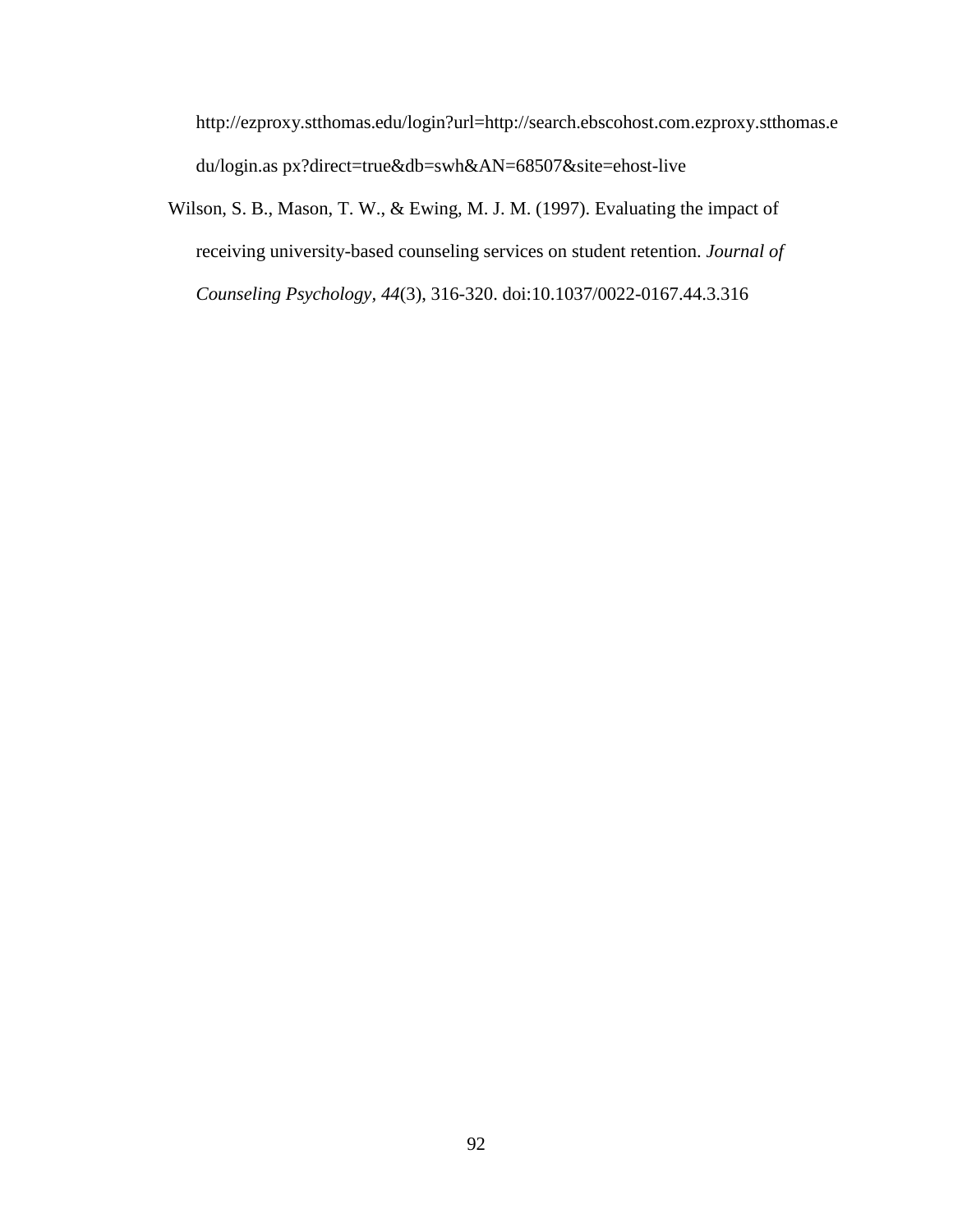http://ezproxy.stthomas.edu/login?url=http://search.ebscohost.com.ezproxy.stthomas.edu/login.as px?direct=true&db=swh&AN=68507&site=ehost-live

Wilson, S. B., Mason, T. W., & Ewing, M. J. M. (1997). Evaluating the impact of receiving university-based counseling services on student retention. *Journal of Counseling Psychology, 44*(3), 316-320. doi:10.1037/0022-0167.44.3.316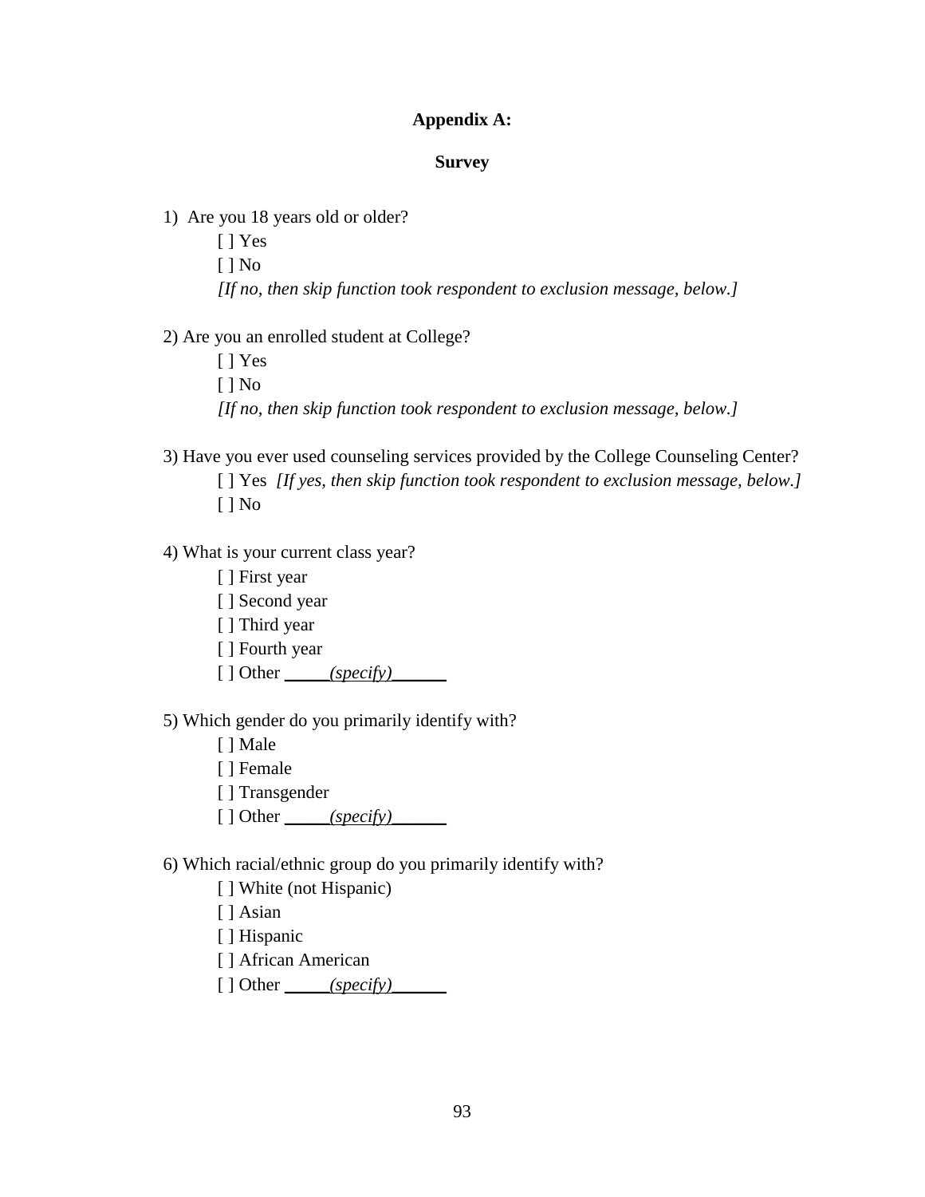**Appendix A:**

**Survey**

1) Are you 18 years old or older?

[ ] Yes

[ ] No

*[If no, then skip function took respondent to exclusion message, below.]*

2) Are you an enrolled student at College?

[ ] Yes

[ ] No

*[If no, then skip function took respondent to exclusion message, below.]*

3) Have you ever used counseling services provided by the College Counseling Center?

[ ] Yes *[If yes, then skip function took respondent to exclusion message, below.]*

[ ] No

4) What is your current class year?

[ ] First year

[ ] Second year

[ ] Third year

[ ] Fourth year

[ ] Other _____*(specify)*______

5) Which gender do you primarily identify with?

[ ] Male

[ ] Female

[ ] Transgender

[ ] Other _____*(specify)*______

6) Which racial/ethnic group do you primarily identify with?

[ ] White (not Hispanic)

[ ] Asian

[ ] Hispanic

[ ] African American

[ ] Other _____*(specify)*______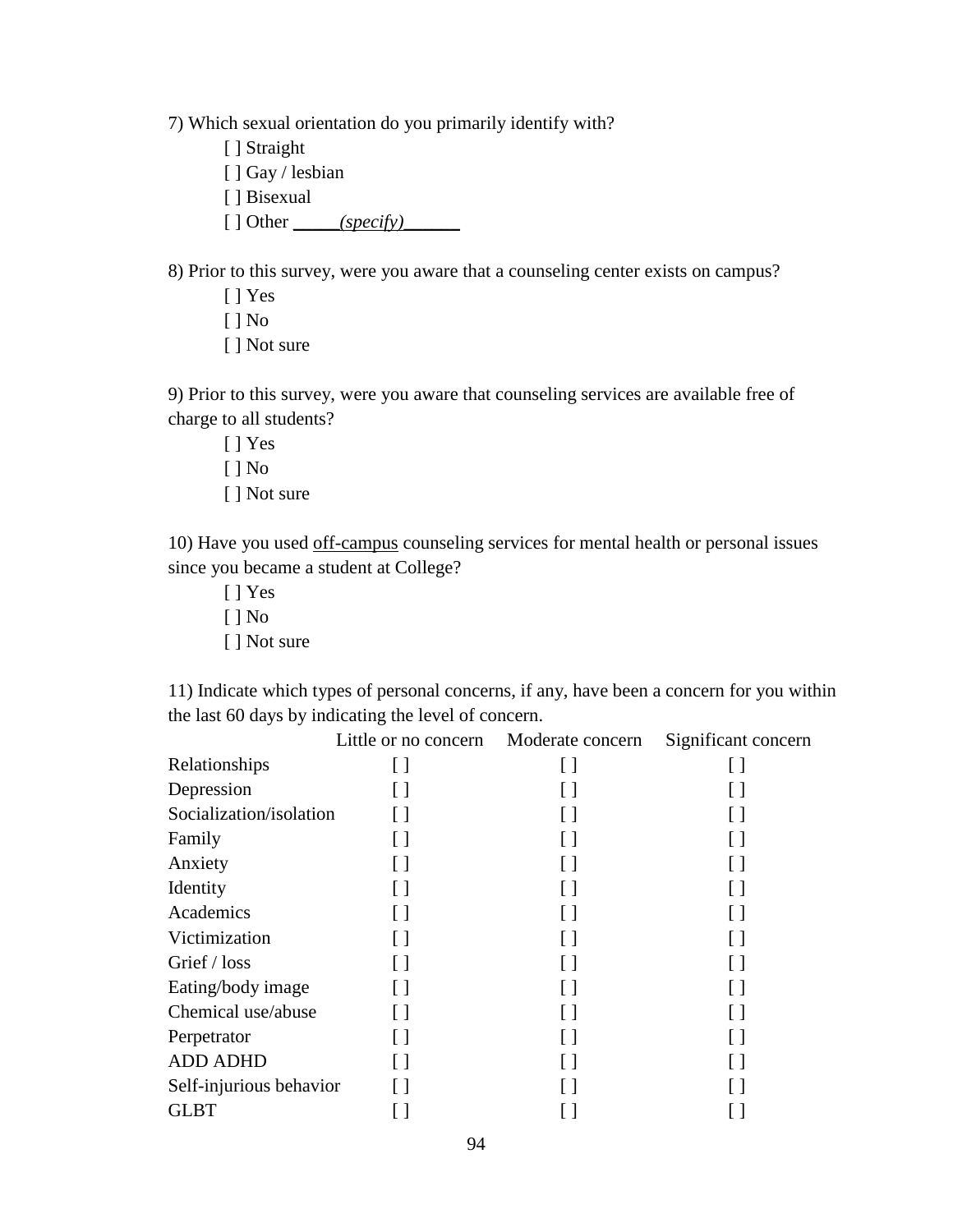7) Which sexual orientation do you primarily identify with?

[ ] Straight
[ ] Gay / lesbian
[ ] Bisexual
[ ] Other _____*(specify)*______

8) Prior to this survey, were you aware that a counseling center exists on campus?

[ ] Yes
[ ] No
[ ] Not sure

9) Prior to this survey, were you aware that counseling services are available free of charge to all students?

[ ] Yes
[ ] No
[ ] Not sure

10) Have you used <u>off-campus</u> counseling services for mental health or personal issues since you became a student at College?

[ ] Yes
[ ] No
[ ] Not sure

11) Indicate which types of personal concerns, if any, have been a concern for you within the last 60 days by indicating the level of concern.

| | Little or no concern | Moderate concern | Significant concern |
|---|---|---|---|
| Relationships | [ ] | [ ] | [ ] |
| Depression | [ ] | [ ] | [ ] |
| Socialization/isolation | [ ] | [ ] | [ ] |
| Family | [ ] | [ ] | [ ] |
| Anxiety | [ ] | [ ] | [ ] |
| Identity | [ ] | [ ] | [ ] |
| Academics | [ ] | [ ] | [ ] |
| Victimization | [ ] | [ ] | [ ] |
| Grief / loss | [ ] | [ ] | [ ] |
| Eating/body image | [ ] | [ ] | [ ] |
| Chemical use/abuse | [ ] | [ ] | [ ] |
| Perpetrator | [ ] | [ ] | [ ] |
| ADD ADHD | [ ] | [ ] | [ ] |
| Self-injurious behavior | [ ] | [ ] | [ ] |
| GLBT | [ ] | [ ] | [ ] |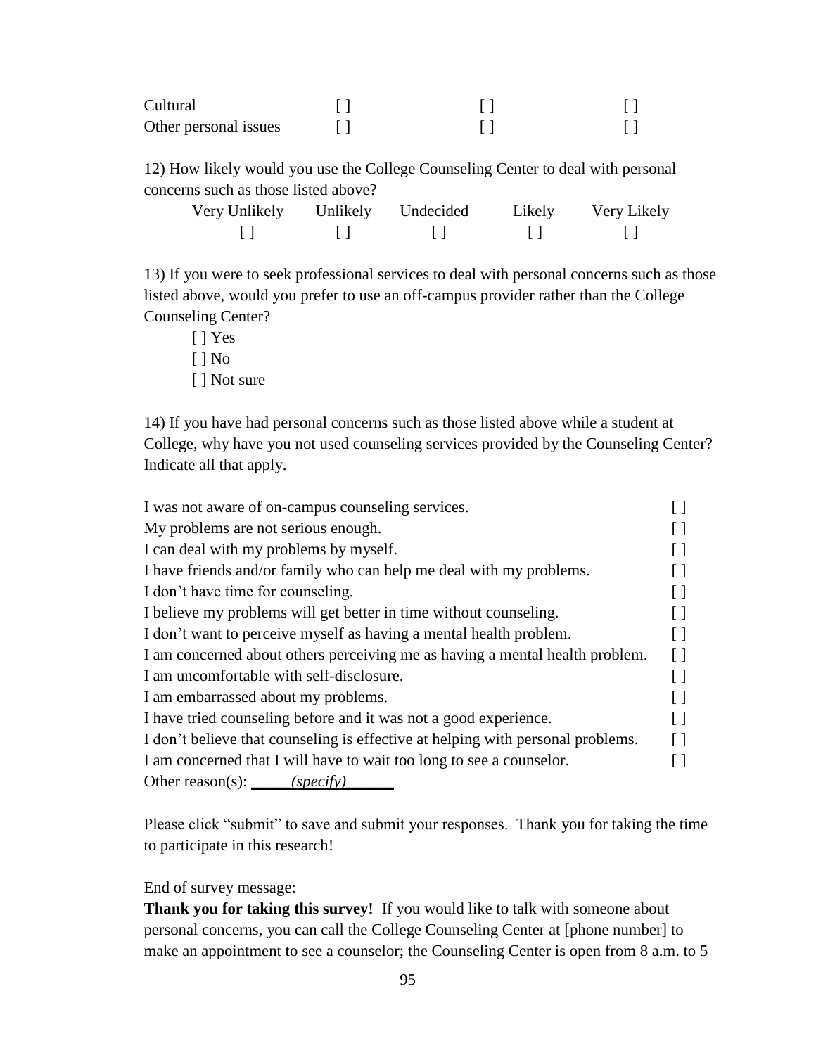| | | | |
|---|---|---|---|
| Cultural | [ ] | [ ] | [ ] |
| Other personal issues | [ ] | [ ] | [ ] |

12) How likely would you use the College Counseling Center to deal with personal concerns such as those listed above?

| Very Unlikely | Unlikely | Undecided | Likely | Very Likely |
|---|---|---|---|---|
| [ ] | [ ] | [ ] | [ ] | [ ] |

13) If you were to seek professional services to deal with personal concerns such as those listed above, would you prefer to use an off-campus provider rather than the College Counseling Center?

[ ] Yes
[ ] No
[ ] Not sure

14) If you have had personal concerns such as those listed above while a student at College, why have you not used counseling services provided by the Counseling Center? Indicate all that apply.

| | |
|---|---|
| I was not aware of on-campus counseling services. | [ ] |
| My problems are not serious enough. | [ ] |
| I can deal with my problems by myself. | [ ] |
| I have friends and/or family who can help me deal with my problems. | [ ] |
| I don't have time for counseling. | [ ] |
| I believe my problems will get better in time without counseling. | [ ] |
| I don't want to perceive myself as having a mental health problem. | [ ] |
| I am concerned about others perceiving me as having a mental health problem. | [ ] |
| I am uncomfortable with self-disclosure. | [ ] |
| I am embarrassed about my problems. | [ ] |
| I have tried counseling before and it was not a good experience. | [ ] |
| I don't believe that counseling is effective at helping with personal problems. | [ ] |
| I am concerned that I will have to wait too long to see a counselor. | [ ] |
| Other reason(s): _____*(specify)*______ | |

Please click "submit" to save and submit your responses. Thank you for taking the time to participate in this research!

End of survey message:
**Thank you for taking this survey!** If you would like to talk with someone about personal concerns, you can call the College Counseling Center at [phone number] to make an appointment to see a counselor; the Counseling Center is open from 8 a.m. to 5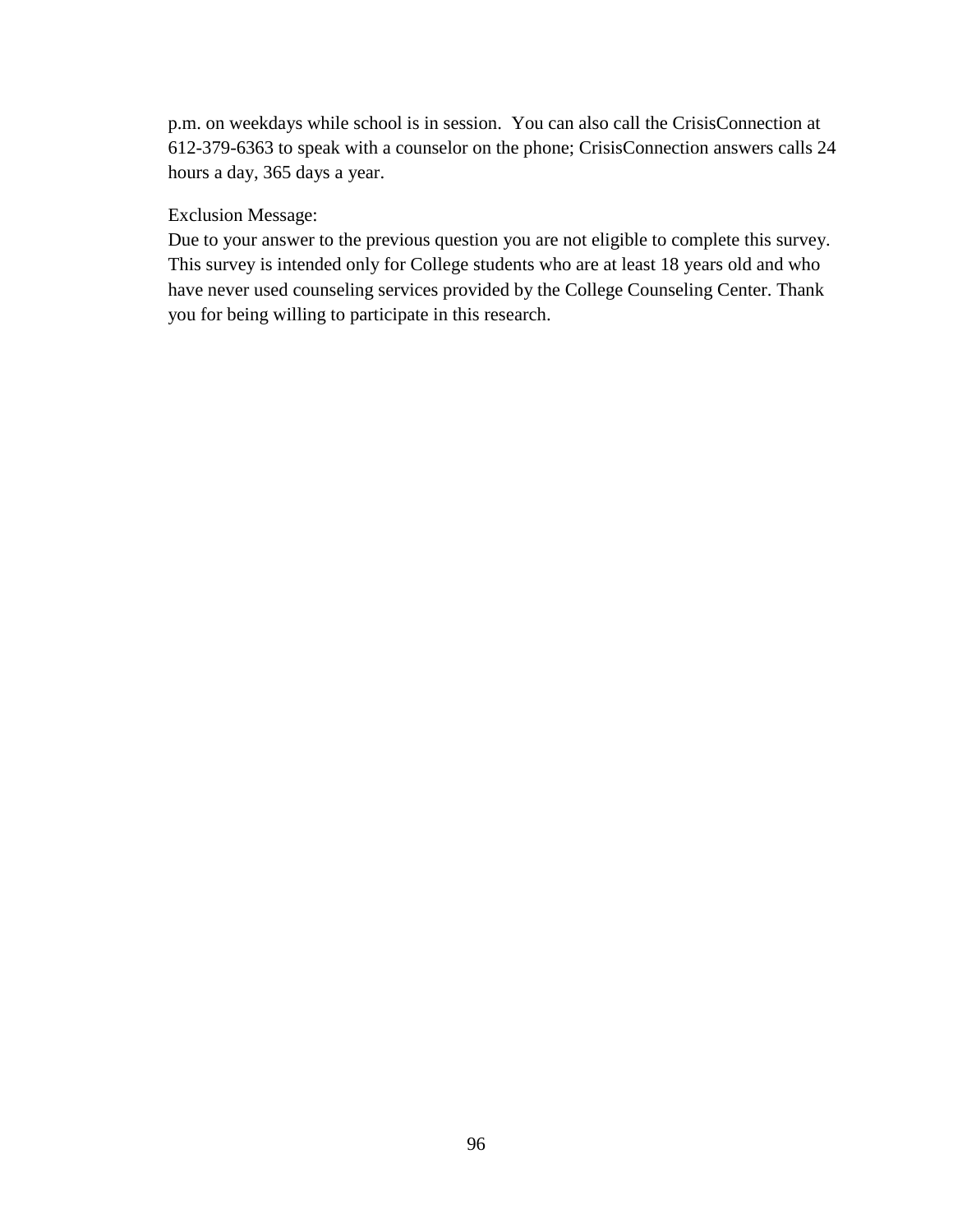p.m. on weekdays while school is in session. You can also call the CrisisConnection at 612-379-6363 to speak with a counselor on the phone; CrisisConnection answers calls 24 hours a day, 365 days a year.

Exclusion Message:
Due to your answer to the previous question you are not eligible to complete this survey. This survey is intended only for College students who are at least 18 years old and who have never used counseling services provided by the College Counseling Center. Thank you for being willing to participate in this research.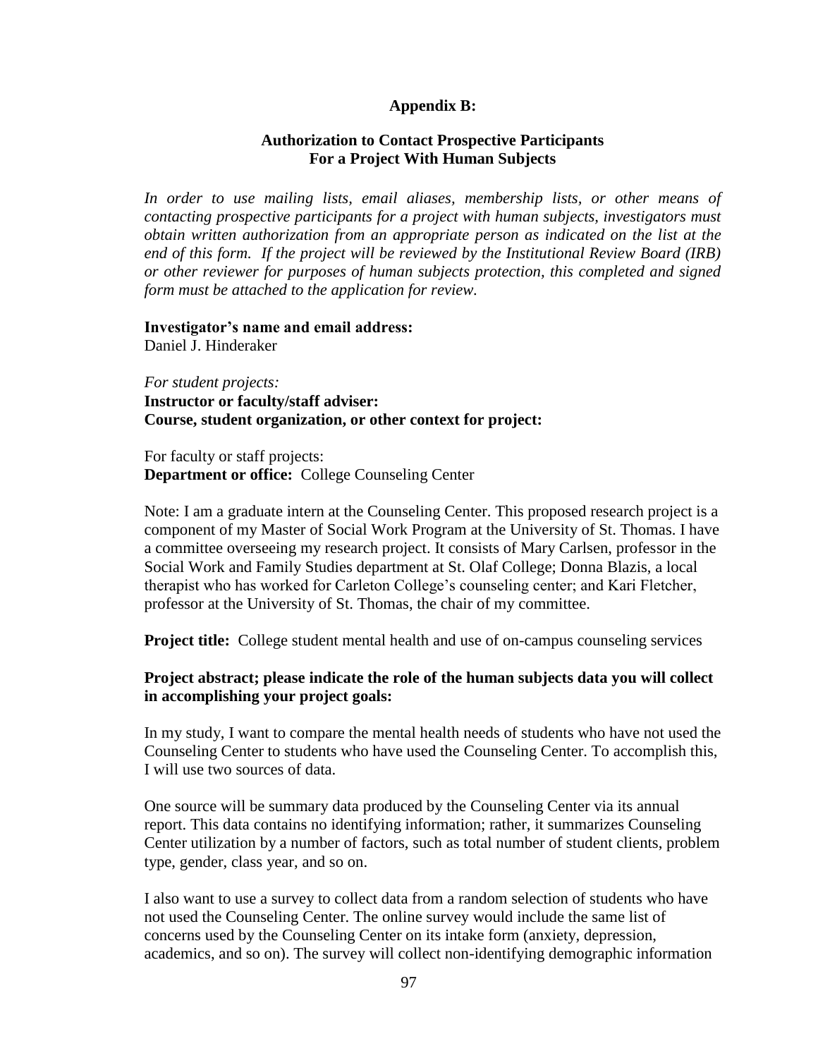**Appendix B:**

**Authorization to Contact Prospective Participants For a Project With Human Subjects**

*In order to use mailing lists, email aliases, membership lists, or other means of contacting prospective participants for a project with human subjects, investigators must obtain written authorization from an appropriate person as indicated on the list at the end of this form. If the project will be reviewed by the Institutional Review Board (IRB) or other reviewer for purposes of human subjects protection, this completed and signed form must be attached to the application for review.*

**Investigator's name and email address:**
Daniel J. Hinderaker

*For student projects:*
**Instructor or faculty/staff adviser:**
**Course, student organization, or other context for project:**

For faculty or staff projects:
**Department or office:** College Counseling Center

Note: I am a graduate intern at the Counseling Center. This proposed research project is a component of my Master of Social Work Program at the University of St. Thomas. I have a committee overseeing my research project. It consists of Mary Carlsen, professor in the Social Work and Family Studies department at St. Olaf College; Donna Blazis, a local therapist who has worked for Carleton College's counseling center; and Kari Fletcher, professor at the University of St. Thomas, the chair of my committee.

**Project title:** College student mental health and use of on-campus counseling services

**Project abstract; please indicate the role of the human subjects data you will collect in accomplishing your project goals:**

In my study, I want to compare the mental health needs of students who have not used the Counseling Center to students who have used the Counseling Center. To accomplish this, I will use two sources of data.

One source will be summary data produced by the Counseling Center via its annual report. This data contains no identifying information; rather, it summarizes Counseling Center utilization by a number of factors, such as total number of student clients, problem type, gender, class year, and so on.

I also want to use a survey to collect data from a random selection of students who have not used the Counseling Center. The online survey would include the same list of concerns used by the Counseling Center on its intake form (anxiety, depression, academics, and so on). The survey will collect non-identifying demographic information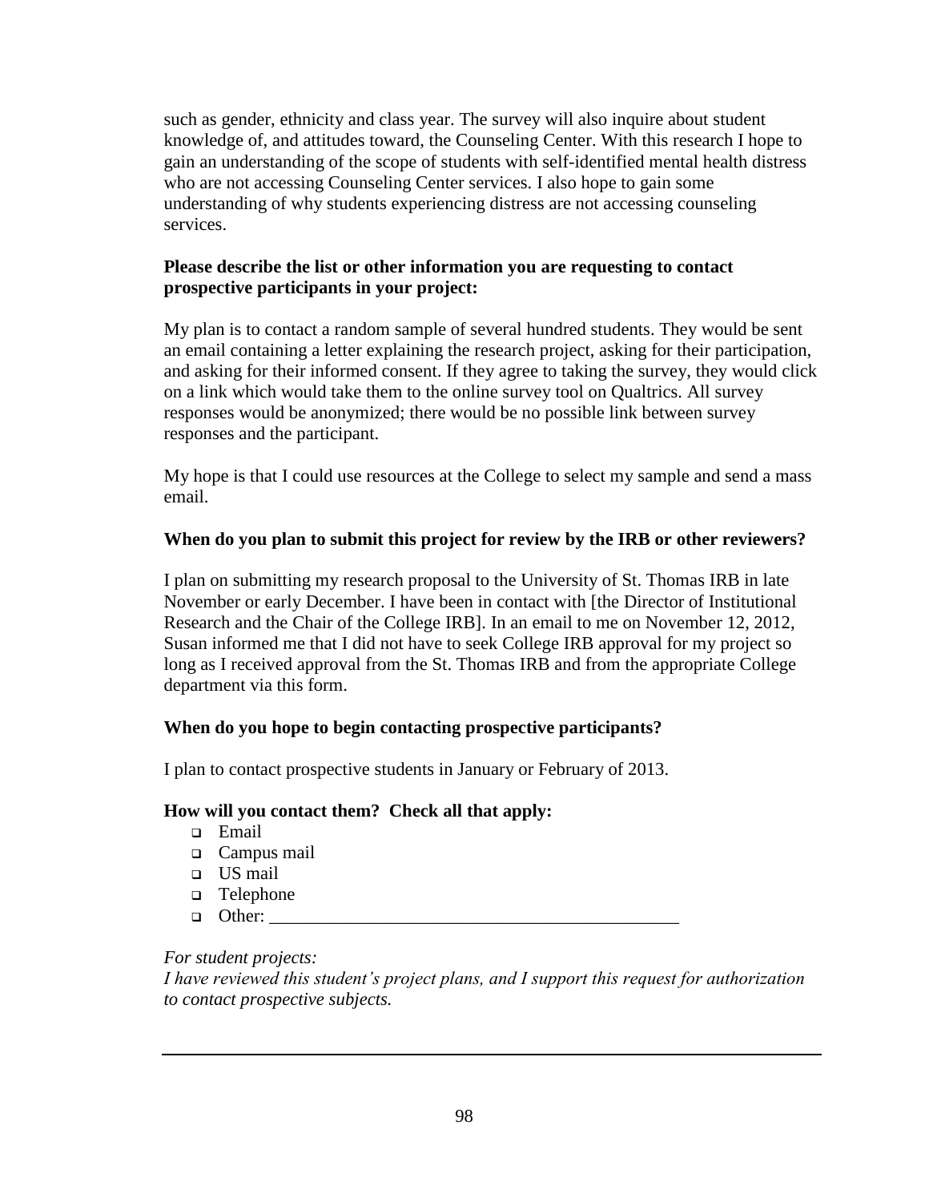such as gender, ethnicity and class year. The survey will also inquire about student knowledge of, and attitudes toward, the Counseling Center. With this research I hope to gain an understanding of the scope of students with self-identified mental health distress who are not accessing Counseling Center services. I also hope to gain some understanding of why students experiencing distress are not accessing counseling services.

**Please describe the list or other information you are requesting to contact prospective participants in your project:**

My plan is to contact a random sample of several hundred students. They would be sent an email containing a letter explaining the research project, asking for their participation, and asking for their informed consent. If they agree to taking the survey, they would click on a link which would take them to the online survey tool on Qualtrics. All survey responses would be anonymized; there would be no possible link between survey responses and the participant.

My hope is that I could use resources at the College to select my sample and send a mass email.

**When do you plan to submit this project for review by the IRB or other reviewers?**

I plan on submitting my research proposal to the University of St. Thomas IRB in late November or early December. I have been in contact with [the Director of Institutional Research and the Chair of the College IRB]. In an email to me on November 12, 2012, Susan informed me that I did not have to seek College IRB approval for my project so long as I received approval from the St. Thomas IRB and from the appropriate College department via this form.

**When do you hope to begin contacting prospective participants?**

I plan to contact prospective students in January or February of 2013.

**How will you contact them? Check all that apply:**

- ❑ Email
- ❑ Campus mail
- ❑ US mail
- ❑ Telephone
- ❑ Other: ______________________________________________

*For student projects:*
*I have reviewed this student's project plans, and I support this request for authorization to contact prospective subjects.*

______________________________________________________________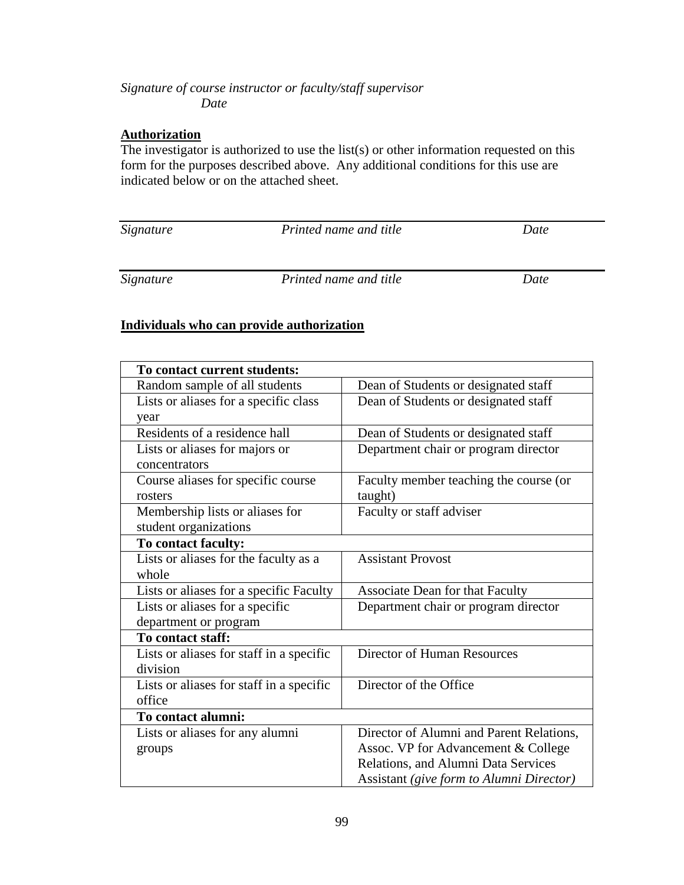*Signature of course instructor or faculty/staff supervisor*
*Date*

**Authorization**

The investigator is authorized to use the list(s) or other information requested on this form for the purposes described above. Any additional conditions for this use are indicated below or on the attached sheet.

| *Signature* | *Printed name and title* | *Date* |
|---|---|---|

| *Signature* | *Printed name and title* | *Date* |
|---|---|---|

**Individuals who can provide authorization**

| **To contact current students:** | |
|---|---|
| Random sample of all students | Dean of Students or designated staff |
| Lists or aliases for a specific class year | Dean of Students or designated staff |
| Residents of a residence hall | Dean of Students or designated staff |
| Lists or aliases for majors or concentrators | Department chair or program director |
| Course aliases for specific course rosters | Faculty member teaching the course (or taught) |
| Membership lists or aliases for student organizations | Faculty or staff adviser |
| **To contact faculty:** | |
| Lists or aliases for the faculty as a whole | Assistant Provost |
| Lists or aliases for a specific Faculty | Associate Dean for that Faculty |
| Lists or aliases for a specific department or program | Department chair or program director |
| **To contact staff:** | |
| Lists or aliases for staff in a specific division | Director of Human Resources |
| Lists or aliases for staff in a specific office | Director of the Office |
| **To contact alumni:** | |
| Lists or aliases for any alumni groups | Director of Alumni and Parent Relations, Assoc. VP for Advancement & College Relations, and Alumni Data Services Assistant *(give form to Alumni Director)* |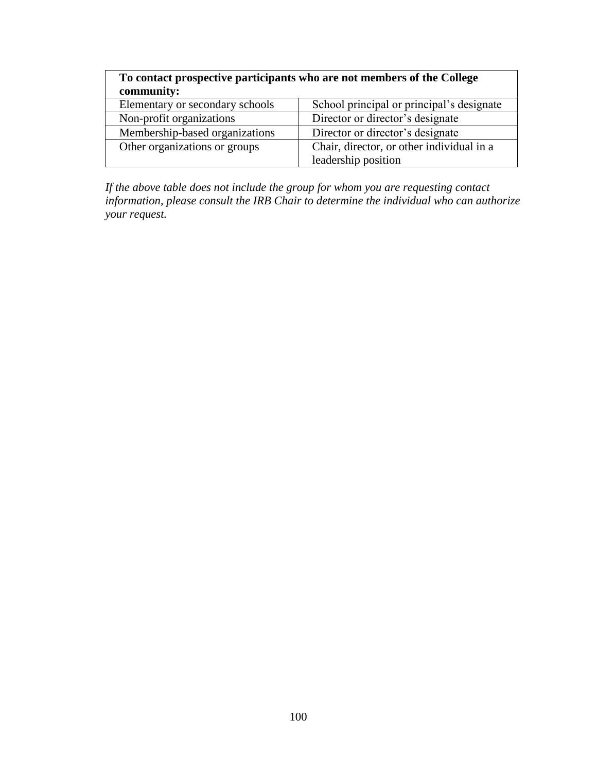| **To contact prospective participants who are not members of the College community:** | |
|---|---|
| Elementary or secondary schools | School principal or principal's designate |
| Non-profit organizations | Director or director's designate |
| Membership-based organizations | Director or director's designate |
| Other organizations or groups | Chair, director, or other individual in a leadership position |

*If the above table does not include the group for whom you are requesting contact information, please consult the IRB Chair to determine the individual who can authorize your request.*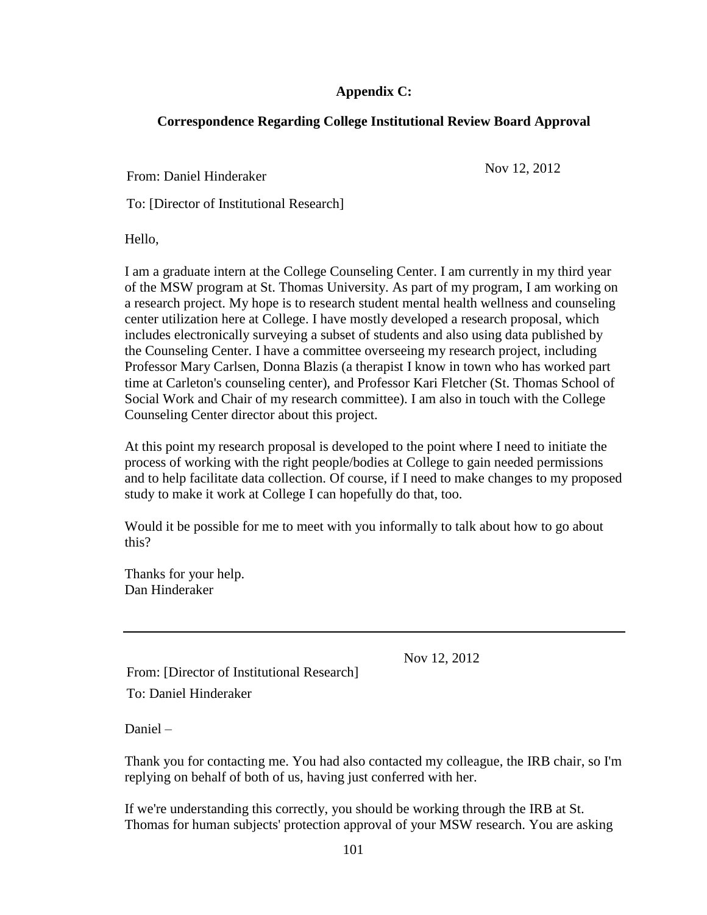**Appendix C:**

**Correspondence Regarding College Institutional Review Board Approval**

From: Daniel Hinderaker

Nov 12, 2012

To: [Director of Institutional Research]

Hello,

I am a graduate intern at the College Counseling Center. I am currently in my third year of the MSW program at St. Thomas University. As part of my program, I am working on a research project. My hope is to research student mental health wellness and counseling center utilization here at College. I have mostly developed a research proposal, which includes electronically surveying a subset of students and also using data published by the Counseling Center. I have a committee overseeing my research project, including Professor Mary Carlsen, Donna Blazis (a therapist I know in town who has worked part time at Carleton's counseling center), and Professor Kari Fletcher (St. Thomas School of Social Work and Chair of my research committee). I am also in touch with the College Counseling Center director about this project.

At this point my research proposal is developed to the point where I need to initiate the process of working with the right people/bodies at College to gain needed permissions and to help facilitate data collection. Of course, if I need to make changes to my proposed study to make it work at College I can hopefully do that, too.

Would it be possible for me to meet with you informally to talk about how to go about this?

Thanks for your help.
Dan Hinderaker

---

Nov 12, 2012

From: [Director of Institutional Research]

To: Daniel Hinderaker

Daniel –

Thank you for contacting me. You had also contacted my colleague, the IRB chair, so I'm replying on behalf of both of us, having just conferred with her.

If we're understanding this correctly, you should be working through the IRB at St. Thomas for human subjects' protection approval of your MSW research. You are asking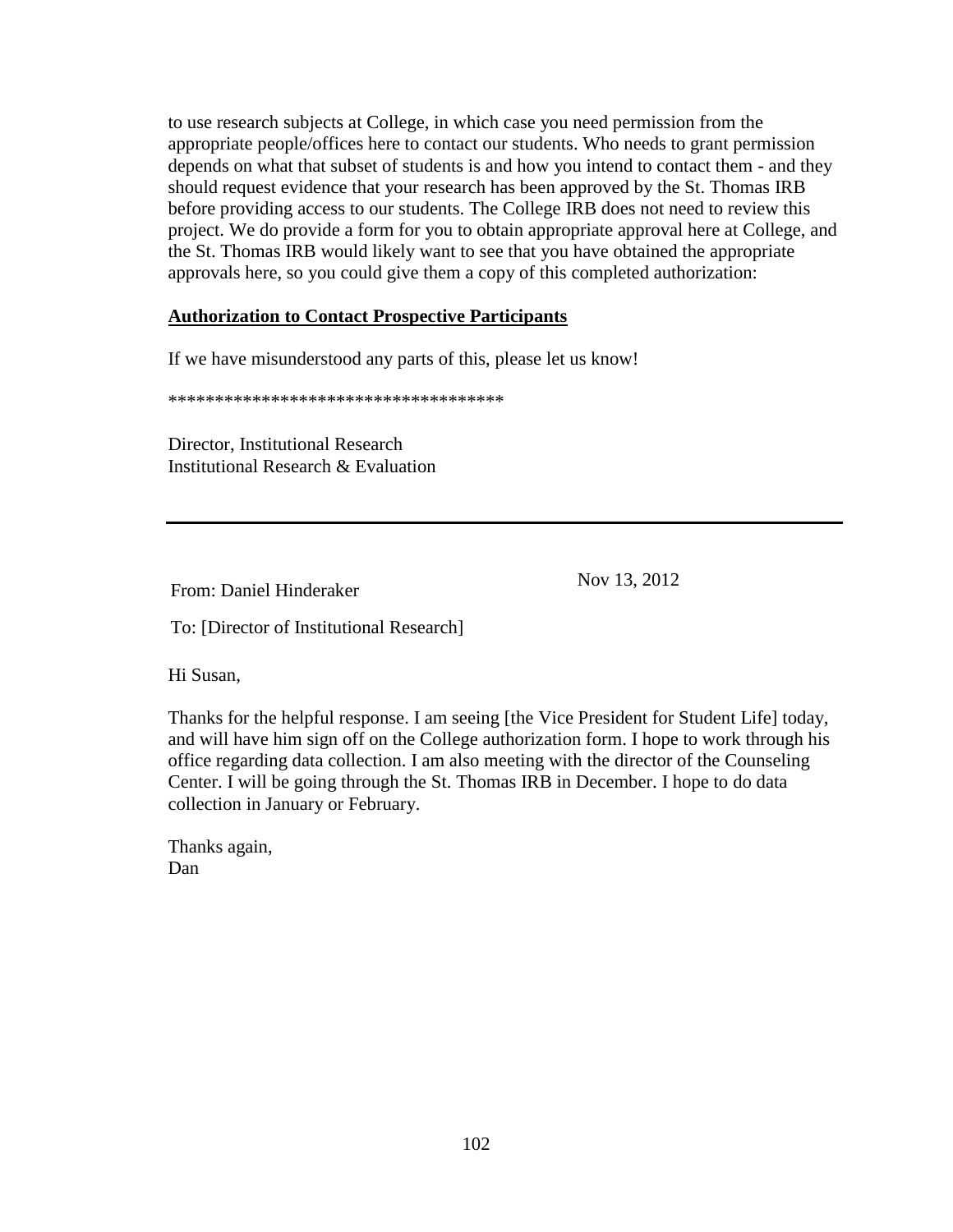to use research subjects at College, in which case you need permission from the appropriate people/offices here to contact our students. Who needs to grant permission depends on what that subset of students is and how you intend to contact them - and they should request evidence that your research has been approved by the St. Thomas IRB before providing access to our students. The College IRB does not need to review this project. We do provide a form for you to obtain appropriate approval here at College, and the St. Thomas IRB would likely want to see that you have obtained the appropriate approvals here, so you could give them a copy of this completed authorization:

**Authorization to Contact Prospective Participants**

If we have misunderstood any parts of this, please let us know!

************************************

Director, Institutional Research
Institutional Research & Evaluation

---

From: Daniel Hinderaker

Nov 13, 2012

To: [Director of Institutional Research]

Hi Susan,

Thanks for the helpful response. I am seeing [the Vice President for Student Life] today, and will have him sign off on the College authorization form. I hope to work through his office regarding data collection. I am also meeting with the director of the Counseling Center. I will be going through the St. Thomas IRB in December. I hope to do data collection in January or February.

Thanks again,
Dan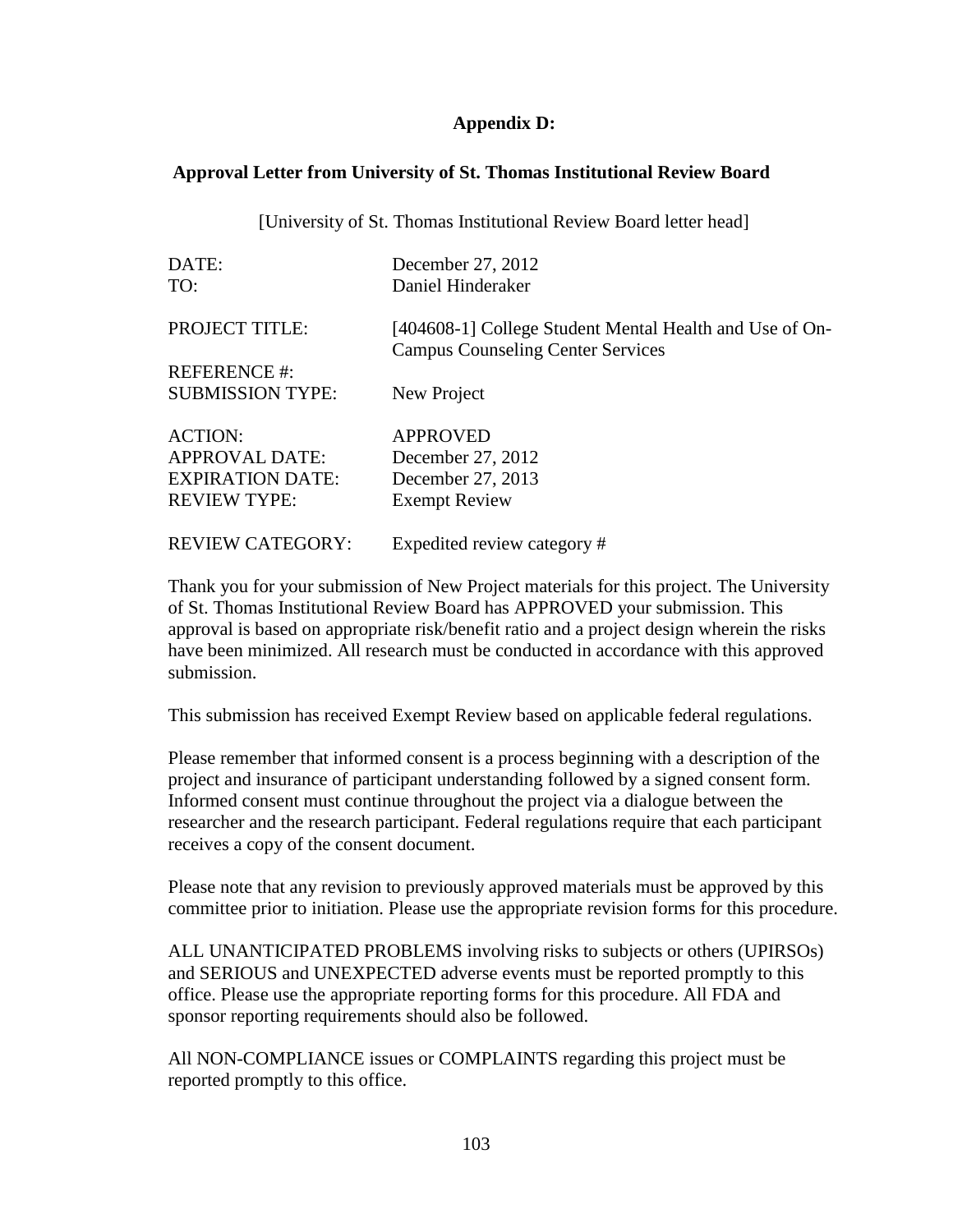**Appendix D:**

**Approval Letter from University of St. Thomas Institutional Review Board**

[University of St. Thomas Institutional Review Board letter head]

| | |
|---|---|
| DATE: | December 27, 2012 |
| TO: | Daniel Hinderaker |
| PROJECT TITLE: | [404608-1] College Student Mental Health and Use of On-Campus Counseling Center Services |
| REFERENCE #: | |
| SUBMISSION TYPE: | New Project |
| ACTION: | APPROVED |
| APPROVAL DATE: | December 27, 2012 |
| EXPIRATION DATE: | December 27, 2013 |
| REVIEW TYPE: | Exempt Review |
| REVIEW CATEGORY: | Expedited review category # |

Thank you for your submission of New Project materials for this project. The University of St. Thomas Institutional Review Board has APPROVED your submission. This approval is based on appropriate risk/benefit ratio and a project design wherein the risks have been minimized. All research must be conducted in accordance with this approved submission.

This submission has received Exempt Review based on applicable federal regulations.

Please remember that informed consent is a process beginning with a description of the project and insurance of participant understanding followed by a signed consent form. Informed consent must continue throughout the project via a dialogue between the researcher and the research participant. Federal regulations require that each participant receives a copy of the consent document.

Please note that any revision to previously approved materials must be approved by this committee prior to initiation. Please use the appropriate revision forms for this procedure.

ALL UNANTICIPATED PROBLEMS involving risks to subjects or others (UPIRSOs) and SERIOUS and UNEXPECTED adverse events must be reported promptly to this office. Please use the appropriate reporting forms for this procedure. All FDA and sponsor reporting requirements should also be followed.

All NON-COMPLIANCE issues or COMPLAINTS regarding this project must be reported promptly to this office.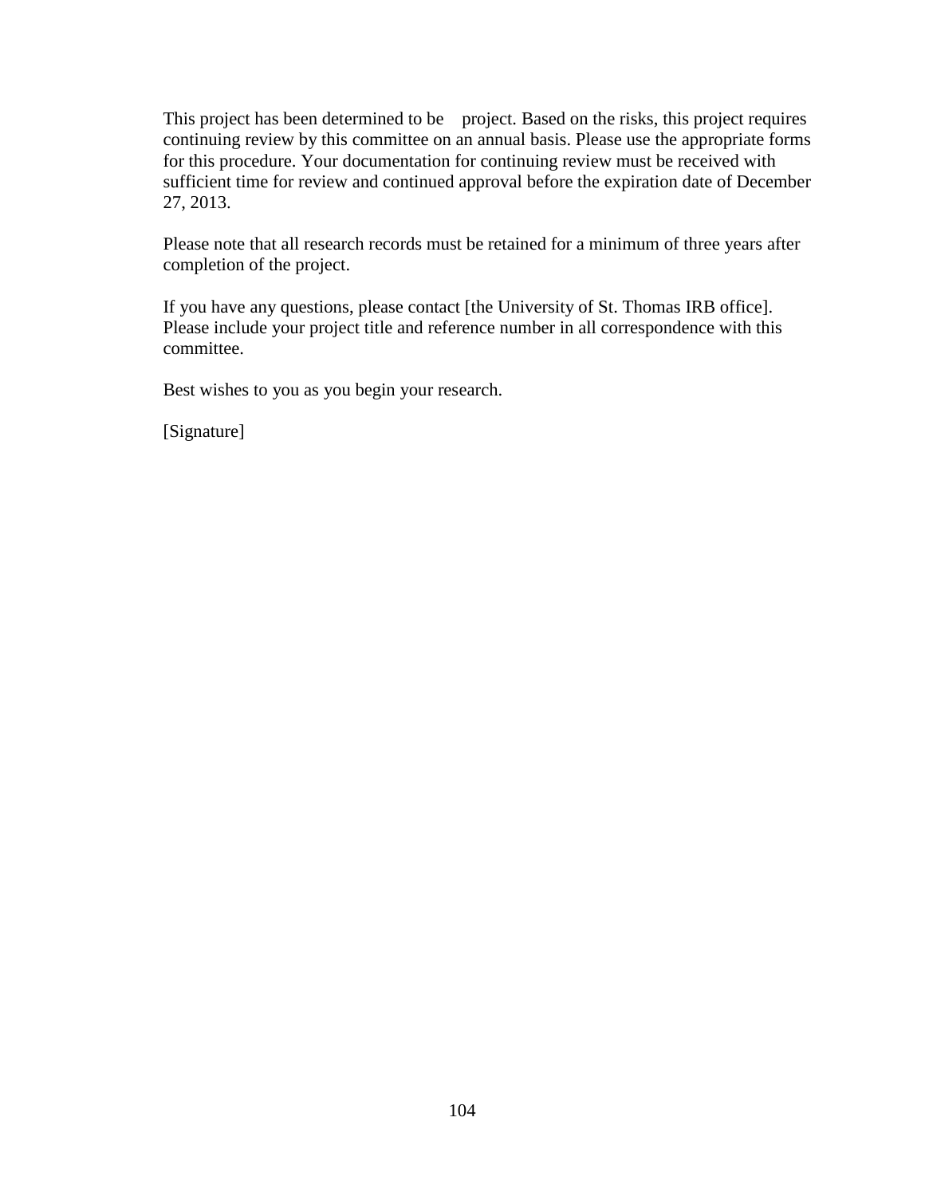This project has been determined to be project. Based on the risks, this project requires continuing review by this committee on an annual basis. Please use the appropriate forms for this procedure. Your documentation for continuing review must be received with sufficient time for review and continued approval before the expiration date of December 27, 2013.

Please note that all research records must be retained for a minimum of three years after completion of the project.

If you have any questions, please contact [the University of St. Thomas IRB office]. Please include your project title and reference number in all correspondence with this committee.

Best wishes to you as you begin your research.

[Signature]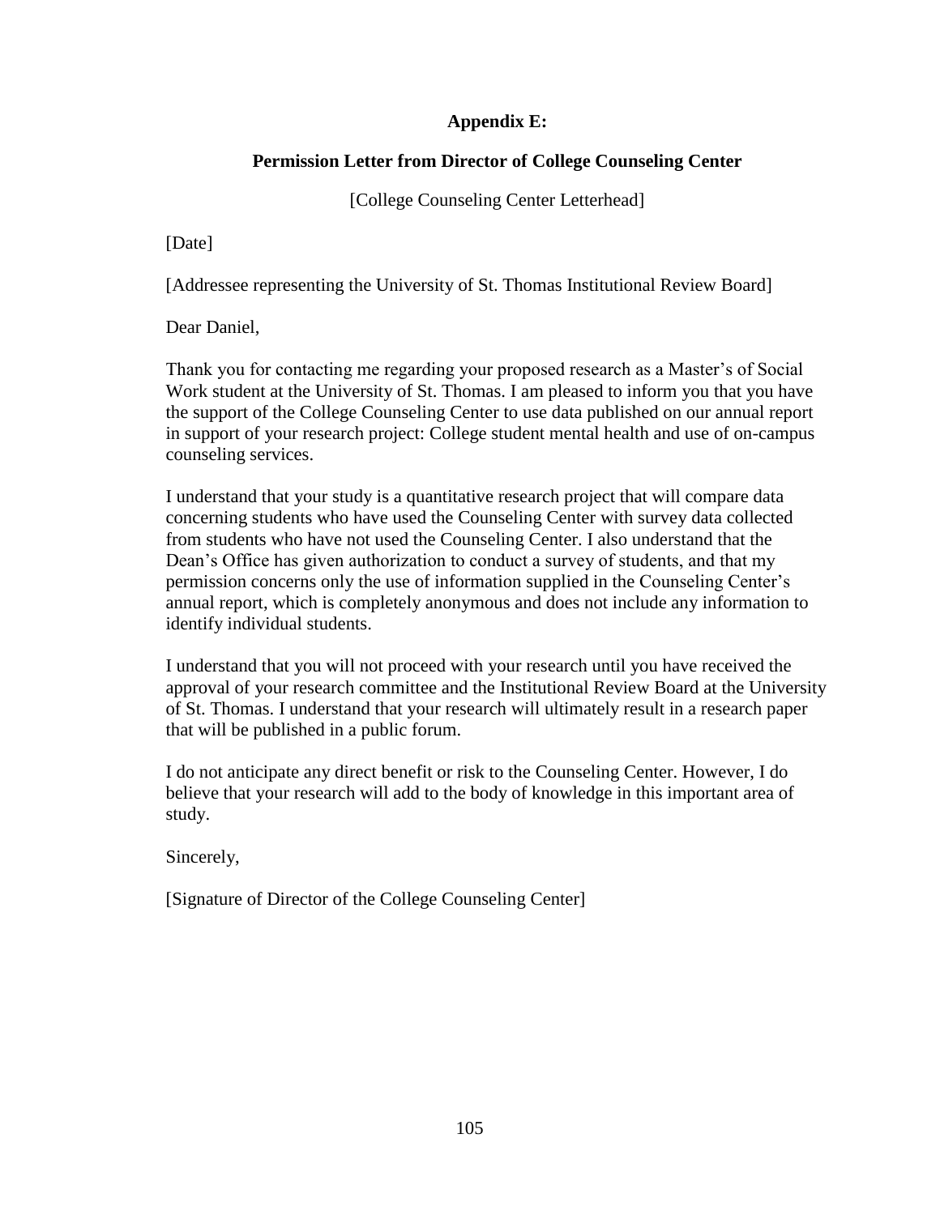## Appendix E:

## Permission Letter from Director of College Counseling Center

[College Counseling Center Letterhead]

[Date]

[Addressee representing the University of St. Thomas Institutional Review Board]

Dear Daniel,

Thank you for contacting me regarding your proposed research as a Master's of Social Work student at the University of St. Thomas. I am pleased to inform you that you have the support of the College Counseling Center to use data published on our annual report in support of your research project: College student mental health and use of on-campus counseling services.

I understand that your study is a quantitative research project that will compare data concerning students who have used the Counseling Center with survey data collected from students who have not used the Counseling Center. I also understand that the Dean's Office has given authorization to conduct a survey of students, and that my permission concerns only the use of information supplied in the Counseling Center's annual report, which is completely anonymous and does not include any information to identify individual students.

I understand that you will not proceed with your research until you have received the approval of your research committee and the Institutional Review Board at the University of St. Thomas. I understand that your research will ultimately result in a research paper that will be published in a public forum.

I do not anticipate any direct benefit or risk to the Counseling Center. However, I do believe that your research will add to the body of knowledge in this important area of study.

Sincerely,

[Signature of Director of the College Counseling Center]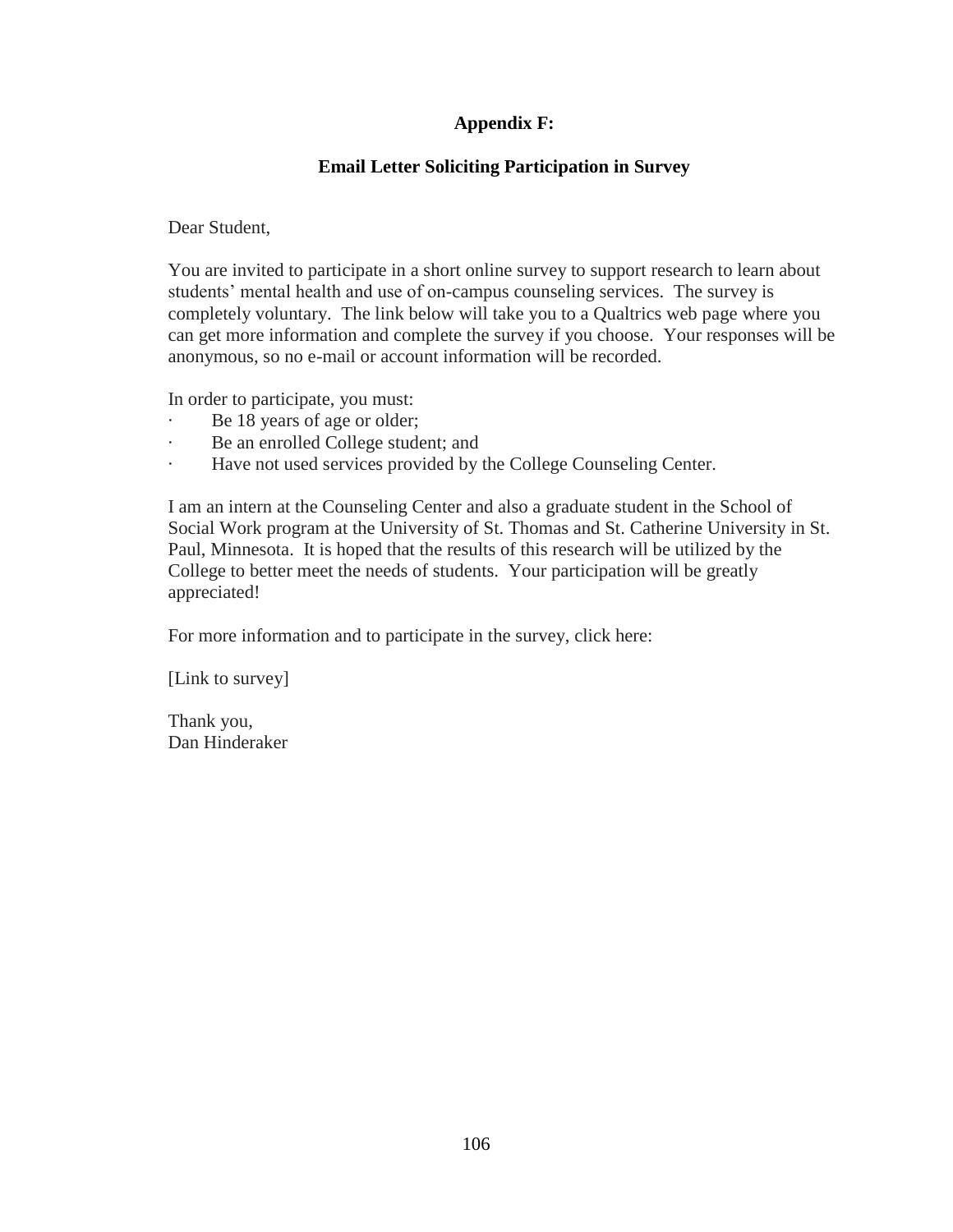**Appendix F:**

**Email Letter Soliciting Participation in Survey**

Dear Student,

You are invited to participate in a short online survey to support research to learn about students' mental health and use of on-campus counseling services. The survey is completely voluntary. The link below will take you to a Qualtrics web page where you can get more information and complete the survey if you choose. Your responses will be anonymous, so no e-mail or account information will be recorded.

In order to participate, you must:

- Be 18 years of age or older;
- Be an enrolled College student; and
- Have not used services provided by the College Counseling Center.

I am an intern at the Counseling Center and also a graduate student in the School of Social Work program at the University of St. Thomas and St. Catherine University in St. Paul, Minnesota. It is hoped that the results of this research will be utilized by the College to better meet the needs of students. Your participation will be greatly appreciated!

For more information and to participate in the survey, click here:

[Link to survey]

Thank you,
Dan Hinderaker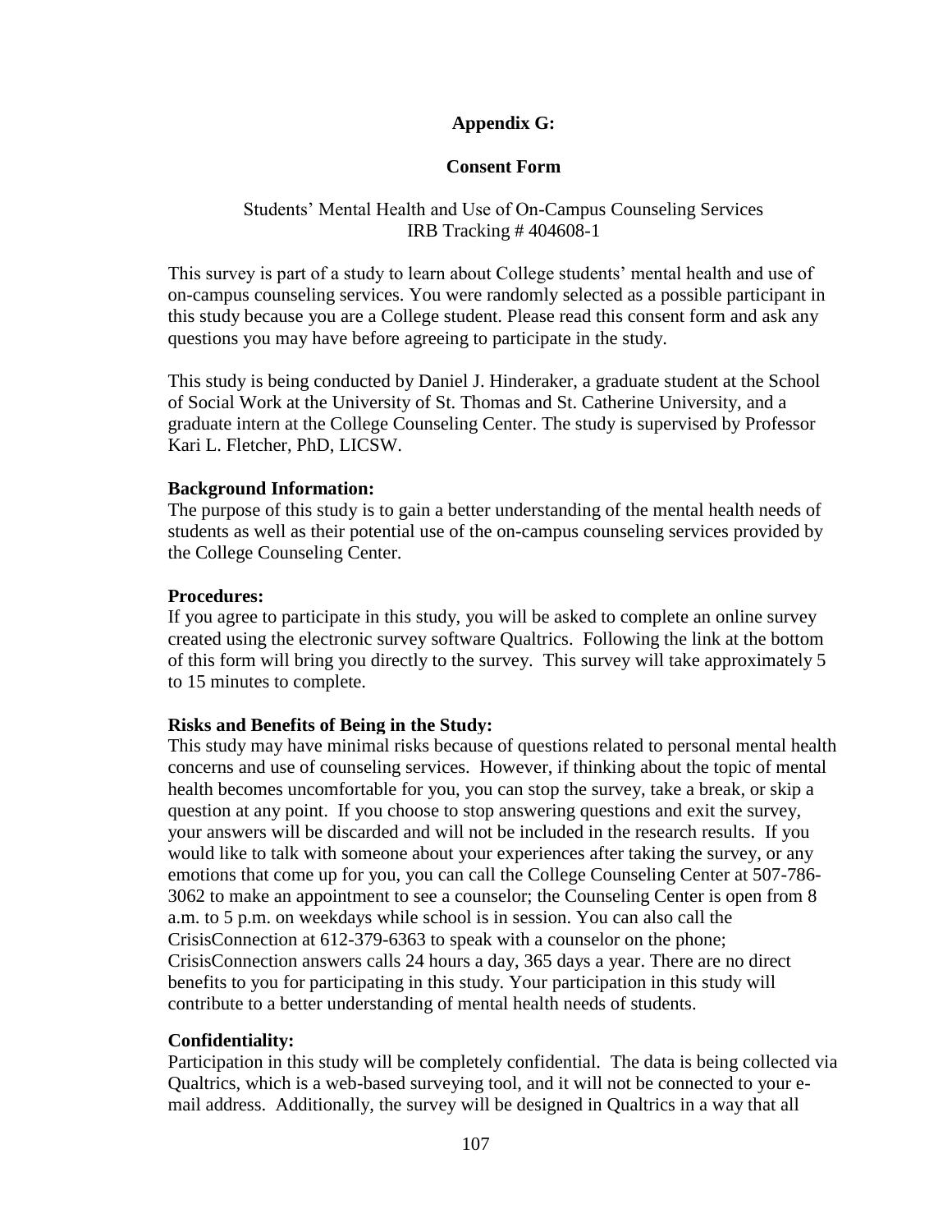**Appendix G:**

**Consent Form**

Students' Mental Health and Use of On-Campus Counseling Services
IRB Tracking # 404608-1

This survey is part of a study to learn about College students' mental health and use of on-campus counseling services. You were randomly selected as a possible participant in this study because you are a College student. Please read this consent form and ask any questions you may have before agreeing to participate in the study.

This study is being conducted by Daniel J. Hinderaker, a graduate student at the School of Social Work at the University of St. Thomas and St. Catherine University, and a graduate intern at the College Counseling Center. The study is supervised by Professor Kari L. Fletcher, PhD, LICSW.

**Background Information:**
The purpose of this study is to gain a better understanding of the mental health needs of students as well as their potential use of the on-campus counseling services provided by the College Counseling Center.

**Procedures:**
If you agree to participate in this study, you will be asked to complete an online survey created using the electronic survey software Qualtrics. Following the link at the bottom of this form will bring you directly to the survey. This survey will take approximately 5 to 15 minutes to complete.

**Risks and Benefits of Being in the Study:**
This study may have minimal risks because of questions related to personal mental health concerns and use of counseling services. However, if thinking about the topic of mental health becomes uncomfortable for you, you can stop the survey, take a break, or skip a question at any point. If you choose to stop answering questions and exit the survey, your answers will be discarded and will not be included in the research results. If you would like to talk with someone about your experiences after taking the survey, or any emotions that come up for you, you can call the College Counseling Center at 507-786-3062 to make an appointment to see a counselor; the Counseling Center is open from 8 a.m. to 5 p.m. on weekdays while school is in session. You can also call the CrisisConnection at 612-379-6363 to speak with a counselor on the phone; CrisisConnection answers calls 24 hours a day, 365 days a year. There are no direct benefits to you for participating in this study. Your participation in this study will contribute to a better understanding of mental health needs of students.

**Confidentiality:**
Participation in this study will be completely confidential. The data is being collected via Qualtrics, which is a web-based surveying tool, and it will not be connected to your e-mail address. Additionally, the survey will be designed in Qualtrics in a way that all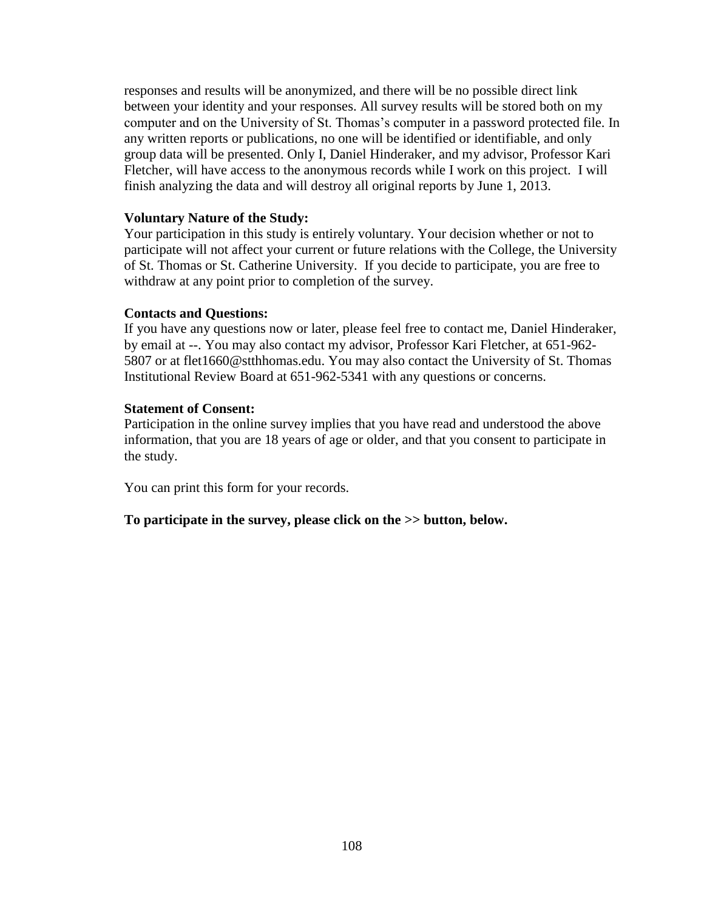responses and results will be anonymized, and there will be no possible direct link between your identity and your responses. All survey results will be stored both on my computer and on the University of St. Thomas's computer in a password protected file. In any written reports or publications, no one will be identified or identifiable, and only group data will be presented. Only I, Daniel Hinderaker, and my advisor, Professor Kari Fletcher, will have access to the anonymous records while I work on this project. I will finish analyzing the data and will destroy all original reports by June 1, 2013.

**Voluntary Nature of the Study:**
Your participation in this study is entirely voluntary. Your decision whether or not to participate will not affect your current or future relations with the College, the University of St. Thomas or St. Catherine University. If you decide to participate, you are free to withdraw at any point prior to completion of the survey.

**Contacts and Questions:**
If you have any questions now or later, please feel free to contact me, Daniel Hinderaker, by email at --. You may also contact my advisor, Professor Kari Fletcher, at 651-962-5807 or at flet1660@stthhomas.edu. You may also contact the University of St. Thomas Institutional Review Board at 651-962-5341 with any questions or concerns.

**Statement of Consent:**
Participation in the online survey implies that you have read and understood the above information, that you are 18 years of age or older, and that you consent to participate in the study.

You can print this form for your records.

**To participate in the survey, please click on the >> button, below.**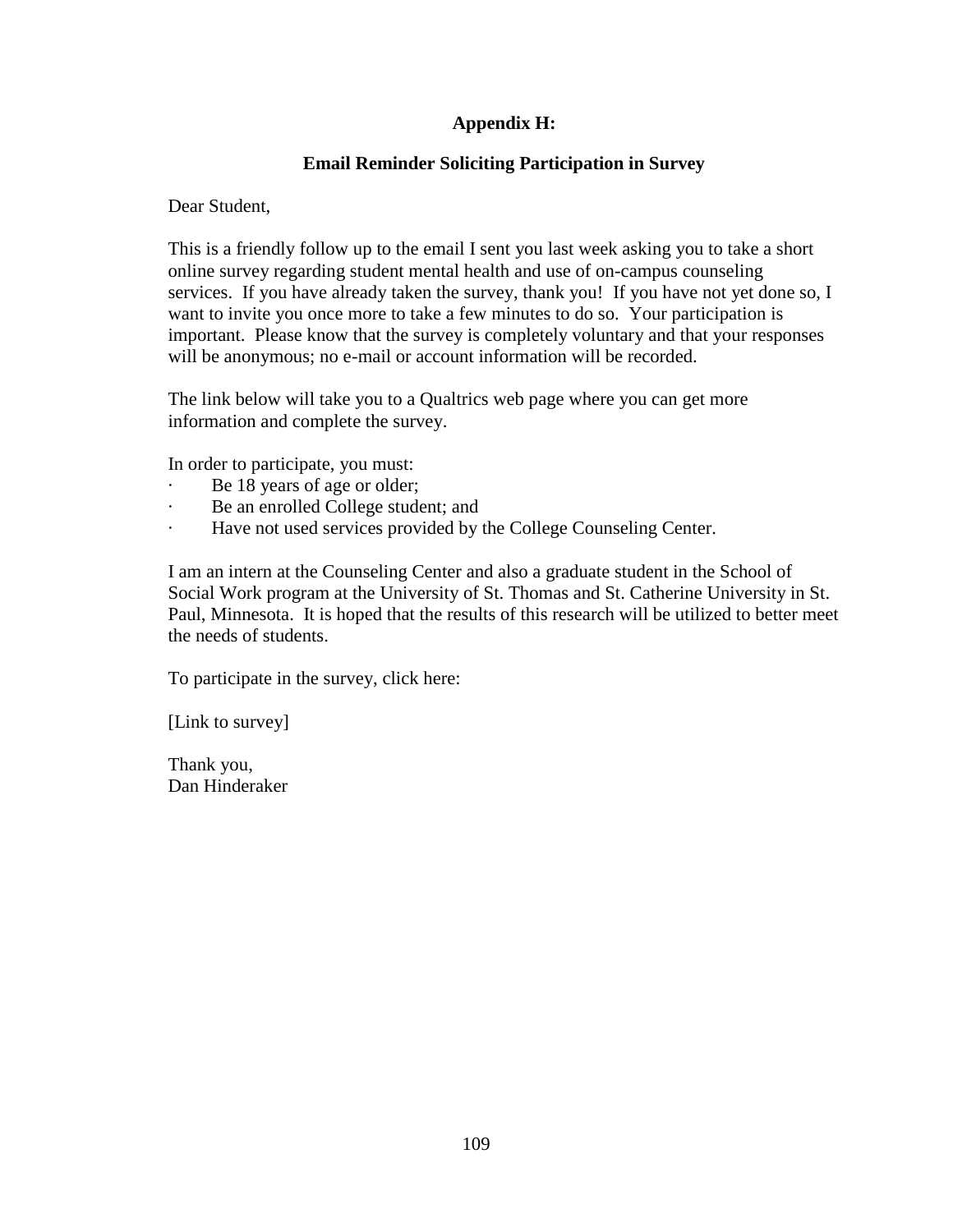## Appendix H:

### Email Reminder Soliciting Participation in Survey

Dear Student,

This is a friendly follow up to the email I sent you last week asking you to take a short online survey regarding student mental health and use of on-campus counseling services. If you have already taken the survey, thank you! If you have not yet done so, I want to invite you once more to take a few minutes to do so. Your participation is important. Please know that the survey is completely voluntary and that your responses will be anonymous; no e-mail or account information will be recorded.

The link below will take you to a Qualtrics web page where you can get more information and complete the survey.

In order to participate, you must:

- Be 18 years of age or older;
- Be an enrolled College student; and
- Have not used services provided by the College Counseling Center.

I am an intern at the Counseling Center and also a graduate student in the School of Social Work program at the University of St. Thomas and St. Catherine University in St. Paul, Minnesota. It is hoped that the results of this research will be utilized to better meet the needs of students.

To participate in the survey, click here:

[Link to survey]

Thank you,
Dan Hinderaker